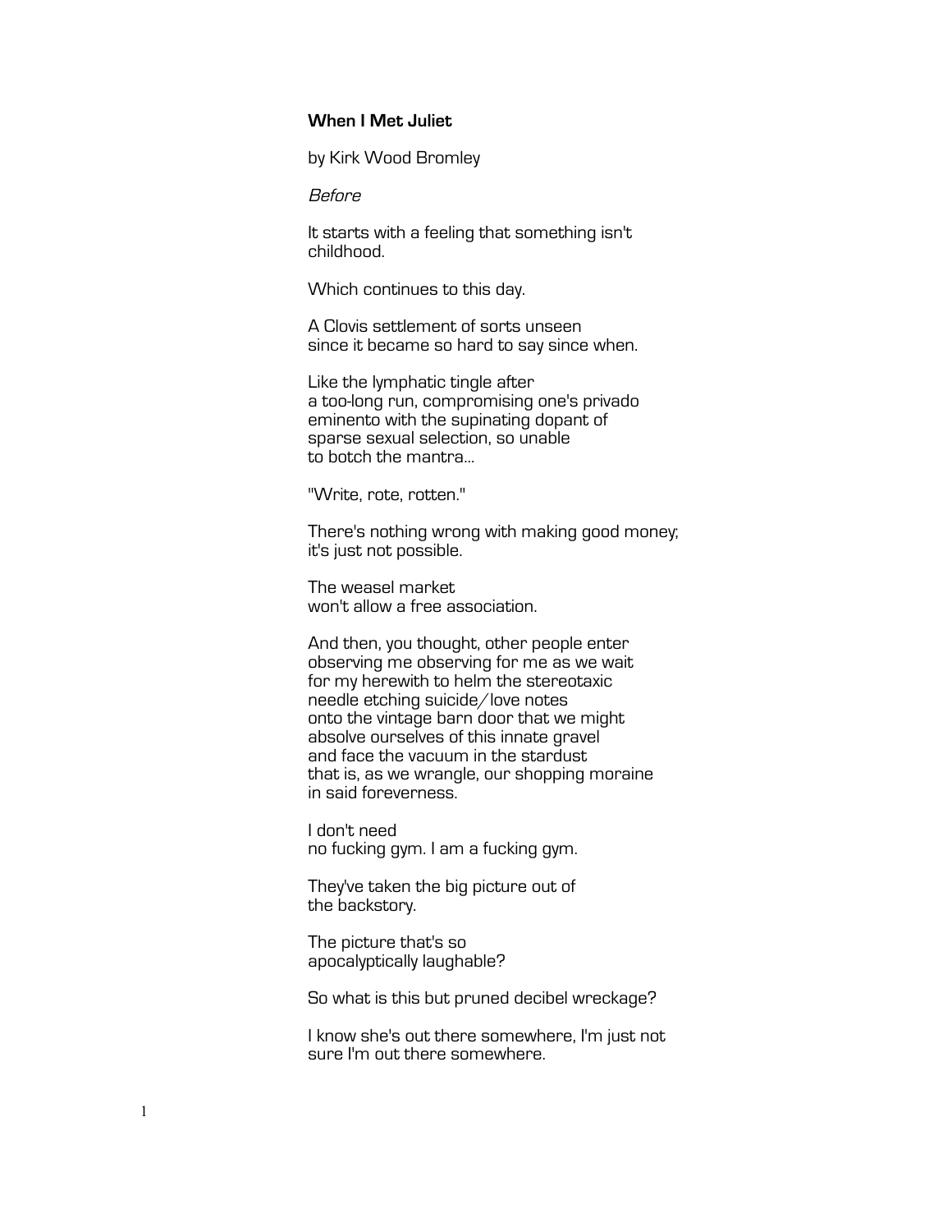**When I Met Juliet**

by Kirk Wood Bromley

*Before*

It starts with a feeling that something isn't
childhood.

Which continues to this day.

A Clovis settlement of sorts unseen
since it became so hard to say since when.

Like the lymphatic tingle after
a too-long run, compromising one's privado
eminento with the supinating dopant of
sparse sexual selection, so unable
to botch the mantra...

"Write, rote, rotten."

There's nothing wrong with making good money;
it's just not possible.

The weasel market
won't allow a free association.

And then, you thought, other people enter
observing me observing for me as we wait
for my herewith to helm the stereotaxic
needle etching suicide/love notes
onto the vintage barn door that we might
absolve ourselves of this innate gravel
and face the vacuum in the stardust
that is, as we wrangle, our shopping moraine
in said foreverness.

I don't need
no fucking gym. I am a fucking gym.

They've taken the big picture out of
the backstory.

The picture that's so
apocalyptically laughable?

So what is this but pruned decibel wreckage?

I know she's out there somewhere, I'm just not
sure I'm out there somewhere.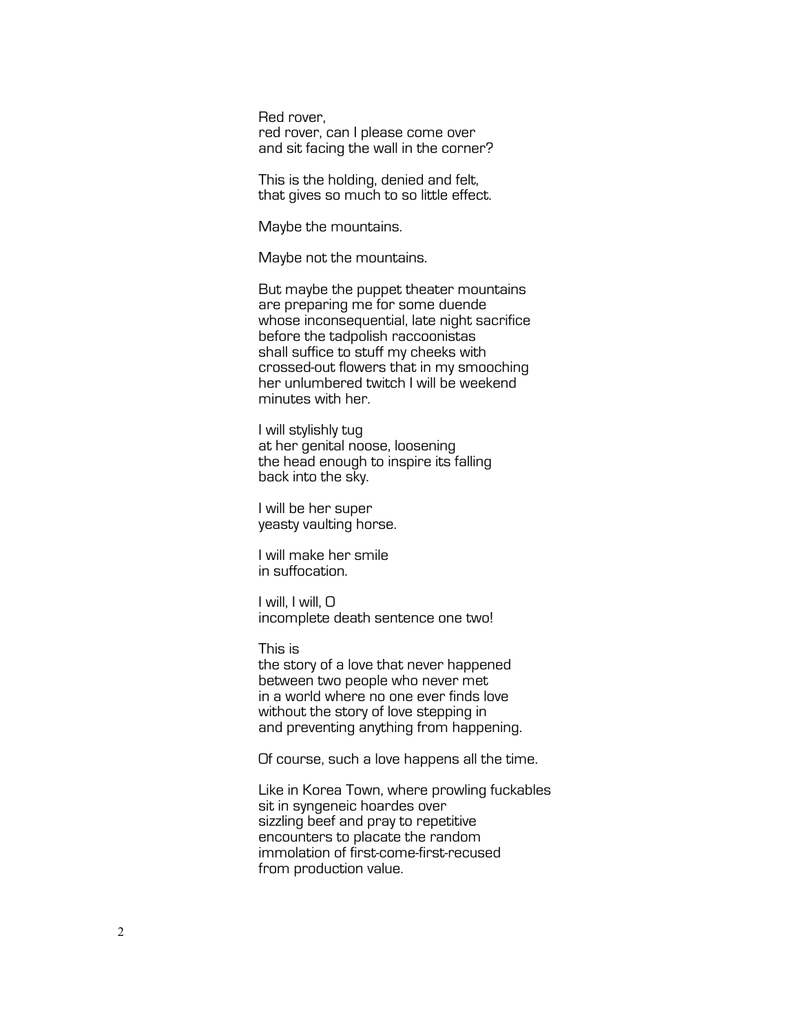Red rover,
red rover, can I please come over
and sit facing the wall in the corner?

This is the holding, denied and felt,
that gives so much to so little effect.

Maybe the mountains.

Maybe not the mountains.

But maybe the puppet theater mountains
are preparing me for some duende
whose inconsequential, late night sacrifice
before the tadpolish raccoonistas
shall suffice to stuff my cheeks with
crossed-out flowers that in my smooching
her unlumbered twitch I will be weekend
minutes with her.

I will stylishly tug
at her genital noose, loosening
the head enough to inspire its falling
back into the sky.

I will be her super
yeasty vaulting horse.

I will make her smile
in suffocation.

I will, I will, O
incomplete death sentence one two!

This is
the story of a love that never happened
between two people who never met
in a world where no one ever finds love
without the story of love stepping in
and preventing anything from happening.

Of course, such a love happens all the time.

Like in Korea Town, where prowling fuckables
sit in syngeneic hoardes over
sizzling beef and pray to repetitive
encounters to placate the random
immolation of first-come-first-recused
from production value.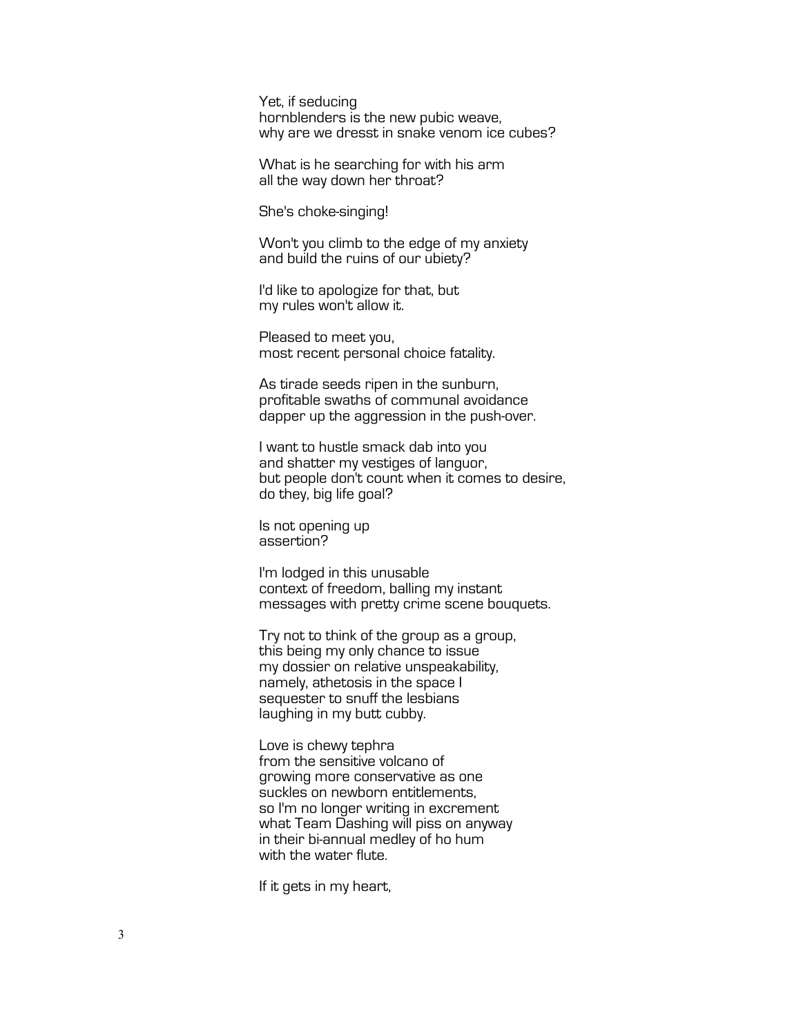Yet, if seducing
hornblenders is the new pubic weave,
why are we dresst in snake venom ice cubes?

What is he searching for with his arm
all the way down her throat?

She's choke-singing!

Won't you climb to the edge of my anxiety
and build the ruins of our ubiety?

I'd like to apologize for that, but
my rules won't allow it.

Pleased to meet you,
most recent personal choice fatality.

As tirade seeds ripen in the sunburn,
profitable swaths of communal avoidance
dapper up the aggression in the push-over.

I want to hustle smack dab into you
and shatter my vestiges of languor,
but people don't count when it comes to desire,
do they, big life goal?

Is not opening up
assertion?

I'm lodged in this unusable
context of freedom, balling my instant
messages with pretty crime scene bouquets.

Try not to think of the group as a group,
this being my only chance to issue
my dossier on relative unspeakability,
namely, athetosis in the space I
sequester to snuff the lesbians
laughing in my butt cubby.

Love is chewy tephra
from the sensitive volcano of
growing more conservative as one
suckles on newborn entitlements,
so I'm no longer writing in excrement
what Team Dashing will piss on anyway
in their bi-annual medley of ho hum
with the water flute.

If it gets in my heart,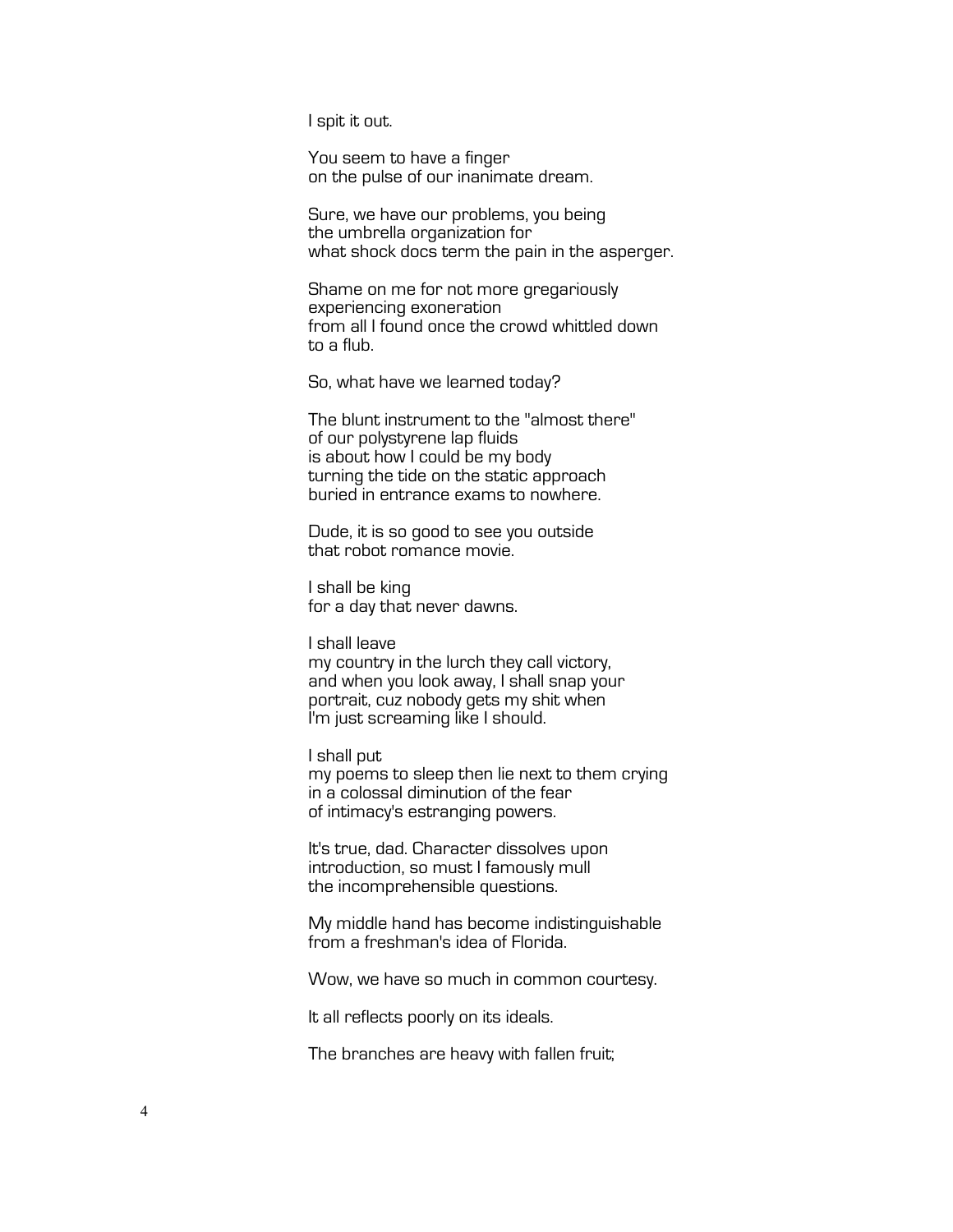I spit it out.

You seem to have a finger
on the pulse of our inanimate dream.

Sure, we have our problems, you being
the umbrella organization for
what shock docs term the pain in the asperger.

Shame on me for not more gregariously
experiencing exoneration
from all I found once the crowd whittled down
to a flub.

So, what have we learned today?

The blunt instrument to the "almost there"
of our polystyrene lap fluids
is about how I could be my body
turning the tide on the static approach
buried in entrance exams to nowhere.

Dude, it is so good to see you outside
that robot romance movie.

I shall be king
for a day that never dawns.

I shall leave
my country in the lurch they call victory,
and when you look away, I shall snap your
portrait, cuz nobody gets my shit when
I'm just screaming like I should.

I shall put
my poems to sleep then lie next to them crying
in a colossal diminution of the fear
of intimacy's estranging powers.

It's true, dad. Character dissolves upon
introduction, so must I famously mull
the incomprehensible questions.

My middle hand has become indistinguishable
from a freshman's idea of Florida.

Wow, we have so much in common courtesy.

It all reflects poorly on its ideals.

The branches are heavy with fallen fruit;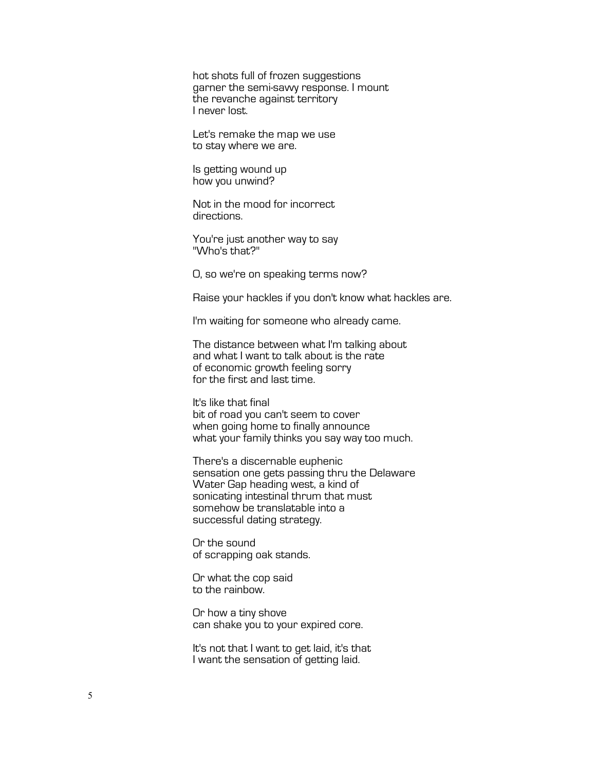hot shots full of frozen suggestions
garner the semi-savvy response. I mount
the revanche against territory
I never lost.

Let's remake the map we use
to stay where we are.

Is getting wound up
how you unwind?

Not in the mood for incorrect
directions.

You're just another way to say
"Who's that?"

O, so we're on speaking terms now?

Raise your hackles if you don't know what hackles are.

I'm waiting for someone who already came.

The distance between what I'm talking about
and what I want to talk about is the rate
of economic growth feeling sorry
for the first and last time.

It's like that final
bit of road you can't seem to cover
when going home to finally announce
what your family thinks you say way too much.

There's a discernable euphenic
sensation one gets passing thru the Delaware
Water Gap heading west, a kind of
sonicating intestinal thrum that must
somehow be translatable into a
successful dating strategy.

Or the sound
of scrapping oak stands.

Or what the cop said
to the rainbow.

Or how a tiny shove
can shake you to your expired core.

It's not that I want to get laid, it's that
I want the sensation of getting laid.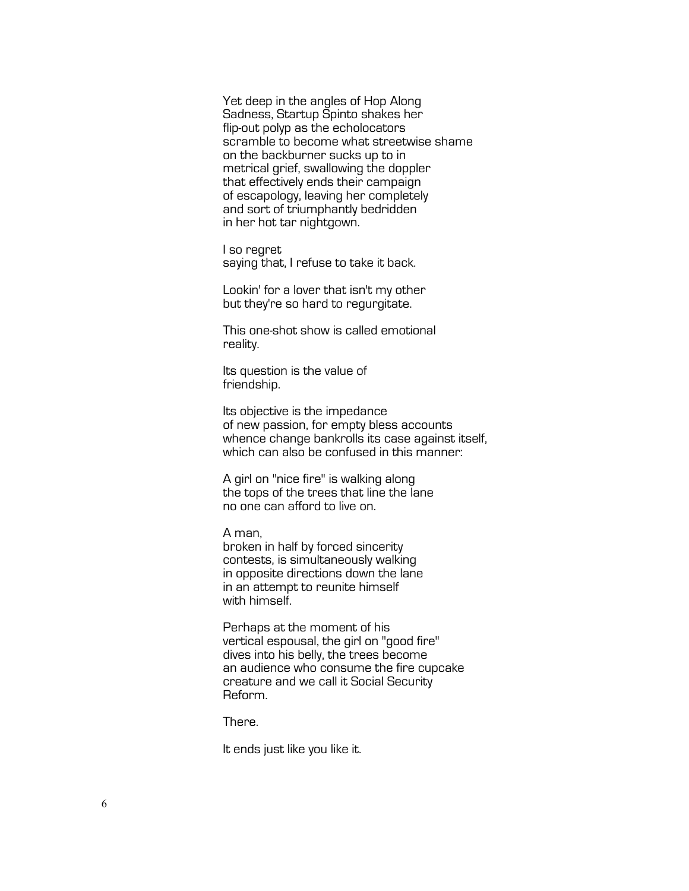Yet deep in the angles of Hop Along
Sadness, Startup Spinto shakes her
flip-out polyp as the echolocators
scramble to become what streetwise shame
on the backburner sucks up to in
metrical grief, swallowing the doppler
that effectively ends their campaign
of escapology, leaving her completely
and sort of triumphantly bedridden
in her hot tar nightgown.

I so regret
saying that, I refuse to take it back.

Lookin' for a lover that isn't my other
but they're so hard to regurgitate.

This one-shot show is called emotional
reality.

Its question is the value of
friendship.

Its objective is the impedance
of new passion, for empty bless accounts
whence change bankrolls its case against itself,
which can also be confused in this manner:

A girl on "nice fire" is walking along
the tops of the trees that line the lane
no one can afford to live on.

A man,
broken in half by forced sincerity
contests, is simultaneously walking
in opposite directions down the lane
in an attempt to reunite himself
with himself.

Perhaps at the moment of his
vertical espousal, the girl on "good fire"
dives into his belly, the trees become
an audience who consume the fire cupcake
creature and we call it Social Security
Reform.

There.

It ends just like you like it.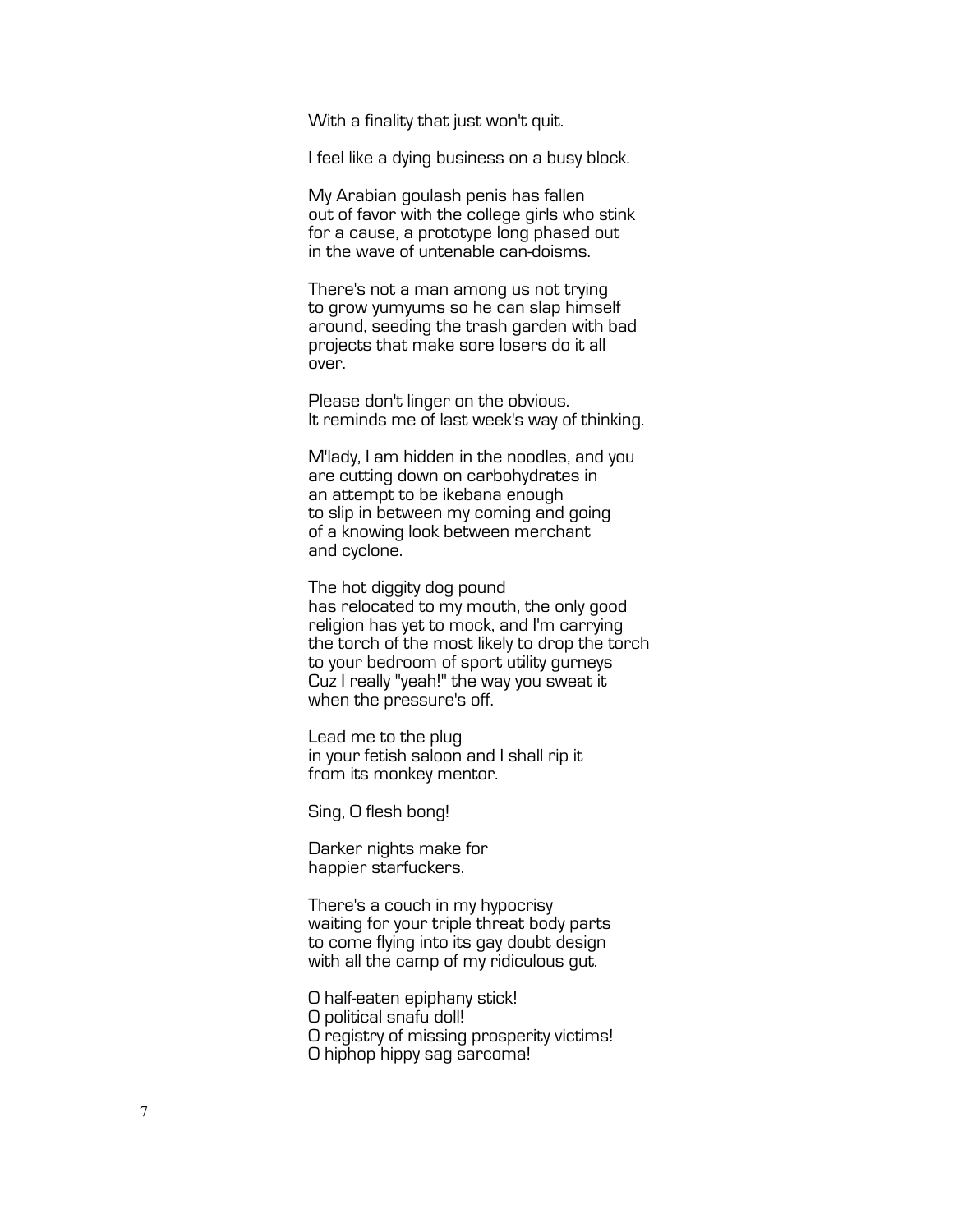With a finality that just won't quit.

I feel like a dying business on a busy block.

My Arabian goulash penis has fallen  
out of favor with the college girls who stink  
for a cause, a prototype long phased out  
in the wave of untenable can-doisms.

There's not a man among us not trying  
to grow yumyums so he can slap himself  
around, seeding the trash garden with bad  
projects that make sore losers do it all  
over.

Please don't linger on the obvious.  
It reminds me of last week's way of thinking.

M'lady, I am hidden in the noodles, and you  
are cutting down on carbohydrates in  
an attempt to be ikebana enough  
to slip in between my coming and going  
of a knowing look between merchant  
and cyclone.

The hot diggity dog pound  
has relocated to my mouth, the only good  
religion has yet to mock, and I'm carrying  
the torch of the most likely to drop the torch  
to your bedroom of sport utility gurneys  
Cuz I really "yeah!" the way you sweat it  
when the pressure's off.

Lead me to the plug  
in your fetish saloon and I shall rip it  
from its monkey mentor.

Sing, O flesh bong!

Darker nights make for  
happier starfuckers.

There's a couch in my hypocrisy  
waiting for your triple threat body parts  
to come flying into its gay doubt design  
with all the camp of my ridiculous gut.

O half-eaten epiphany stick!  
O political snafu doll!  
O registry of missing prosperity victims!  
O hiphop hippy sag sarcoma!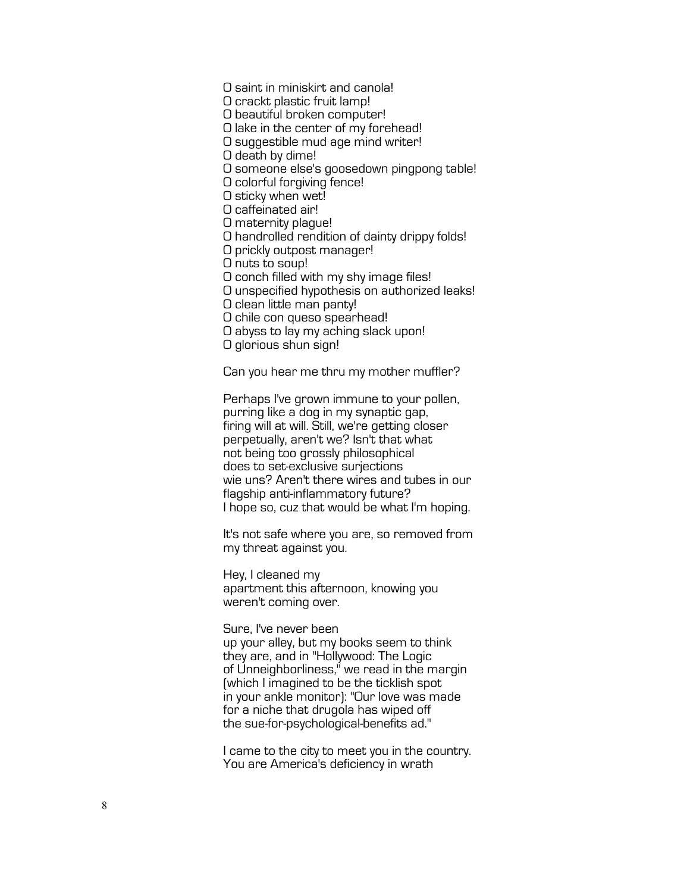O saint in miniskirt and canola!  
O crackt plastic fruit lamp!  
O beautiful broken computer!  
O lake in the center of my forehead!  
O suggestible mud age mind writer!  
O death by dime!  
O someone else's goosedown pingpong table!  
O colorful forgiving fence!  
O sticky when wet!  
O caffeinated air!  
O maternity plague!  
O handrolled rendition of dainty drippy folds!  
O prickly outpost manager!  
O nuts to soup!  
O conch filled with my shy image files!  
O unspecified hypothesis on authorized leaks!  
O clean little man panty!  
O chile con queso spearhead!  
O abyss to lay my aching slack upon!  
O glorious shun sign!

Can you hear me thru my mother muffler?

Perhaps I've grown immune to your pollen,  
purring like a dog in my synaptic gap,  
firing will at will. Still, we're getting closer  
perpetually, aren't we? Isn't that what  
not being too grossly philosophical  
does to set-exclusive surjections  
wie uns? Aren't there wires and tubes in our  
flagship anti-inflammatory future?  
I hope so, cuz that would be what I'm hoping.

It's not safe where you are, so removed from  
my threat against you.

Hey, I cleaned my  
apartment this afternoon, knowing you  
weren't coming over.

Sure, I've never been  
up your alley, but my books seem to think  
they are, and in "Hollywood: The Logic  
of Unneighborliness," we read in the margin  
(which I imagined to be the ticklish spot  
in your ankle monitor): "Our love was made  
for a niche that drugola has wiped off  
the sue-for-psychological-benefits ad."

I came to the city to meet you in the country.  
You are America's deficiency in wrath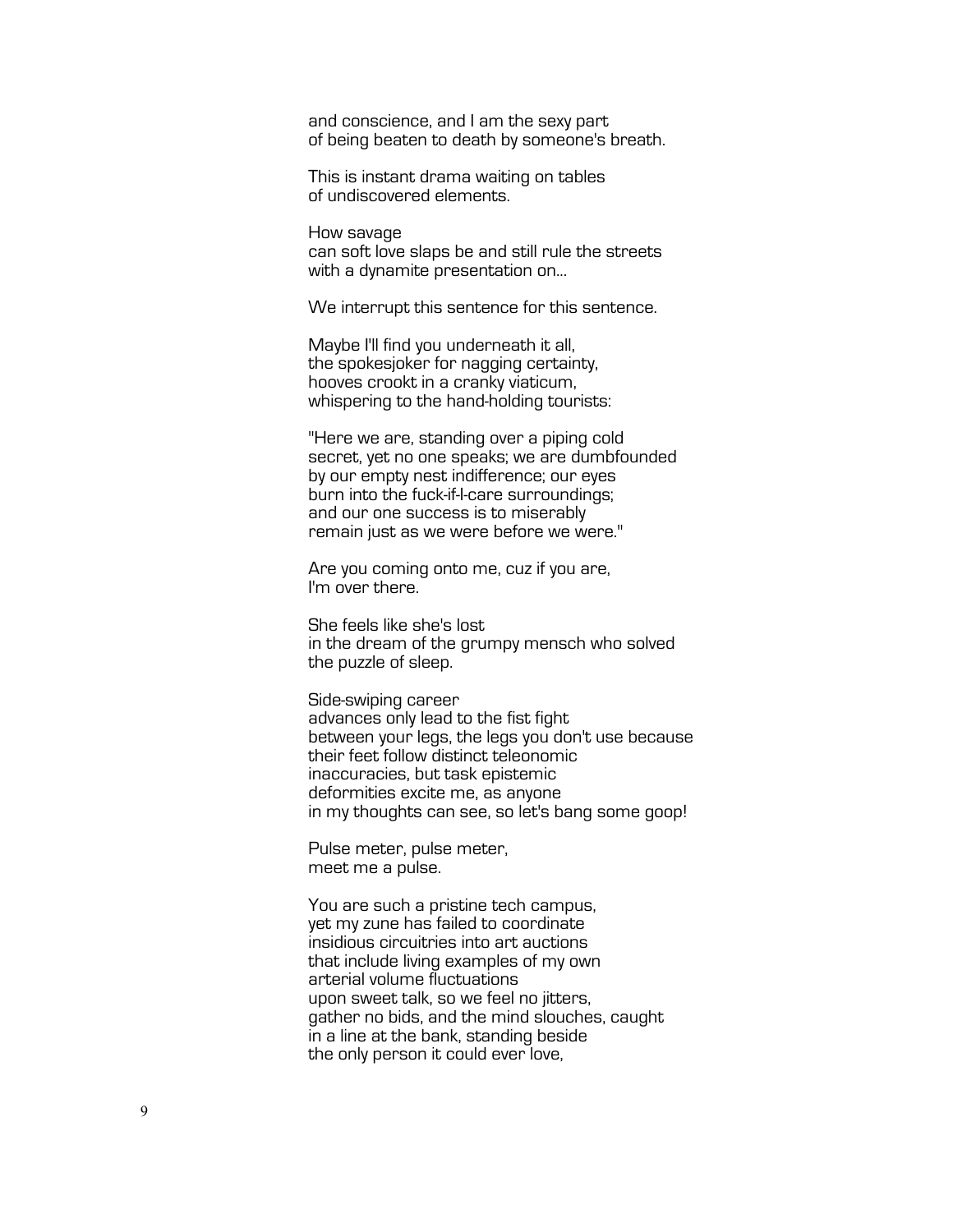and conscience, and I am the sexy part
of being beaten to death by someone's breath.

This is instant drama waiting on tables
of undiscovered elements.

How savage
can soft love slaps be and still rule the streets
with a dynamite presentation on...

We interrupt this sentence for this sentence.

Maybe I'll find you underneath it all,
the spokesjoker for nagging certainty,
hooves crookt in a cranky viaticum,
whispering to the hand-holding tourists:

"Here we are, standing over a piping cold
secret, yet no one speaks; we are dumbfounded
by our empty nest indifference; our eyes
burn into the fuck-if-I-care surroundings;
and our one success is to miserably
remain just as we were before we were."

Are you coming onto me, cuz if you are,
I'm over there.

She feels like she's lost
in the dream of the grumpy mensch who solved
the puzzle of sleep.

Side-swiping career
advances only lead to the fist fight
between your legs, the legs you don't use because
their feet follow distinct teleonomic
inaccuracies, but task epistemic
deformities excite me, as anyone
in my thoughts can see, so let's bang some goop!

Pulse meter, pulse meter,
meet me a pulse.

You are such a pristine tech campus,
yet my zune has failed to coordinate
insidious circuitries into art auctions
that include living examples of my own
arterial volume fluctuations
upon sweet talk, so we feel no jitters,
gather no bids, and the mind slouches, caught
in a line at the bank, standing beside
the only person it could ever love,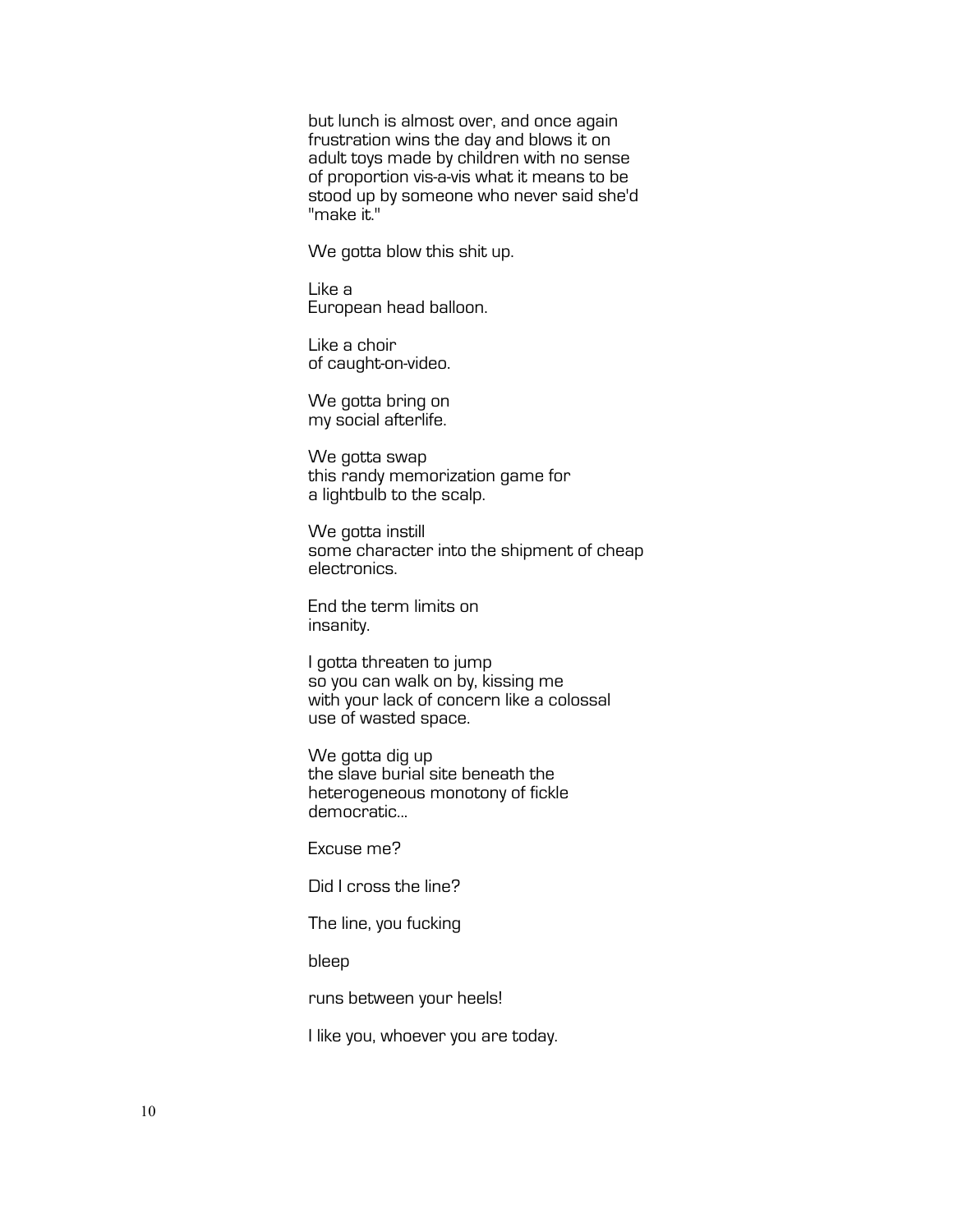but lunch is almost over, and once again
frustration wins the day and blows it on
adult toys made by children with no sense
of proportion vis-a-vis what it means to be
stood up by someone who never said she'd
"make it."

We gotta blow this shit up.

Like a
European head balloon.

Like a choir
of caught-on-video.

We gotta bring on
my social afterlife.

We gotta swap
this randy memorization game for
a lightbulb to the scalp.

We gotta instill
some character into the shipment of cheap
electronics.

End the term limits on
insanity.

I gotta threaten to jump
so you can walk on by, kissing me
with your lack of concern like a colossal
use of wasted space.

We gotta dig up
the slave burial site beneath the
heterogeneous monotony of fickle
democratic...

Excuse me?

Did I cross the line?

The line, you fucking

bleep

runs between your heels!

I like you, whoever you are today.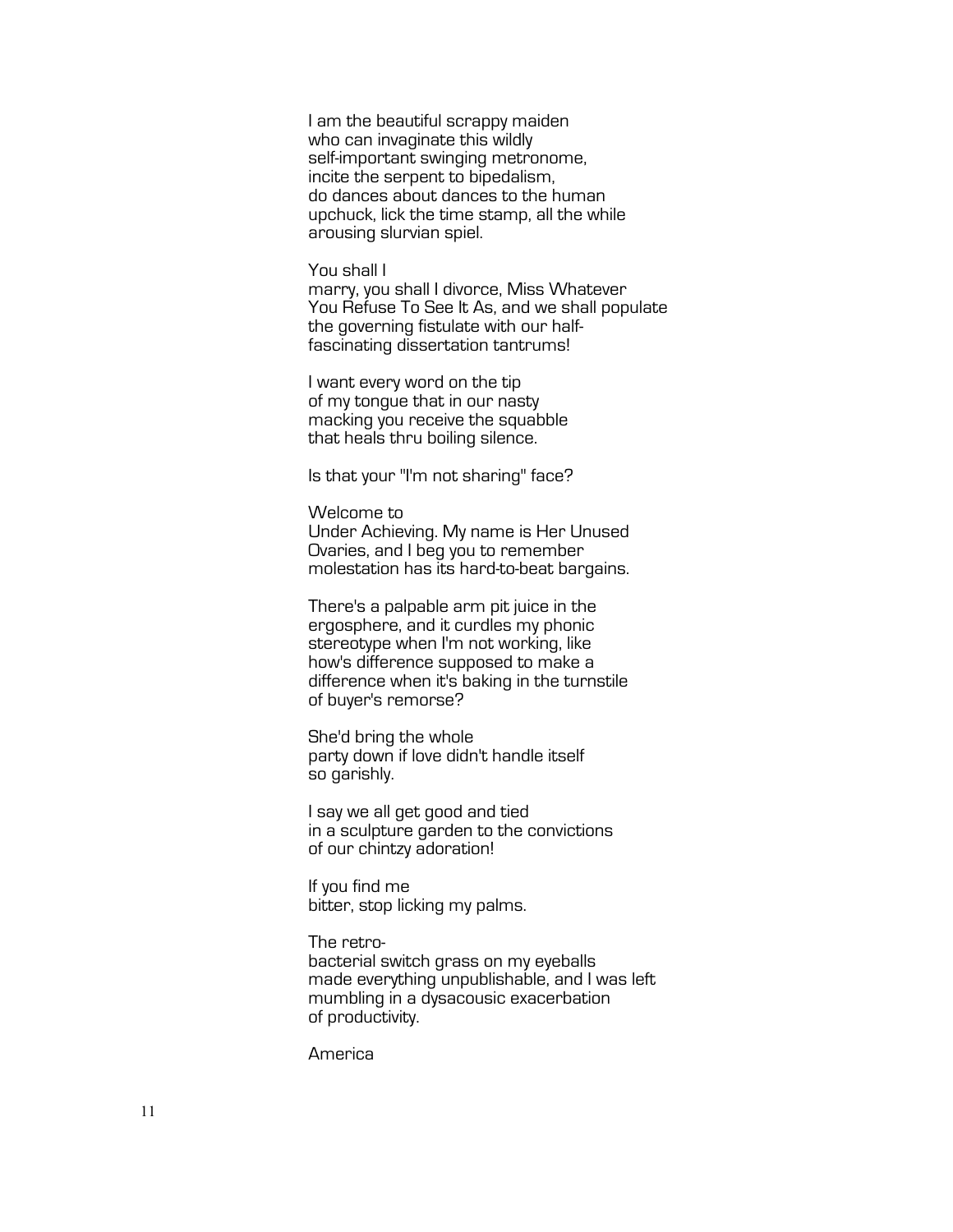I am the beautiful scrappy maiden
who can invaginate this wildly
self-important swinging metronome,
incite the serpent to bipedalism,
do dances about dances to the human
upchuck, lick the time stamp, all the while
arousing slurvian spiel.

You shall I
marry, you shall I divorce, Miss Whatever
You Refuse To See It As, and we shall populate
the governing fistulate with our half-
fascinating dissertation tantrums!

I want every word on the tip
of my tongue that in our nasty
macking you receive the squabble
that heals thru boiling silence.

Is that your "I'm not sharing" face?

Welcome to
Under Achieving. My name is Her Unused
Ovaries, and I beg you to remember
molestation has its hard-to-beat bargains.

There's a palpable arm pit juice in the
ergosphere, and it curdles my phonic
stereotype when I'm not working, like
how's difference supposed to make a
difference when it's baking in the turnstile
of buyer's remorse?

She'd bring the whole
party down if love didn't handle itself
so garishly.

I say we all get good and tied
in a sculpture garden to the convictions
of our chintzy adoration!

If you find me
bitter, stop licking my palms.

The retro-
bacterial switch grass on my eyeballs
made everything unpublishable, and I was left
mumbling in a dysacousic exacerbation
of productivity.

America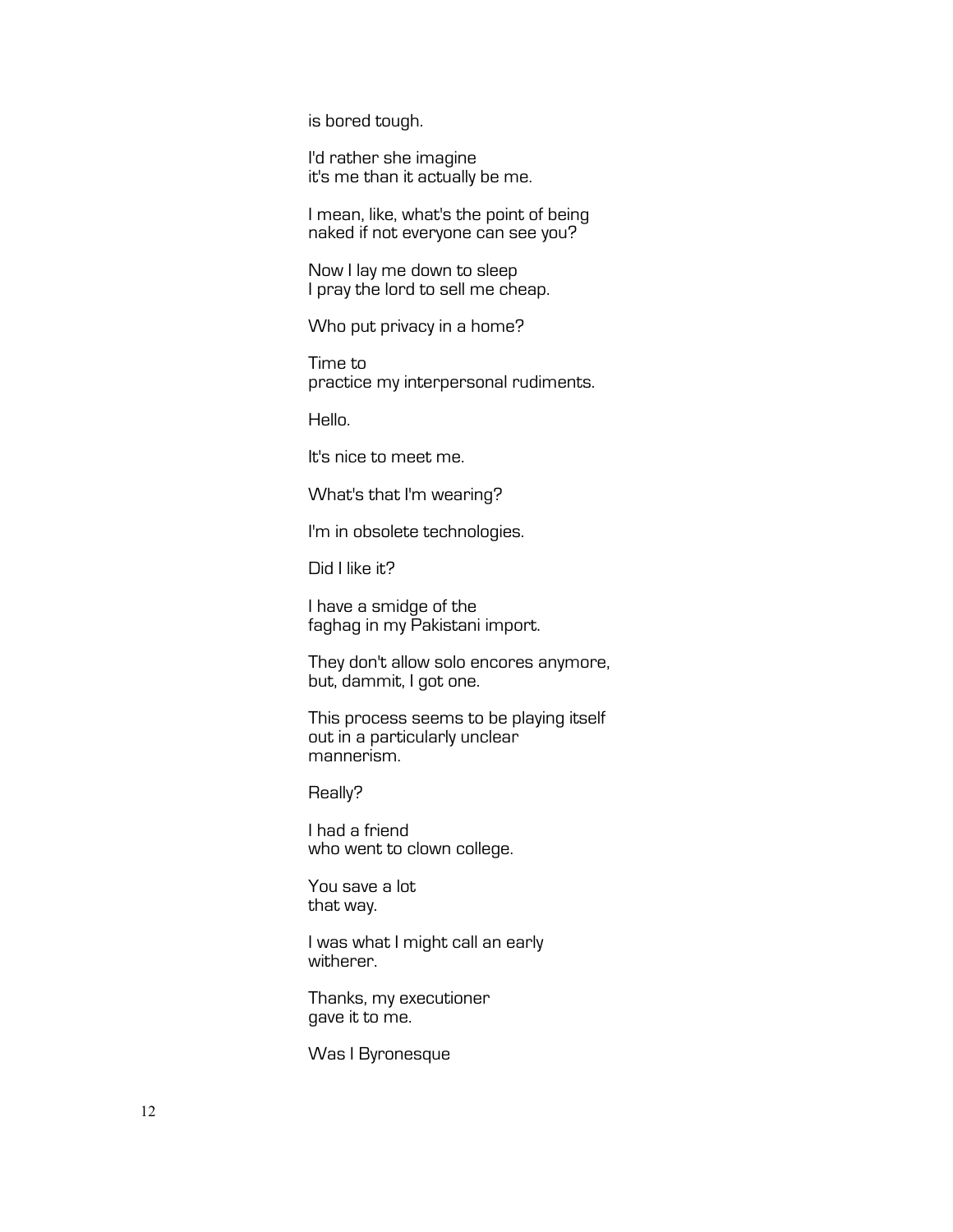is bored tough.

I'd rather she imagine
it's me than it actually be me.

I mean, like, what's the point of being
naked if not everyone can see you?

Now I lay me down to sleep
I pray the lord to sell me cheap.

Who put privacy in a home?

Time to
practice my interpersonal rudiments.

Hello.

It's nice to meet me.

What's that I'm wearing?

I'm in obsolete technologies.

Did I like it?

I have a smidge of the
faghag in my Pakistani import.

They don't allow solo encores anymore,
but, dammit, I got one.

This process seems to be playing itself
out in a particularly unclear
mannerism.

Really?

I had a friend
who went to clown college.

You save a lot
that way.

I was what I might call an early
witherer.

Thanks, my executioner
gave it to me.

Was I Byronesque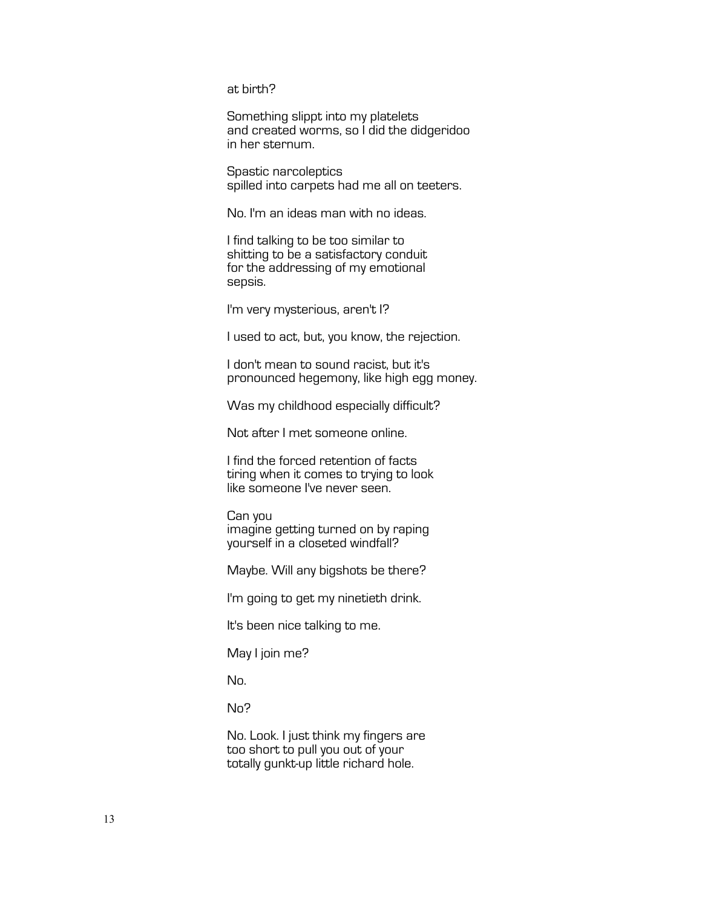at birth?

Something slippt into my platelets
and created worms, so I did the didgeridoo
in her sternum.

Spastic narcoleptics
spilled into carpets had me all on teeters.

No. I'm an ideas man with no ideas.

I find talking to be too similar to
shitting to be a satisfactory conduit
for the addressing of my emotional
sepsis.

I'm very mysterious, aren't I?

I used to act, but, you know, the rejection.

I don't mean to sound racist, but it's
pronounced hegemony, like high egg money.

Was my childhood especially difficult?

Not after I met someone online.

I find the forced retention of facts
tiring when it comes to trying to look
like someone I've never seen.

Can you
imagine getting turned on by raping
yourself in a closeted windfall?

Maybe. Will any bigshots be there?

I'm going to get my ninetieth drink.

It's been nice talking to me.

May I join me?

No.

No?

No. Look. I just think my fingers are
too short to pull you out of your
totally gunkt-up little richard hole.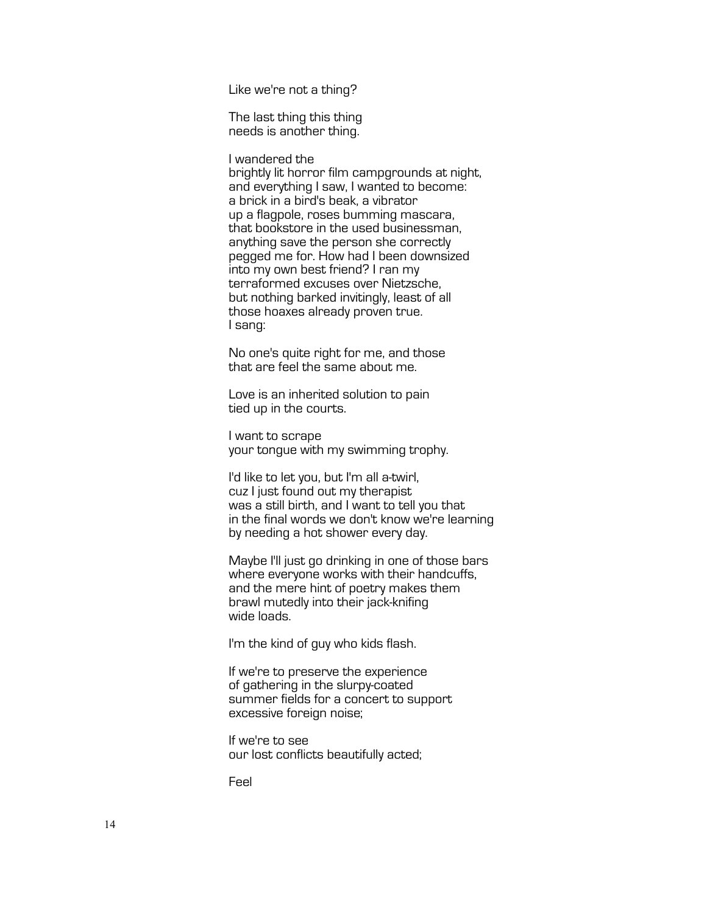Like we're not a thing?

The last thing this thing  
needs is another thing.

I wandered the  
brightly lit horror film campgrounds at night,  
and everything I saw, I wanted to become:  
a brick in a bird's beak, a vibrator  
up a flagpole, roses bumming mascara,  
that bookstore in the used businessman,  
anything save the person she correctly  
pegged me for. How had I been downsized  
into my own best friend? I ran my  
terraformed excuses over Nietzsche,  
but nothing barked invitingly, least of all  
those hoaxes already proven true.  
I sang:

No one's quite right for me, and those  
that are feel the same about me.

Love is an inherited solution to pain  
tied up in the courts.

I want to scrape  
your tongue with my swimming trophy.

I'd like to let you, but I'm all a-twirl,  
cuz I just found out my therapist  
was a still birth, and I want to tell you that  
in the final words we don't know we're learning  
by needing a hot shower every day.

Maybe I'll just go drinking in one of those bars  
where everyone works with their handcuffs,  
and the mere hint of poetry makes them  
brawl mutedly into their jack-knifing  
wide loads.

I'm the kind of guy who kids flash.

If we're to preserve the experience  
of gathering in the slurpy-coated  
summer fields for a concert to support  
excessive foreign noise;

If we're to see  
our lost conflicts beautifully acted;

Feel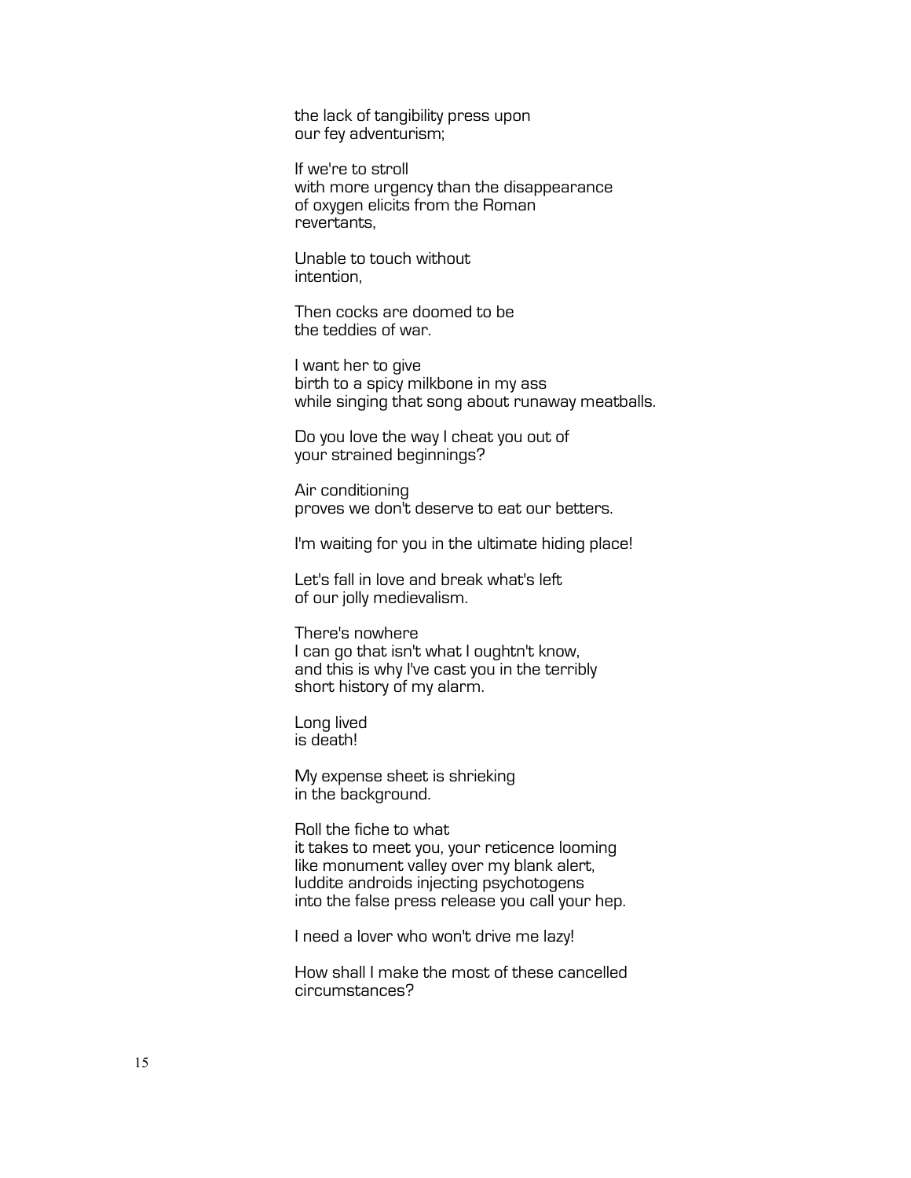the lack of tangibility press upon
our fey adventurism;

If we're to stroll
with more urgency than the disappearance
of oxygen elicits from the Roman
revertants,

Unable to touch without
intention,

Then cocks are doomed to be
the teddies of war.

I want her to give
birth to a spicy milkbone in my ass
while singing that song about runaway meatballs.

Do you love the way I cheat you out of
your strained beginnings?

Air conditioning
proves we don't deserve to eat our betters.

I'm waiting for you in the ultimate hiding place!

Let's fall in love and break what's left
of our jolly medievalism.

There's nowhere
I can go that isn't what I oughtn't know,
and this is why I've cast you in the terribly
short history of my alarm.

Long lived
is death!

My expense sheet is shrieking
in the background.

Roll the fiche to what
it takes to meet you, your reticence looming
like monument valley over my blank alert,
luddite androids injecting psychotogens
into the false press release you call your hep.

I need a lover who won't drive me lazy!

How shall I make the most of these cancelled
circumstances?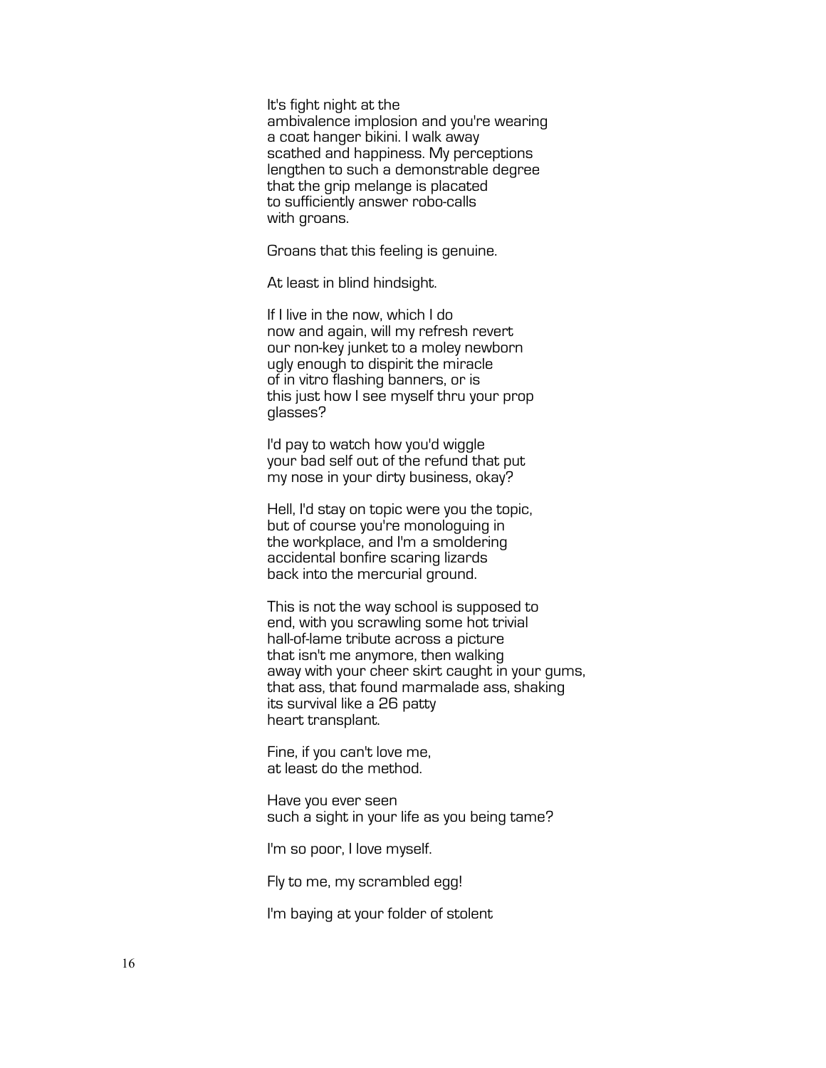It's fight night at the
ambivalence implosion and you're wearing
a coat hanger bikini. I walk away
scathed and happiness. My perceptions
lengthen to such a demonstrable degree
that the grip melange is placated
to sufficiently answer robo-calls
with groans.

Groans that this feeling is genuine.

At least in blind hindsight.

If I live in the now, which I do
now and again, will my refresh revert
our non-key junket to a moley newborn
ugly enough to dispirit the miracle
of in vitro flashing banners, or is
this just how I see myself thru your prop
glasses?

I'd pay to watch how you'd wiggle
your bad self out of the refund that put
my nose in your dirty business, okay?

Hell, I'd stay on topic were you the topic,
but of course you're monologuing in
the workplace, and I'm a smoldering
accidental bonfire scaring lizards
back into the mercurial ground.

This is not the way school is supposed to
end, with you scrawling some hot trivial
hall-of-lame tribute across a picture
that isn't me anymore, then walking
away with your cheer skirt caught in your gums,
that ass, that found marmalade ass, shaking
its survival like a 26 patty
heart transplant.

Fine, if you can't love me,
at least do the method.

Have you ever seen
such a sight in your life as you being tame?

I'm so poor, I love myself.

Fly to me, my scrambled egg!

I'm baying at your folder of stolent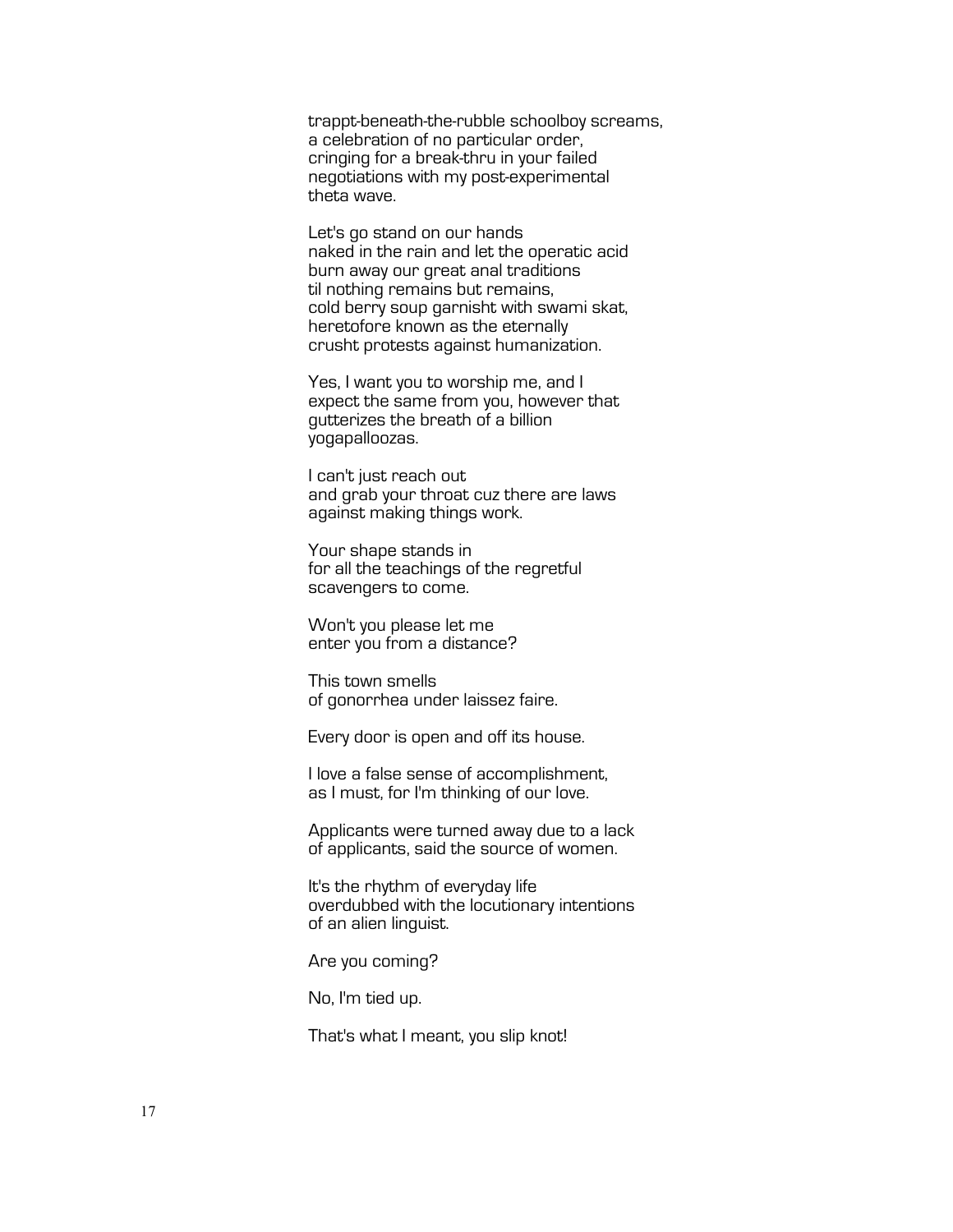trappt-beneath-the-rubble schoolboy screams,
a celebration of no particular order,
cringing for a break-thru in your failed
negotiations with my post-experimental
theta wave.

Let's go stand on our hands
naked in the rain and let the operatic acid
burn away our great anal traditions
til nothing remains but remains,
cold berry soup garnisht with swami skat,
heretofore known as the eternally
crusht protests against humanization.

Yes, I want you to worship me, and I
expect the same from you, however that
gutterizes the breath of a billion
yogapalloozas.

I can't just reach out
and grab your throat cuz there are laws
against making things work.

Your shape stands in
for all the teachings of the regretful
scavengers to come.

Won't you please let me
enter you from a distance?

This town smells
of gonorrhea under laissez faire.

Every door is open and off its house.

I love a false sense of accomplishment,
as I must, for I'm thinking of our love.

Applicants were turned away due to a lack
of applicants, said the source of women.

It's the rhythm of everyday life
overdubbed with the locutionary intentions
of an alien linguist.

Are you coming?

No, I'm tied up.

That's what I meant, you slip knot!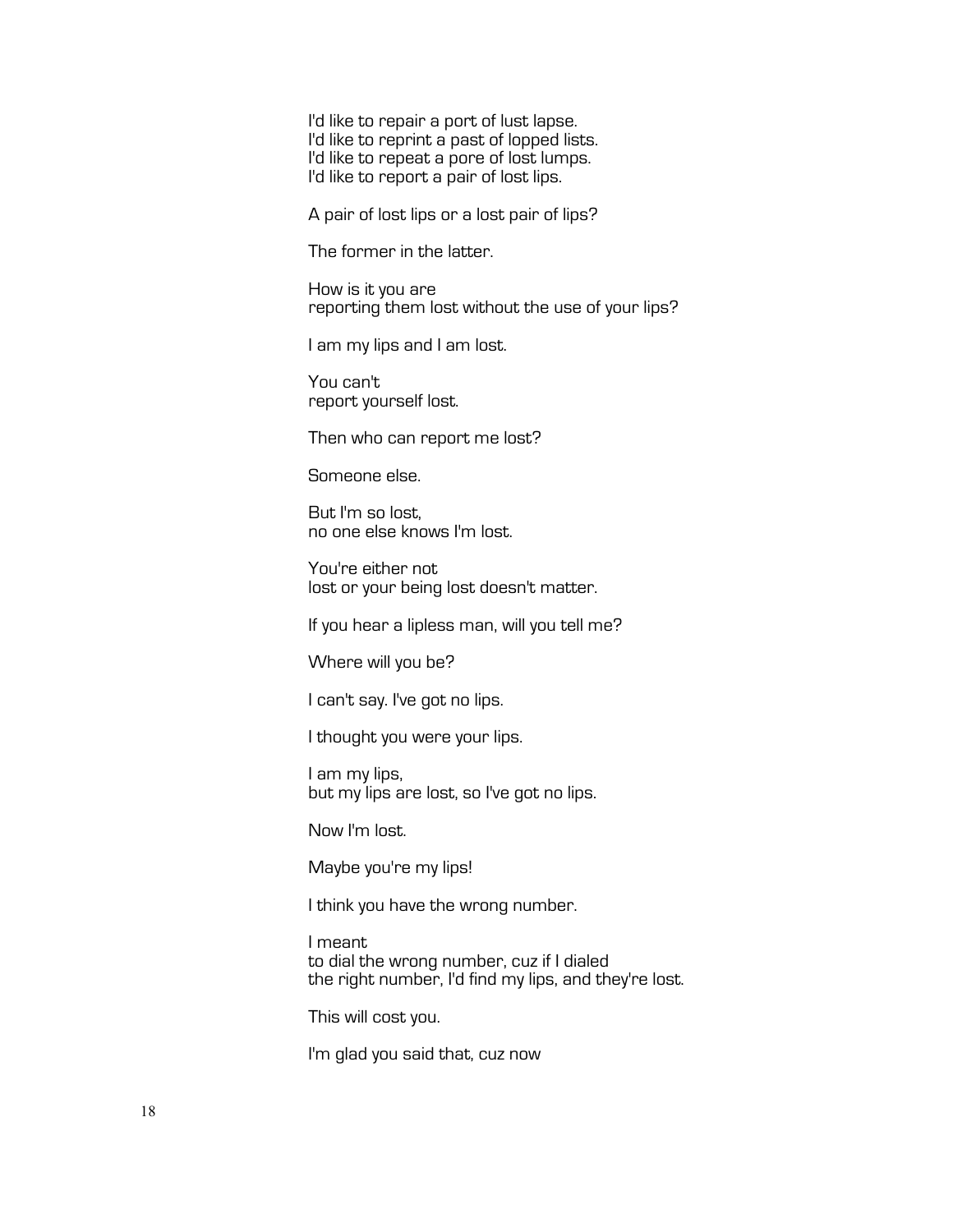I'd like to repair a port of lust lapse.  
I'd like to reprint a past of lopped lists.  
I'd like to repeat a pore of lost lumps.  
I'd like to report a pair of lost lips.

A pair of lost lips or a lost pair of lips?

The former in the latter.

How is it you are  
reporting them lost without the use of your lips?

I am my lips and I am lost.

You can't  
report yourself lost.

Then who can report me lost?

Someone else.

But I'm so lost,  
no one else knows I'm lost.

You're either not  
lost or your being lost doesn't matter.

If you hear a lipless man, will you tell me?

Where will you be?

I can't say. I've got no lips.

I thought you were your lips.

I am my lips,  
but my lips are lost, so I've got no lips.

Now I'm lost.

Maybe you're my lips!

I think you have the wrong number.

I meant  
to dial the wrong number, cuz if I dialed  
the right number, I'd find my lips, and they're lost.

This will cost you.

I'm glad you said that, cuz now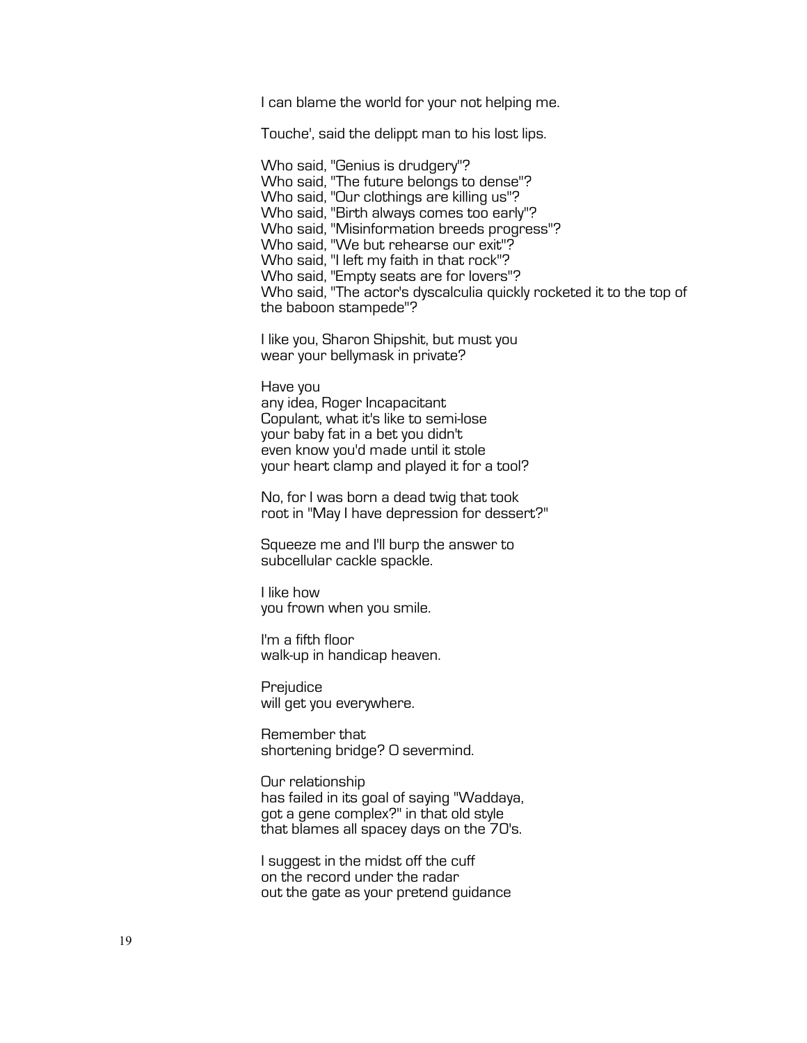I can blame the world for your not helping me.

Touche', said the delippt man to his lost lips.

Who said, "Genius is drudgery"?
Who said, "The future belongs to dense"?
Who said, "Our clothings are killing us"?
Who said, "Birth always comes too early"?
Who said, "Misinformation breeds progress"?
Who said, "We but rehearse our exit"?
Who said, "I left my faith in that rock"?
Who said, "Empty seats are for lovers"?
Who said, "The actor's dyscalculia quickly rocketed it to the top of the baboon stampede"?

I like you, Sharon Shipshit, but must you
wear your bellymask in private?

Have you
any idea, Roger Incapacitant
Copulant, what it's like to semi-lose
your baby fat in a bet you didn't
even know you'd made until it stole
your heart clamp and played it for a tool?

No, for I was born a dead twig that took
root in "May I have depression for dessert?"

Squeeze me and I'll burp the answer to
subcellular cackle spackle.

I like how
you frown when you smile.

I'm a fifth floor
walk-up in handicap heaven.

Prejudice
will get you everywhere.

Remember that
shortening bridge? O severmind.

Our relationship
has failed in its goal of saying "Waddaya,
got a gene complex?" in that old style
that blames all spacey days on the 70's.

I suggest in the midst off the cuff
on the record under the radar
out the gate as your pretend guidance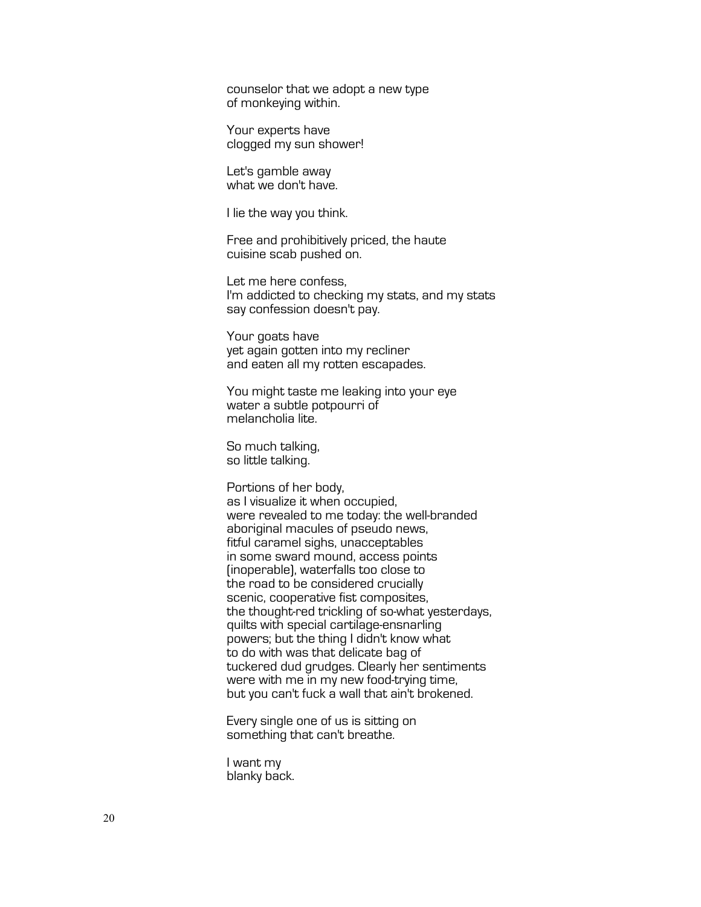counselor that we adopt a new type
of monkeying within.

Your experts have
clogged my sun shower!

Let's gamble away
what we don't have.

I lie the way you think.

Free and prohibitively priced, the haute
cuisine scab pushed on.

Let me here confess,
I'm addicted to checking my stats, and my stats
say confession doesn't pay.

Your goats have
yet again gotten into my recliner
and eaten all my rotten escapades.

You might taste me leaking into your eye
water a subtle potpourri of
melancholia lite.

So much talking,
so little talking.

Portions of her body,
as I visualize it when occupied,
were revealed to me today: the well-branded
aboriginal macules of pseudo news,
fitful caramel sighs, unacceptables
in some sward mound, access points
(inoperable), waterfalls too close to
the road to be considered crucially
scenic, cooperative fist composites,
the thought-red trickling of so-what yesterdays,
quilts with special cartilage-ensnarling
powers; but the thing I didn't know what
to do with was that delicate bag of
tuckered dud grudges. Clearly her sentiments
were with me in my new food-trying time,
but you can't fuck a wall that ain't brokened.

Every single one of us is sitting on
something that can't breathe.

I want my
blanky back.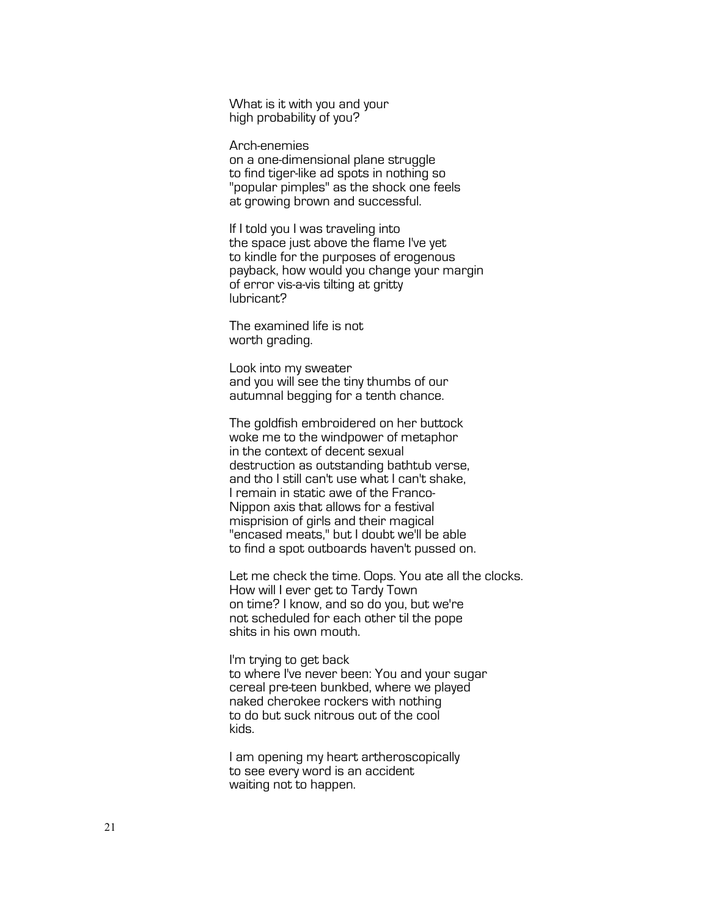What is it with you and your
high probability of you?

Arch-enemies
on a one-dimensional plane struggle
to find tiger-like ad spots in nothing so
"popular pimples" as the shock one feels
at growing brown and successful.

If I told you I was traveling into
the space just above the flame I've yet
to kindle for the purposes of erogenous
payback, how would you change your margin
of error vis-a-vis tilting at gritty
lubricant?

The examined life is not
worth grading.

Look into my sweater
and you will see the tiny thumbs of our
autumnal begging for a tenth chance.

The goldfish embroidered on her buttock
woke me to the windpower of metaphor
in the context of decent sexual
destruction as outstanding bathtub verse,
and tho I still can't use what I can't shake,
I remain in static awe of the Franco-
Nippon axis that allows for a festival
misprision of girls and their magical
"encased meats," but I doubt we'll be able
to find a spot outboards haven't pussed on.

Let me check the time. Oops. You ate all the clocks.
How will I ever get to Tardy Town
on time? I know, and so do you, but we're
not scheduled for each other til the pope
shits in his own mouth.

I'm trying to get back
to where I've never been: You and your sugar
cereal pre-teen bunkbed, where we played
naked cherokee rockers with nothing
to do but suck nitrous out of the cool
kids.

I am opening my heart artheroscopically
to see every word is an accident
waiting not to happen.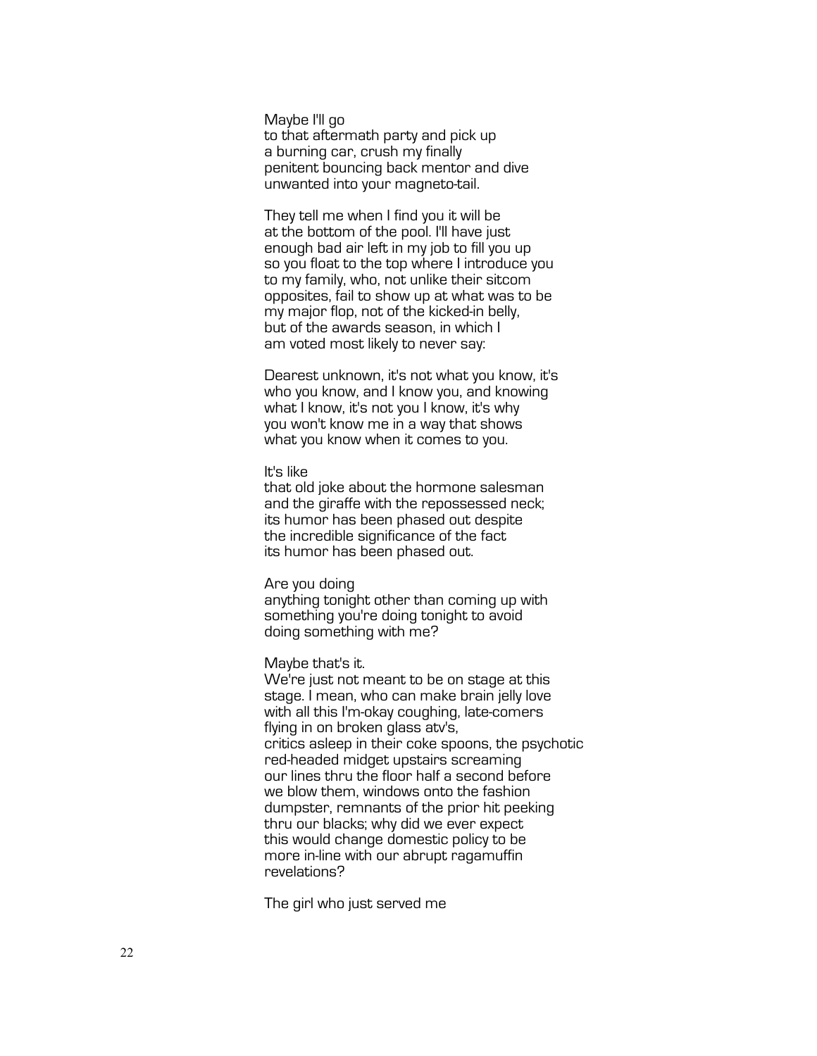Maybe I'll go
to that aftermath party and pick up
a burning car, crush my finally
penitent bouncing back mentor and dive
unwanted into your magneto-tail.

They tell me when I find you it will be
at the bottom of the pool. I'll have just
enough bad air left in my job to fill you up
so you float to the top where I introduce you
to my family, who, not unlike their sitcom
opposites, fail to show up at what was to be
my major flop, not of the kicked-in belly,
but of the awards season, in which I
am voted most likely to never say:

Dearest unknown, it's not what you know, it's
who you know, and I know you, and knowing
what I know, it's not you I know, it's why
you won't know me in a way that shows
what you know when it comes to you.

It's like
that old joke about the hormone salesman
and the giraffe with the repossessed neck;
its humor has been phased out despite
the incredible significance of the fact
its humor has been phased out.

Are you doing
anything tonight other than coming up with
something you're doing tonight to avoid
doing something with me?

Maybe that's it.
We're just not meant to be on stage at this
stage. I mean, who can make brain jelly love
with all this I'm-okay coughing, late-comers
flying in on broken glass atv's,
critics asleep in their coke spoons, the psychotic
red-headed midget upstairs screaming
our lines thru the floor half a second before
we blow them, windows onto the fashion
dumpster, remnants of the prior hit peeking
thru our blacks; why did we ever expect
this would change domestic policy to be
more in-line with our abrupt ragamuffin
revelations?

The girl who just served me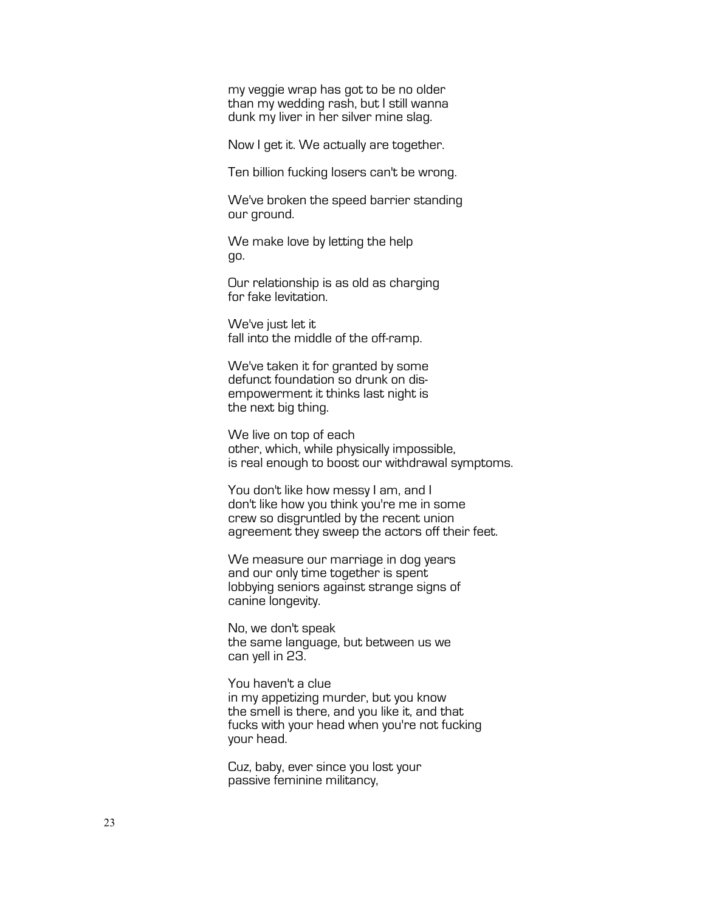my veggie wrap has got to be no older
than my wedding rash, but I still wanna
dunk my liver in her silver mine slag.

Now I get it. We actually are together.

Ten billion fucking losers can't be wrong.

We've broken the speed barrier standing
our ground.

We make love by letting the help
go.

Our relationship is as old as charging
for fake levitation.

We've just let it
fall into the middle of the off-ramp.

We've taken it for granted by some
defunct foundation so drunk on dis-
empowerment it thinks last night is
the next big thing.

We live on top of each
other, which, while physically impossible,
is real enough to boost our withdrawal symptoms.

You don't like how messy I am, and I
don't like how you think you're me in some
crew so disgruntled by the recent union
agreement they sweep the actors off their feet.

We measure our marriage in dog years
and our only time together is spent
lobbying seniors against strange signs of
canine longevity.

No, we don't speak
the same language, but between us we
can yell in 23.

You haven't a clue
in my appetizing murder, but you know
the smell is there, and you like it, and that
fucks with your head when you're not fucking
your head.

Cuz, baby, ever since you lost your
passive feminine militancy,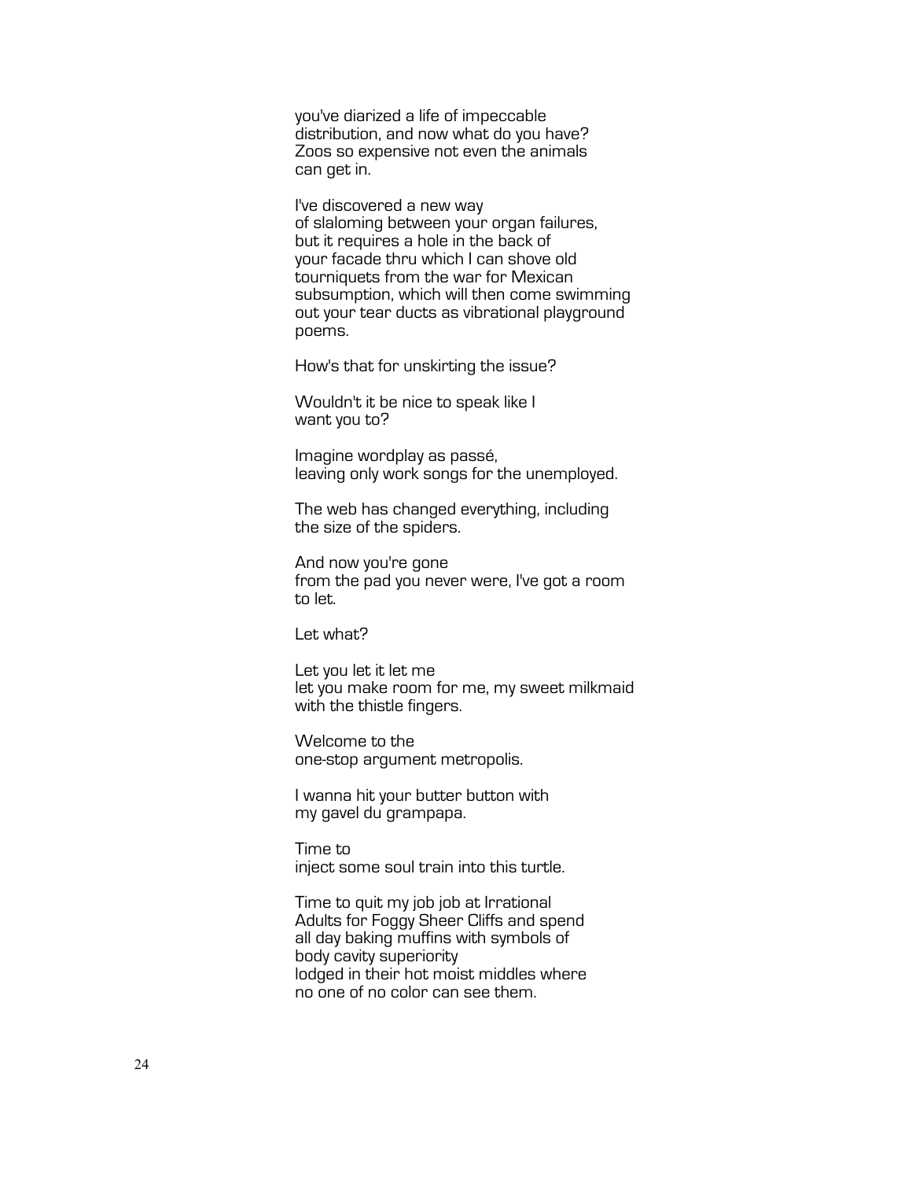you've diarized a life of impeccable
distribution, and now what do you have?
Zoos so expensive not even the animals
can get in.

I've discovered a new way
of slaloming between your organ failures,
but it requires a hole in the back of
your facade thru which I can shove old
tourniquets from the war for Mexican
subsumption, which will then come swimming
out your tear ducts as vibrational playground
poems.

How's that for unskirting the issue?

Wouldn't it be nice to speak like I
want you to?

Imagine wordplay as passé,
leaving only work songs for the unemployed.

The web has changed everything, including
the size of the spiders.

And now you're gone
from the pad you never were, I've got a room
to let.

Let what?

Let you let it let me
let you make room for me, my sweet milkmaid
with the thistle fingers.

Welcome to the
one-stop argument metropolis.

I wanna hit your butter button with
my gavel du grampapa.

Time to
inject some soul train into this turtle.

Time to quit my job job at Irrational
Adults for Foggy Sheer Cliffs and spend
all day baking muffins with symbols of
body cavity superiority
lodged in their hot moist middles where
no one of no color can see them.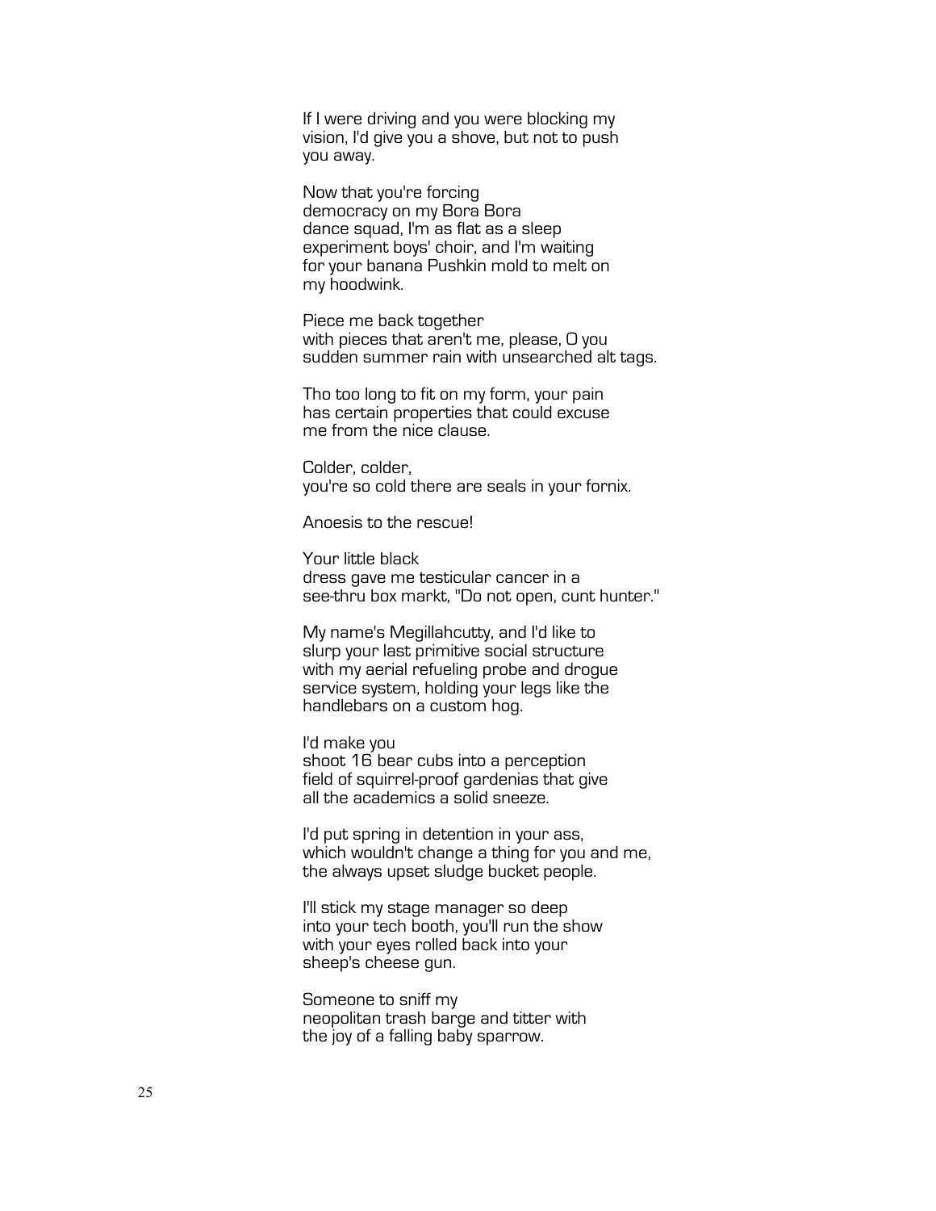If I were driving and you were blocking my
vision, I'd give you a shove, but not to push
you away.

Now that you're forcing
democracy on my Bora Bora
dance squad, I'm as flat as a sleep
experiment boys' choir, and I'm waiting
for your banana Pushkin mold to melt on
my hoodwink.

Piece me back together
with pieces that aren't me, please, O you
sudden summer rain with unsearched alt tags.

Tho too long to fit on my form, your pain
has certain properties that could excuse
me from the nice clause.

Colder, colder,
you're so cold there are seals in your fornix.

Anoesis to the rescue!

Your little black
dress gave me testicular cancer in a
see-thru box markt, "Do not open, cunt hunter."

My name's Megillahcutty, and I'd like to
slurp your last primitive social structure
with my aerial refueling probe and drogue
service system, holding your legs like the
handlebars on a custom hog.

I'd make you
shoot 16 bear cubs into a perception
field of squirrel-proof gardenias that give
all the academics a solid sneeze.

I'd put spring in detention in your ass,
which wouldn't change a thing for you and me,
the always upset sludge bucket people.

I'll stick my stage manager so deep
into your tech booth, you'll run the show
with your eyes rolled back into your
sheep's cheese gun.

Someone to sniff my
neopolitan trash barge and titter with
the joy of a falling baby sparrow.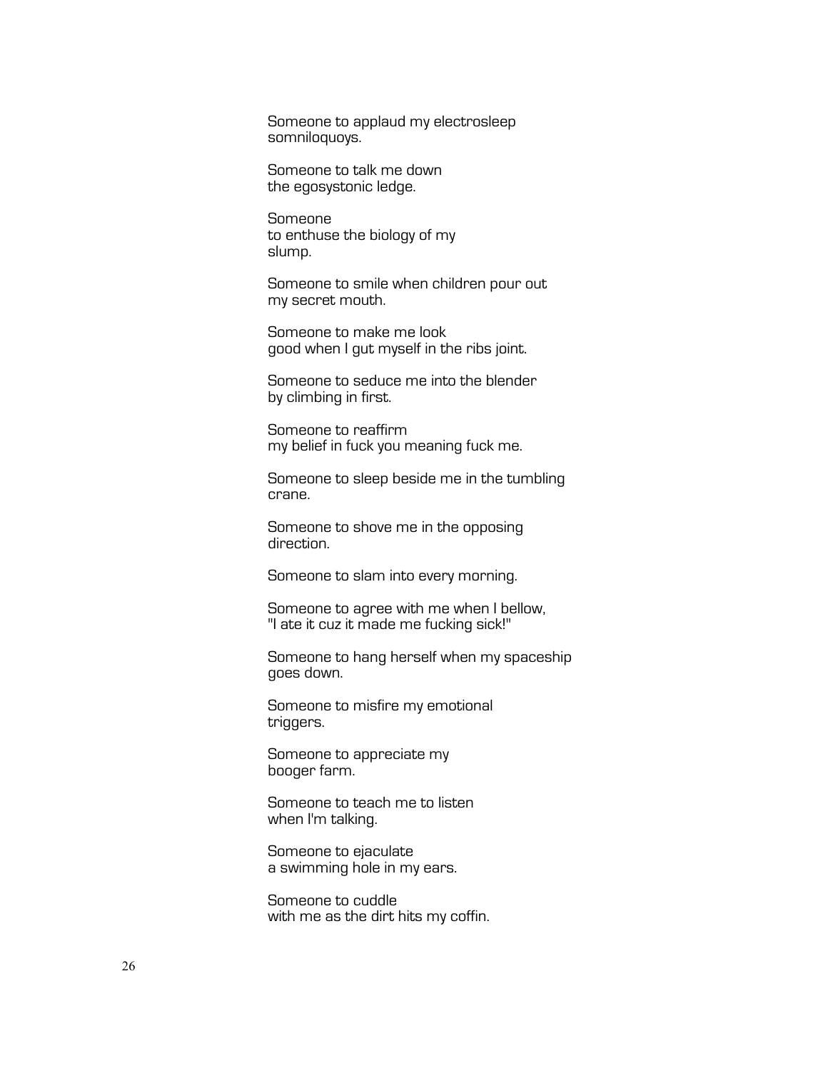Someone to applaud my electrosleep
somniloquoys.

Someone to talk me down
the egosystonic ledge.

Someone
to enthuse the biology of my
slump.

Someone to smile when children pour out
my secret mouth.

Someone to make me look
good when I gut myself in the ribs joint.

Someone to seduce me into the blender
by climbing in first.

Someone to reaffirm
my belief in fuck you meaning fuck me.

Someone to sleep beside me in the tumbling
crane.

Someone to shove me in the opposing
direction.

Someone to slam into every morning.

Someone to agree with me when I bellow,
"I ate it cuz it made me fucking sick!"

Someone to hang herself when my spaceship
goes down.

Someone to misfire my emotional
triggers.

Someone to appreciate my
booger farm.

Someone to teach me to listen
when I'm talking.

Someone to ejaculate
a swimming hole in my ears.

Someone to cuddle
with me as the dirt hits my coffin.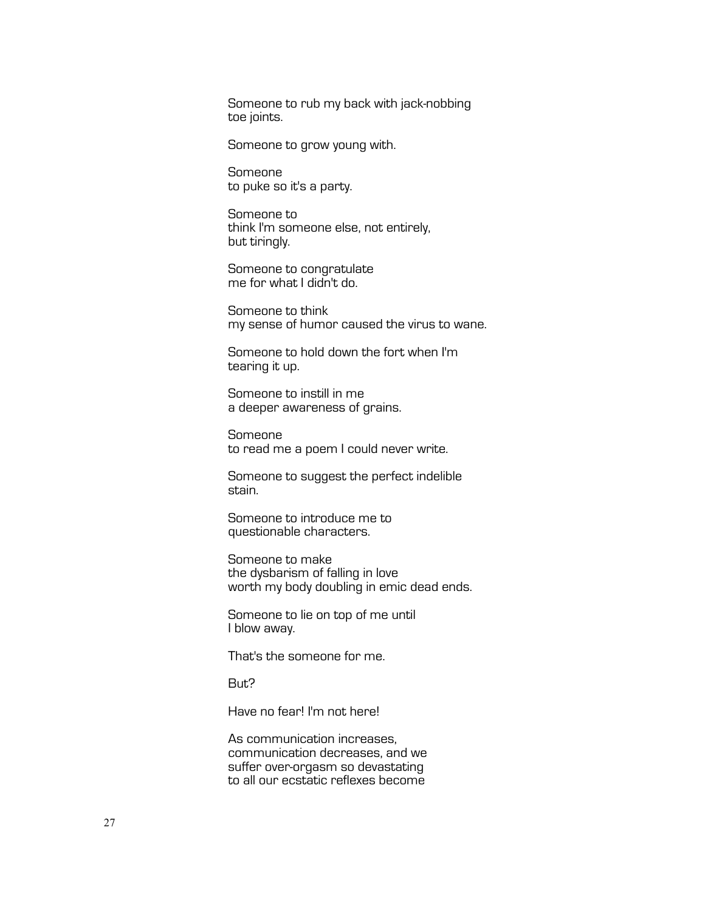Someone to rub my back with jack-nobbing
toe joints.

Someone to grow young with.

Someone
to puke so it's a party.

Someone to
think I'm someone else, not entirely,
but tiringly.

Someone to congratulate
me for what I didn't do.

Someone to think
my sense of humor caused the virus to wane.

Someone to hold down the fort when I'm
tearing it up.

Someone to instill in me
a deeper awareness of grains.

Someone
to read me a poem I could never write.

Someone to suggest the perfect indelible
stain.

Someone to introduce me to
questionable characters.

Someone to make
the dysbarism of falling in love
worth my body doubling in emic dead ends.

Someone to lie on top of me until
I blow away.

That's the someone for me.

But?

Have no fear! I'm not here!

As communication increases,
communication decreases, and we
suffer over-orgasm so devastating
to all our ecstatic reflexes become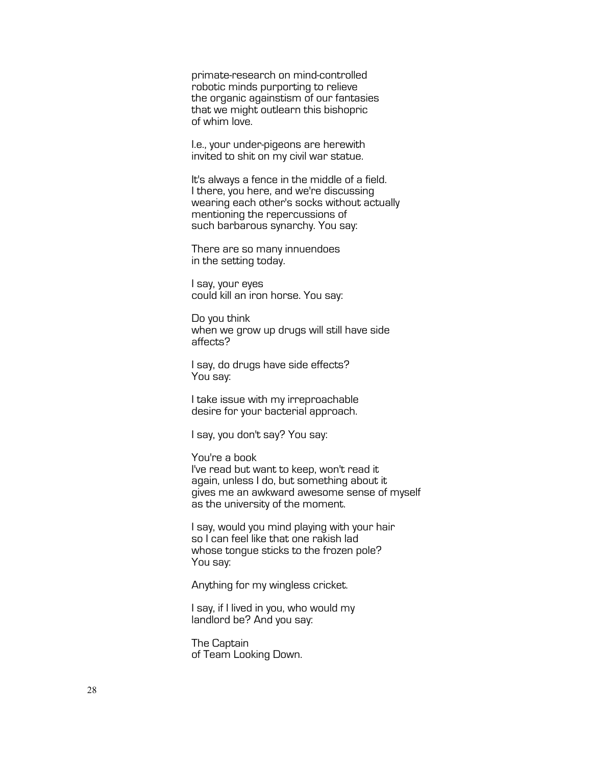primate-research on mind-controlled
robotic minds purporting to relieve
the organic againstism of our fantasies
that we might outlearn this bishopric
of whim love.

I.e., your under-pigeons are herewith
invited to shit on my civil war statue.

It's always a fence in the middle of a field.
I there, you here, and we're discussing
wearing each other's socks without actually
mentioning the repercussions of
such barbarous synarchy. You say:

There are so many innuendoes
in the setting today.

I say, your eyes
could kill an iron horse. You say:

Do you think
when we grow up drugs will still have side
affects?

I say, do drugs have side effects?
You say:

I take issue with my irreproachable
desire for your bacterial approach.

I say, you don't say? You say:

You're a book
I've read but want to keep, won't read it
again, unless I do, but something about it
gives me an awkward awesome sense of myself
as the university of the moment.

I say, would you mind playing with your hair
so I can feel like that one rakish lad
whose tongue sticks to the frozen pole?
You say:

Anything for my wingless cricket.

I say, if I lived in you, who would my
landlord be? And you say:

The Captain
of Team Looking Down.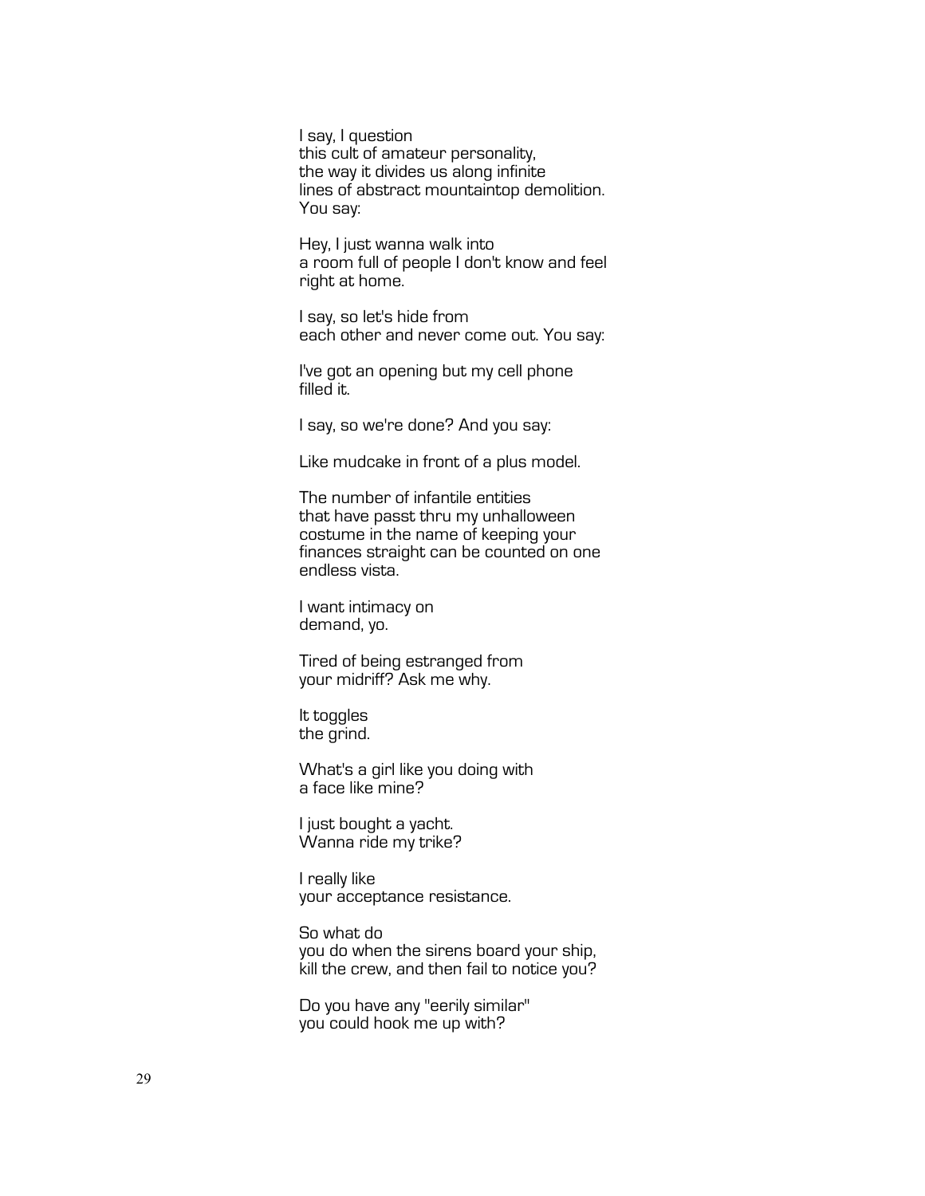I say, I question  
this cult of amateur personality,  
the way it divides us along infinite  
lines of abstract mountaintop demolition.  
You say:

Hey, I just wanna walk into  
a room full of people I don't know and feel  
right at home.

I say, so let's hide from  
each other and never come out. You say:

I've got an opening but my cell phone  
filled it.

I say, so we're done? And you say:

Like mudcake in front of a plus model.

The number of infantile entities  
that have passt thru my unhalloween  
costume in the name of keeping your  
finances straight can be counted on one  
endless vista.

I want intimacy on  
demand, yo.

Tired of being estranged from  
your midriff? Ask me why.

It toggles  
the grind.

What's a girl like you doing with  
a face like mine?

I just bought a yacht.  
Wanna ride my trike?

I really like  
your acceptance resistance.

So what do  
you do when the sirens board your ship,  
kill the crew, and then fail to notice you?

Do you have any "eerily similar"  
you could hook me up with?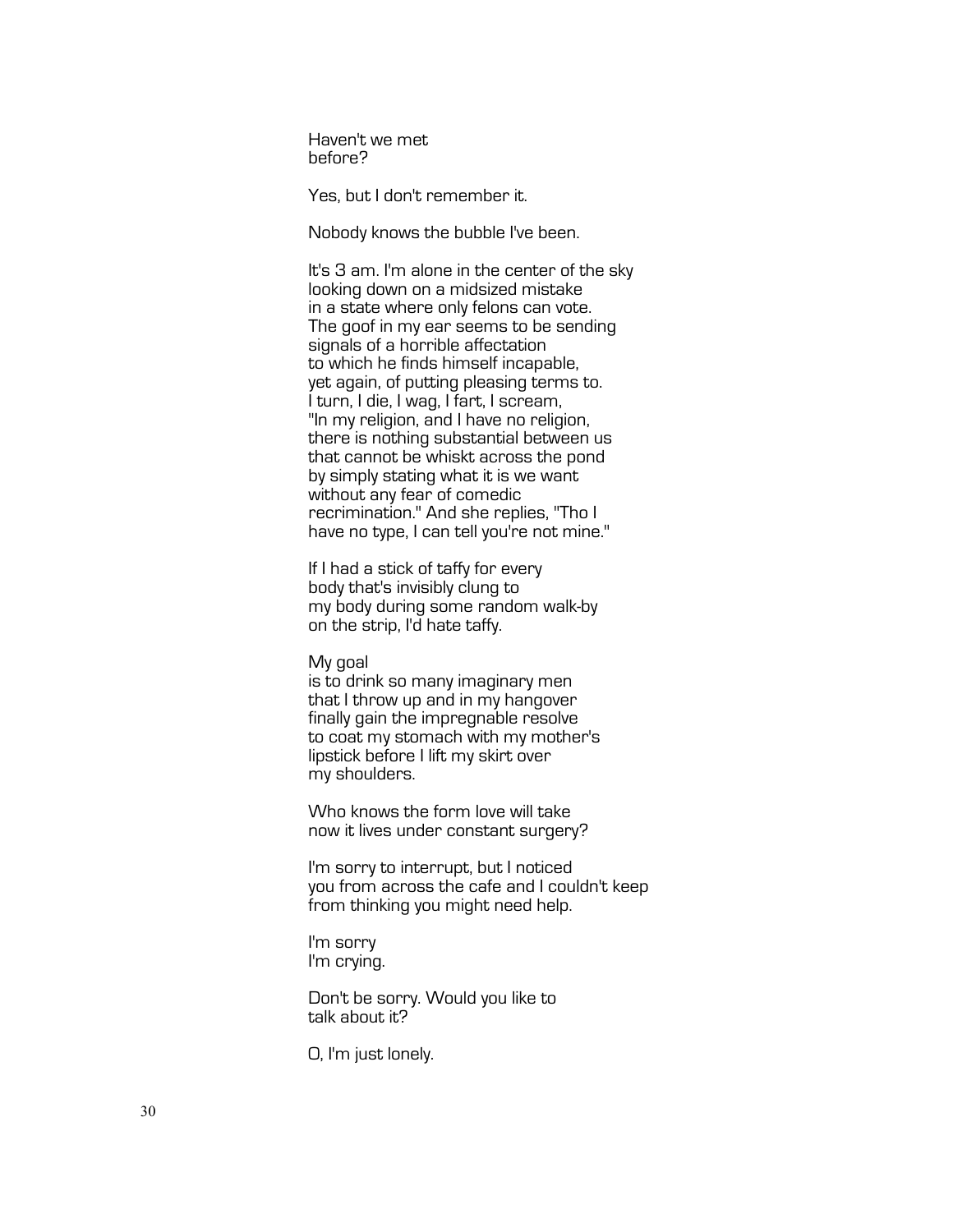Haven't we met  
before?

Yes, but I don't remember it.

Nobody knows the bubble I've been.

It's 3 am. I'm alone in the center of the sky  
looking down on a midsized mistake  
in a state where only felons can vote.  
The goof in my ear seems to be sending  
signals of a horrible affectation  
to which he finds himself incapable,  
yet again, of putting pleasing terms to.  
I turn, I die, I wag, I fart, I scream,  
"In my religion, and I have no religion,  
there is nothing substantial between us  
that cannot be whiskt across the pond  
by simply stating what it is we want  
without any fear of comedic  
recrimination." And she replies, "Tho I  
have no type, I can tell you're not mine."

If I had a stick of taffy for every  
body that's invisibly clung to  
my body during some random walk-by  
on the strip, I'd hate taffy.

My goal  
is to drink so many imaginary men  
that I throw up and in my hangover  
finally gain the impregnable resolve  
to coat my stomach with my mother's  
lipstick before I lift my skirt over  
my shoulders.

Who knows the form love will take  
now it lives under constant surgery?

I'm sorry to interrupt, but I noticed  
you from across the cafe and I couldn't keep  
from thinking you might need help.

I'm sorry  
I'm crying.

Don't be sorry. Would you like to  
talk about it?

O, I'm just lonely.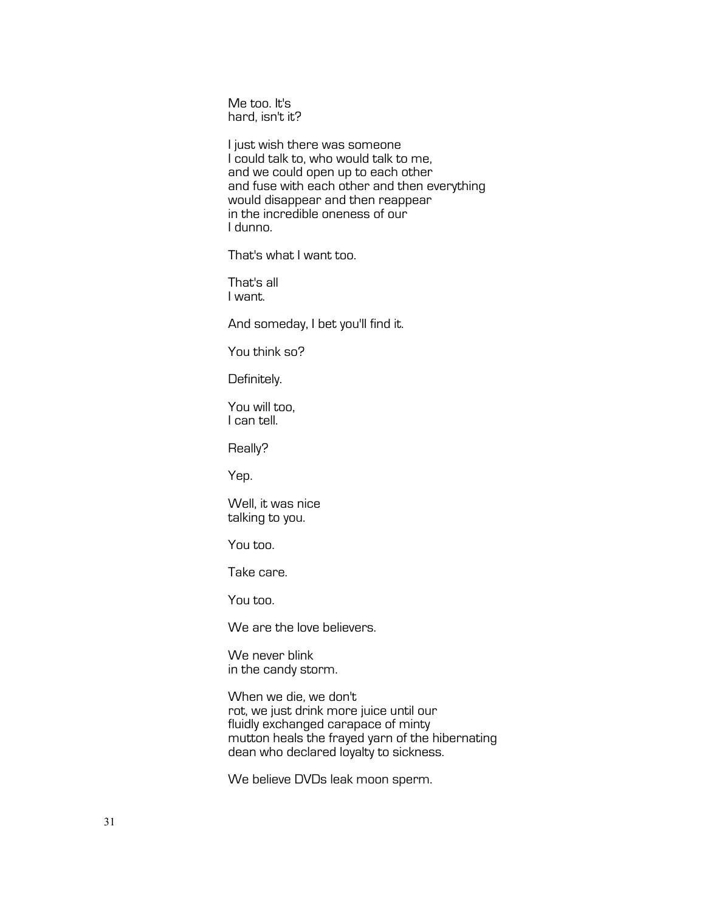Me too. It's  
hard, isn't it?

I just wish there was someone  
I could talk to, who would talk to me,  
and we could open up to each other  
and fuse with each other and then everything  
would disappear and then reappear  
in the incredible oneness of our  
I dunno.

That's what I want too.

That's all  
I want.

And someday, I bet you'll find it.

You think so?

Definitely.

You will too,  
I can tell.

Really?

Yep.

Well, it was nice  
talking to you.

You too.

Take care.

You too.

We are the love believers.

We never blink  
in the candy storm.

When we die, we don't  
rot, we just drink more juice until our  
fluidly exchanged carapace of minty  
mutton heals the frayed yarn of the hibernating  
dean who declared loyalty to sickness.

We believe DVDs leak moon sperm.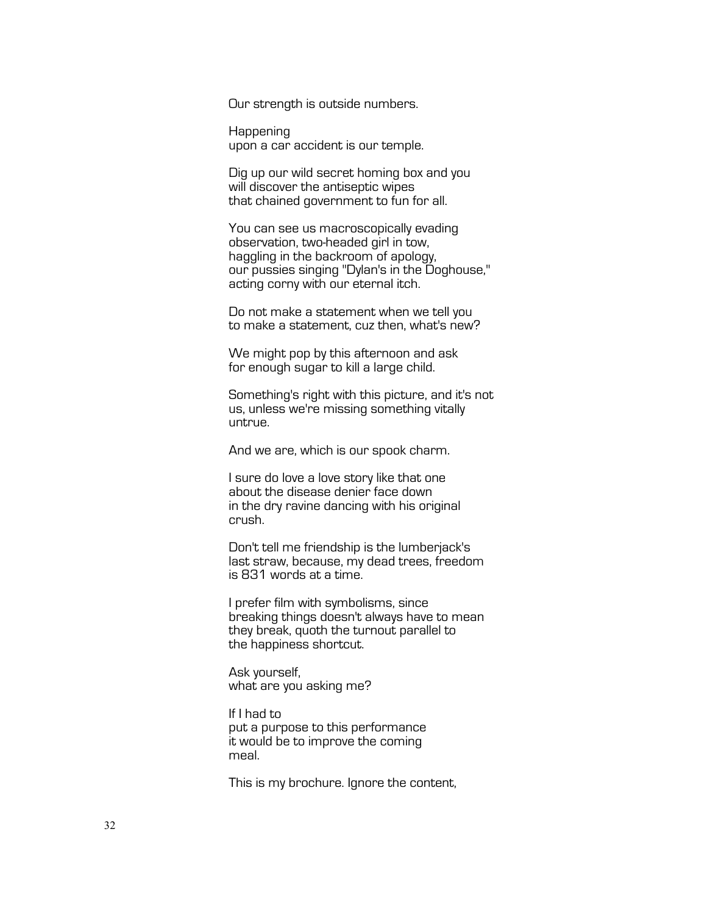Our strength is outside numbers.

Happening  
upon a car accident is our temple.

Dig up our wild secret homing box and you  
will discover the antiseptic wipes  
that chained government to fun for all.

You can see us macroscopically evading  
observation, two-headed girl in tow,  
haggling in the backroom of apology,  
our pussies singing "Dylan's in the Doghouse,"  
acting corny with our eternal itch.

Do not make a statement when we tell you  
to make a statement, cuz then, what's new?

We might pop by this afternoon and ask  
for enough sugar to kill a large child.

Something's right with this picture, and it's not  
us, unless we're missing something vitally  
untrue.

And we are, which is our spook charm.

I sure do love a love story like that one  
about the disease denier face down  
in the dry ravine dancing with his original  
crush.

Don't tell me friendship is the lumberjack's  
last straw, because, my dead trees, freedom  
is 831 words at a time.

I prefer film with symbolisms, since  
breaking things doesn't always have to mean  
they break, quoth the turnout parallel to  
the happiness shortcut.

Ask yourself,  
what are you asking me?

If I had to  
put a purpose to this performance  
it would be to improve the coming  
meal.

This is my brochure. Ignore the content,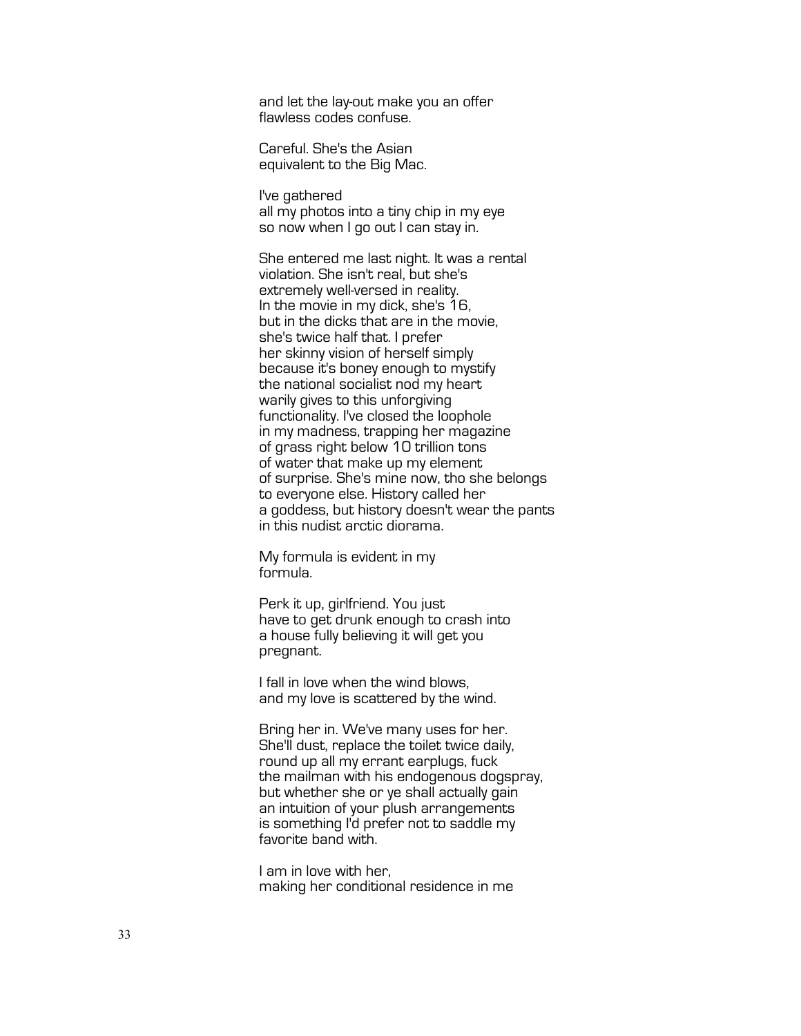and let the lay-out make you an offer
flawless codes confuse.

Careful. She's the Asian
equivalent to the Big Mac.

I've gathered
all my photos into a tiny chip in my eye
so now when I go out I can stay in.

She entered me last night. It was a rental
violation. She isn't real, but she's
extremely well-versed in reality.
In the movie in my dick, she's 16,
but in the dicks that are in the movie,
she's twice half that. I prefer
her skinny vision of herself simply
because it's boney enough to mystify
the national socialist nod my heart
warily gives to this unforgiving
functionality. I've closed the loophole
in my madness, trapping her magazine
of grass right below 10 trillion tons
of water that make up my element
of surprise. She's mine now, tho she belongs
to everyone else. History called her
a goddess, but history doesn't wear the pants
in this nudist arctic diorama.

My formula is evident in my
formula.

Perk it up, girlfriend. You just
have to get drunk enough to crash into
a house fully believing it will get you
pregnant.

I fall in love when the wind blows,
and my love is scattered by the wind.

Bring her in. We've many uses for her.
She'll dust, replace the toilet twice daily,
round up all my errant earplugs, fuck
the mailman with his endogenous dogspray,
but whether she or ye shall actually gain
an intuition of your plush arrangements
is something I'd prefer not to saddle my
favorite band with.

I am in love with her,
making her conditional residence in me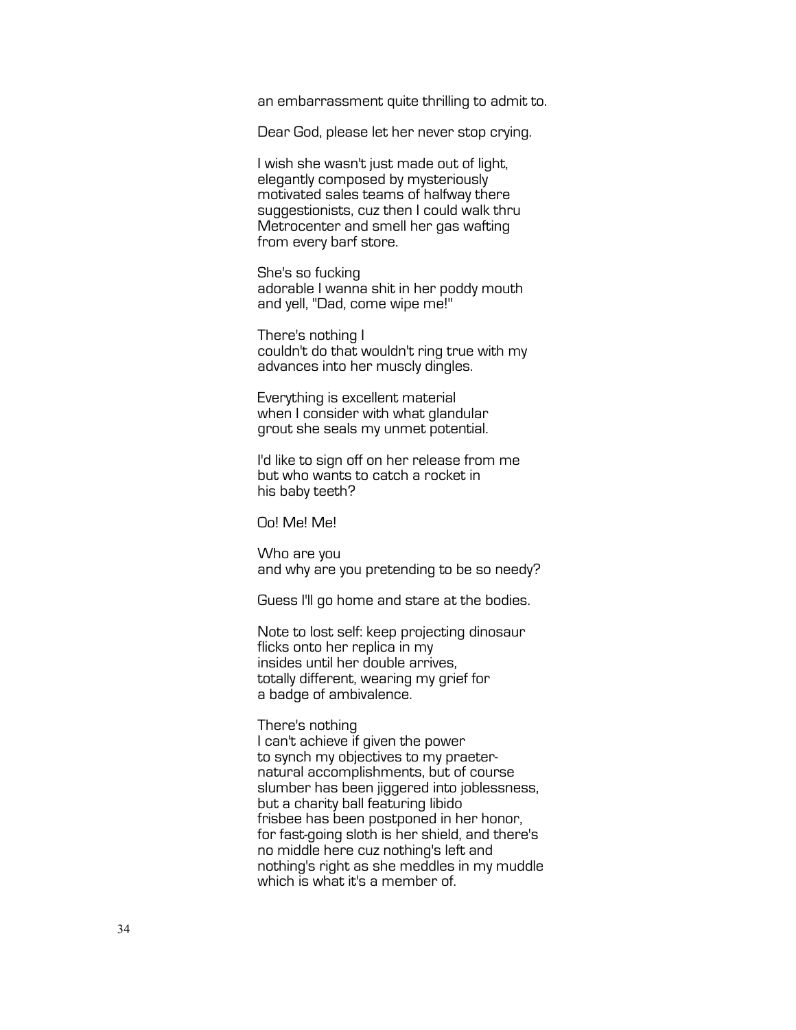an embarrassment quite thrilling to admit to.

Dear God, please let her never stop crying.

I wish she wasn't just made out of light,
elegantly composed by mysteriously
motivated sales teams of halfway there
suggestionists, cuz then I could walk thru
Metrocenter and smell her gas wafting
from every barf store.

She's so fucking
adorable I wanna shit in her poddy mouth
and yell, "Dad, come wipe me!"

There's nothing I
couldn't do that wouldn't ring true with my
advances into her muscly dingles.

Everything is excellent material
when I consider with what glandular
grout she seals my unmet potential.

I'd like to sign off on her release from me
but who wants to catch a rocket in
his baby teeth?

Oo! Me! Me!

Who are you
and why are you pretending to be so needy?

Guess I'll go home and stare at the bodies.

Note to lost self: keep projecting dinosaur
flicks onto her replica in my
insides until her double arrives,
totally different, wearing my grief for
a badge of ambivalence.

There's nothing
I can't achieve if given the power
to synch my objectives to my praeter-
natural accomplishments, but of course
slumber has been jiggered into joblessness,
but a charity ball featuring libido
frisbee has been postponed in her honor,
for fast-going sloth is her shield, and there's
no middle here cuz nothing's left and
nothing's right as she meddles in my muddle
which is what it's a member of.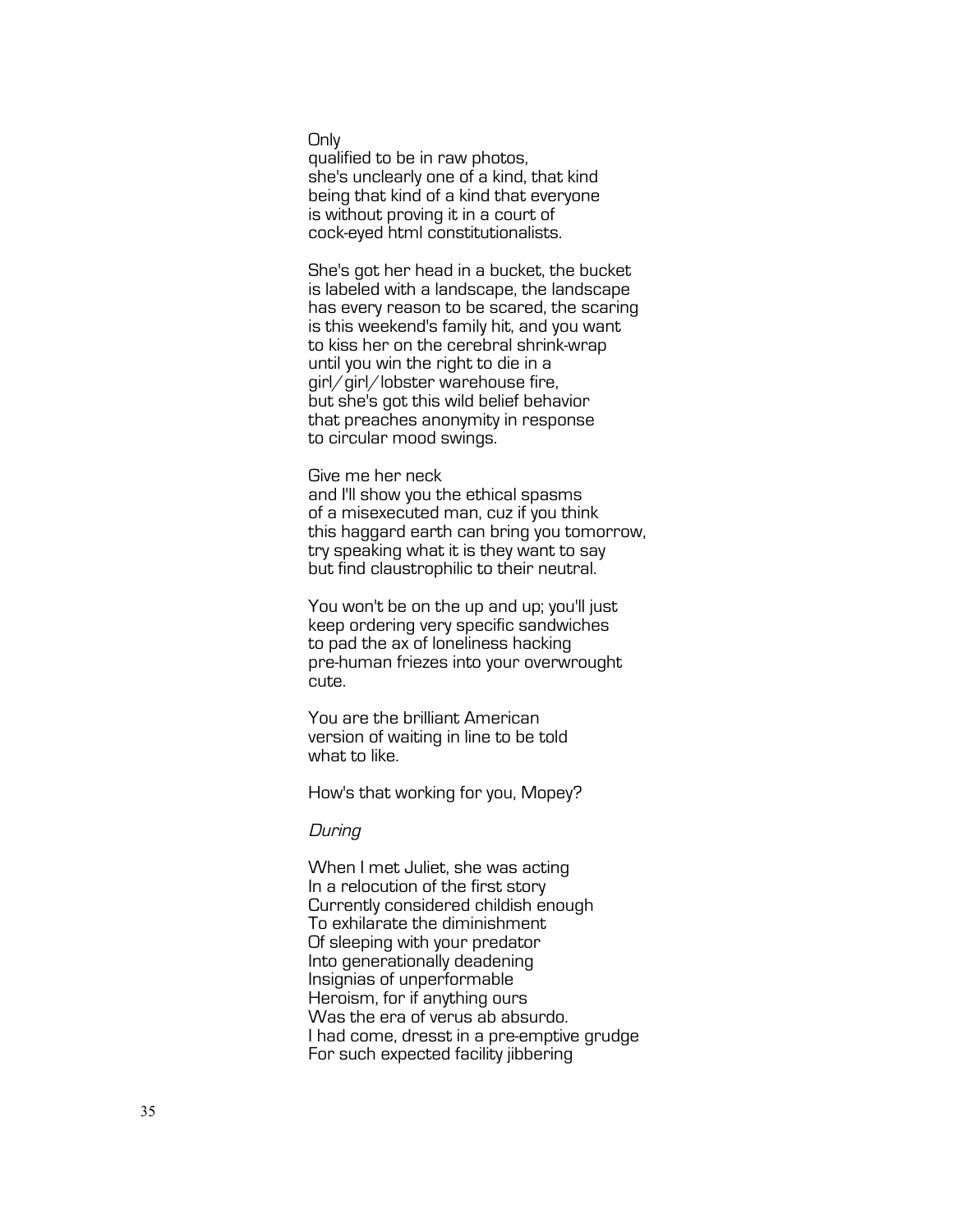Only
qualified to be in raw photos,
she's unclearly one of a kind, that kind
being that kind of a kind that everyone
is without proving it in a court of
cock-eyed html constitutionalists.

She's got her head in a bucket, the bucket
is labeled with a landscape, the landscape
has every reason to be scared, the scaring
is this weekend's family hit, and you want
to kiss her on the cerebral shrink-wrap
until you win the right to die in a
girl/girl/lobster warehouse fire,
but she's got this wild belief behavior
that preaches anonymity in response
to circular mood swings.

Give me her neck
and I'll show you the ethical spasms
of a misexecuted man, cuz if you think
this haggard earth can bring you tomorrow,
try speaking what it is they want to say
but find claustrophilic to their neutral.

You won't be on the up and up; you'll just
keep ordering very specific sandwiches
to pad the ax of loneliness hacking
pre-human friezes into your overwrought
cute.

You are the brilliant American
version of waiting in line to be told
what to like.

How's that working for you, Mopey?

*During*

When I met Juliet, she was acting
In a relocution of the first story
Currently considered childish enough
To exhilarate the diminishment
Of sleeping with your predator
Into generationally deadening
Insignias of unperformable
Heroism, for if anything ours
Was the era of verus ab absurdo.
I had come, dresst in a pre-emptive grudge
For such expected facility jibbering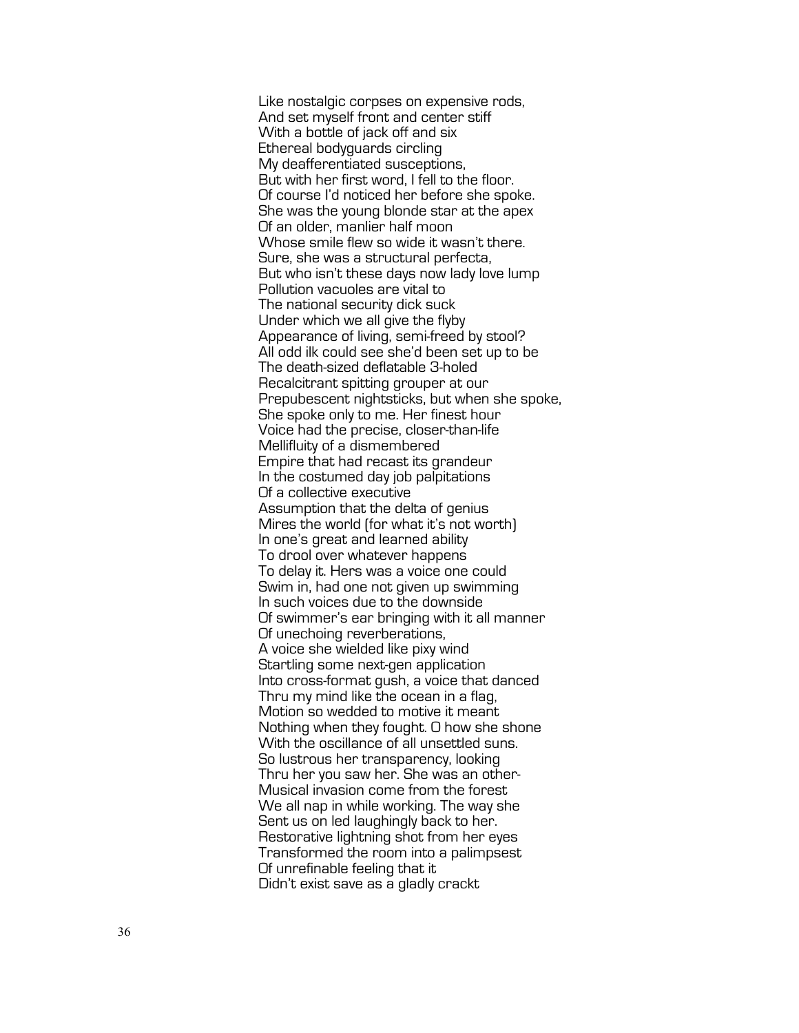Like nostalgic corpses on expensive rods,  
And set myself front and center stiff  
With a bottle of jack off and six  
Ethereal bodyguards circling  
My deafferentiated susceptions,  
But with her first word, I fell to the floor.  
Of course I'd noticed her before she spoke.  
She was the young blonde star at the apex  
Of an older, manlier half moon  
Whose smile flew so wide it wasn't there.  
Sure, she was a structural perfecta,  
But who isn't these days now lady love lump  
Pollution vacuoles are vital to  
The national security dick suck  
Under which we all give the flyby  
Appearance of living, semi-freed by stool?  
All odd ilk could see she'd been set up to be  
The death-sized deflatable 3-holed  
Recalcitrant spitting grouper at our  
Prepubescent nightsticks, but when she spoke,  
She spoke only to me. Her finest hour  
Voice had the precise, closer-than-life  
Mellifluity of a dismembered  
Empire that had recast its grandeur  
In the costumed day job palpitations  
Of a collective executive  
Assumption that the delta of genius  
Mires the world (for what it's not worth)  
In one's great and learned ability  
To drool over whatever happens  
To delay it. Hers was a voice one could  
Swim in, had one not given up swimming  
In such voices due to the downside  
Of swimmer's ear bringing with it all manner  
Of unechoing reverberations,  
A voice she wielded like pixy wind  
Startling some next-gen application  
Into cross-format gush, a voice that danced  
Thru my mind like the ocean in a flag,  
Motion so wedded to motive it meant  
Nothing when they fought. O how she shone  
With the oscillance of all unsettled suns.  
So lustrous her transparency, looking  
Thru her you saw her. She was an other-  
Musical invasion come from the forest  
We all nap in while working. The way she  
Sent us on led laughingly back to her.  
Restorative lightning shot from her eyes  
Transformed the room into a palimpsest  
Of unrefinable feeling that it  
Didn't exist save as a gladly crackt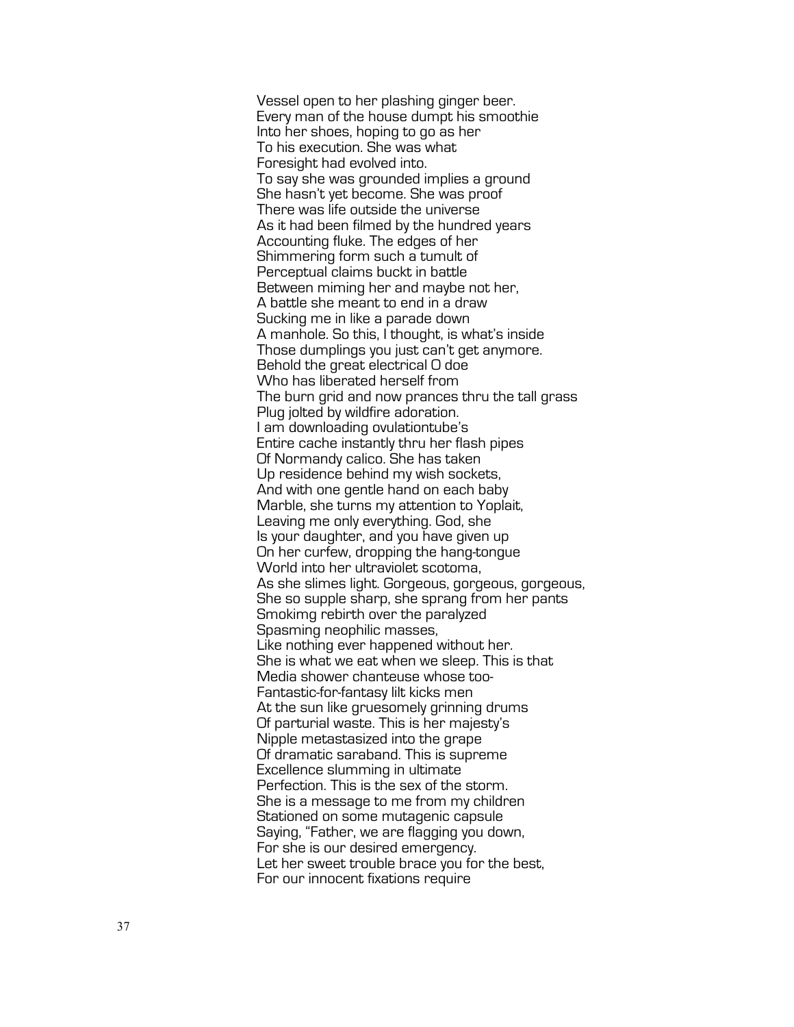Vessel open to her plashing ginger beer.  
Every man of the house dumpt his smoothie  
Into her shoes, hoping to go as her  
To his execution. She was what  
Foresight had evolved into.  
To say she was grounded implies a ground  
She hasn't yet become. She was proof  
There was life outside the universe  
As it had been filmed by the hundred years  
Accounting fluke. The edges of her  
Shimmering form such a tumult of  
Perceptual claims buckt in battle  
Between miming her and maybe not her,  
A battle she meant to end in a draw  
Sucking me in like a parade down  
A manhole. So this, I thought, is what's inside  
Those dumplings you just can't get anymore.  
Behold the great electrical O doe  
Who has liberated herself from  
The burn grid and now prances thru the tall grass  
Plug jolted by wildfire adoration.  
I am downloading ovulationtube's  
Entire cache instantly thru her flash pipes  
Of Normandy calico. She has taken  
Up residence behind my wish sockets,  
And with one gentle hand on each baby  
Marble, she turns my attention to Yoplait,  
Leaving me only everything. God, she  
Is your daughter, and you have given up  
On her curfew, dropping the hang-tongue  
World into her ultraviolet scotoma,  
As she slimes light. Gorgeous, gorgeous, gorgeous,  
She so supple sharp, she sprang from her pants  
Smokimg rebirth over the paralyzed  
Spasming neophilic masses,  
Like nothing ever happened without her.  
She is what we eat when we sleep. This is that  
Media shower chanteuse whose too-  
Fantastic-for-fantasy lilt kicks men  
At the sun like gruesomely grinning drums  
Of parturial waste. This is her majesty's  
Nipple metastasized into the grape  
Of dramatic saraband. This is supreme  
Excellence slumming in ultimate  
Perfection. This is the sex of the storm.  
She is a message to me from my children  
Stationed on some mutagenic capsule  
Saying, "Father, we are flagging you down,  
For she is our desired emergency.  
Let her sweet trouble brace you for the best,  
For our innocent fixations require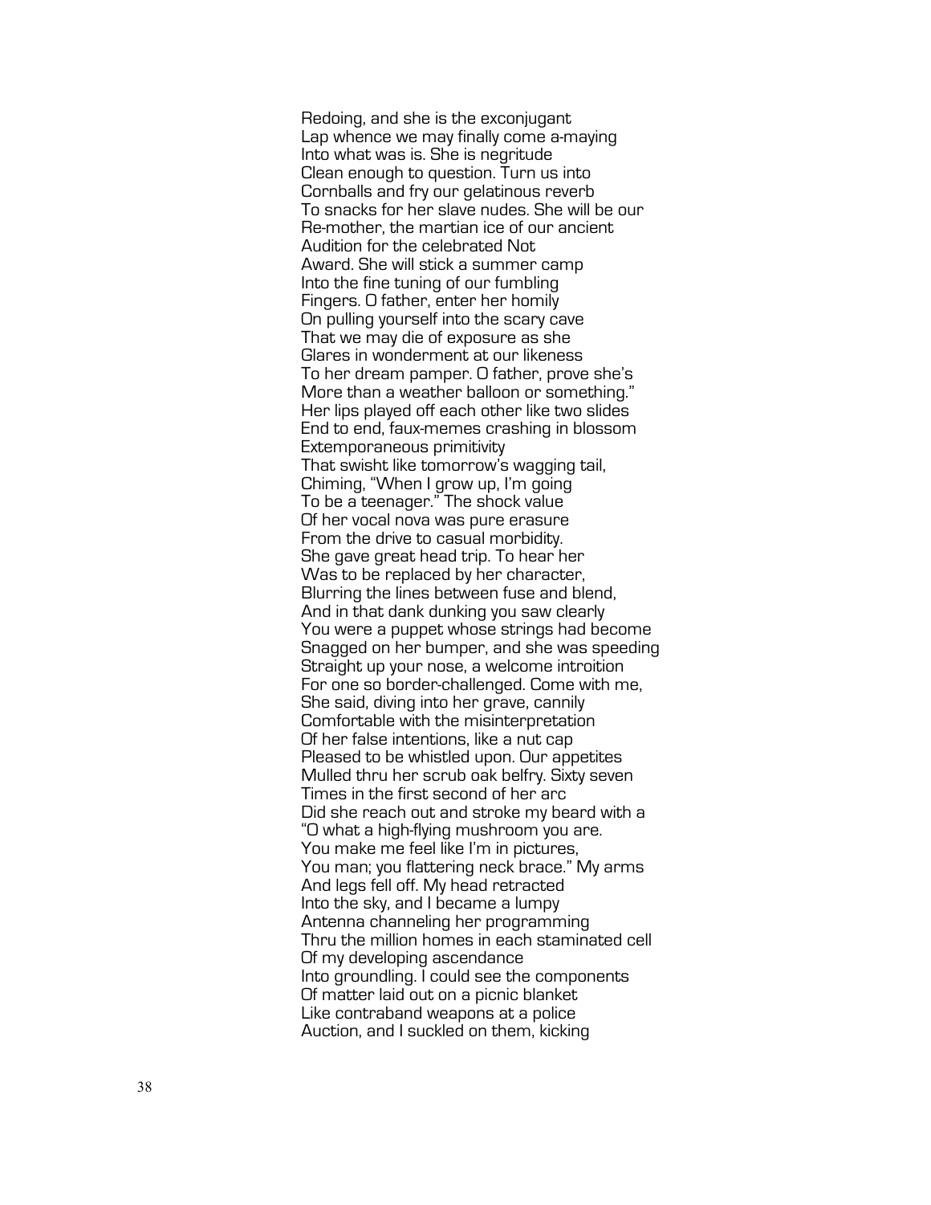Redoing, and she is the exconjugant
Lap whence we may finally come a-maying
Into what was is. She is negritude
Clean enough to question. Turn us into
Cornballs and fry our gelatinous reverb
To snacks for her slave nudes. She will be our
Re-mother, the martian ice of our ancient
Audition for the celebrated Not
Award. She will stick a summer camp
Into the fine tuning of our fumbling
Fingers. O father, enter her homily
On pulling yourself into the scary cave
That we may die of exposure as she
Glares in wonderment at our likeness
To her dream pamper. O father, prove she's
More than a weather balloon or something."
Her lips played off each other like two slides
End to end, faux-memes crashing in blossom
Extemporaneous primitivity
That swisht like tomorrow's wagging tail,
Chiming, "When I grow up, I'm going
To be a teenager." The shock value
Of her vocal nova was pure erasure
From the drive to casual morbidity.
She gave great head trip. To hear her
Was to be replaced by her character,
Blurring the lines between fuse and blend,
And in that dank dunking you saw clearly
You were a puppet whose strings had become
Snagged on her bumper, and she was speeding
Straight up your nose, a welcome introition
For one so border-challenged. Come with me,
She said, diving into her grave, cannily
Comfortable with the misinterpretation
Of her false intentions, like a nut cap
Pleased to be whistled upon. Our appetites
Mulled thru her scrub oak belfry. Sixty seven
Times in the first second of her arc
Did she reach out and stroke my beard with a
"O what a high-flying mushroom you are.
You make me feel like I'm in pictures,
You man; you flattering neck brace." My arms
And legs fell off. My head retracted
Into the sky, and I became a lumpy
Antenna channeling her programming
Thru the million homes in each staminated cell
Of my developing ascendance
Into groundling. I could see the components
Of matter laid out on a picnic blanket
Like contraband weapons at a police
Auction, and I suckled on them, kicking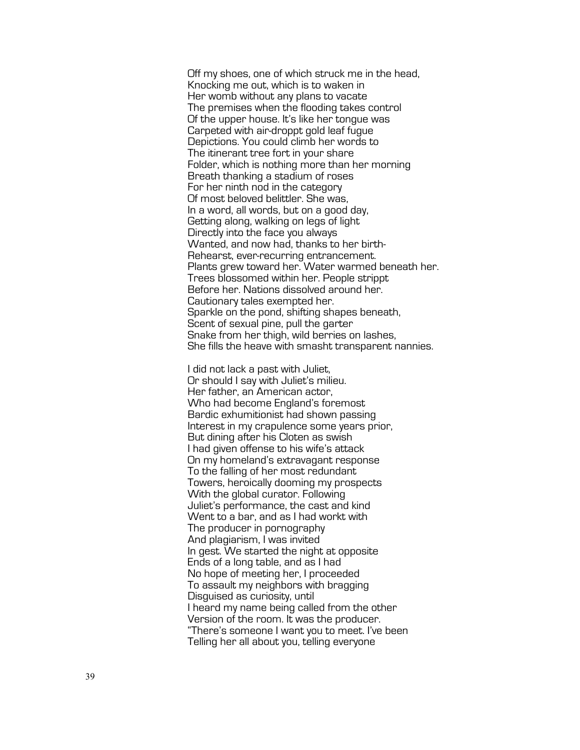Off my shoes, one of which struck me in the head,
Knocking me out, which is to waken in
Her womb without any plans to vacate
The premises when the flooding takes control
Of the upper house. It's like her tongue was
Carpeted with air-droppt gold leaf fugue
Depictions. You could climb her words to
The itinerant tree fort in your share
Folder, which is nothing more than her morning
Breath thanking a stadium of roses
For her ninth nod in the category
Of most beloved belittler. She was,
In a word, all words, but on a good day,
Getting along, walking on legs of light
Directly into the face you always
Wanted, and now had, thanks to her birth-
Rehearst, ever-recurring entrancement.
Plants grew toward her. Water warmed beneath her.
Trees blossomed within her. People strippt
Before her. Nations dissolved around her.
Cautionary tales exempted her.
Sparkle on the pond, shifting shapes beneath,
Scent of sexual pine, pull the garter
Snake from her thigh, wild berries on lashes,
She fills the heave with smasht transparent nannies.

I did not lack a past with Juliet,
Or should I say with Juliet's milieu.
Her father, an American actor,
Who had become England's foremost
Bardic exhumitionist had shown passing
Interest in my crapulence some years prior,
But dining after his Cloten as swish
I had given offense to his wife's attack
On my homeland's extravagant response
To the falling of her most redundant
Towers, heroically dooming my prospects
With the global curator. Following
Juliet's performance, the cast and kind
Went to a bar, and as I had workt with
The producer in pornography
And plagiarism, I was invited
In gest. We started the night at opposite
Ends of a long table, and as I had
No hope of meeting her, I proceeded
To assault my neighbors with bragging
Disguised as curiosity, until
I heard my name being called from the other
Version of the room. It was the producer.
"There's someone I want you to meet. I've been
Telling her all about you, telling everyone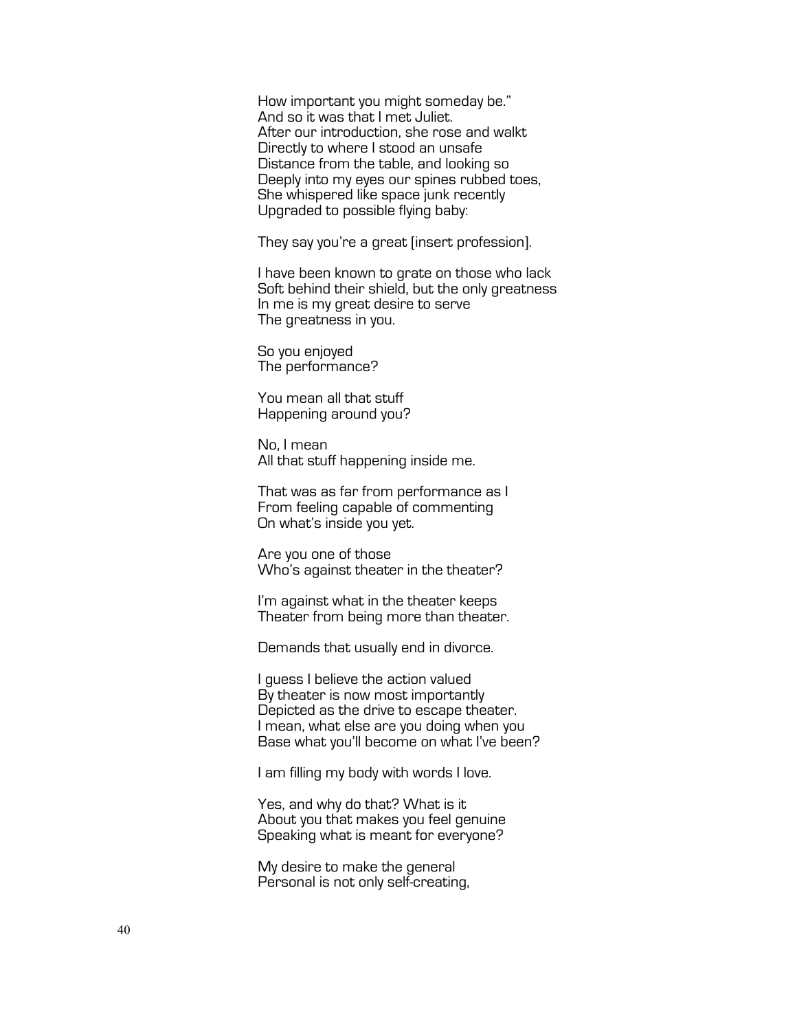How important you might someday be."
And so it was that I met Juliet.
After our introduction, she rose and walkt
Directly to where I stood an unsafe
Distance from the table, and looking so
Deeply into my eyes our spines rubbed toes,
She whispered like space junk recently
Upgraded to possible flying baby:

They say you're a great [insert profession].

I have been known to grate on those who lack
Soft behind their shield, but the only greatness
In me is my great desire to serve
The greatness in you.

So you enjoyed
The performance?

You mean all that stuff
Happening around you?

No, I mean
All that stuff happening inside me.

That was as far from performance as I
From feeling capable of commenting
On what's inside you yet.

Are you one of those
Who's against theater in the theater?

I'm against what in the theater keeps
Theater from being more than theater.

Demands that usually end in divorce.

I guess I believe the action valued
By theater is now most importantly
Depicted as the drive to escape theater.
I mean, what else are you doing when you
Base what you'll become on what I've been?

I am filling my body with words I love.

Yes, and why do that? What is it
About you that makes you feel genuine
Speaking what is meant for everyone?

My desire to make the general
Personal is not only self-creating,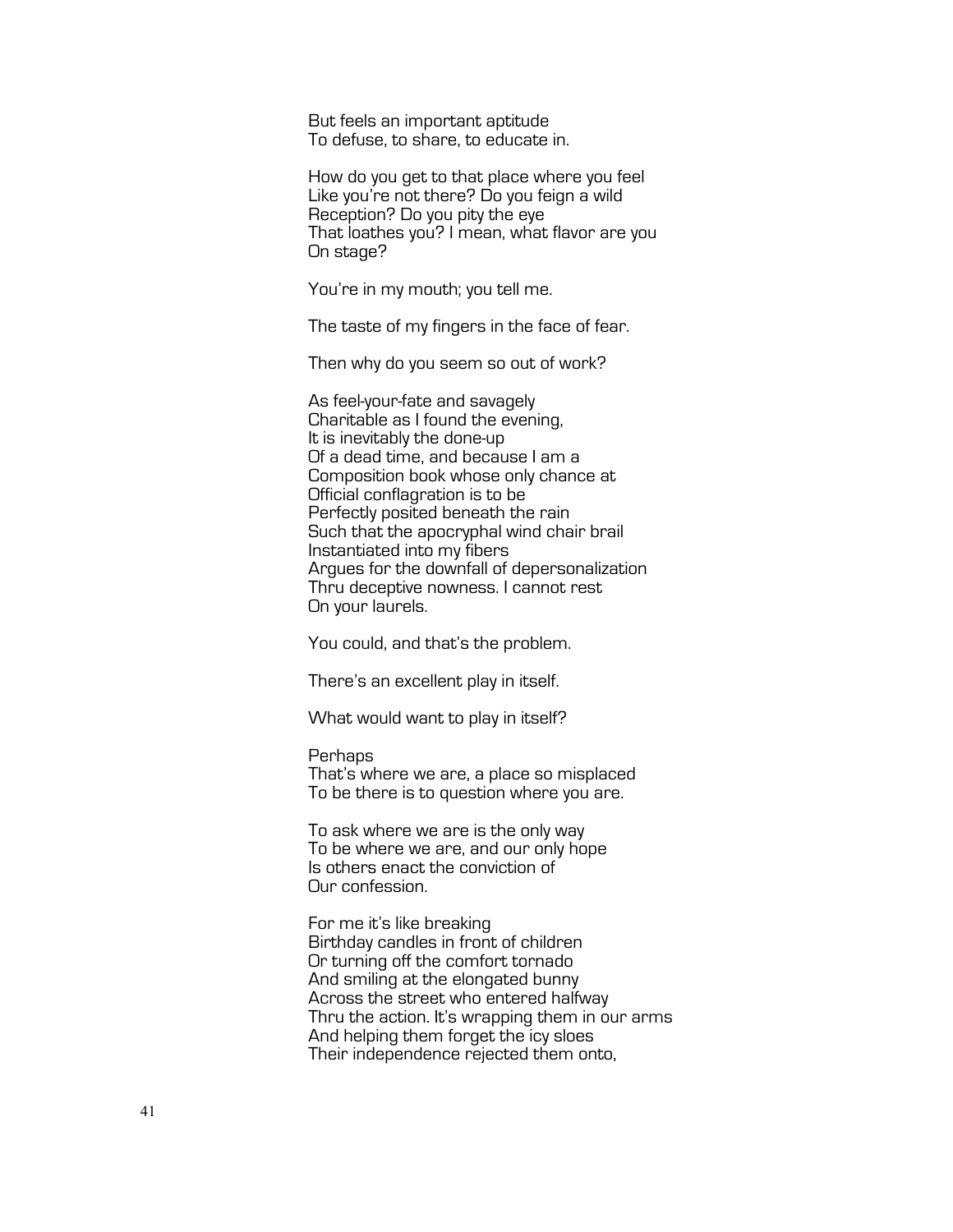But feels an important aptitude  
To defuse, to share, to educate in.

How do you get to that place where you feel  
Like you're not there? Do you feign a wild  
Reception? Do you pity the eye  
That loathes you? I mean, what flavor are you  
On stage?

You're in my mouth; you tell me.

The taste of my fingers in the face of fear.

Then why do you seem so out of work?

As feel-your-fate and savagely  
Charitable as I found the evening,  
It is inevitably the done-up  
Of a dead time, and because I am a  
Composition book whose only chance at  
Official conflagration is to be  
Perfectly posited beneath the rain  
Such that the apocryphal wind chair brail  
Instantiated into my fibers  
Argues for the downfall of depersonalization  
Thru deceptive nowness. I cannot rest  
On your laurels.

You could, and that's the problem.

There's an excellent play in itself.

What would want to play in itself?

Perhaps  
That's where we are, a place so misplaced  
To be there is to question where you are.

To ask where we are is the only way  
To be where we are, and our only hope  
Is others enact the conviction of  
Our confession.

For me it's like breaking  
Birthday candles in front of children  
Or turning off the comfort tornado  
And smiling at the elongated bunny  
Across the street who entered halfway  
Thru the action. It's wrapping them in our arms  
And helping them forget the icy sloes  
Their independence rejected them onto,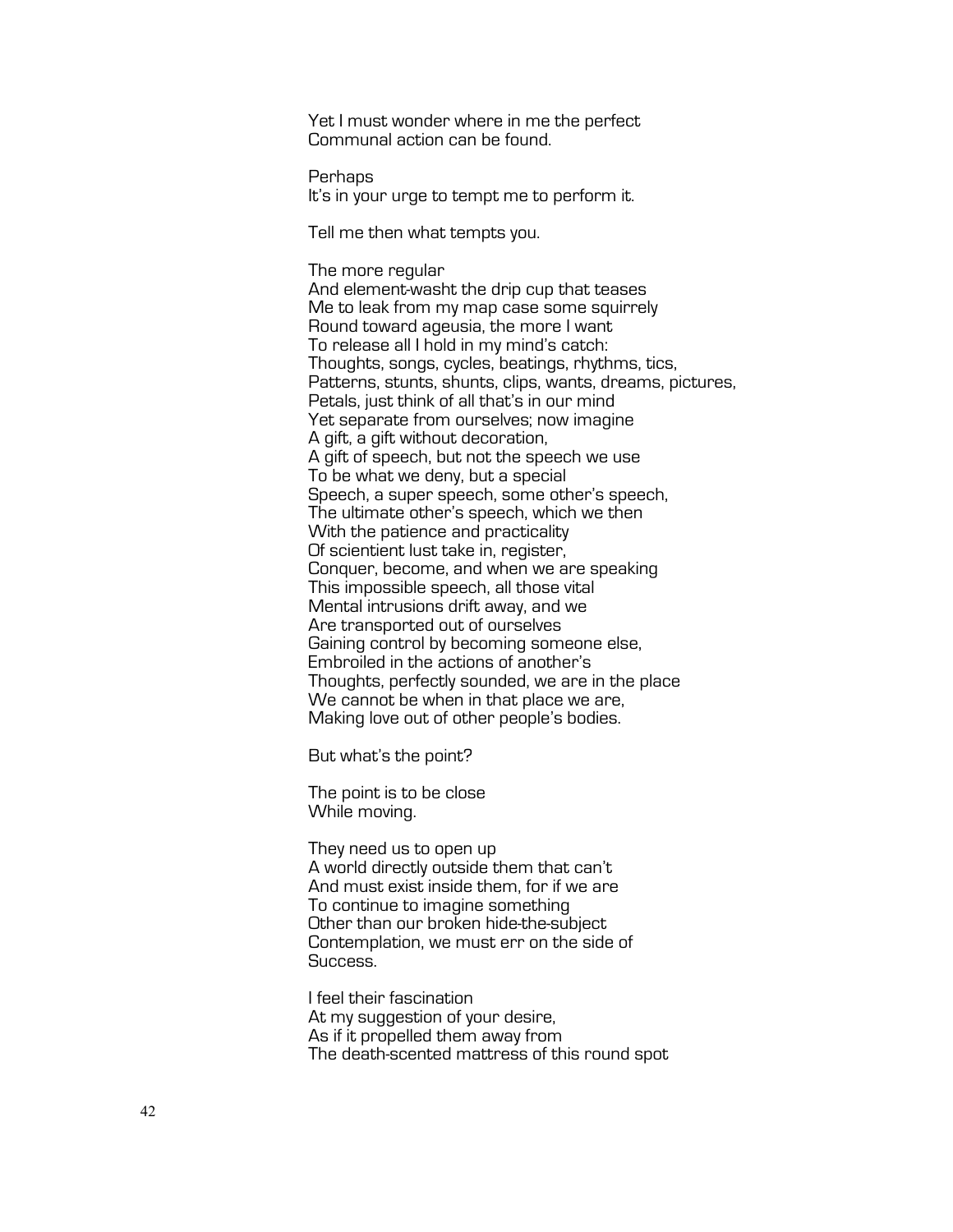Yet I must wonder where in me the perfect  
Communal action can be found.

Perhaps  
It's in your urge to tempt me to perform it.

Tell me then what tempts you.

The more regular  
And element-washt the drip cup that teases  
Me to leak from my map case some squirrely  
Round toward ageusia, the more I want  
To release all I hold in my mind's catch:  
Thoughts, songs, cycles, beatings, rhythms, tics,  
Patterns, stunts, shunts, clips, wants, dreams, pictures,  
Petals, just think of all that's in our mind  
Yet separate from ourselves; now imagine  
A gift, a gift without decoration,  
A gift of speech, but not the speech we use  
To be what we deny, but a special  
Speech, a super speech, some other's speech,  
The ultimate other's speech, which we then  
With the patience and practicality  
Of scientient lust take in, register,  
Conquer, become, and when we are speaking  
This impossible speech, all those vital  
Mental intrusions drift away, and we  
Are transported out of ourselves  
Gaining control by becoming someone else,  
Embroiled in the actions of another's  
Thoughts, perfectly sounded, we are in the place  
We cannot be when in that place we are,  
Making love out of other people's bodies.

But what's the point?

The point is to be close  
While moving.

They need us to open up  
A world directly outside them that can't  
And must exist inside them, for if we are  
To continue to imagine something  
Other than our broken hide-the-subject  
Contemplation, we must err on the side of  
Success.

I feel their fascination  
At my suggestion of your desire,  
As if it propelled them away from  
The death-scented mattress of this round spot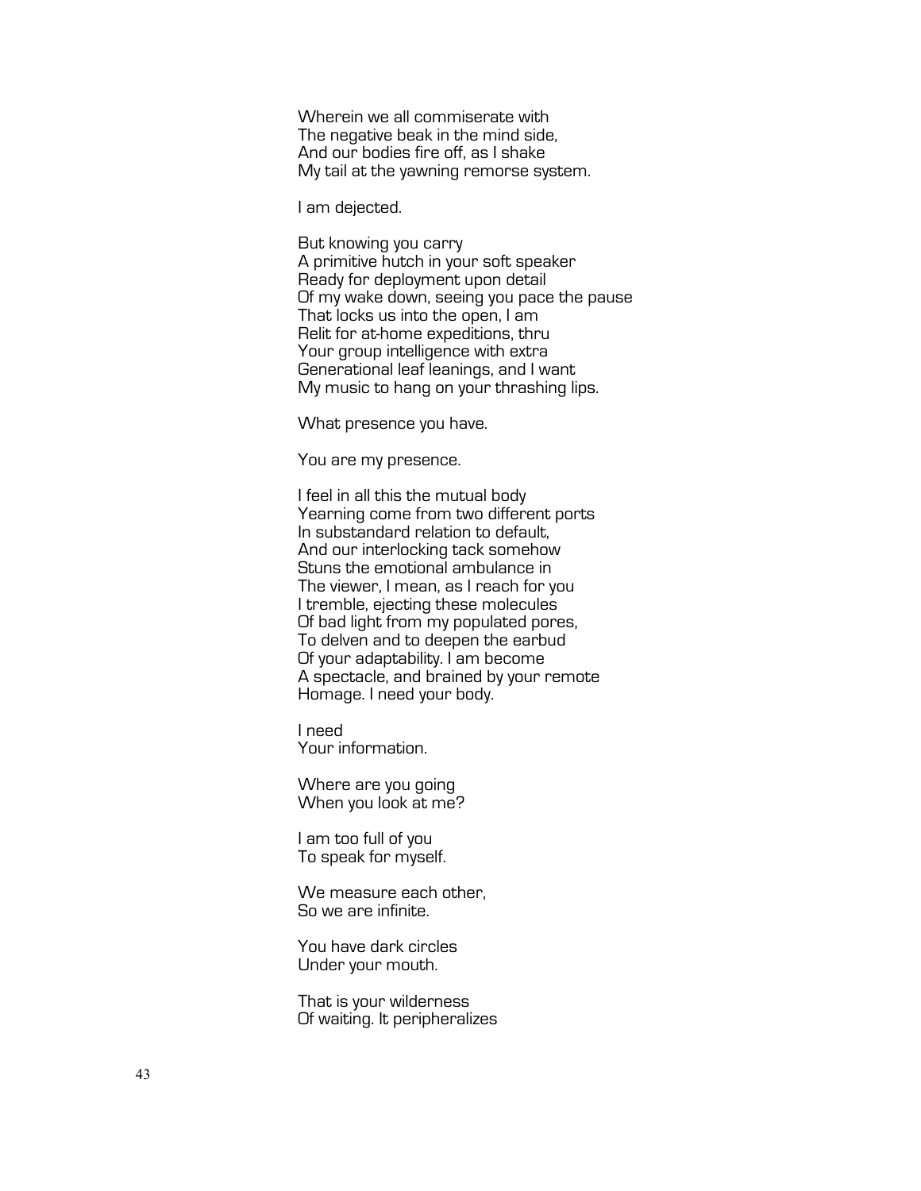Wherein we all commiserate with  
The negative beak in the mind side,  
And our bodies fire off, as I shake  
My tail at the yawning remorse system.

I am dejected.

But knowing you carry  
A primitive hutch in your soft speaker  
Ready for deployment upon detail  
Of my wake down, seeing you pace the pause  
That locks us into the open, I am  
Relit for at-home expeditions, thru  
Your group intelligence with extra  
Generational leaf leanings, and I want  
My music to hang on your thrashing lips.

What presence you have.

You are my presence.

I feel in all this the mutual body  
Yearning come from two different ports  
In substandard relation to default,  
And our interlocking tack somehow  
Stuns the emotional ambulance in  
The viewer, I mean, as I reach for you  
I tremble, ejecting these molecules  
Of bad light from my populated pores,  
To delven and to deepen the earbud  
Of your adaptability. I am become  
A spectacle, and brained by your remote  
Homage. I need your body.

I need  
Your information.

Where are you going  
When you look at me?

I am too full of you  
To speak for myself.

We measure each other,  
So we are infinite.

You have dark circles  
Under your mouth.

That is your wilderness  
Of waiting. It peripheralizes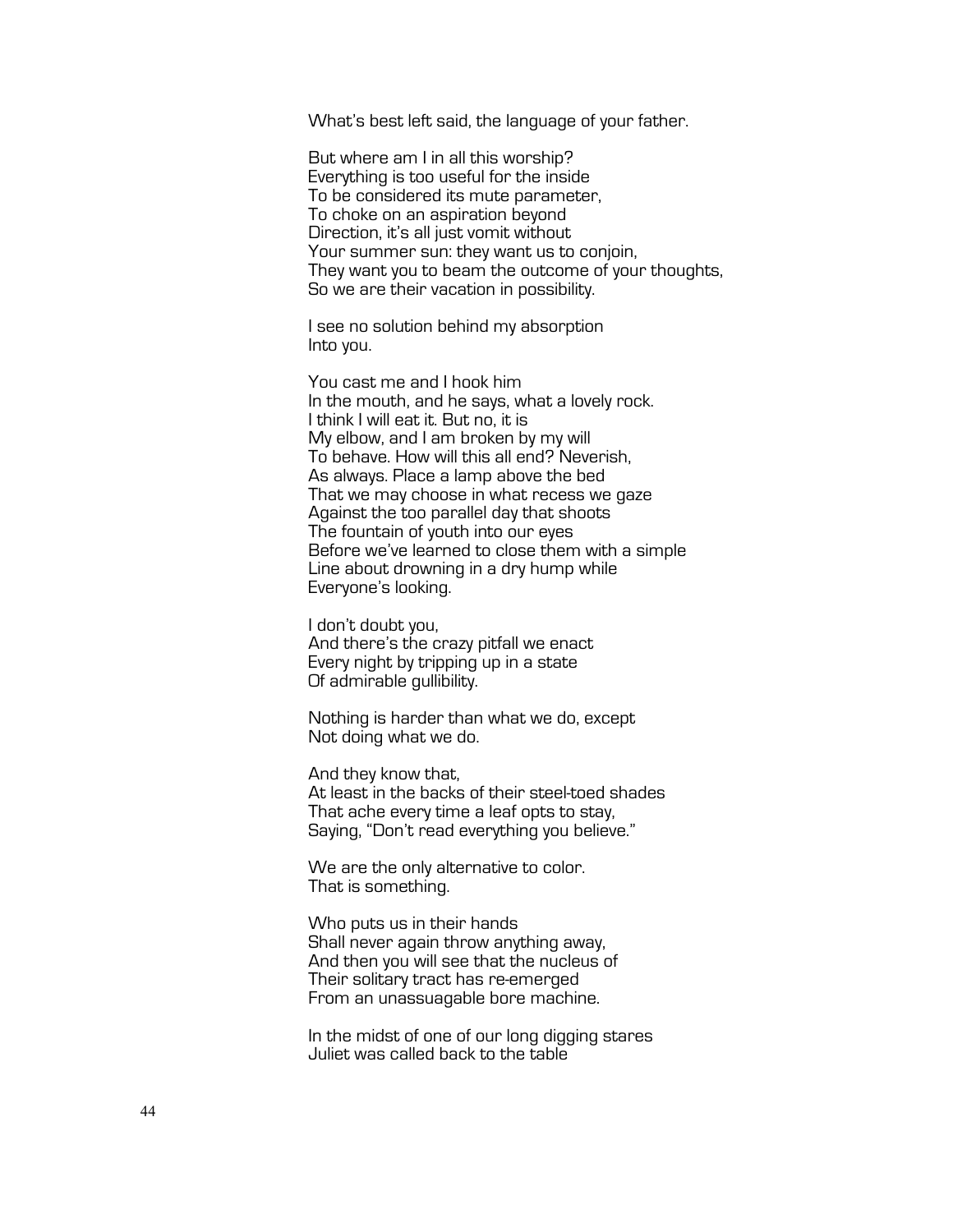What's best left said, the language of your father.

But where am I in all this worship?  
Everything is too useful for the inside  
To be considered its mute parameter,  
To choke on an aspiration beyond  
Direction, it's all just vomit without  
Your summer sun: they want us to conjoin,  
They want you to beam the outcome of your thoughts,  
So we are their vacation in possibility.

I see no solution behind my absorption  
Into you.

You cast me and I hook him  
In the mouth, and he says, what a lovely rock.  
I think I will eat it. But no, it is  
My elbow, and I am broken by my will  
To behave. How will this all end? Neverish,  
As always. Place a lamp above the bed  
That we may choose in what recess we gaze  
Against the too parallel day that shoots  
The fountain of youth into our eyes  
Before we've learned to close them with a simple  
Line about drowning in a dry hump while  
Everyone's looking.

I don't doubt you,  
And there's the crazy pitfall we enact  
Every night by tripping up in a state  
Of admirable gullibility.

Nothing is harder than what we do, except  
Not doing what we do.

And they know that,  
At least in the backs of their steel-toed shades  
That ache every time a leaf opts to stay,  
Saying, "Don't read everything you believe."

We are the only alternative to color.  
That is something.

Who puts us in their hands  
Shall never again throw anything away,  
And then you will see that the nucleus of  
Their solitary tract has re-emerged  
From an unassuagable bore machine.

In the midst of one of our long digging stares  
Juliet was called back to the table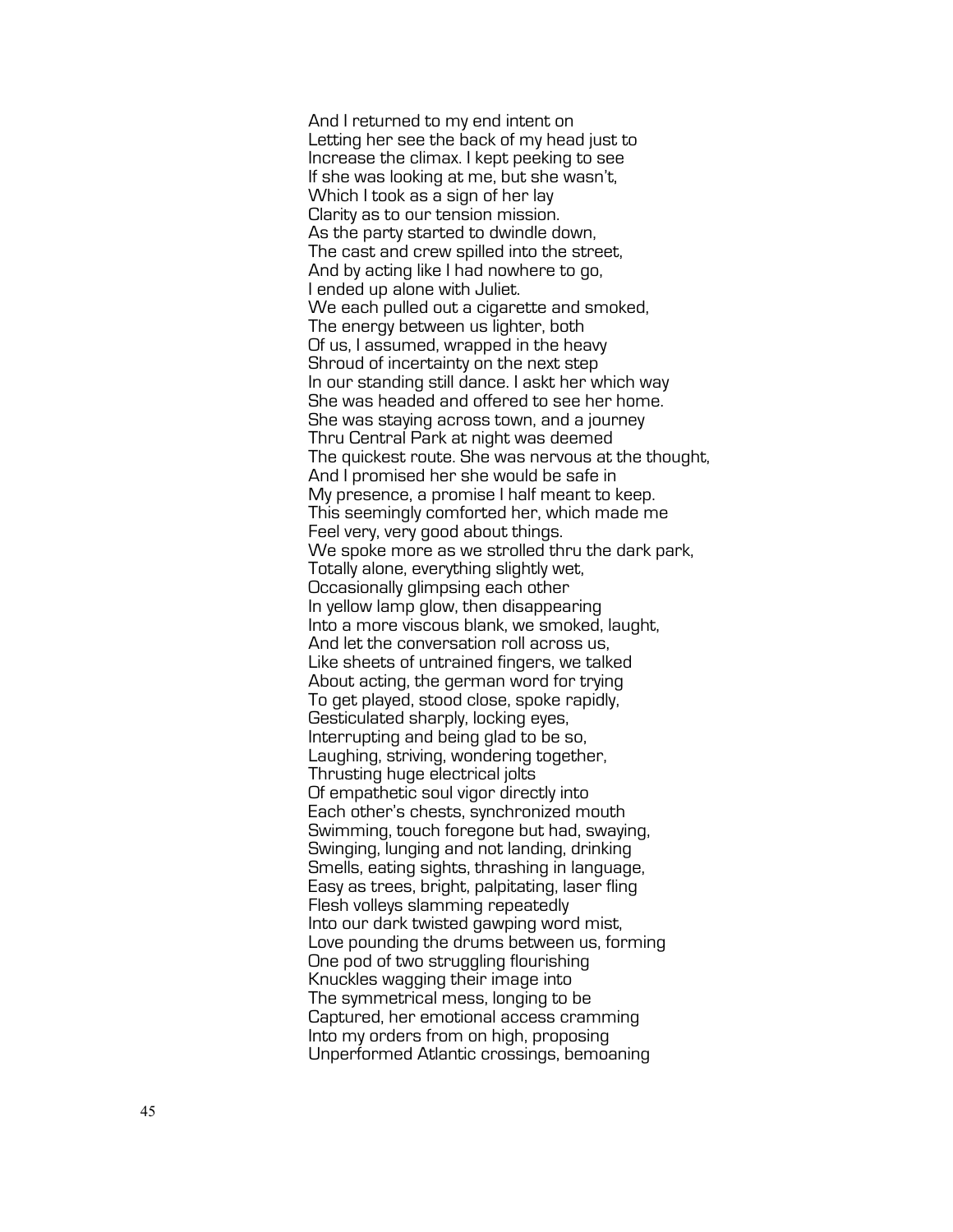And I returned to my end intent on
Letting her see the back of my head just to
Increase the climax. I kept peeking to see
If she was looking at me, but she wasn't,
Which I took as a sign of her lay
Clarity as to our tension mission.
As the party started to dwindle down,
The cast and crew spilled into the street,
And by acting like I had nowhere to go,
I ended up alone with Juliet.
We each pulled out a cigarette and smoked,
The energy between us lighter, both
Of us, I assumed, wrapped in the heavy
Shroud of incertainty on the next step
In our standing still dance. I askt her which way
She was headed and offered to see her home.
She was staying across town, and a journey
Thru Central Park at night was deemed
The quickest route. She was nervous at the thought,
And I promised her she would be safe in
My presence, a promise I half meant to keep.
This seemingly comforted her, which made me
Feel very, very good about things.
We spoke more as we strolled thru the dark park,
Totally alone, everything slightly wet,
Occasionally glimpsing each other
In yellow lamp glow, then disappearing
Into a more viscous blank, we smoked, laught,
And let the conversation roll across us,
Like sheets of untrained fingers, we talked
About acting, the german word for trying
To get played, stood close, spoke rapidly,
Gesticulated sharply, locking eyes,
Interrupting and being glad to be so,
Laughing, striving, wondering together,
Thrusting huge electrical jolts
Of empathetic soul vigor directly into
Each other's chests, synchronized mouth
Swimming, touch foregone but had, swaying,
Swinging, lunging and not landing, drinking
Smells, eating sights, thrashing in language,
Easy as trees, bright, palpitating, laser fling
Flesh volleys slamming repeatedly
Into our dark twisted gawping word mist,
Love pounding the drums between us, forming
One pod of two struggling flourishing
Knuckles wagging their image into
The symmetrical mess, longing to be
Captured, her emotional access cramming
Into my orders from on high, proposing
Unperformed Atlantic crossings, bemoaning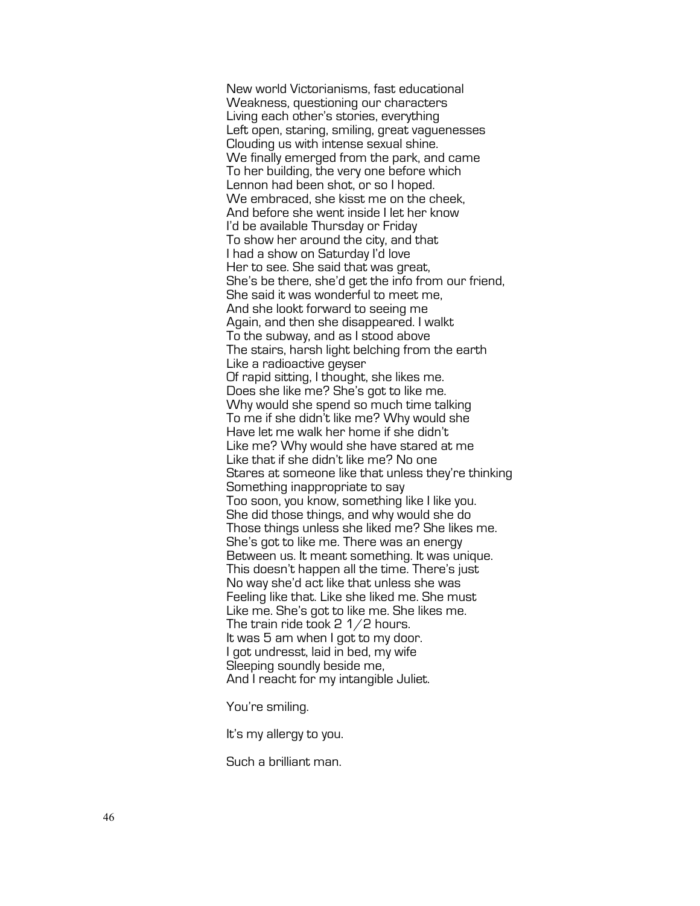New world Victorianisms, fast educational  
Weakness, questioning our characters  
Living each other's stories, everything  
Left open, staring, smiling, great vaguenesses  
Clouding us with intense sexual shine.  
We finally emerged from the park, and came  
To her building, the very one before which  
Lennon had been shot, or so I hoped.  
We embraced, she kisst me on the cheek,  
And before she went inside I let her know  
I'd be available Thursday or Friday  
To show her around the city, and that  
I had a show on Saturday I'd love  
Her to see. She said that was great,  
She's be there, she'd get the info from our friend,  
She said it was wonderful to meet me,  
And she lookt forward to seeing me  
Again, and then she disappeared. I walkt  
To the subway, and as I stood above  
The stairs, harsh light belching from the earth  
Like a radioactive geyser  
Of rapid sitting, I thought, she likes me.  
Does she like me? She's got to like me.  
Why would she spend so much time talking  
To me if she didn't like me? Why would she  
Have let me walk her home if she didn't  
Like me? Why would she have stared at me  
Like that if she didn't like me? No one  
Stares at someone like that unless they're thinking  
Something inappropriate to say  
Too soon, you know, something like I like you.  
She did those things, and why would she do  
Those things unless she liked me? She likes me.  
She's got to like me. There was an energy  
Between us. It meant something. It was unique.  
This doesn't happen all the time. There's just  
No way she'd act like that unless she was  
Feeling like that. Like she liked me. She must  
Like me. She's got to like me. She likes me.  
The train ride took 2 1/2 hours.  
It was 5 am when I got to my door.  
I got undresst, laid in bed, my wife  
Sleeping soundly beside me,  
And I reacht for my intangible Juliet.

You're smiling.

It's my allergy to you.

Such a brilliant man.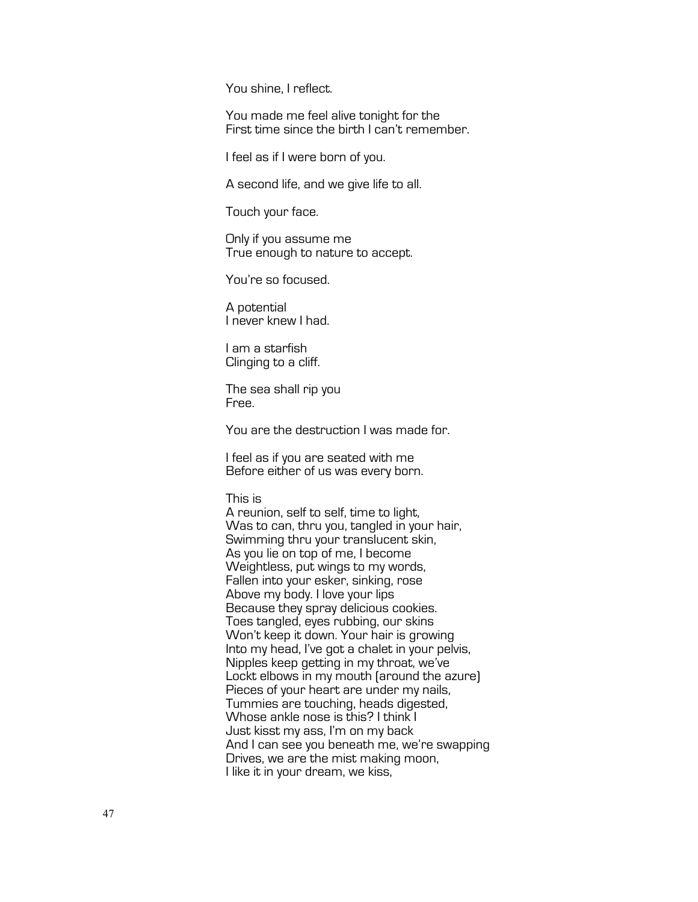You shine, I reflect.

You made me feel alive tonight for the  
First time since the birth I can't remember.

I feel as if I were born of you.

A second life, and we give life to all.

Touch your face.

Only if you assume me  
True enough to nature to accept.

You're so focused.

A potential  
I never knew I had.

I am a starfish  
Clinging to a cliff.

The sea shall rip you  
Free.

You are the destruction I was made for.

I feel as if you are seated with me  
Before either of us was every born.

This is  
A reunion, self to self, time to light,  
Was to can, thru you, tangled in your hair,  
Swimming thru your translucent skin,  
As you lie on top of me, I become  
Weightless, put wings to my words,  
Fallen into your esker, sinking, rose  
Above my body. I love your lips  
Because they spray delicious cookies.  
Toes tangled, eyes rubbing, our skins  
Won't keep it down. Your hair is growing  
Into my head, I've got a chalet in your pelvis,  
Nipples keep getting in my throat, we've  
Lockt elbows in my mouth (around the azure)  
Pieces of your heart are under my nails,  
Tummies are touching, heads digested,  
Whose ankle nose is this? I think I  
Just kisst my ass, I'm on my back  
And I can see you beneath me, we're swapping  
Drives, we are the mist making moon,  
I like it in your dream, we kiss,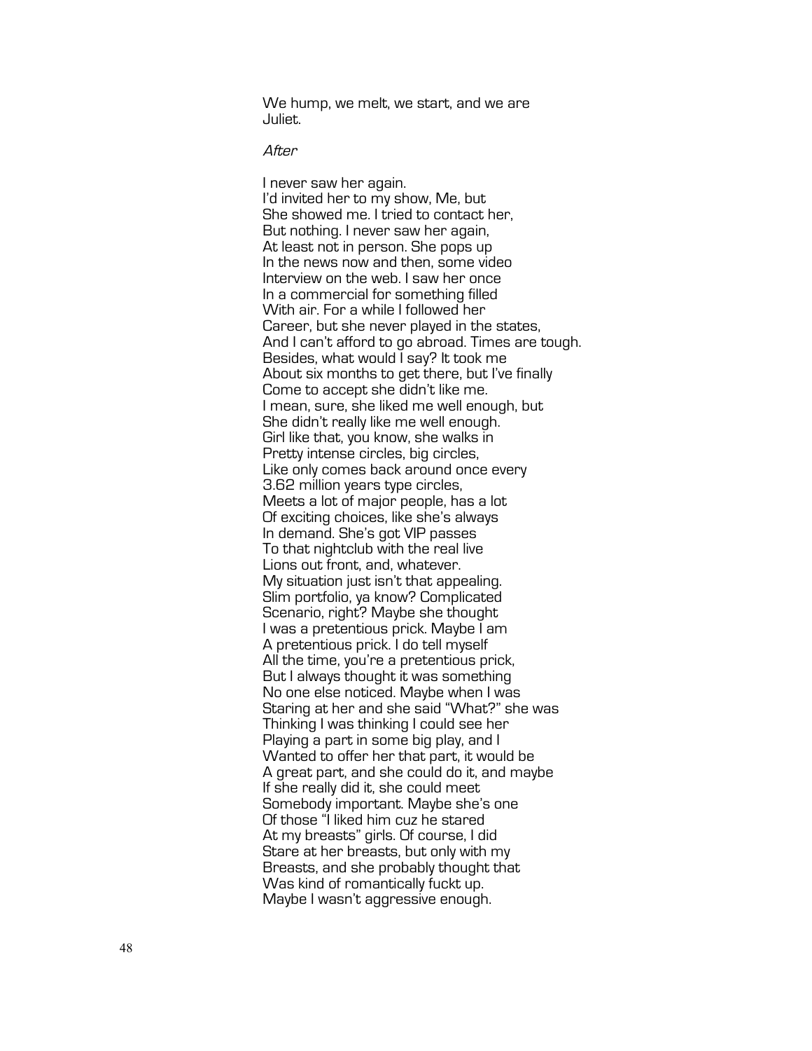We hump, we melt, we start, and we are
Juliet.

*After*

I never saw her again.
I'd invited her to my show, Me, but
She showed me. I tried to contact her,
But nothing. I never saw her again,
At least not in person. She pops up
In the news now and then, some video
Interview on the web. I saw her once
In a commercial for something filled
With air. For a while I followed her
Career, but she never played in the states,
And I can't afford to go abroad. Times are tough.
Besides, what would I say? It took me
About six months to get there, but I've finally
Come to accept she didn't like me.
I mean, sure, she liked me well enough, but
She didn't really like me well enough.
Girl like that, you know, she walks in
Pretty intense circles, big circles,
Like only comes back around once every
3.62 million years type circles,
Meets a lot of major people, has a lot
Of exciting choices, like she's always
In demand. She's got VIP passes
To that nightclub with the real live
Lions out front, and, whatever.
My situation just isn't that appealing.
Slim portfolio, ya know? Complicated
Scenario, right? Maybe she thought
I was a pretentious prick. Maybe I am
A pretentious prick. I do tell myself
All the time, you're a pretentious prick,
But I always thought it was something
No one else noticed. Maybe when I was
Staring at her and she said "What?" she was
Thinking I was thinking I could see her
Playing a part in some big play, and I
Wanted to offer her that part, it would be
A great part, and she could do it, and maybe
If she really did it, she could meet
Somebody important. Maybe she's one
Of those "I liked him cuz he stared
At my breasts" girls. Of course, I did
Stare at her breasts, but only with my
Breasts, and she probably thought that
Was kind of romantically fuckt up.
Maybe I wasn't aggressive enough.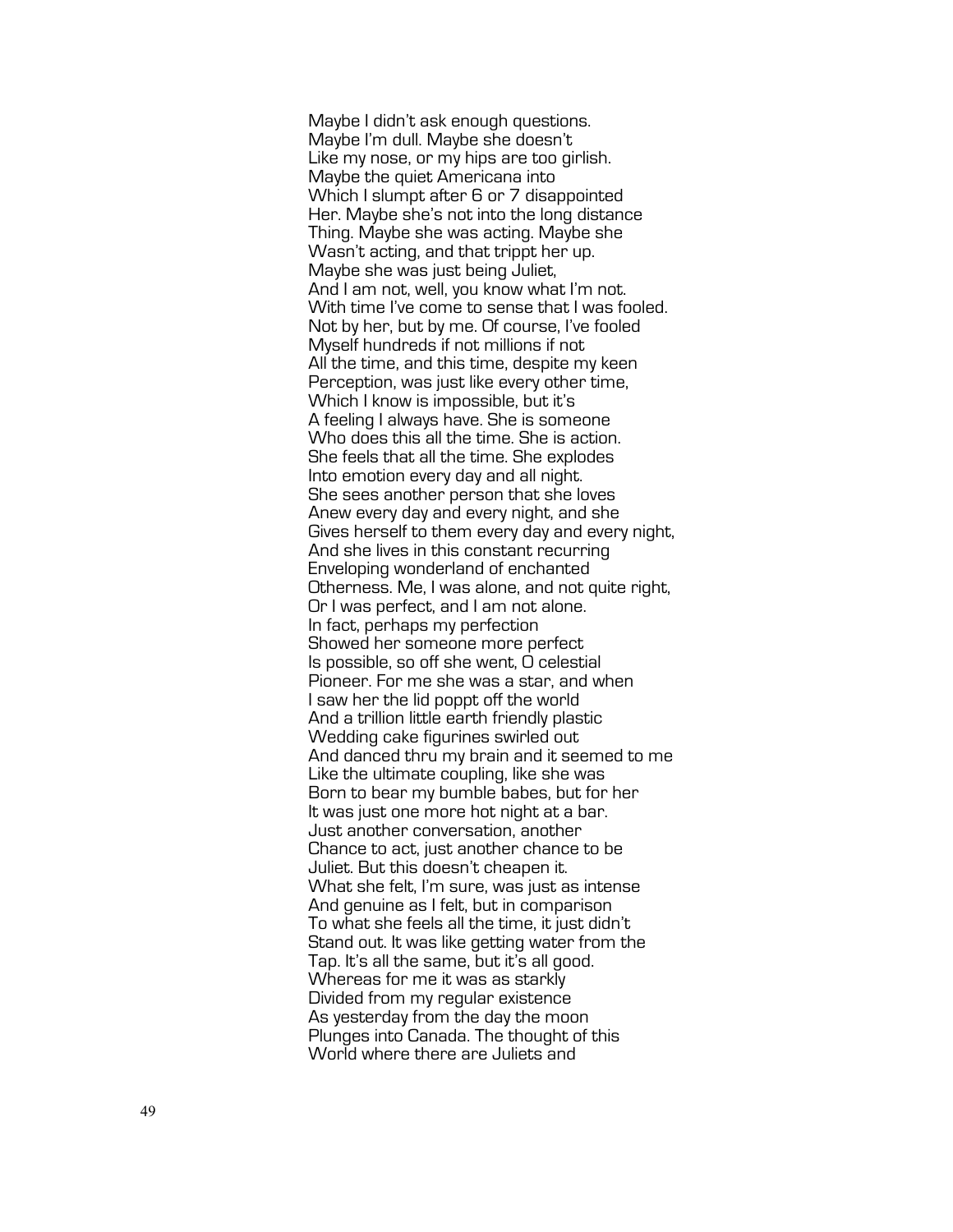Maybe I didn't ask enough questions.
Maybe I'm dull. Maybe she doesn't
Like my nose, or my hips are too girlish.
Maybe the quiet Americana into
Which I slumpt after 6 or 7 disappointed
Her. Maybe she's not into the long distance
Thing. Maybe she was acting. Maybe she
Wasn't acting, and that trippt her up.
Maybe she was just being Juliet,
And I am not, well, you know what I'm not.
With time I've come to sense that I was fooled.
Not by her, but by me. Of course, I've fooled
Myself hundreds if not millions if not
All the time, and this time, despite my keen
Perception, was just like every other time,
Which I know is impossible, but it's
A feeling I always have. She is someone
Who does this all the time. She is action.
She feels that all the time. She explodes
Into emotion every day and all night.
She sees another person that she loves
Anew every day and every night, and she
Gives herself to them every day and every night,
And she lives in this constant recurring
Enveloping wonderland of enchanted
Otherness. Me, I was alone, and not quite right,
Or I was perfect, and I am not alone.
In fact, perhaps my perfection
Showed her someone more perfect
Is possible, so off she went, O celestial
Pioneer. For me she was a star, and when
I saw her the lid poppt off the world
And a trillion little earth friendly plastic
Wedding cake figurines swirled out
And danced thru my brain and it seemed to me
Like the ultimate coupling, like she was
Born to bear my bumble babes, but for her
It was just one more hot night at a bar.
Just another conversation, another
Chance to act, just another chance to be
Juliet. But this doesn't cheapen it.
What she felt, I'm sure, was just as intense
And genuine as I felt, but in comparison
To what she feels all the time, it just didn't
Stand out. It was like getting water from the
Tap. It's all the same, but it's all good.
Whereas for me it was as starkly
Divided from my regular existence
As yesterday from the day the moon
Plunges into Canada. The thought of this
World where there are Juliets and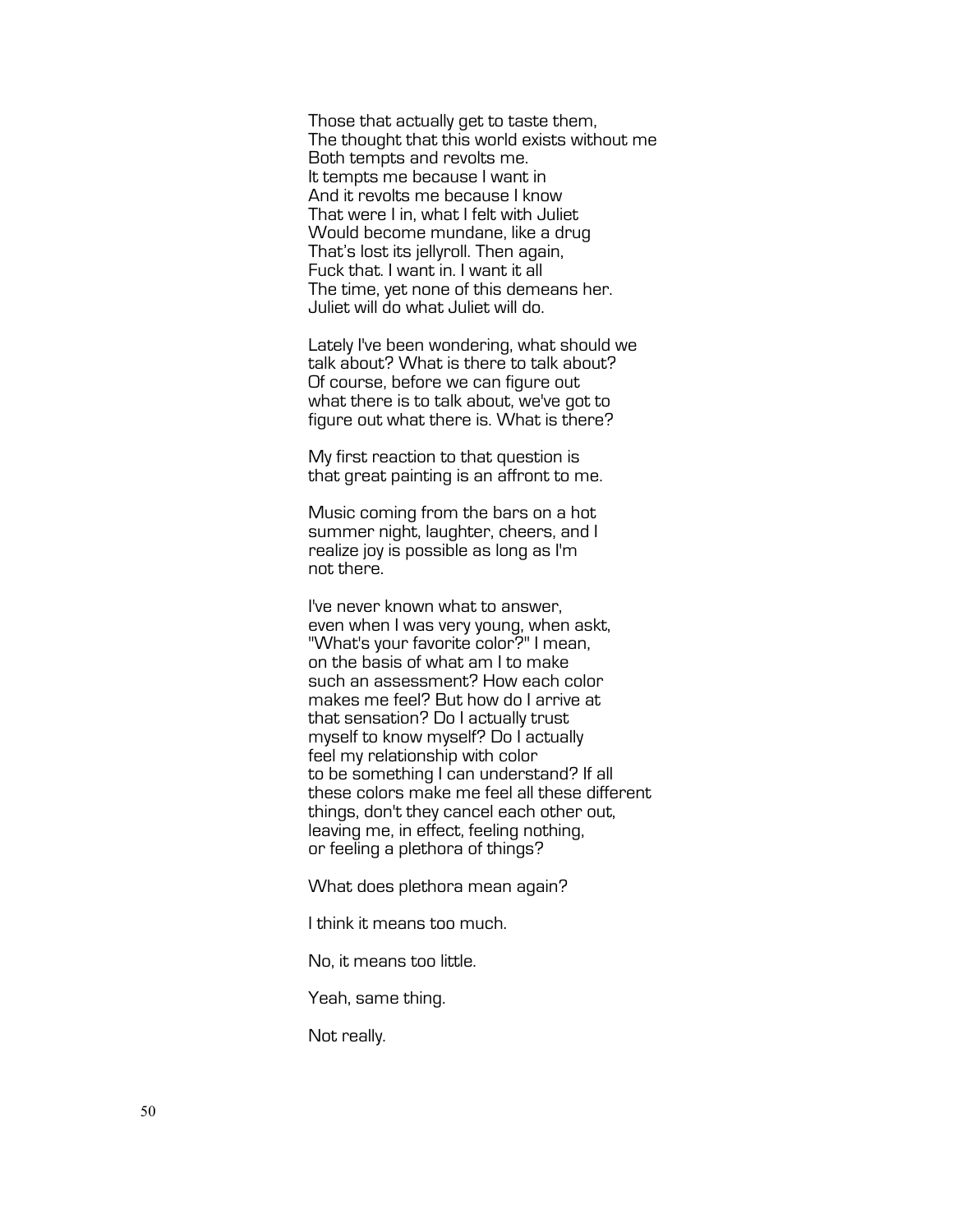Those that actually get to taste them,  
The thought that this world exists without me  
Both tempts and revolts me.  
It tempts me because I want in  
And it revolts me because I know  
That were I in, what I felt with Juliet  
Would become mundane, like a drug  
That's lost its jellyroll. Then again,  
Fuck that. I want in. I want it all  
The time, yet none of this demeans her.  
Juliet will do what Juliet will do.

Lately I've been wondering, what should we  
talk about? What is there to talk about?  
Of course, before we can figure out  
what there is to talk about, we've got to  
figure out what there is. What is there?

My first reaction to that question is  
that great painting is an affront to me.

Music coming from the bars on a hot  
summer night, laughter, cheers, and I  
realize joy is possible as long as I'm  
not there.

I've never known what to answer,  
even when I was very young, when askt,  
"What's your favorite color?" I mean,  
on the basis of what am I to make  
such an assessment? How each color  
makes me feel? But how do I arrive at  
that sensation? Do I actually trust  
myself to know myself? Do I actually  
feel my relationship with color  
to be something I can understand? If all  
these colors make me feel all these different  
things, don't they cancel each other out,  
leaving me, in effect, feeling nothing,  
or feeling a plethora of things?

What does plethora mean again?

I think it means too much.

No, it means too little.

Yeah, same thing.

Not really.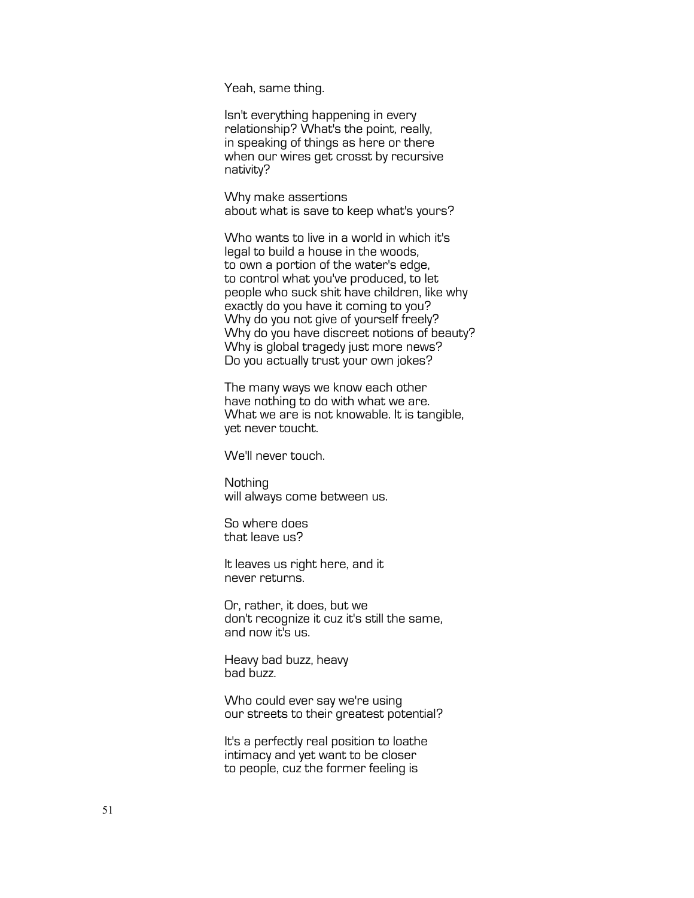Yeah, same thing.

Isn't everything happening in every
relationship? What's the point, really,
in speaking of things as here or there
when our wires get crosst by recursive
nativity?

Why make assertions
about what is save to keep what's yours?

Who wants to live in a world in which it's
legal to build a house in the woods,
to own a portion of the water's edge,
to control what you've produced, to let
people who suck shit have children, like why
exactly do you have it coming to you?
Why do you not give of yourself freely?
Why do you have discreet notions of beauty?
Why is global tragedy just more news?
Do you actually trust your own jokes?

The many ways we know each other
have nothing to do with what we are.
What we are is not knowable. It is tangible,
yet never toucht.

We'll never touch.

Nothing
will always come between us.

So where does
that leave us?

It leaves us right here, and it
never returns.

Or, rather, it does, but we
don't recognize it cuz it's still the same,
and now it's us.

Heavy bad buzz, heavy
bad buzz.

Who could ever say we're using
our streets to their greatest potential?

It's a perfectly real position to loathe
intimacy and yet want to be closer
to people, cuz the former feeling is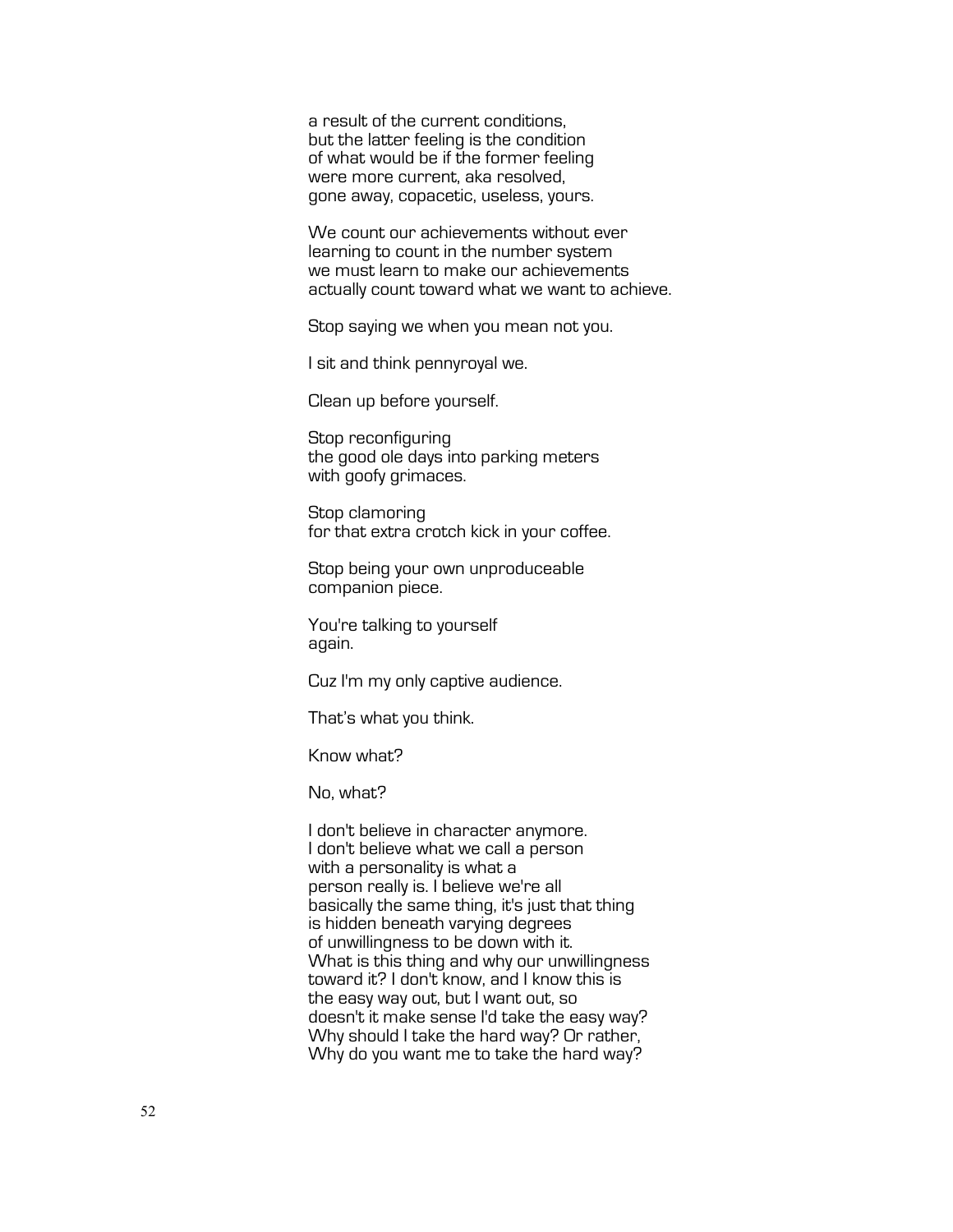a result of the current conditions,
but the latter feeling is the condition
of what would be if the former feeling
were more current, aka resolved,
gone away, copacetic, useless, yours.

We count our achievements without ever
learning to count in the number system
we must learn to make our achievements
actually count toward what we want to achieve.

Stop saying we when you mean not you.

I sit and think pennyroyal we.

Clean up before yourself.

Stop reconfiguring
the good ole days into parking meters
with goofy grimaces.

Stop clamoring
for that extra crotch kick in your coffee.

Stop being your own unproduceable
companion piece.

You're talking to yourself
again.

Cuz I'm my only captive audience.

That's what you think.

Know what?

No, what?

I don't believe in character anymore.
I don't believe what we call a person
with a personality is what a
person really is. I believe we're all
basically the same thing, it's just that thing
is hidden beneath varying degrees
of unwillingness to be down with it.
What is this thing and why our unwillingness
toward it? I don't know, and I know this is
the easy way out, but I want out, so
doesn't it make sense I'd take the easy way?
Why should I take the hard way? Or rather,
Why do you want me to take the hard way?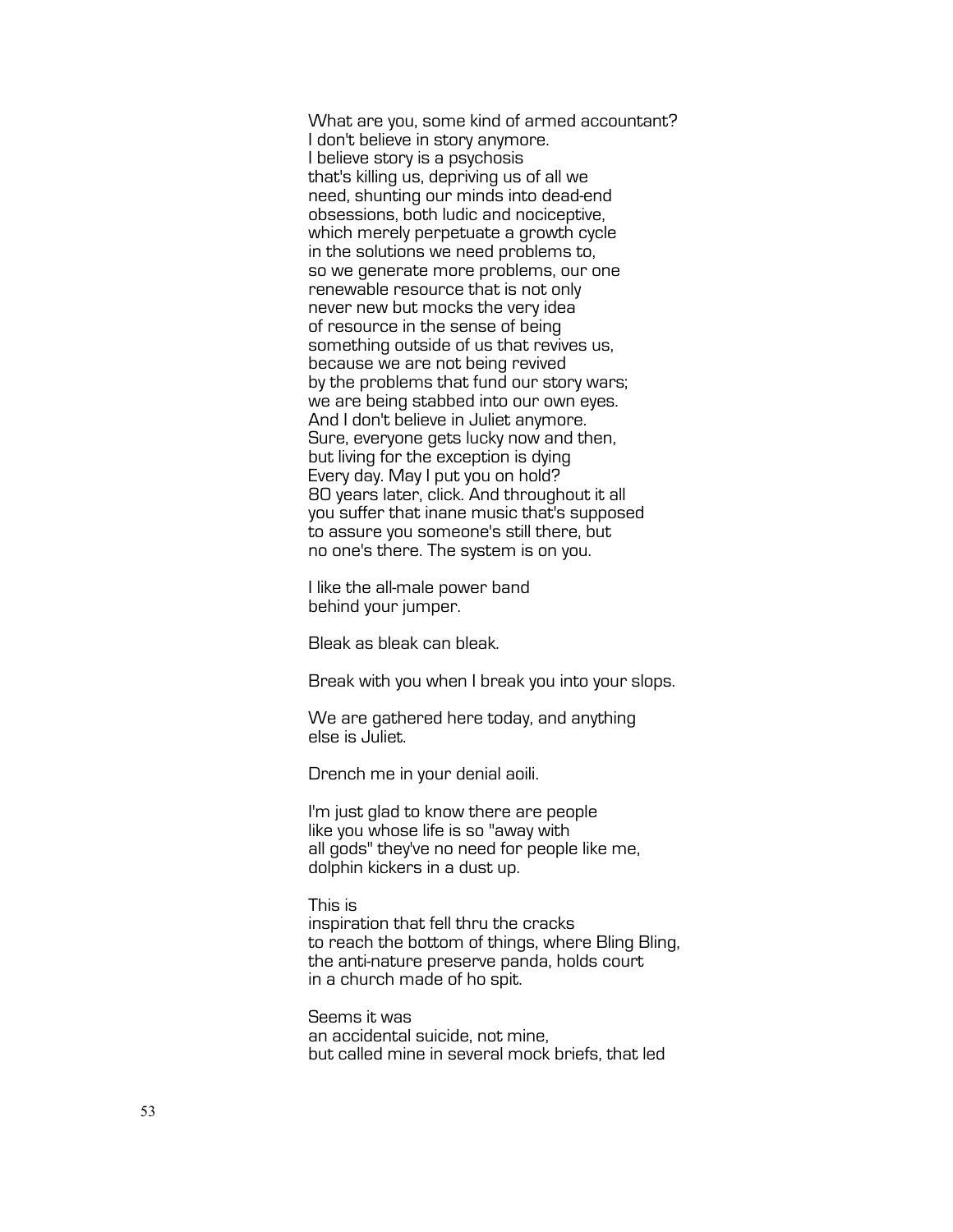What are you, some kind of armed accountant?
I don't believe in story anymore.
I believe story is a psychosis
that's killing us, depriving us of all we
need, shunting our minds into dead-end
obsessions, both ludic and nociceptive,
which merely perpetuate a growth cycle
in the solutions we need problems to,
so we generate more problems, our one
renewable resource that is not only
never new but mocks the very idea
of resource in the sense of being
something outside of us that revives us,
because we are not being revived
by the problems that fund our story wars;
we are being stabbed into our own eyes.
And I don't believe in Juliet anymore.
Sure, everyone gets lucky now and then,
but living for the exception is dying
Every day. May I put you on hold?
80 years later, click. And throughout it all
you suffer that inane music that's supposed
to assure you someone's still there, but
no one's there. The system is on you.

I like the all-male power band
behind your jumper.

Bleak as bleak can bleak.

Break with you when I break you into your slops.

We are gathered here today, and anything
else is Juliet.

Drench me in your denial aoili.

I'm just glad to know there are people
like you whose life is so "away with
all gods" they've no need for people like me,
dolphin kickers in a dust up.

This is
inspiration that fell thru the cracks
to reach the bottom of things, where Bling Bling,
the anti-nature preserve panda, holds court
in a church made of ho spit.

Seems it was
an accidental suicide, not mine,
but called mine in several mock briefs, that led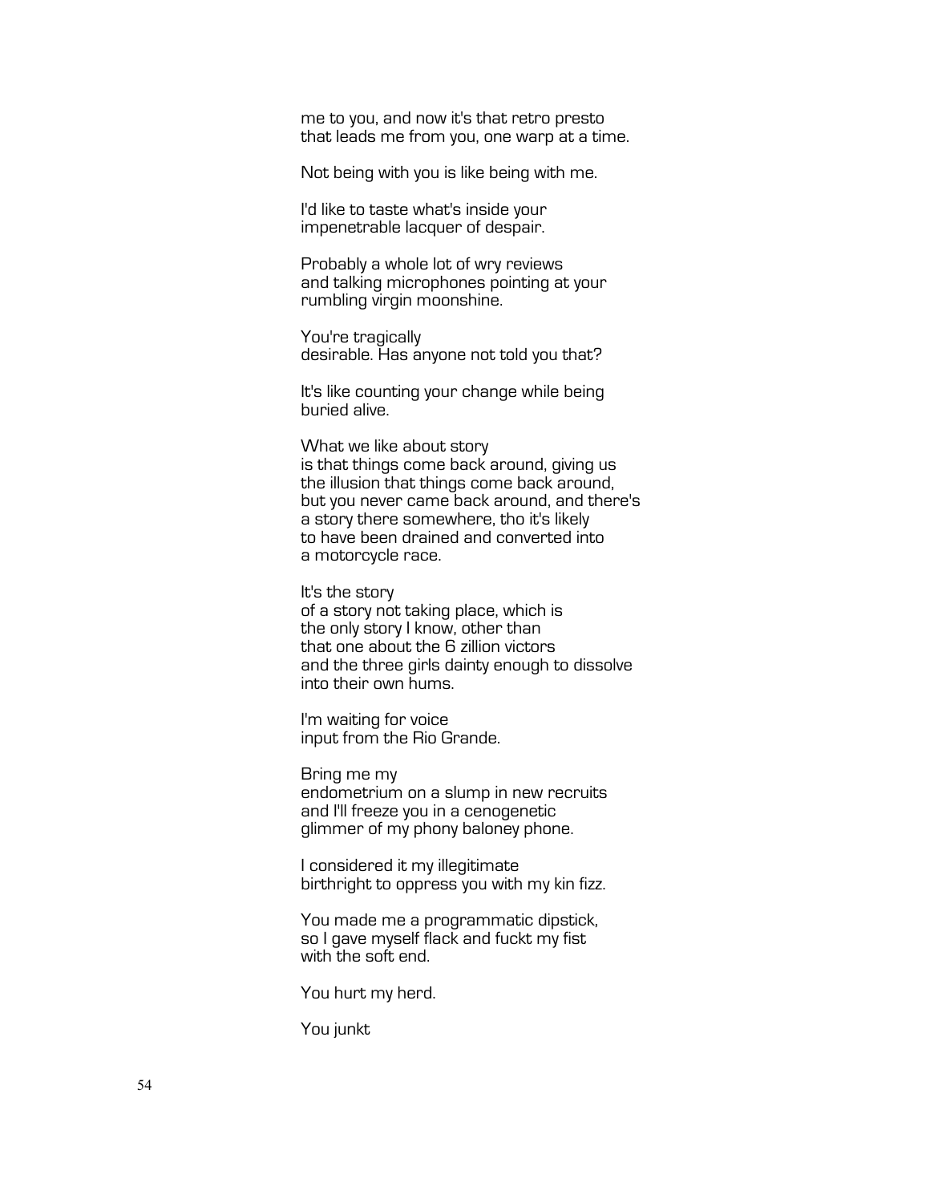me to you, and now it's that retro presto
that leads me from you, one warp at a time.

Not being with you is like being with me.

I'd like to taste what's inside your
impenetrable lacquer of despair.

Probably a whole lot of wry reviews
and talking microphones pointing at your
rumbling virgin moonshine.

You're tragically
desirable. Has anyone not told you that?

It's like counting your change while being
buried alive.

What we like about story
is that things come back around, giving us
the illusion that things come back around,
but you never came back around, and there's
a story there somewhere, tho it's likely
to have been drained and converted into
a motorcycle race.

It's the story
of a story not taking place, which is
the only story I know, other than
that one about the 6 zillion victors
and the three girls dainty enough to dissolve
into their own hums.

I'm waiting for voice
input from the Rio Grande.

Bring me my
endometrium on a slump in new recruits
and I'll freeze you in a cenogenetic
glimmer of my phony baloney phone.

I considered it my illegitimate
birthright to oppress you with my kin fizz.

You made me a programmatic dipstick,
so I gave myself flack and fuckt my fist
with the soft end.

You hurt my herd.

You junkt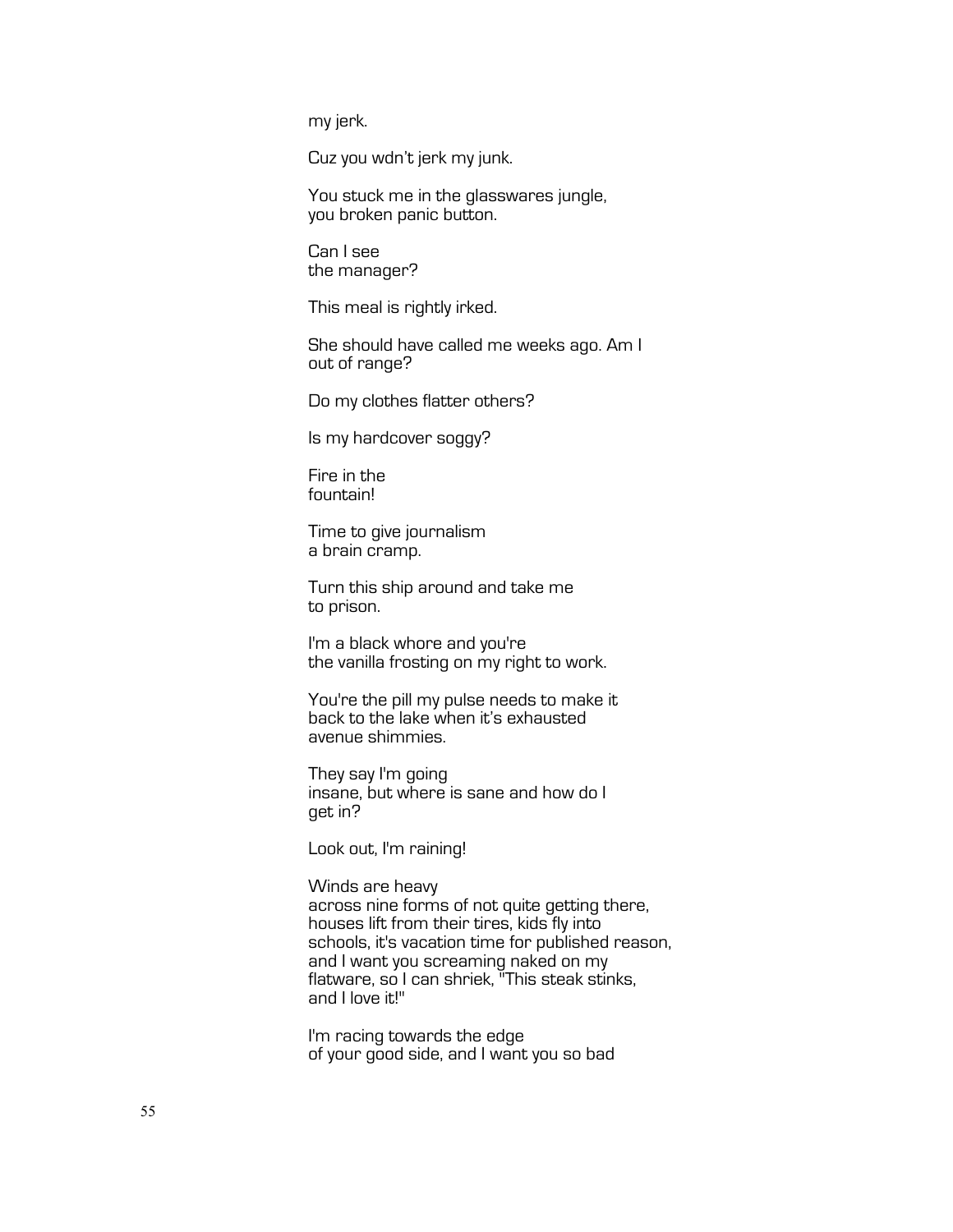my jerk.

Cuz you wdn't jerk my junk.

You stuck me in the glasswares jungle,
you broken panic button.

Can I see
the manager?

This meal is rightly irked.

She should have called me weeks ago. Am I
out of range?

Do my clothes flatter others?

Is my hardcover soggy?

Fire in the
fountain!

Time to give journalism
a brain cramp.

Turn this ship around and take me
to prison.

I'm a black whore and you're
the vanilla frosting on my right to work.

You're the pill my pulse needs to make it
back to the lake when it's exhausted
avenue shimmies.

They say I'm going
insane, but where is sane and how do I
get in?

Look out, I'm raining!

Winds are heavy
across nine forms of not quite getting there,
houses lift from their tires, kids fly into
schools, it's vacation time for published reason,
and I want you screaming naked on my
flatware, so I can shriek, "This steak stinks,
and I love it!"

I'm racing towards the edge
of your good side, and I want you so bad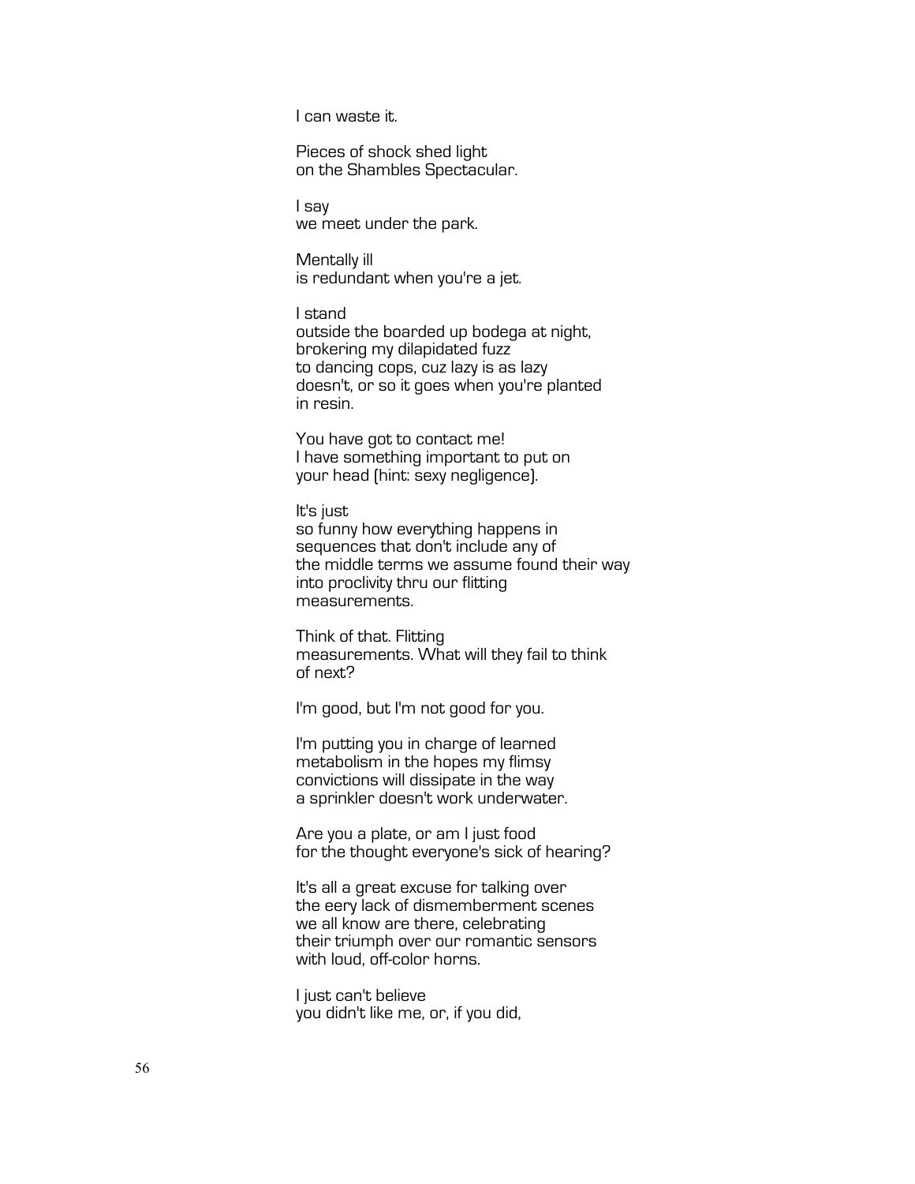I can waste it.

Pieces of shock shed light  
on the Shambles Spectacular.

I say  
we meet under the park.

Mentally ill  
is redundant when you're a jet.

I stand  
outside the boarded up bodega at night,  
brokering my dilapidated fuzz  
to dancing cops, cuz lazy is as lazy  
doesn't, or so it goes when you're planted  
in resin.

You have got to contact me!  
I have something important to put on  
your head (hint: sexy negligence).

It's just  
so funny how everything happens in  
sequences that don't include any of  
the middle terms we assume found their way  
into proclivity thru our flitting  
measurements.

Think of that. Flitting  
measurements. What will they fail to think  
of next?

I'm good, but I'm not good for you.

I'm putting you in charge of learned  
metabolism in the hopes my flimsy  
convictions will dissipate in the way  
a sprinkler doesn't work underwater.

Are you a plate, or am I just food  
for the thought everyone's sick of hearing?

It's all a great excuse for talking over  
the eery lack of dismemberment scenes  
we all know are there, celebrating  
their triumph over our romantic sensors  
with loud, off-color horns.

I just can't believe  
you didn't like me, or, if you did,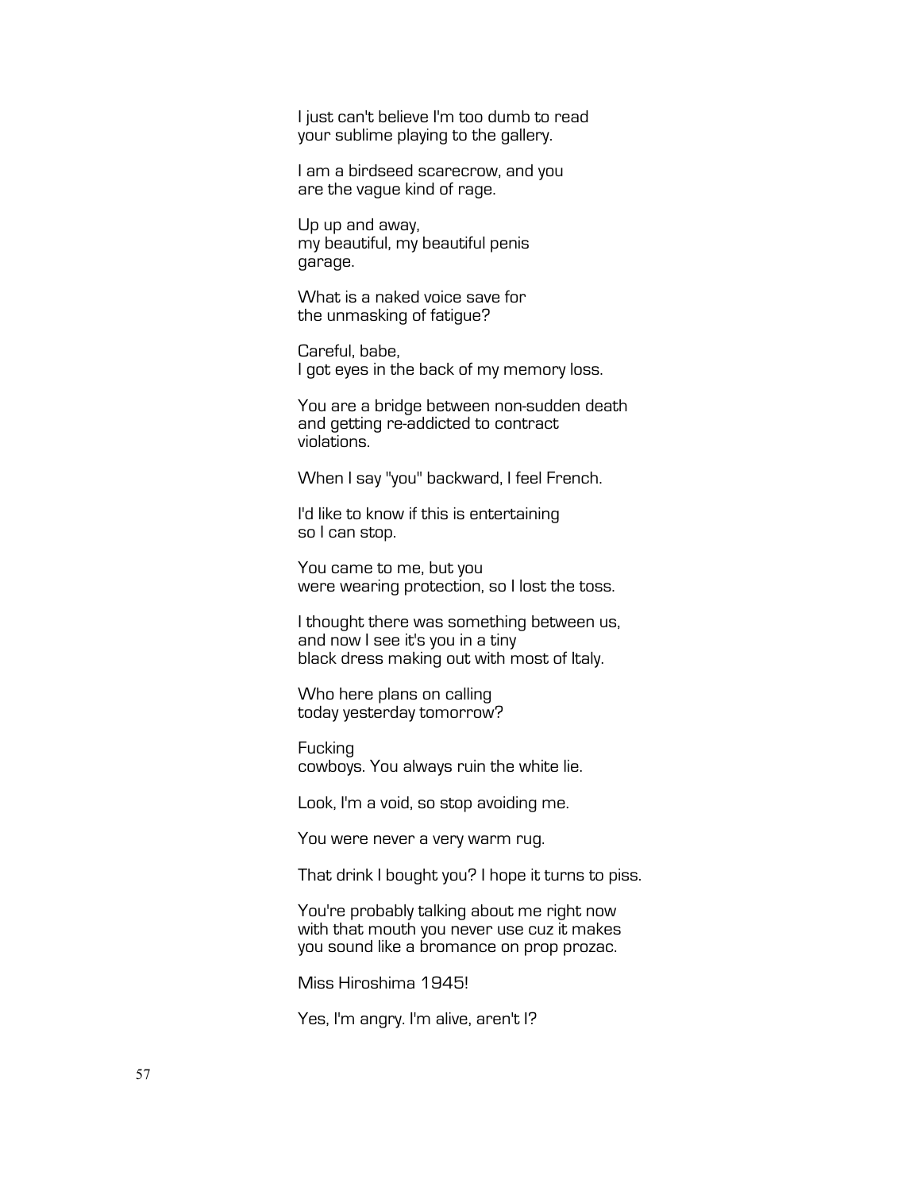I just can't believe I'm too dumb to read
your sublime playing to the gallery.

I am a birdseed scarecrow, and you
are the vague kind of rage.

Up up and away,
my beautiful, my beautiful penis
garage.

What is a naked voice save for
the unmasking of fatigue?

Careful, babe,
I got eyes in the back of my memory loss.

You are a bridge between non-sudden death
and getting re-addicted to contract
violations.

When I say "you" backward, I feel French.

I'd like to know if this is entertaining
so I can stop.

You came to me, but you
were wearing protection, so I lost the toss.

I thought there was something between us,
and now I see it's you in a tiny
black dress making out with most of Italy.

Who here plans on calling
today yesterday tomorrow?

Fucking
cowboys. You always ruin the white lie.

Look, I'm a void, so stop avoiding me.

You were never a very warm rug.

That drink I bought you? I hope it turns to piss.

You're probably talking about me right now
with that mouth you never use cuz it makes
you sound like a bromance on prop prozac.

Miss Hiroshima 1945!

Yes, I'm angry. I'm alive, aren't I?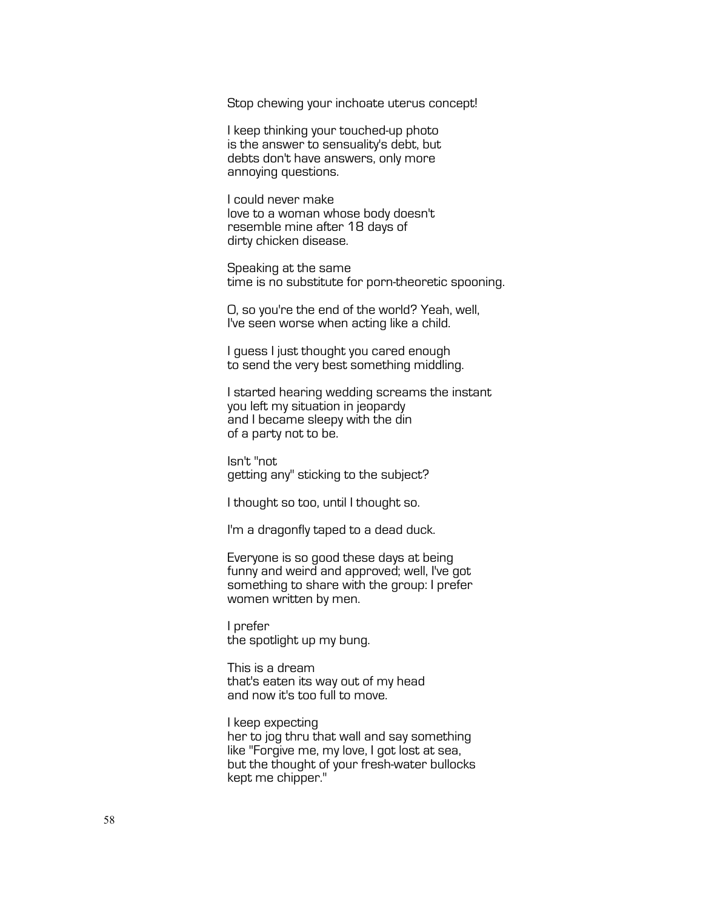Stop chewing your inchoate uterus concept!

I keep thinking your touched-up photo
is the answer to sensuality's debt, but
debts don't have answers, only more
annoying questions.

I could never make
love to a woman whose body doesn't
resemble mine after 18 days of
dirty chicken disease.

Speaking at the same
time is no substitute for porn-theoretic spooning.

O, so you're the end of the world? Yeah, well,
I've seen worse when acting like a child.

I guess I just thought you cared enough
to send the very best something middling.

I started hearing wedding screams the instant
you left my situation in jeopardy
and I became sleepy with the din
of a party not to be.

Isn't "not
getting any" sticking to the subject?

I thought so too, until I thought so.

I'm a dragonfly taped to a dead duck.

Everyone is so good these days at being
funny and weird and approved; well, I've got
something to share with the group: I prefer
women written by men.

I prefer
the spotlight up my bung.

This is a dream
that's eaten its way out of my head
and now it's too full to move.

I keep expecting
her to jog thru that wall and say something
like "Forgive me, my love, I got lost at sea,
but the thought of your fresh-water bullocks
kept me chipper."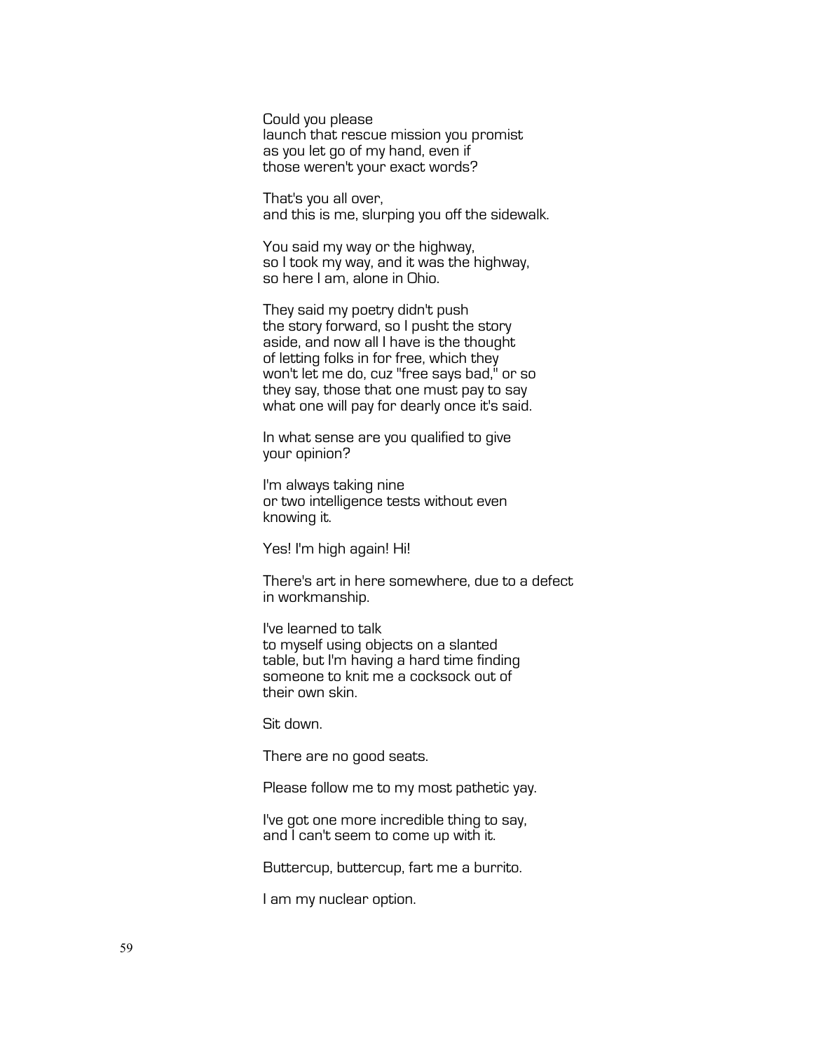Could you please  
launch that rescue mission you promist  
as you let go of my hand, even if  
those weren't your exact words?

That's you all over,  
and this is me, slurping you off the sidewalk.

You said my way or the highway,  
so I took my way, and it was the highway,  
so here I am, alone in Ohio.

They said my poetry didn't push  
the story forward, so I pusht the story  
aside, and now all I have is the thought  
of letting folks in for free, which they  
won't let me do, cuz "free says bad," or so  
they say, those that one must pay to say  
what one will pay for dearly once it's said.

In what sense are you qualified to give  
your opinion?

I'm always taking nine  
or two intelligence tests without even  
knowing it.

Yes! I'm high again! Hi!

There's art in here somewhere, due to a defect  
in workmanship.

I've learned to talk  
to myself using objects on a slanted  
table, but I'm having a hard time finding  
someone to knit me a cocksock out of  
their own skin.

Sit down.

There are no good seats.

Please follow me to my most pathetic yay.

I've got one more incredible thing to say,  
and I can't seem to come up with it.

Buttercup, buttercup, fart me a burrito.

I am my nuclear option.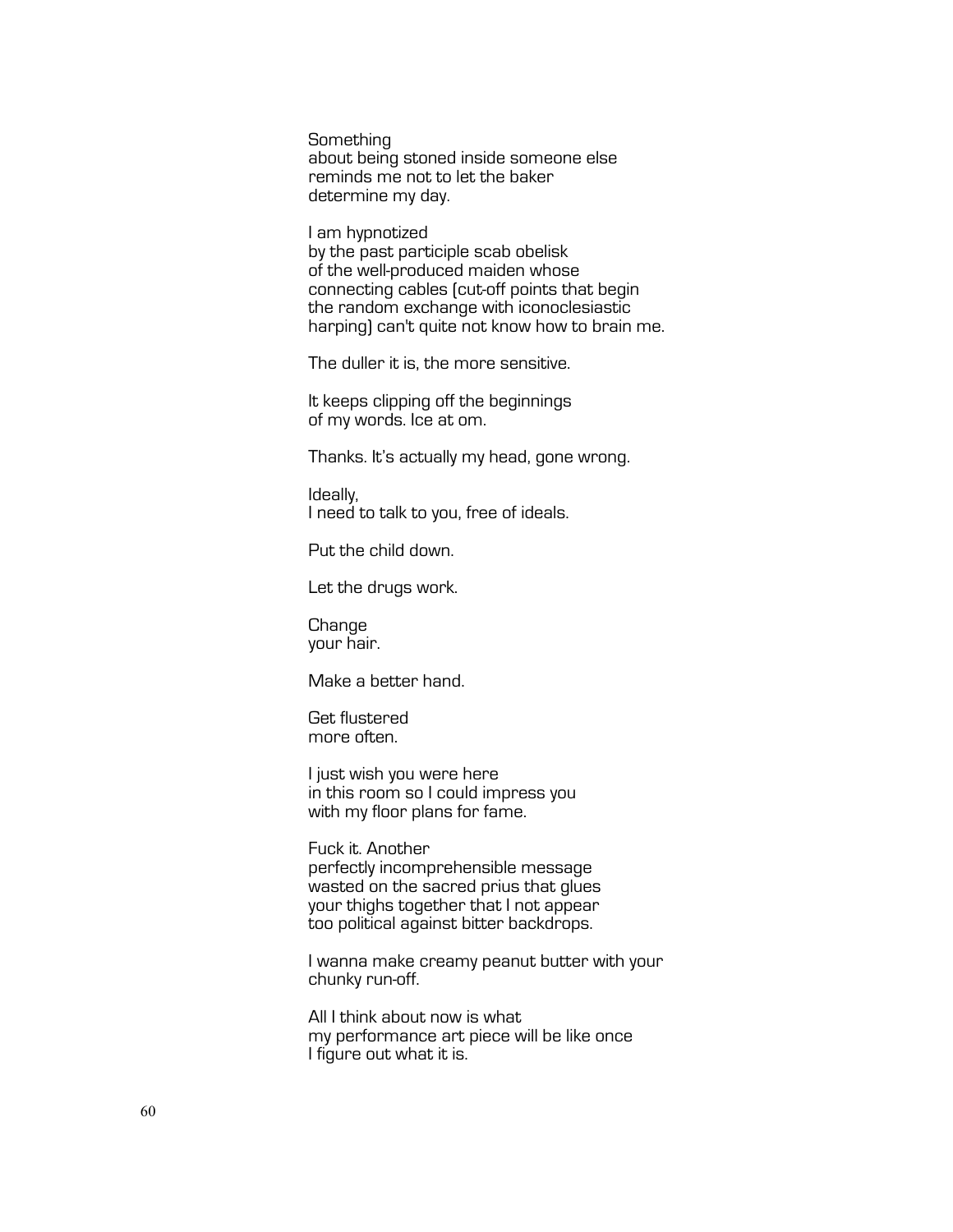Something
about being stoned inside someone else
reminds me not to let the baker
determine my day.

I am hypnotized
by the past participle scab obelisk
of the well-produced maiden whose
connecting cables (cut-off points that begin
the random exchange with iconoclesiastic
harping) can't quite not know how to brain me.

The duller it is, the more sensitive.

It keeps clipping off the beginnings
of my words. Ice at om.

Thanks. It's actually my head, gone wrong.

Ideally,
I need to talk to you, free of ideals.

Put the child down.

Let the drugs work.

Change
your hair.

Make a better hand.

Get flustered
more often.

I just wish you were here
in this room so I could impress you
with my floor plans for fame.

Fuck it. Another
perfectly incomprehensible message
wasted on the sacred prius that glues
your thighs together that I not appear
too political against bitter backdrops.

I wanna make creamy peanut butter with your
chunky run-off.

All I think about now is what
my performance art piece will be like once
I figure out what it is.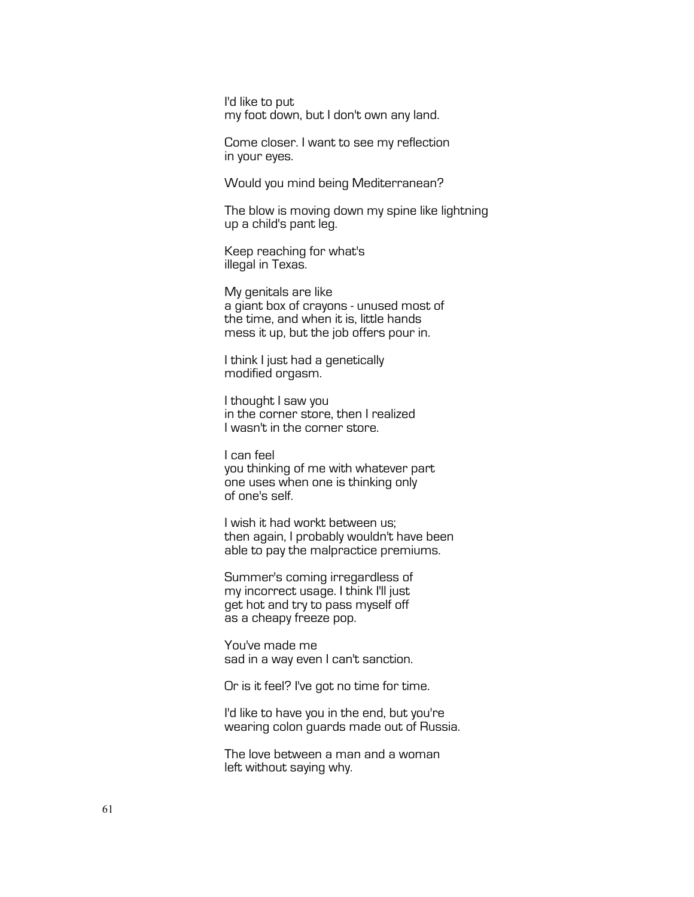I'd like to put
my foot down, but I don't own any land.

Come closer. I want to see my reflection
in your eyes.

Would you mind being Mediterranean?

The blow is moving down my spine like lightning
up a child's pant leg.

Keep reaching for what's
illegal in Texas.

My genitals are like
a giant box of crayons - unused most of
the time, and when it is, little hands
mess it up, but the job offers pour in.

I think I just had a genetically
modified orgasm.

I thought I saw you
in the corner store, then I realized
I wasn't in the corner store.

I can feel
you thinking of me with whatever part
one uses when one is thinking only
of one's self.

I wish it had workt between us;
then again, I probably wouldn't have been
able to pay the malpractice premiums.

Summer's coming irregardless of
my incorrect usage. I think I'll just
get hot and try to pass myself off
as a cheapy freeze pop.

You've made me
sad in a way even I can't sanction.

Or is it feel? I've got no time for time.

I'd like to have you in the end, but you're
wearing colon guards made out of Russia.

The love between a man and a woman
left without saying why.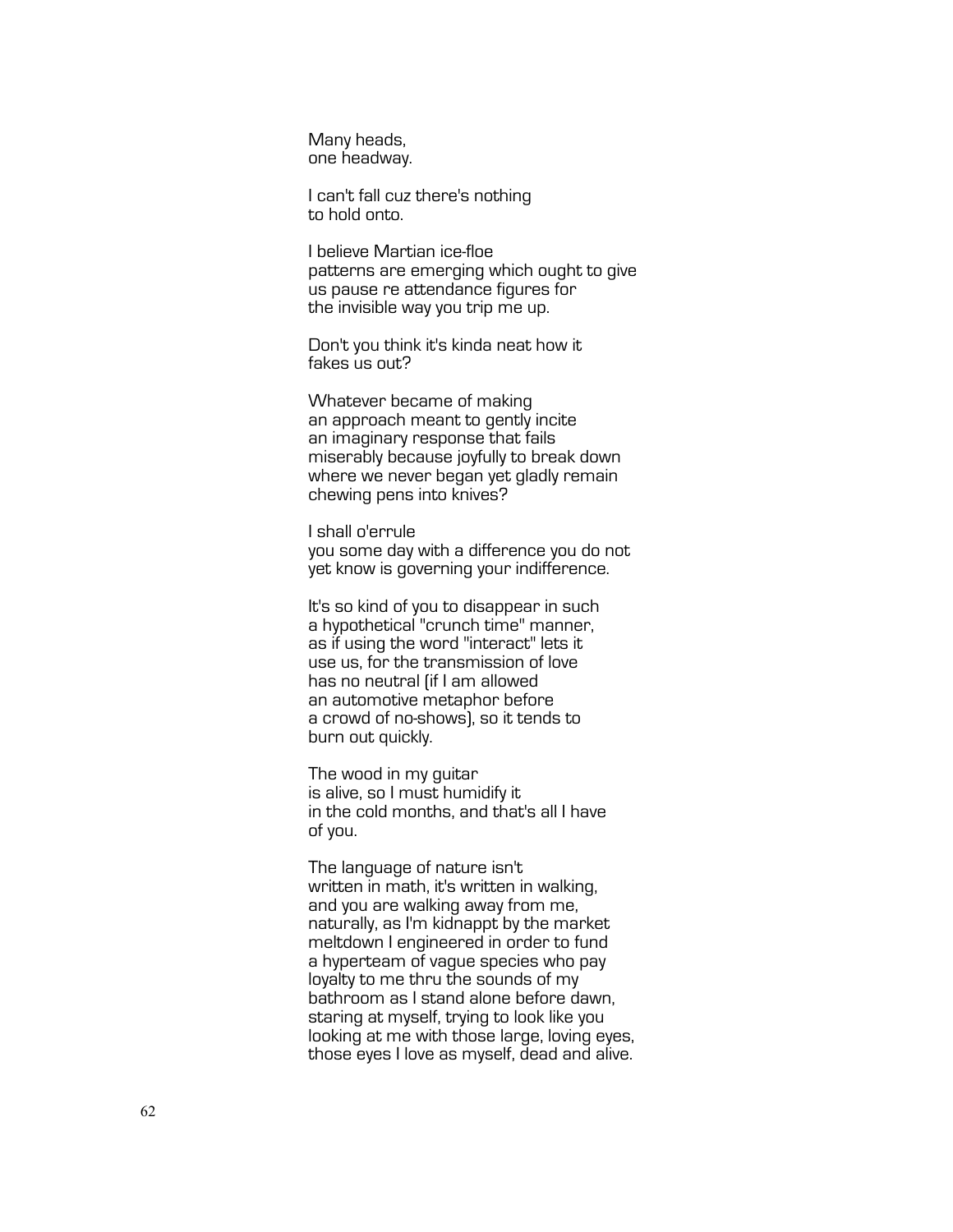Many heads,  
one headway.

I can't fall cuz there's nothing  
to hold onto.

I believe Martian ice-floe  
patterns are emerging which ought to give  
us pause re attendance figures for  
the invisible way you trip me up.

Don't you think it's kinda neat how it  
fakes us out?

Whatever became of making  
an approach meant to gently incite  
an imaginary response that fails  
miserably because joyfully to break down  
where we never began yet gladly remain  
chewing pens into knives?

I shall o'errule  
you some day with a difference you do not  
yet know is governing your indifference.

It's so kind of you to disappear in such  
a hypothetical "crunch time" manner,  
as if using the word "interact" lets it  
use us, for the transmission of love  
has no neutral (if I am allowed  
an automotive metaphor before  
a crowd of no-shows), so it tends to  
burn out quickly.

The wood in my guitar  
is alive, so I must humidify it  
in the cold months, and that's all I have  
of you.

The language of nature isn't  
written in math, it's written in walking,  
and you are walking away from me,  
naturally, as I'm kidnappt by the market  
meltdown I engineered in order to fund  
a hyperteam of vague species who pay  
loyalty to me thru the sounds of my  
bathroom as I stand alone before dawn,  
staring at myself, trying to look like you  
looking at me with those large, loving eyes,  
those eyes I love as myself, dead and alive.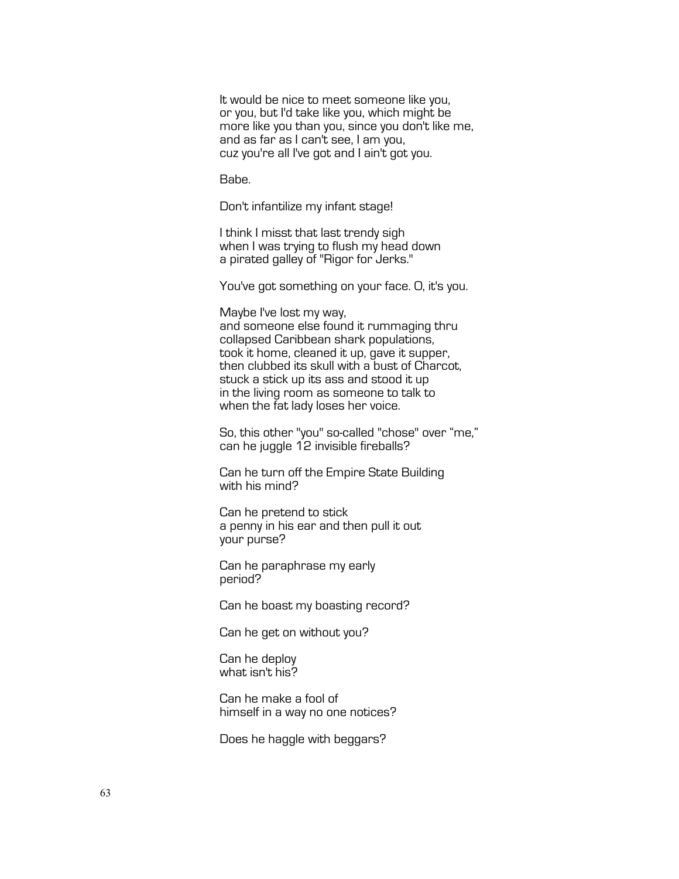It would be nice to meet someone like you,
or you, but I'd take like you, which might be
more like you than you, since you don't like me,
and as far as I can't see, I am you,
cuz you're all I've got and I ain't got you.

Babe.

Don't infantilize my infant stage!

I think I misst that last trendy sigh
when I was trying to flush my head down
a pirated galley of "Rigor for Jerks."

You've got something on your face. O, it's you.

Maybe I've lost my way,
and someone else found it rummaging thru
collapsed Caribbean shark populations,
took it home, cleaned it up, gave it supper,
then clubbed its skull with a bust of Charcot,
stuck a stick up its ass and stood it up
in the living room as someone to talk to
when the fat lady loses her voice.

So, this other "you" so-called "chose" over "me,"
can he juggle 12 invisible fireballs?

Can he turn off the Empire State Building
with his mind?

Can he pretend to stick
a penny in his ear and then pull it out
your purse?

Can he paraphrase my early
period?

Can he boast my boasting record?

Can he get on without you?

Can he deploy
what isn't his?

Can he make a fool of
himself in a way no one notices?

Does he haggle with beggars?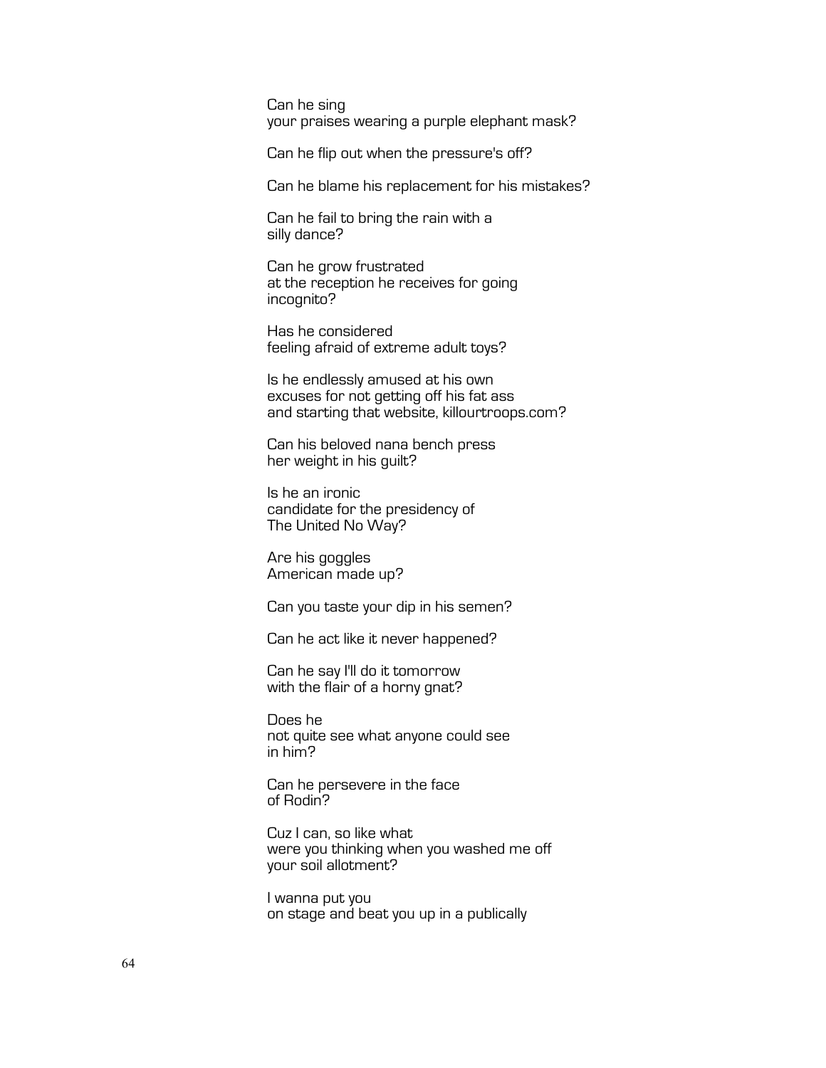Can he sing  
your praises wearing a purple elephant mask?

Can he flip out when the pressure's off?

Can he blame his replacement for his mistakes?

Can he fail to bring the rain with a  
silly dance?

Can he grow frustrated  
at the reception he receives for going  
incognito?

Has he considered  
feeling afraid of extreme adult toys?

Is he endlessly amused at his own  
excuses for not getting off his fat ass  
and starting that website, killourtroops.com?

Can his beloved nana bench press  
her weight in his guilt?

Is he an ironic  
candidate for the presidency of  
The United No Way?

Are his goggles  
American made up?

Can you taste your dip in his semen?

Can he act like it never happened?

Can he say I'll do it tomorrow  
with the flair of a horny gnat?

Does he  
not quite see what anyone could see  
in him?

Can he persevere in the face  
of Rodin?

Cuz I can, so like what  
were you thinking when you washed me off  
your soil allotment?

I wanna put you  
on stage and beat you up in a publically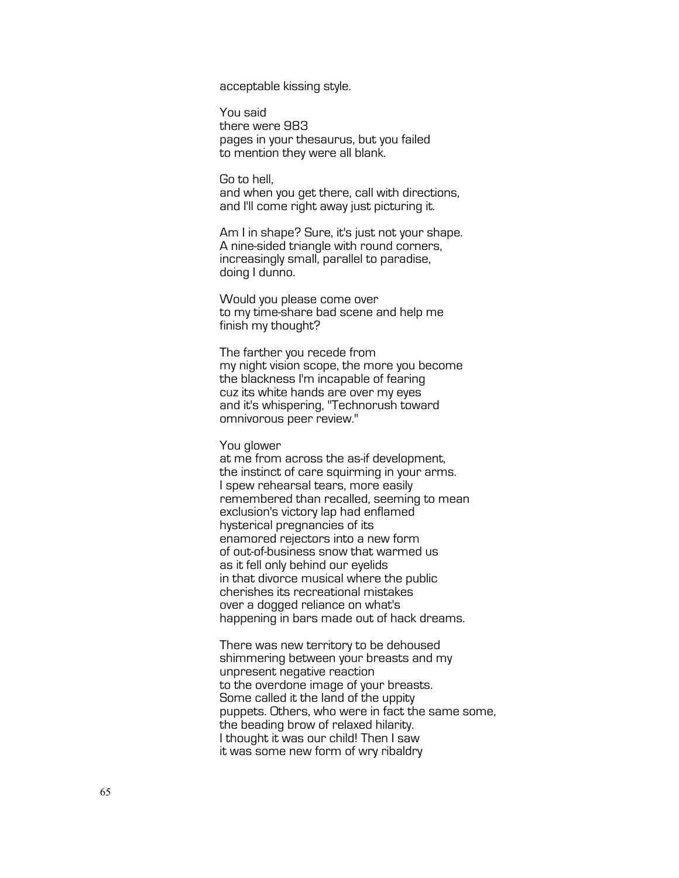acceptable kissing style.

You said  
there were 983  
pages in your thesaurus, but you failed  
to mention they were all blank.

Go to hell,  
and when you get there, call with directions,  
and I'll come right away just picturing it.

Am I in shape? Sure, it's just not your shape.  
A nine-sided triangle with round corners,  
increasingly small, parallel to paradise,  
doing I dunno.

Would you please come over  
to my time-share bad scene and help me  
finish my thought?

The farther you recede from  
my night vision scope, the more you become  
the blackness I'm incapable of fearing  
cuz its white hands are over my eyes  
and it's whispering, "Technorush toward  
omnivorous peer review."

You glower  
at me from across the as-if development,  
the instinct of care squirming in your arms.  
I spew rehearsal tears, more easily  
remembered than recalled, seeming to mean  
exclusion's victory lap had enflamed  
hysterical pregnancies of its  
enamored rejectors into a new form  
of out-of-business snow that warmed us  
as it fell only behind our eyelids  
in that divorce musical where the public  
cherishes its recreational mistakes  
over a dogged reliance on what's  
happening in bars made out of hack dreams.

There was new territory to be dehoused  
shimmering between your breasts and my  
unpresent negative reaction  
to the overdone image of your breasts.  
Some called it the land of the uppity  
puppets. Others, who were in fact the same some,  
the beading brow of relaxed hilarity.  
I thought it was our child! Then I saw  
it was some new form of wry ribaldry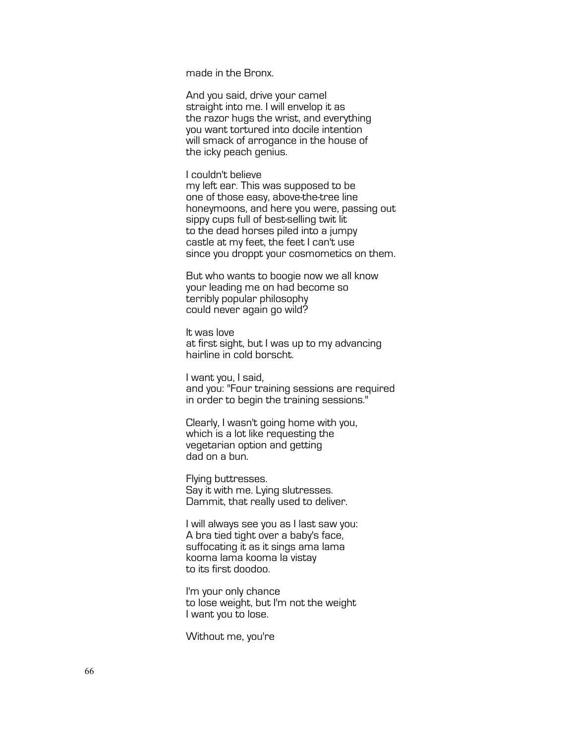made in the Bronx.

And you said, drive your camel  
straight into me. I will envelop it as  
the razor hugs the wrist, and everything  
you want tortured into docile intention  
will smack of arrogance in the house of  
the icky peach genius.

I couldn't believe  
my left ear. This was supposed to be  
one of those easy, above-the-tree line  
honeymoons, and here you were, passing out  
sippy cups full of best-selling twit lit  
to the dead horses piled into a jumpy  
castle at my feet, the feet I can't use  
since you droppt your cosmometics on them.

But who wants to boogie now we all know  
your leading me on had become so  
terribly popular philosophy  
could never again go wild?

It was love  
at first sight, but I was up to my advancing  
hairline in cold borscht.

I want you, I said,  
and you: "Four training sessions are required  
in order to begin the training sessions."

Clearly, I wasn't going home with you,  
which is a lot like requesting the  
vegetarian option and getting  
dad on a bun.

Flying buttresses.  
Say it with me. Lying slutresses.  
Dammit, that really used to deliver.

I will always see you as I last saw you:  
A bra tied tight over a baby's face,  
suffocating it as it sings ama lama  
kooma lama kooma la vistay  
to its first doodoo.

I'm your only chance  
to lose weight, but I'm not the weight  
I want you to lose.

Without me, you're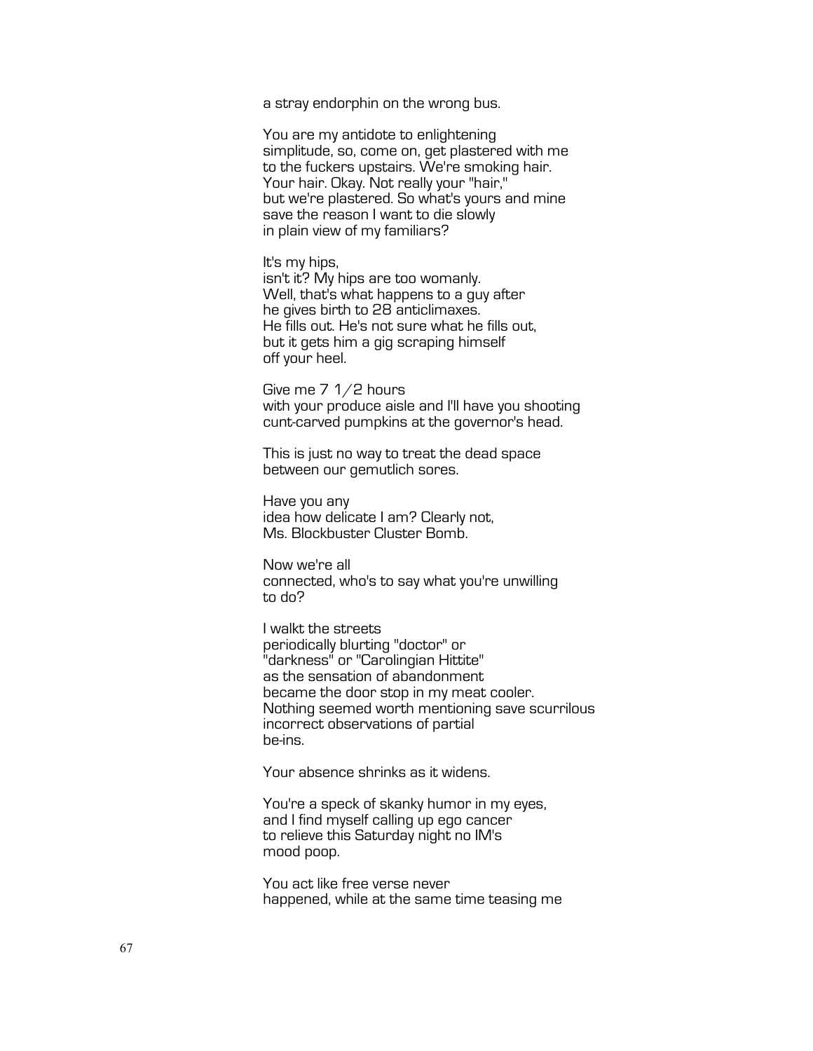a stray endorphin on the wrong bus.

You are my antidote to enlightening  
simplitude, so, come on, get plastered with me  
to the fuckers upstairs. We're smoking hair.  
Your hair. Okay. Not really your "hair,"  
but we're plastered. So what's yours and mine  
save the reason I want to die slowly  
in plain view of my familiars?

It's my hips,  
isn't it? My hips are too womanly.  
Well, that's what happens to a guy after  
he gives birth to 28 anticlimaxes.  
He fills out. He's not sure what he fills out,  
but it gets him a gig scraping himself  
off your heel.

Give me 7 1/2 hours  
with your produce aisle and I'll have you shooting  
cunt-carved pumpkins at the governor's head.

This is just no way to treat the dead space  
between our gemutlich sores.

Have you any  
idea how delicate I am? Clearly not,  
Ms. Blockbuster Cluster Bomb.

Now we're all  
connected, who's to say what you're unwilling  
to do?

I walkt the streets  
periodically blurting "doctor" or  
"darkness" or "Carolingian Hittite"  
as the sensation of abandonment  
became the door stop in my meat cooler.  
Nothing seemed worth mentioning save scurrilous  
incorrect observations of partial  
be-ins.

Your absence shrinks as it widens.

You're a speck of skanky humor in my eyes,  
and I find myself calling up ego cancer  
to relieve this Saturday night no IM's  
mood poop.

You act like free verse never  
happened, while at the same time teasing me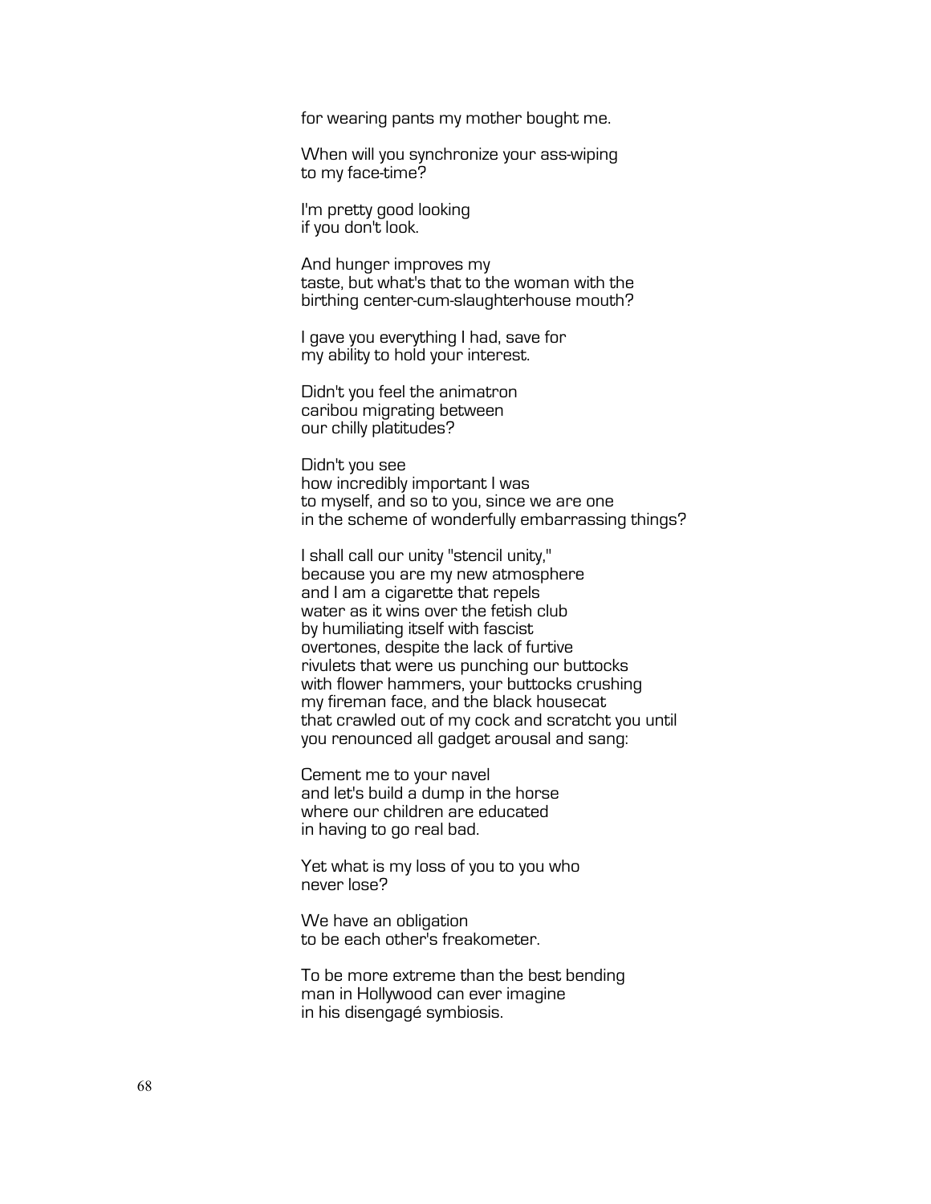for wearing pants my mother bought me.

When will you synchronize your ass-wiping  
to my face-time?

I'm pretty good looking  
if you don't look.

And hunger improves my  
taste, but what's that to the woman with the  
birthing center-cum-slaughterhouse mouth?

I gave you everything I had, save for  
my ability to hold your interest.

Didn't you feel the animatron  
caribou migrating between  
our chilly platitudes?

Didn't you see  
how incredibly important I was  
to myself, and so to you, since we are one  
in the scheme of wonderfully embarrassing things?

I shall call our unity "stencil unity,"  
because you are my new atmosphere  
and I am a cigarette that repels  
water as it wins over the fetish club  
by humiliating itself with fascist  
overtones, despite the lack of furtive  
rivulets that were us punching our buttocks  
with flower hammers, your buttocks crushing  
my fireman face, and the black housecat  
that crawled out of my cock and scratcht you until  
you renounced all gadget arousal and sang:

Cement me to your navel  
and let's build a dump in the horse  
where our children are educated  
in having to go real bad.

Yet what is my loss of you to you who  
never lose?

We have an obligation  
to be each other's freakometer.

To be more extreme than the best bending  
man in Hollywood can ever imagine  
in his disengagé symbiosis.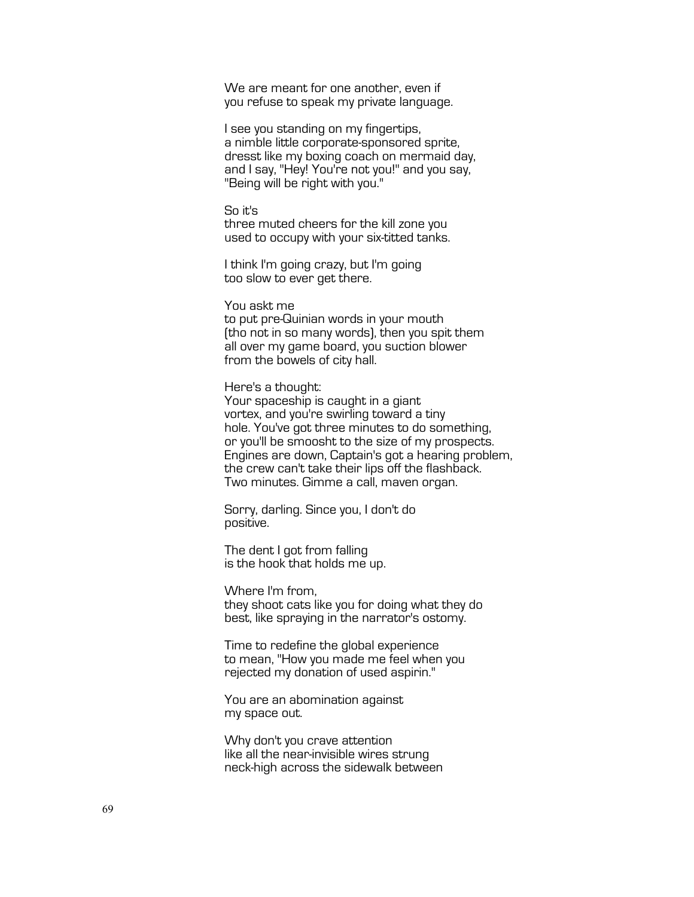We are meant for one another, even if
you refuse to speak my private language.

I see you standing on my fingertips,
a nimble little corporate-sponsored sprite,
dresst like my boxing coach on mermaid day,
and I say, "Hey! You're not you!" and you say,
"Being will be right with you."

So it's
three muted cheers for the kill zone you
used to occupy with your six-titted tanks.

I think I'm going crazy, but I'm going
too slow to ever get there.

You askt me
to put pre-Quinian words in your mouth
(tho not in so many words), then you spit them
all over my game board, you suction blower
from the bowels of city hall.

Here's a thought:
Your spaceship is caught in a giant
vortex, and you're swirling toward a tiny
hole. You've got three minutes to do something,
or you'll be smoosht to the size of my prospects.
Engines are down, Captain's got a hearing problem,
the crew can't take their lips off the flashback.
Two minutes. Gimme a call, maven organ.

Sorry, darling. Since you, I don't do
positive.

The dent I got from falling
is the hook that holds me up.

Where I'm from,
they shoot cats like you for doing what they do
best, like spraying in the narrator's ostomy.

Time to redefine the global experience
to mean, "How you made me feel when you
rejected my donation of used aspirin."

You are an abomination against
my space out.

Why don't you crave attention
like all the near-invisible wires strung
neck-high across the sidewalk between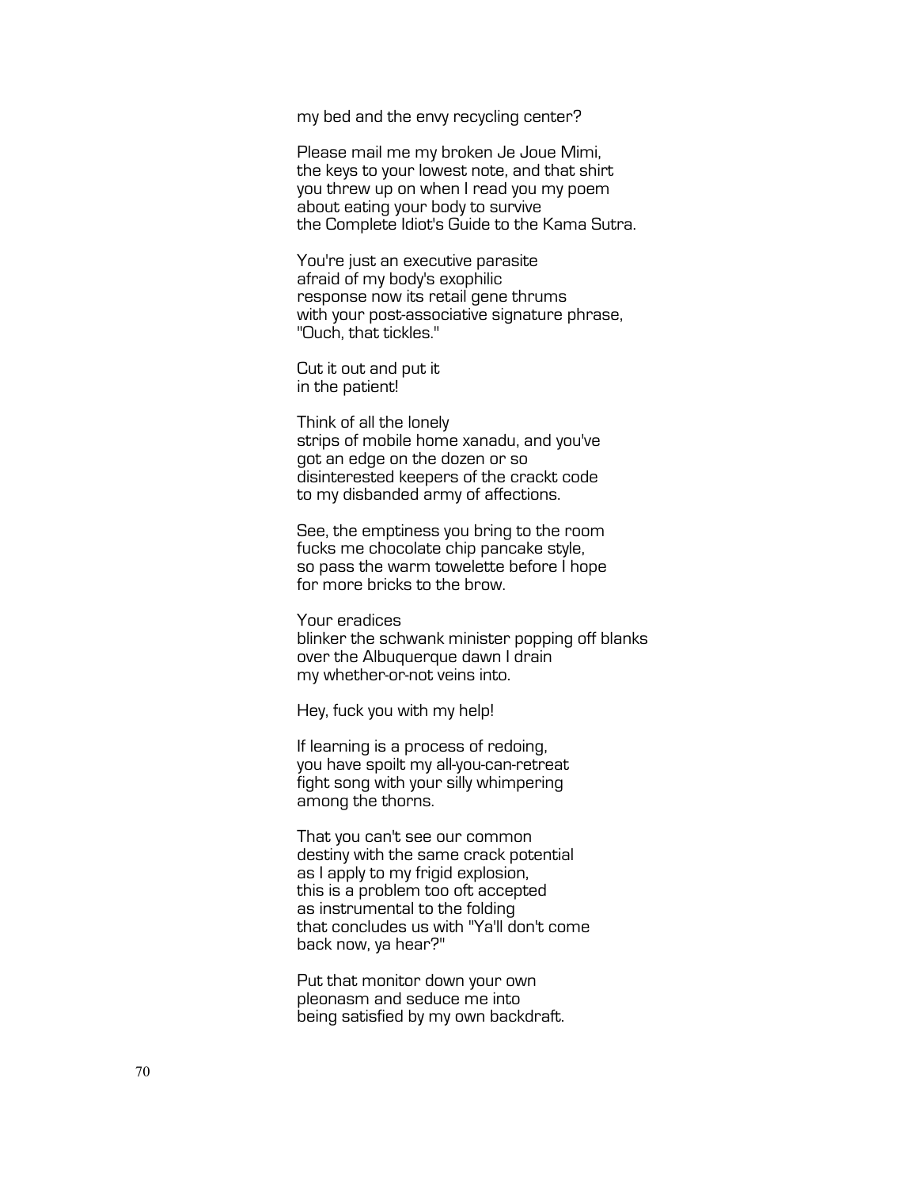my bed and the envy recycling center?

Please mail me my broken Je Joue Mimi,  
the keys to your lowest note, and that shirt  
you threw up on when I read you my poem  
about eating your body to survive  
the Complete Idiot's Guide to the Kama Sutra.

You're just an executive parasite  
afraid of my body's exophilic  
response now its retail gene thrums  
with your post-associative signature phrase,  
"Ouch, that tickles."

Cut it out and put it  
in the patient!

Think of all the lonely  
strips of mobile home xanadu, and you've  
got an edge on the dozen or so  
disinterested keepers of the crackt code  
to my disbanded army of affections.

See, the emptiness you bring to the room  
fucks me chocolate chip pancake style,  
so pass the warm towelette before I hope  
for more bricks to the brow.

Your eradices  
blinker the schwank minister popping off blanks  
over the Albuquerque dawn I drain  
my whether-or-not veins into.

Hey, fuck you with my help!

If learning is a process of redoing,  
you have spoilt my all-you-can-retreat  
fight song with your silly whimpering  
among the thorns.

That you can't see our common  
destiny with the same crack potential  
as I apply to my frigid explosion,  
this is a problem too oft accepted  
as instrumental to the folding  
that concludes us with "Ya'll don't come  
back now, ya hear?"

Put that monitor down your own  
pleonasm and seduce me into  
being satisfied by my own backdraft.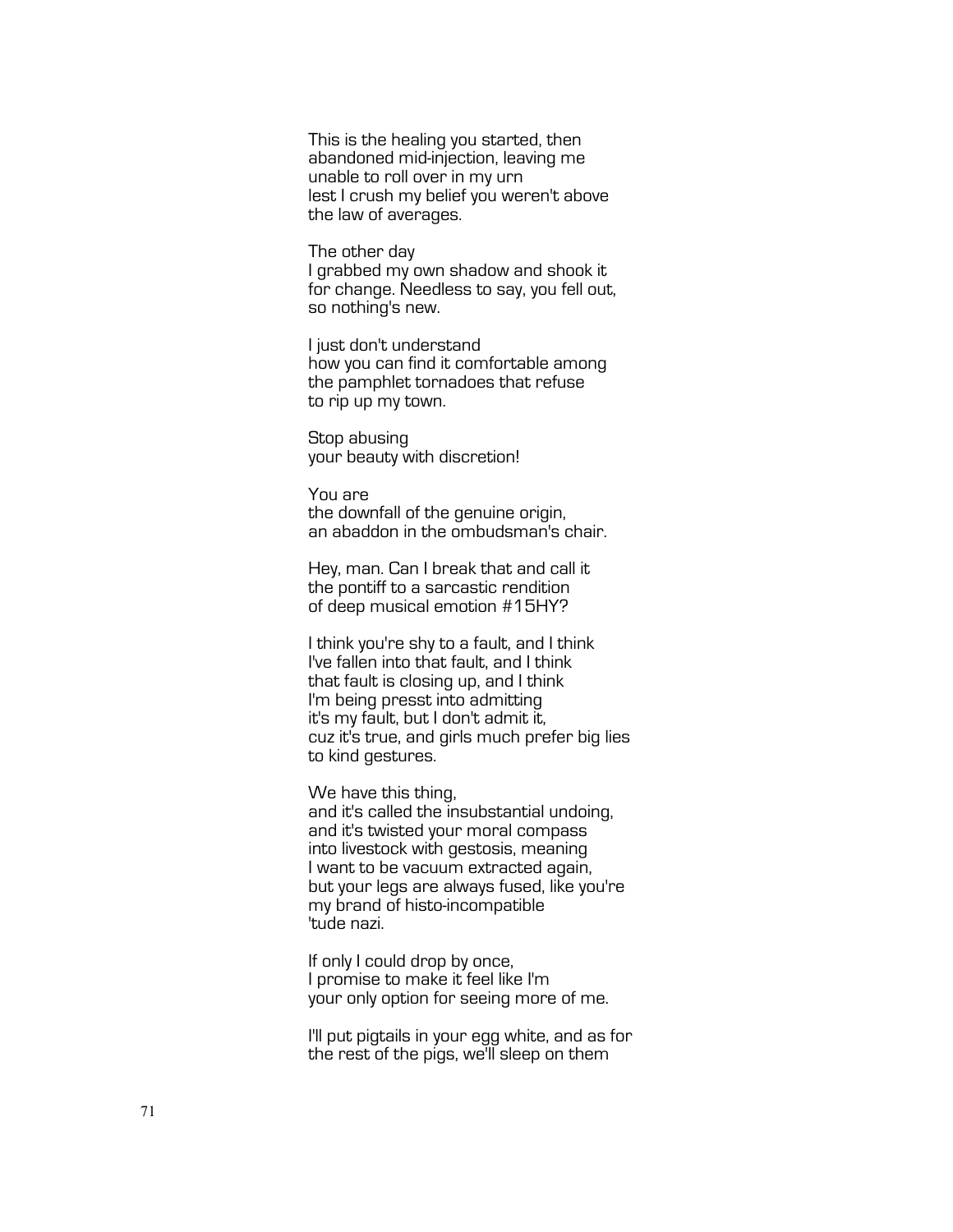This is the healing you started, then
abandoned mid-injection, leaving me
unable to roll over in my urn
lest I crush my belief you weren't above
the law of averages.

The other day
I grabbed my own shadow and shook it
for change. Needless to say, you fell out,
so nothing's new.

I just don't understand
how you can find it comfortable among
the pamphlet tornadoes that refuse
to rip up my town.

Stop abusing
your beauty with discretion!

You are
the downfall of the genuine origin,
an abaddon in the ombudsman's chair.

Hey, man. Can I break that and call it
the pontiff to a sarcastic rendition
of deep musical emotion #15HY?

I think you're shy to a fault, and I think
I've fallen into that fault, and I think
that fault is closing up, and I think
I'm being presst into admitting
it's my fault, but I don't admit it,
cuz it's true, and girls much prefer big lies
to kind gestures.

We have this thing,
and it's called the insubstantial undoing,
and it's twisted your moral compass
into livestock with gestosis, meaning
I want to be vacuum extracted again,
but your legs are always fused, like you're
my brand of histo-incompatible
'tude nazi.

If only I could drop by once,
I promise to make it feel like I'm
your only option for seeing more of me.

I'll put pigtails in your egg white, and as for
the rest of the pigs, we'll sleep on them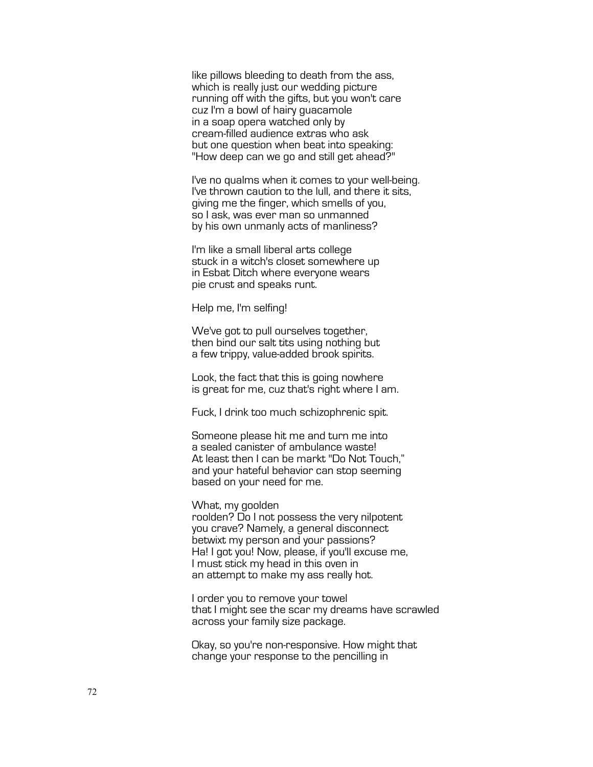like pillows bleeding to death from the ass,
which is really just our wedding picture
running off with the gifts, but you won't care
cuz I'm a bowl of hairy guacamole
in a soap opera watched only by
cream-filled audience extras who ask
but one question when beat into speaking:
"How deep can we go and still get ahead?"

I've no qualms when it comes to your well-being.
I've thrown caution to the lull, and there it sits,
giving me the finger, which smells of you,
so I ask, was ever man so unmanned
by his own unmanly acts of manliness?

I'm like a small liberal arts college
stuck in a witch's closet somewhere up
in Esbat Ditch where everyone wears
pie crust and speaks runt.

Help me, I'm selfing!

We've got to pull ourselves together,
then bind our salt tits using nothing but
a few trippy, value-added brook spirits.

Look, the fact that this is going nowhere
is great for me, cuz that's right where I am.

Fuck, I drink too much schizophrenic spit.

Someone please hit me and turn me into
a sealed canister of ambulance waste!
At least then I can be markt "Do Not Touch,"
and your hateful behavior can stop seeming
based on your need for me.

What, my goolden
roolden? Do I not possess the very nilpotent
you crave? Namely, a general disconnect
betwixt my person and your passions?
Ha! I got you! Now, please, if you'll excuse me,
I must stick my head in this oven in
an attempt to make my ass really hot.

I order you to remove your towel
that I might see the scar my dreams have scrawled
across your family size package.

Okay, so you're non-responsive. How might that
change your response to the pencilling in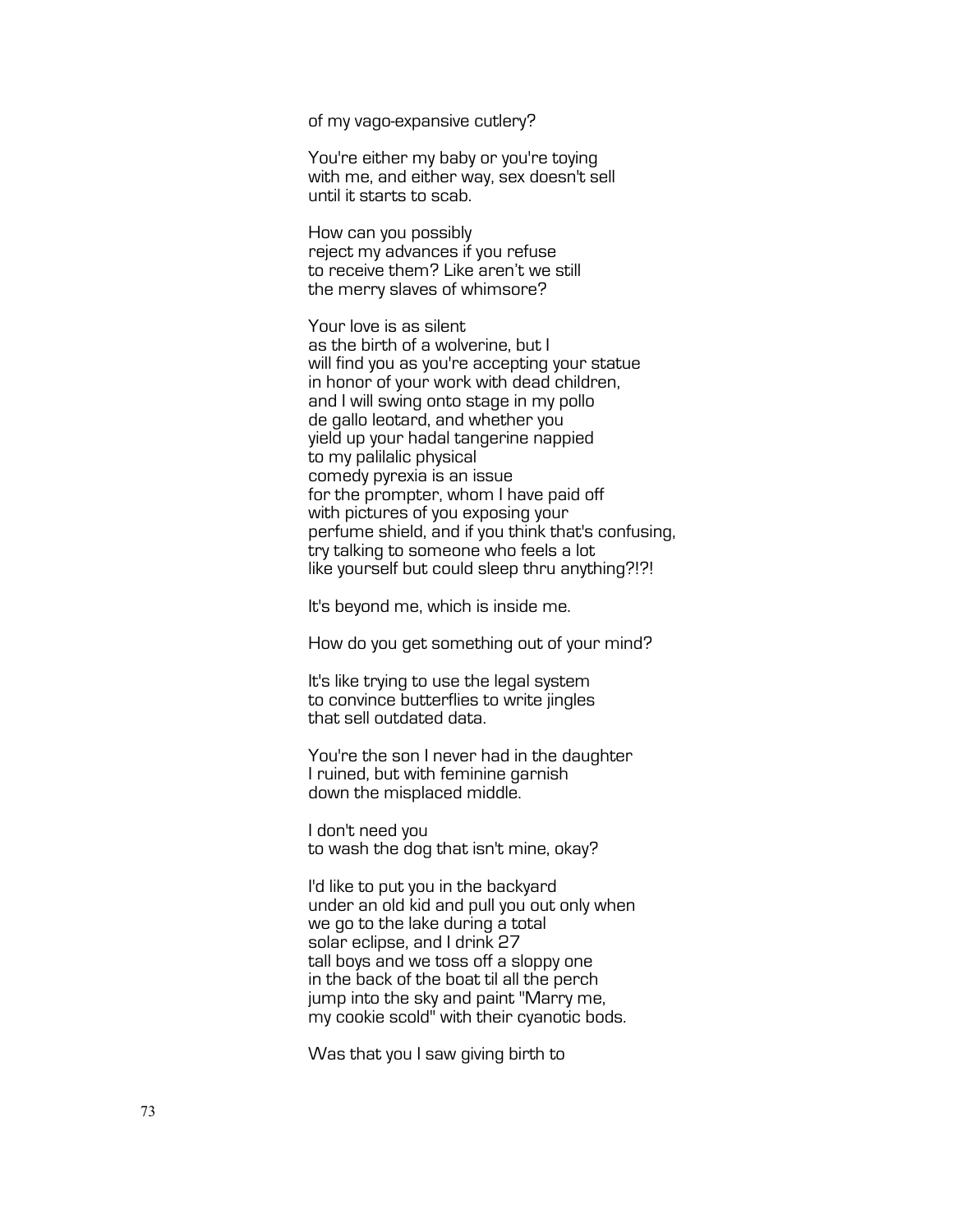of my vago-expansive cutlery?

You're either my baby or you're toying
with me, and either way, sex doesn't sell
until it starts to scab.

How can you possibly
reject my advances if you refuse
to receive them? Like aren't we still
the merry slaves of whimsore?

Your love is as silent
as the birth of a wolverine, but I
will find you as you're accepting your statue
in honor of your work with dead children,
and I will swing onto stage in my pollo
de gallo leotard, and whether you
yield up your hadal tangerine nappied
to my palilalic physical
comedy pyrexia is an issue
for the prompter, whom I have paid off
with pictures of you exposing your
perfume shield, and if you think that's confusing,
try talking to someone who feels a lot
like yourself but could sleep thru anything?!?!

It's beyond me, which is inside me.

How do you get something out of your mind?

It's like trying to use the legal system
to convince butterflies to write jingles
that sell outdated data.

You're the son I never had in the daughter
I ruined, but with feminine garnish
down the misplaced middle.

I don't need you
to wash the dog that isn't mine, okay?

I'd like to put you in the backyard
under an old kid and pull you out only when
we go to the lake during a total
solar eclipse, and I drink 27
tall boys and we toss off a sloppy one
in the back of the boat til all the perch
jump into the sky and paint "Marry me,
my cookie scold" with their cyanotic bods.

Was that you I saw giving birth to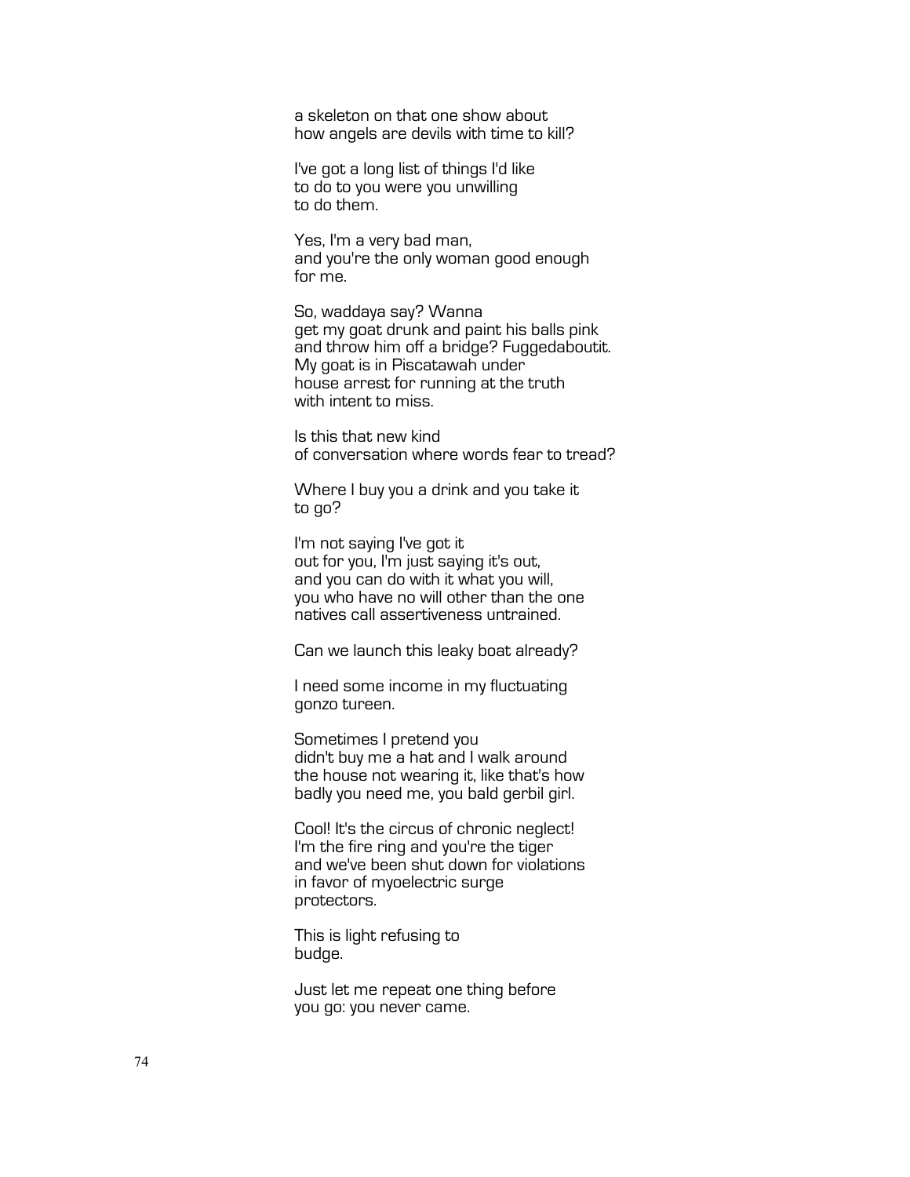a skeleton on that one show about
how angels are devils with time to kill?

I've got a long list of things I'd like
to do to you were you unwilling
to do them.

Yes, I'm a very bad man,
and you're the only woman good enough
for me.

So, waddaya say? Wanna
get my goat drunk and paint his balls pink
and throw him off a bridge? Fuggedaboutit.
My goat is in Piscatawah under
house arrest for running at the truth
with intent to miss.

Is this that new kind
of conversation where words fear to tread?

Where I buy you a drink and you take it
to go?

I'm not saying I've got it
out for you, I'm just saying it's out,
and you can do with it what you will,
you who have no will other than the one
natives call assertiveness untrained.

Can we launch this leaky boat already?

I need some income in my fluctuating
gonzo tureen.

Sometimes I pretend you
didn't buy me a hat and I walk around
the house not wearing it, like that's how
badly you need me, you bald gerbil girl.

Cool! It's the circus of chronic neglect!
I'm the fire ring and you're the tiger
and we've been shut down for violations
in favor of myoelectric surge
protectors.

This is light refusing to
budge.

Just let me repeat one thing before
you go: you never came.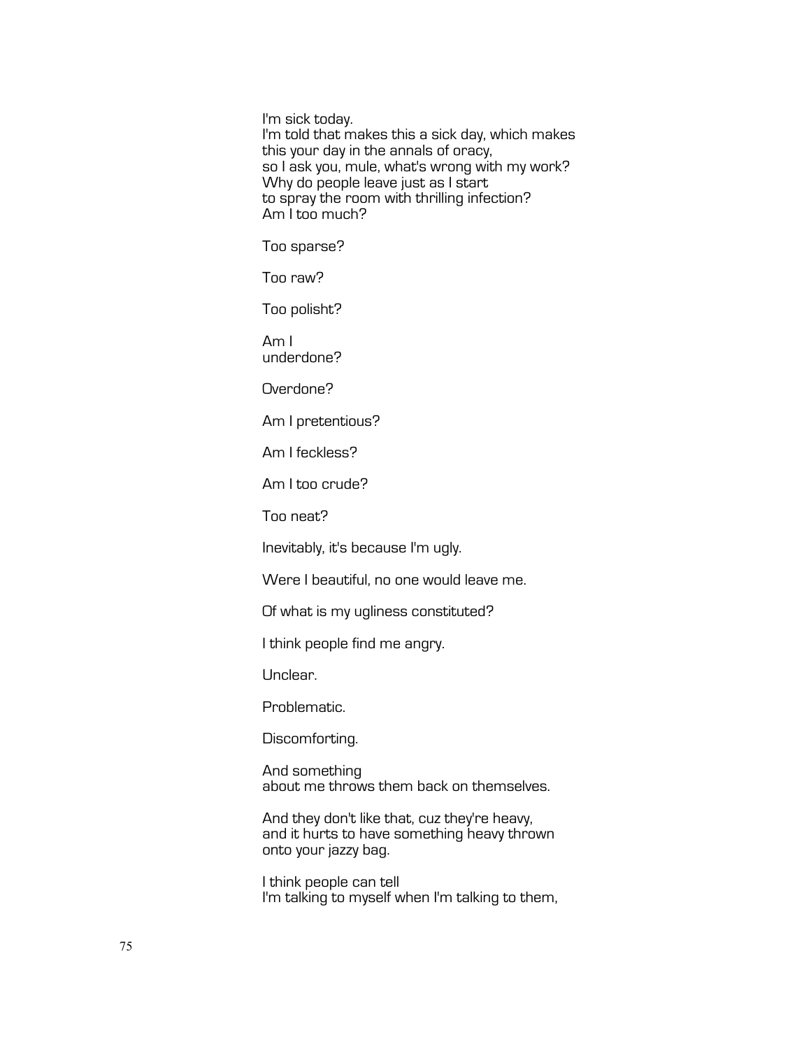I'm sick today.  
I'm told that makes this a sick day, which makes  
this your day in the annals of oracy,  
so I ask you, mule, what's wrong with my work?  
Why do people leave just as I start  
to spray the room with thrilling infection?  
Am I too much?

Too sparse?

Too raw?

Too polisht?

Am I  
underdone?

Overdone?

Am I pretentious?

Am I feckless?

Am I too crude?

Too neat?

Inevitably, it's because I'm ugly.

Were I beautiful, no one would leave me.

Of what is my ugliness constituted?

I think people find me angry.

Unclear.

Problematic.

Discomforting.

And something  
about me throws them back on themselves.

And they don't like that, cuz they're heavy,  
and it hurts to have something heavy thrown  
onto your jazzy bag.

I think people can tell  
I'm talking to myself when I'm talking to them,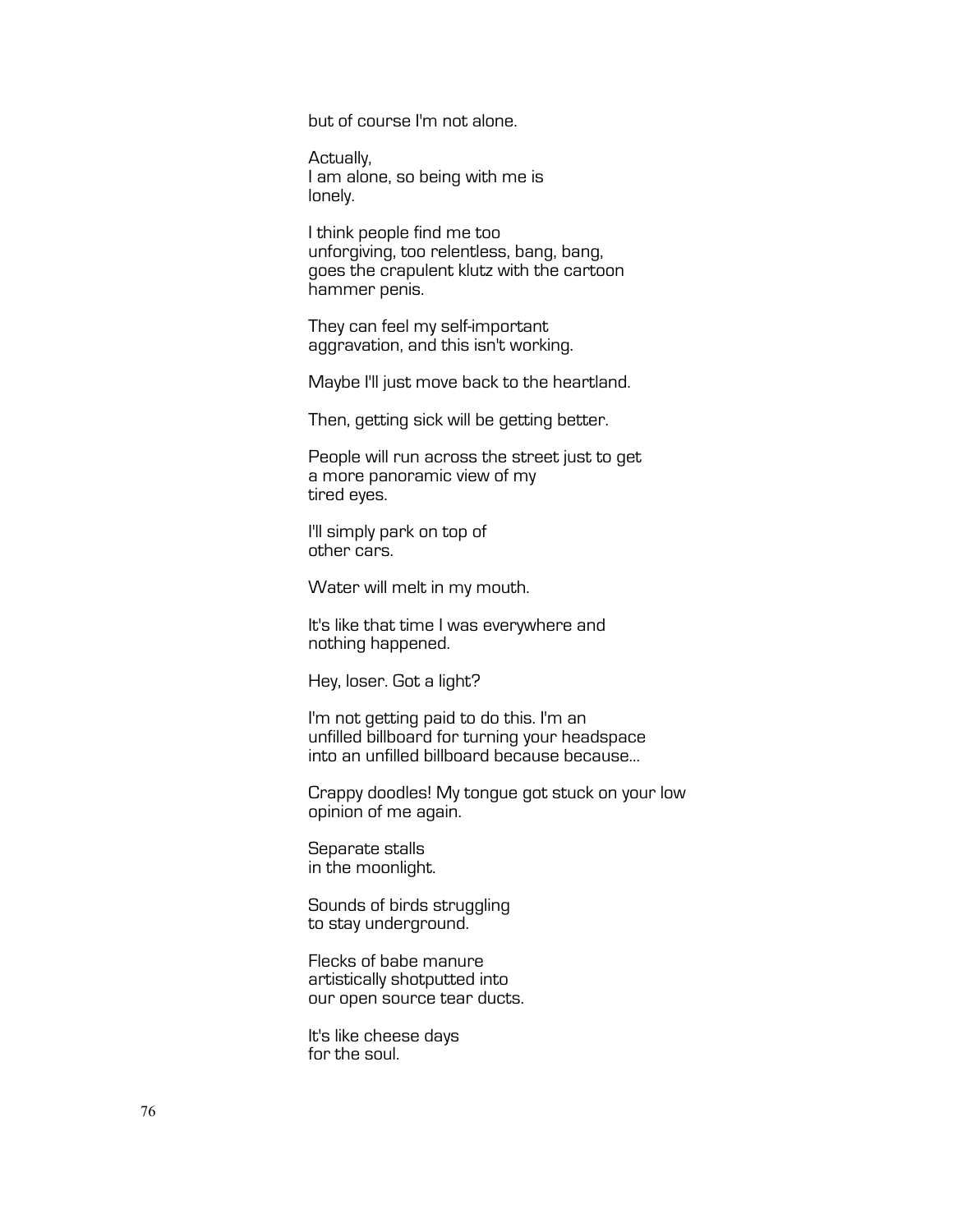but of course I'm not alone.

Actually,
I am alone, so being with me is
lonely.

I think people find me too
unforgiving, too relentless, bang, bang,
goes the crapulent klutz with the cartoon
hammer penis.

They can feel my self-important
aggravation, and this isn't working.

Maybe I'll just move back to the heartland.

Then, getting sick will be getting better.

People will run across the street just to get
a more panoramic view of my
tired eyes.

I'll simply park on top of
other cars.

Water will melt in my mouth.

It's like that time I was everywhere and
nothing happened.

Hey, loser. Got a light?

I'm not getting paid to do this. I'm an
unfilled billboard for turning your headspace
into an unfilled billboard because because...

Crappy doodles! My tongue got stuck on your low
opinion of me again.

Separate stalls
in the moonlight.

Sounds of birds struggling
to stay underground.

Flecks of babe manure
artistically shotputted into
our open source tear ducts.

It's like cheese days
for the soul.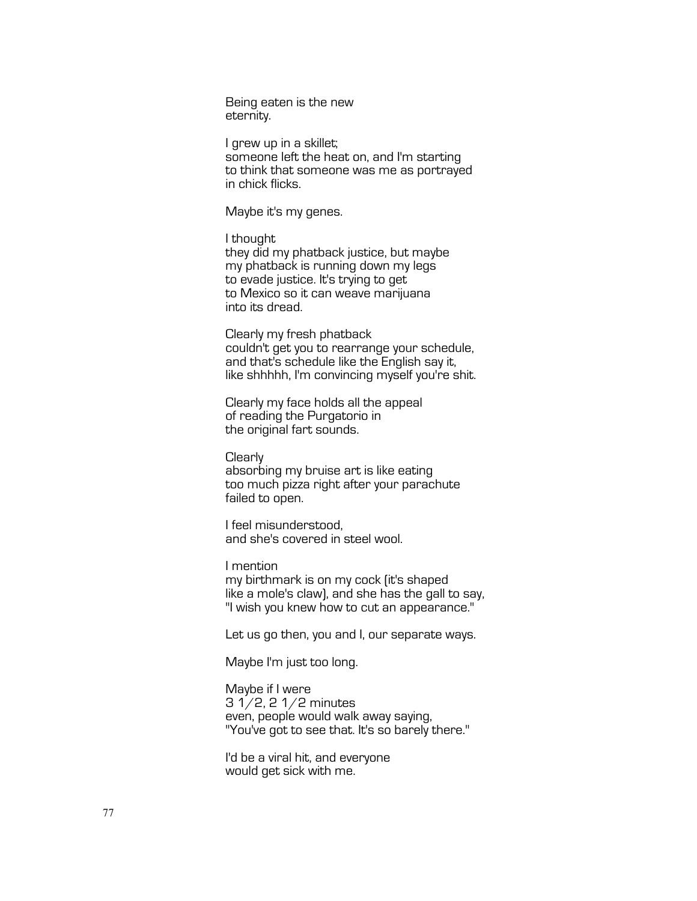Being eaten is the new
eternity.

I grew up in a skillet;
someone left the heat on, and I'm starting
to think that someone was me as portrayed
in chick flicks.

Maybe it's my genes.

I thought
they did my phatback justice, but maybe
my phatback is running down my legs
to evade justice. It's trying to get
to Mexico so it can weave marijuana
into its dread.

Clearly my fresh phatback
couldn't get you to rearrange your schedule,
and that's schedule like the English say it,
like shhhhh, I'm convincing myself you're shit.

Clearly my face holds all the appeal
of reading the Purgatorio in
the original fart sounds.

Clearly
absorbing my bruise art is like eating
too much pizza right after your parachute
failed to open.

I feel misunderstood,
and she's covered in steel wool.

I mention
my birthmark is on my cock (it's shaped
like a mole's claw), and she has the gall to say,
"I wish you knew how to cut an appearance."

Let us go then, you and I, our separate ways.

Maybe I'm just too long.

Maybe if I were
3 1/2, 2 1/2 minutes
even, people would walk away saying,
"You've got to see that. It's so barely there."

I'd be a viral hit, and everyone
would get sick with me.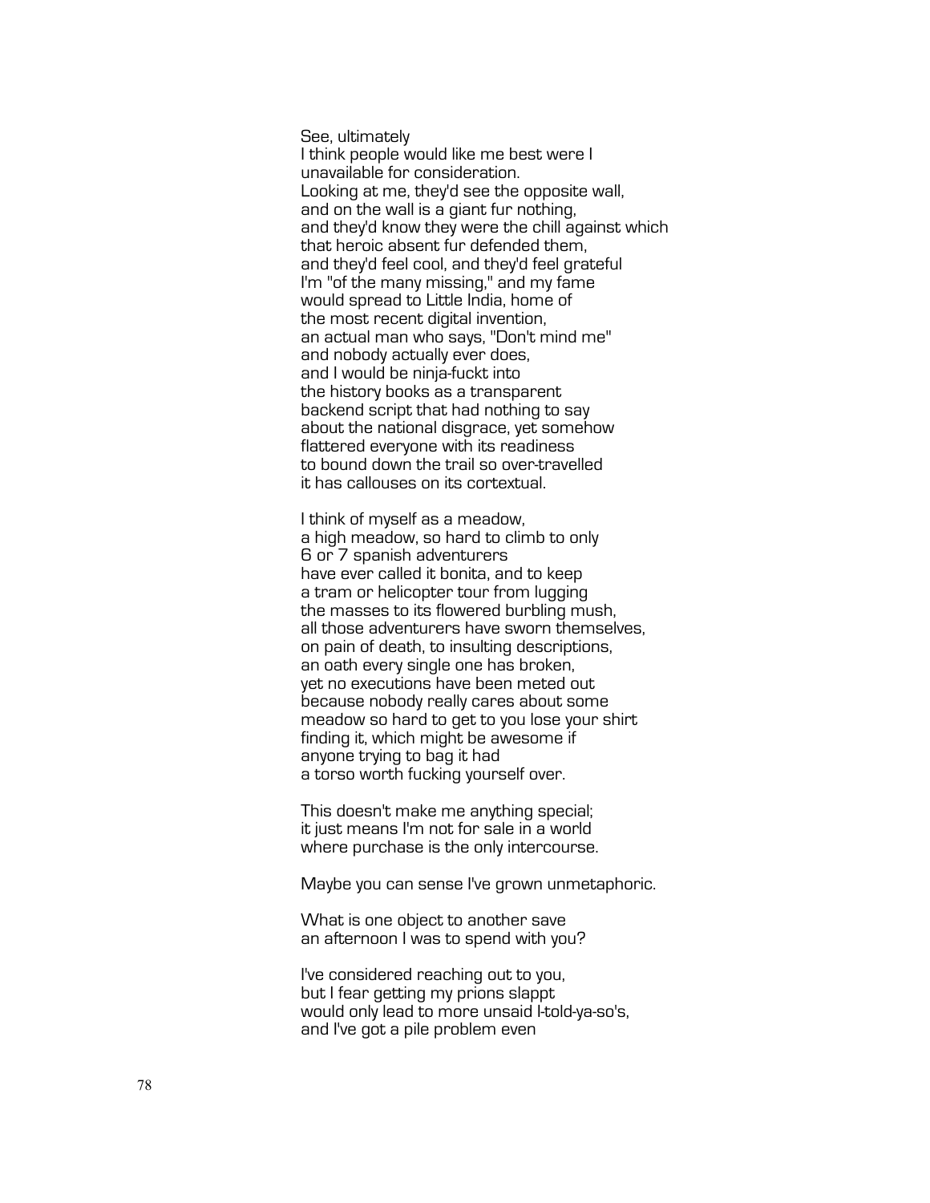See, ultimately  
I think people would like me best were I  
unavailable for consideration.  
Looking at me, they'd see the opposite wall,  
and on the wall is a giant fur nothing,  
and they'd know they were the chill against which  
that heroic absent fur defended them,  
and they'd feel cool, and they'd feel grateful  
I'm "of the many missing," and my fame  
would spread to Little India, home of  
the most recent digital invention,  
an actual man who says, "Don't mind me"  
and nobody actually ever does,  
and I would be ninja-fuckt into  
the history books as a transparent  
backend script that had nothing to say  
about the national disgrace, yet somehow  
flattered everyone with its readiness  
to bound down the trail so over-travelled  
it has callouses on its cortextual.

I think of myself as a meadow,  
a high meadow, so hard to climb to only  
6 or 7 spanish adventurers  
have ever called it bonita, and to keep  
a tram or helicopter tour from lugging  
the masses to its flowered burbling mush,  
all those adventurers have sworn themselves,  
on pain of death, to insulting descriptions,  
an oath every single one has broken,  
yet no executions have been meted out  
because nobody really cares about some  
meadow so hard to get to you lose your shirt  
finding it, which might be awesome if  
anyone trying to bag it had  
a torso worth fucking yourself over.

This doesn't make me anything special;  
it just means I'm not for sale in a world  
where purchase is the only intercourse.

Maybe you can sense I've grown unmetaphoric.

What is one object to another save  
an afternoon I was to spend with you?

I've considered reaching out to you,  
but I fear getting my prions slappt  
would only lead to more unsaid I-told-ya-so's,  
and I've got a pile problem even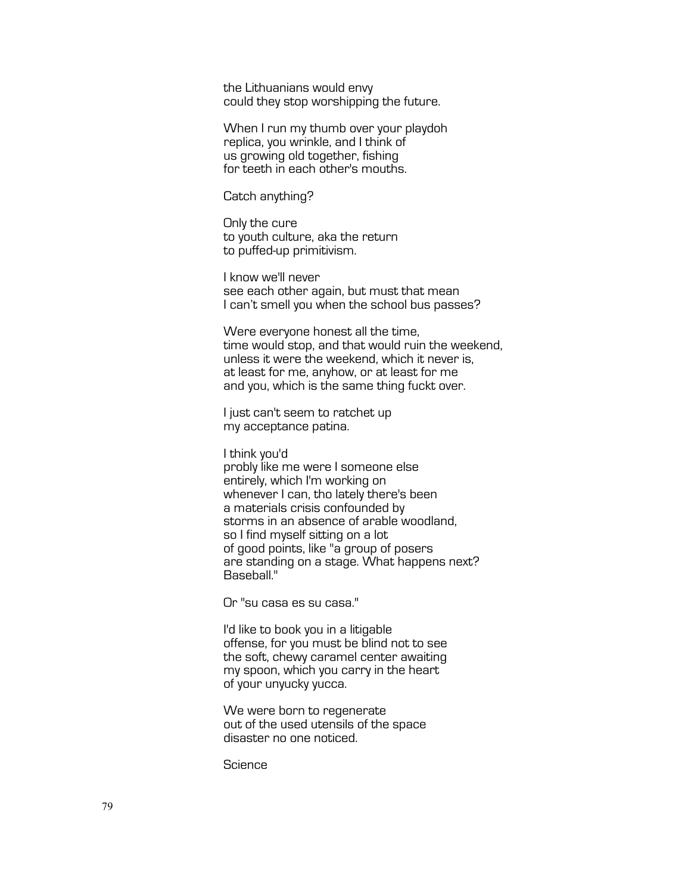the Lithuanians would envy
could they stop worshipping the future.

When I run my thumb over your playdoh
replica, you wrinkle, and I think of
us growing old together, fishing
for teeth in each other's mouths.

Catch anything?

Only the cure
to youth culture, aka the return
to puffed-up primitivism.

I know we'll never
see each other again, but must that mean
I can't smell you when the school bus passes?

Were everyone honest all the time,
time would stop, and that would ruin the weekend,
unless it were the weekend, which it never is,
at least for me, anyhow, or at least for me
and you, which is the same thing fuckt over.

I just can't seem to ratchet up
my acceptance patina.

I think you'd
probly like me were I someone else
entirely, which I'm working on
whenever I can, tho lately there's been
a materials crisis confounded by
storms in an absence of arable woodland,
so I find myself sitting on a lot
of good points, like "a group of posers
are standing on a stage. What happens next?
Baseball."

Or "su casa es su casa."

I'd like to book you in a litigable
offense, for you must be blind not to see
the soft, chewy caramel center awaiting
my spoon, which you carry in the heart
of your unyucky yucca.

We were born to regenerate
out of the used utensils of the space
disaster no one noticed.

Science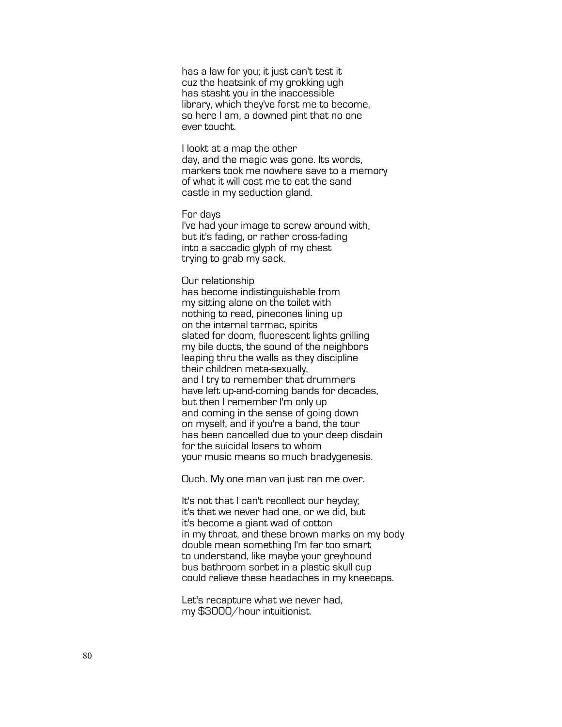has a law for you; it just can't test it
cuz the heatsink of my grokking ugh
has stasht you in the inaccessible
library, which they've forst me to become,
so here I am, a downed pint that no one
ever toucht.

I lookt at a map the other
day, and the magic was gone. Its words,
markers took me nowhere save to a memory
of what it will cost me to eat the sand
castle in my seduction gland.

For days
I've had your image to screw around with,
but it's fading, or rather cross-fading
into a saccadic glyph of my chest
trying to grab my sack.

Our relationship
has become indistinguishable from
my sitting alone on the toilet with
nothing to read, pinecones lining up
on the internal tarmac, spirits
slated for doom, fluorescent lights grilling
my bile ducts, the sound of the neighbors
leaping thru the walls as they discipline
their children meta-sexually,
and I try to remember that drummers
have left up-and-coming bands for decades,
but then I remember I'm only up
and coming in the sense of going down
on myself, and if you're a band, the tour
has been cancelled due to your deep disdain
for the suicidal losers to whom
your music means so much bradygenesis.

Ouch. My one man van just ran me over.

It's not that I can't recollect our heyday;
it's that we never had one, or we did, but
it's become a giant wad of cotton
in my throat, and these brown marks on my body
double mean something I'm far too smart
to understand, like maybe your greyhound
bus bathroom sorbet in a plastic skull cup
could relieve these headaches in my kneecaps.

Let's recapture what we never had,
my $3000/hour intuitionist.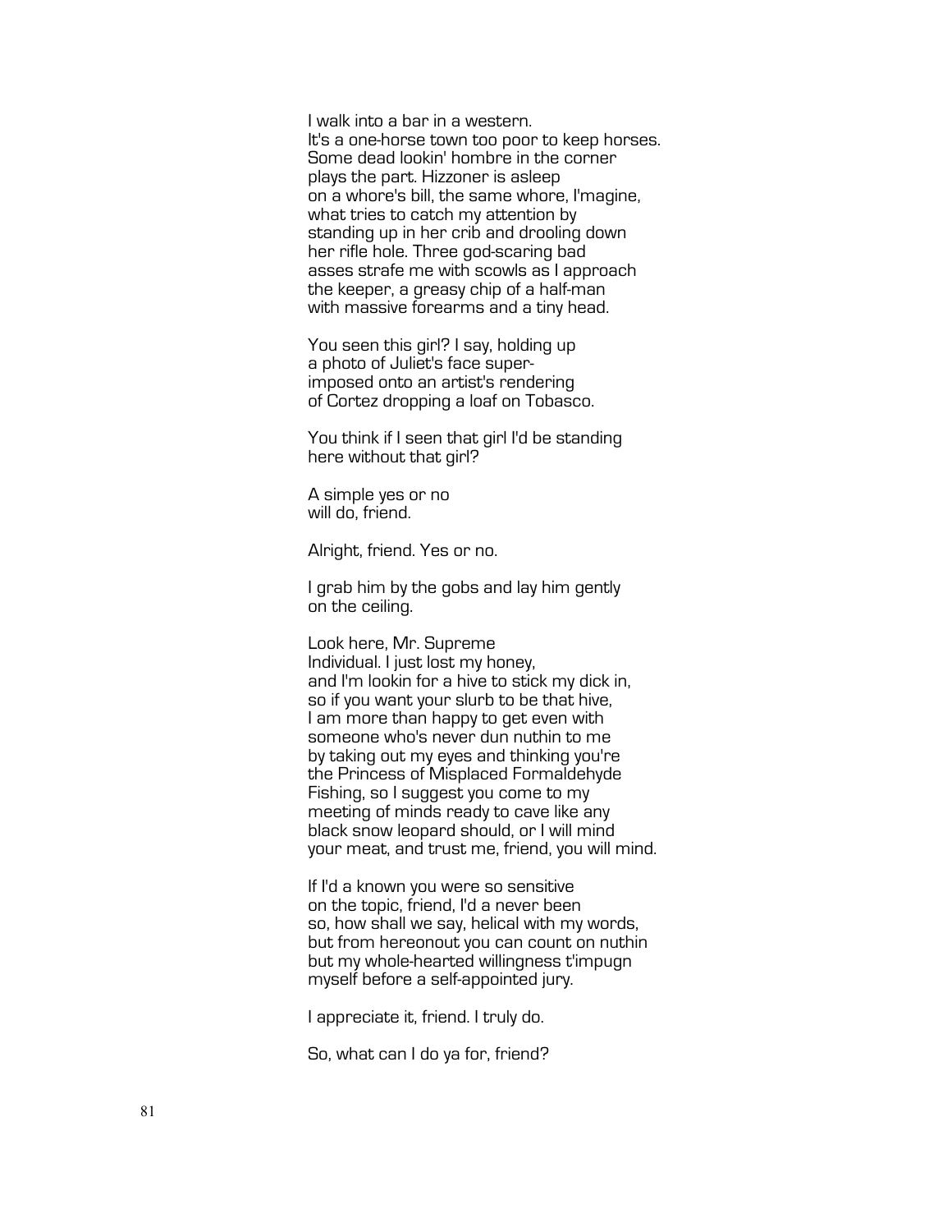I walk into a bar in a western.
It's a one-horse town too poor to keep horses.
Some dead lookin' hombre in the corner
plays the part. Hizzoner is asleep
on a whore's bill, the same whore, I'magine,
what tries to catch my attention by
standing up in her crib and drooling down
her rifle hole. Three god-scaring bad
asses strafe me with scowls as I approach
the keeper, a greasy chip of a half-man
with massive forearms and a tiny head.

You seen this girl? I say, holding up
a photo of Juliet's face super-
imposed onto an artist's rendering
of Cortez dropping a loaf on Tobasco.

You think if I seen that girl I'd be standing
here without that girl?

A simple yes or no
will do, friend.

Alright, friend. Yes or no.

I grab him by the gobs and lay him gently
on the ceiling.

Look here, Mr. Supreme
Individual. I just lost my honey,
and I'm lookin for a hive to stick my dick in,
so if you want your slurb to be that hive,
I am more than happy to get even with
someone who's never dun nuthin to me
by taking out my eyes and thinking you're
the Princess of Misplaced Formaldehyde
Fishing, so I suggest you come to my
meeting of minds ready to cave like any
black snow leopard should, or I will mind
your meat, and trust me, friend, you will mind.

If I'd a known you were so sensitive
on the topic, friend, I'd a never been
so, how shall we say, helical with my words,
but from hereonout you can count on nuthin
but my whole-hearted willingness t'impugn
myself before a self-appointed jury.

I appreciate it, friend. I truly do.

So, what can I do ya for, friend?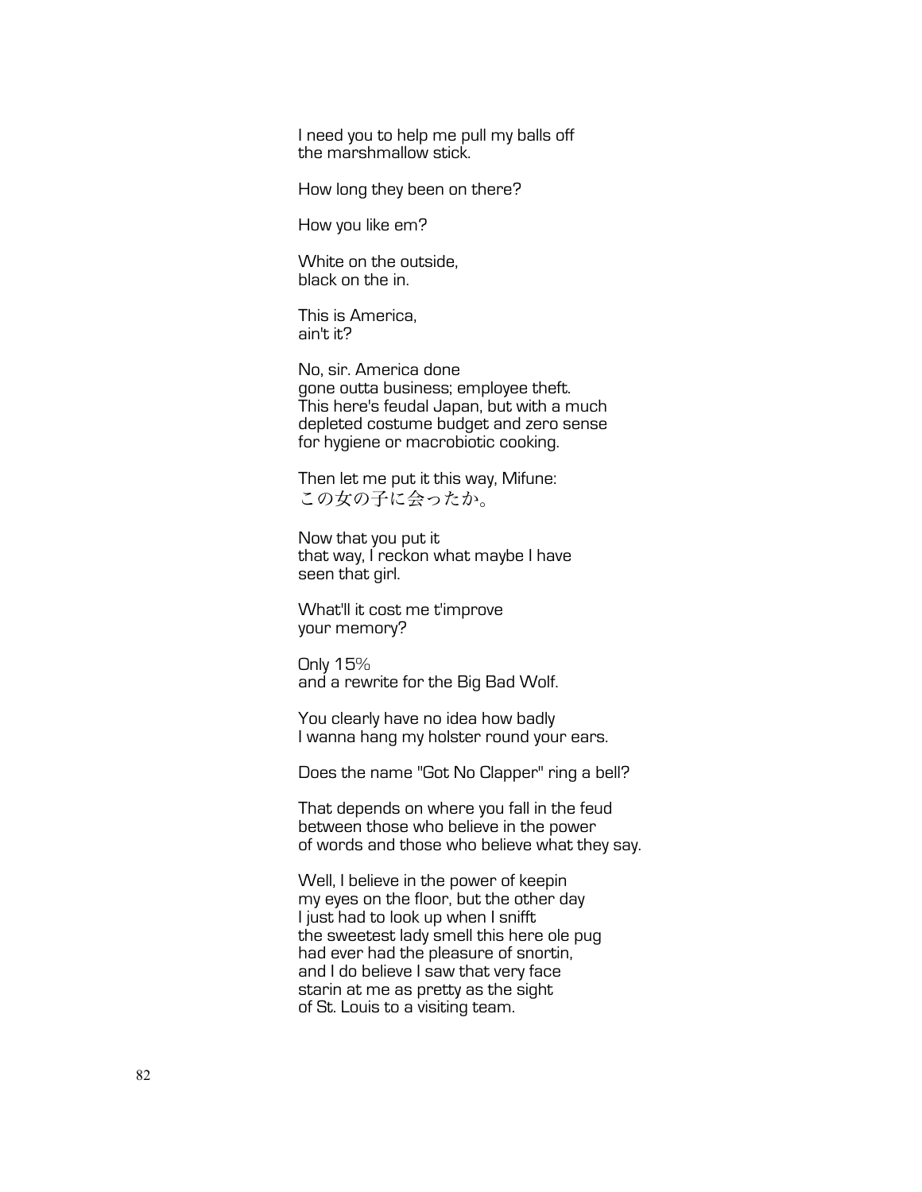I need you to help me pull my balls off
the marshmallow stick.

How long they been on there?

How you like em?

White on the outside,
black on the in.

This is America,
ain't it?

No, sir. America done
gone outta business; employee theft.
This here's feudal Japan, but with a much
depleted costume budget and zero sense
for hygiene or macrobiotic cooking.

Then let me put it this way, Mifune:
この女の子に会ったか。

Now that you put it
that way, I reckon what maybe I have
seen that girl.

What'll it cost me t'improve
your memory?

Only 15%
and a rewrite for the Big Bad Wolf.

You clearly have no idea how badly
I wanna hang my holster round your ears.

Does the name "Got No Clapper" ring a bell?

That depends on where you fall in the feud
between those who believe in the power
of words and those who believe what they say.

Well, I believe in the power of keepin
my eyes on the floor, but the other day
I just had to look up when I snifft
the sweetest lady smell this here ole pug
had ever had the pleasure of snortin,
and I do believe I saw that very face
starin at me as pretty as the sight
of St. Louis to a visiting team.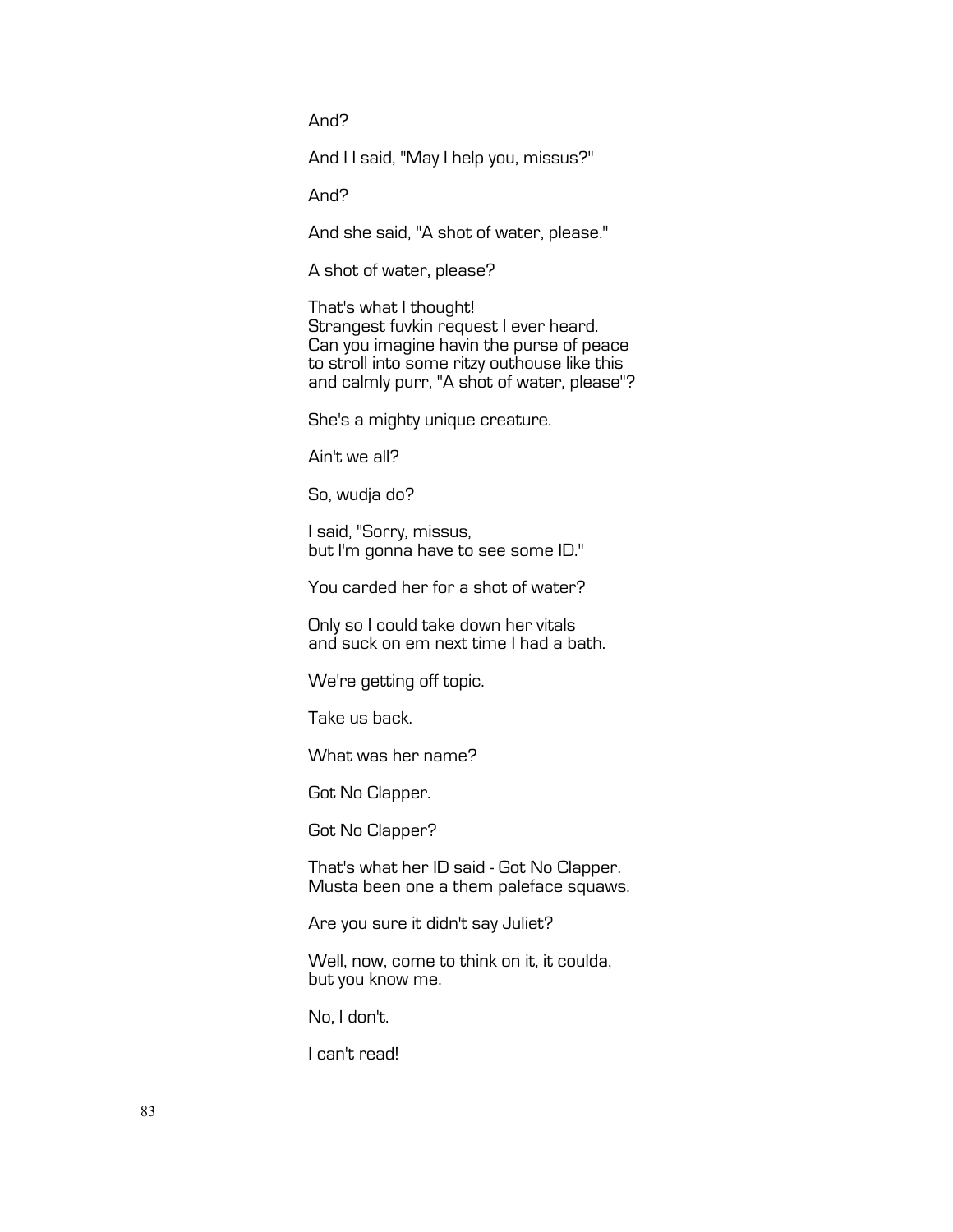And?

And I I said, "May I help you, missus?"

And?

And she said, "A shot of water, please."

A shot of water, please?

That's what I thought!  
Strangest fuvkin request I ever heard.  
Can you imagine havin the purse of peace  
to stroll into some ritzy outhouse like this  
and calmly purr, "A shot of water, please"?

She's a mighty unique creature.

Ain't we all?

So, wudja do?

I said, "Sorry, missus,  
but I'm gonna have to see some ID."

You carded her for a shot of water?

Only so I could take down her vitals  
and suck on em next time I had a bath.

We're getting off topic.

Take us back.

What was her name?

Got No Clapper.

Got No Clapper?

That's what her ID said - Got No Clapper.  
Musta been one a them paleface squaws.

Are you sure it didn't say Juliet?

Well, now, come to think on it, it coulda,  
but you know me.

No, I don't.

I can't read!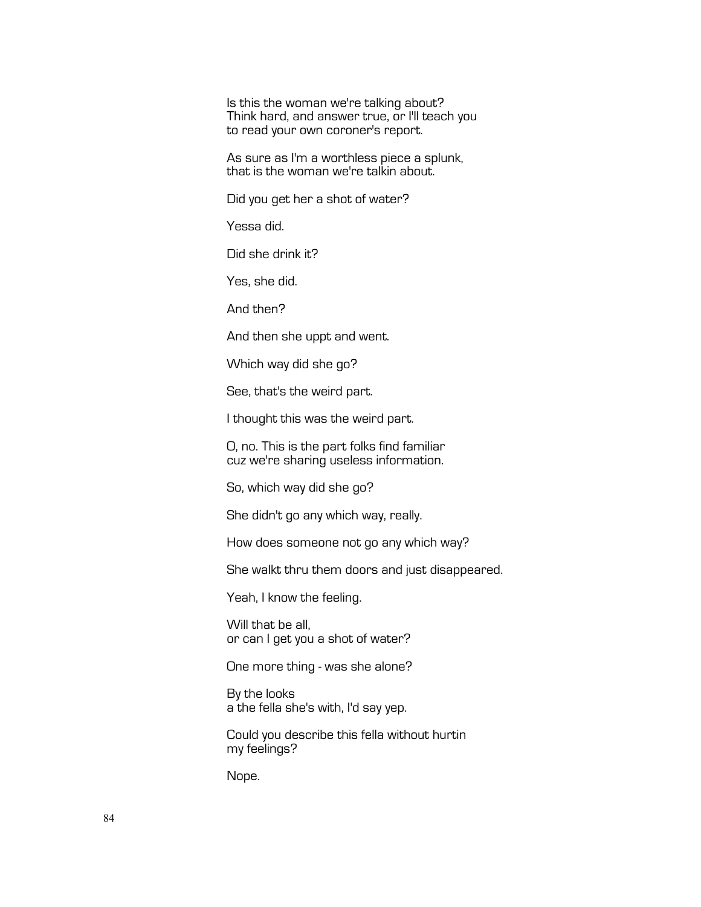Is this the woman we're talking about?
Think hard, and answer true, or I'll teach you
to read your own coroner's report.

As sure as I'm a worthless piece a splunk,
that is the woman we're talkin about.

Did you get her a shot of water?

Yessa did.

Did she drink it?

Yes, she did.

And then?

And then she uppt and went.

Which way did she go?

See, that's the weird part.

I thought this was the weird part.

O, no. This is the part folks find familiar
cuz we're sharing useless information.

So, which way did she go?

She didn't go any which way, really.

How does someone not go any which way?

She walkt thru them doors and just disappeared.

Yeah, I know the feeling.

Will that be all,
or can I get you a shot of water?

One more thing - was she alone?

By the looks
a the fella she's with, I'd say yep.

Could you describe this fella without hurtin
my feelings?

Nope.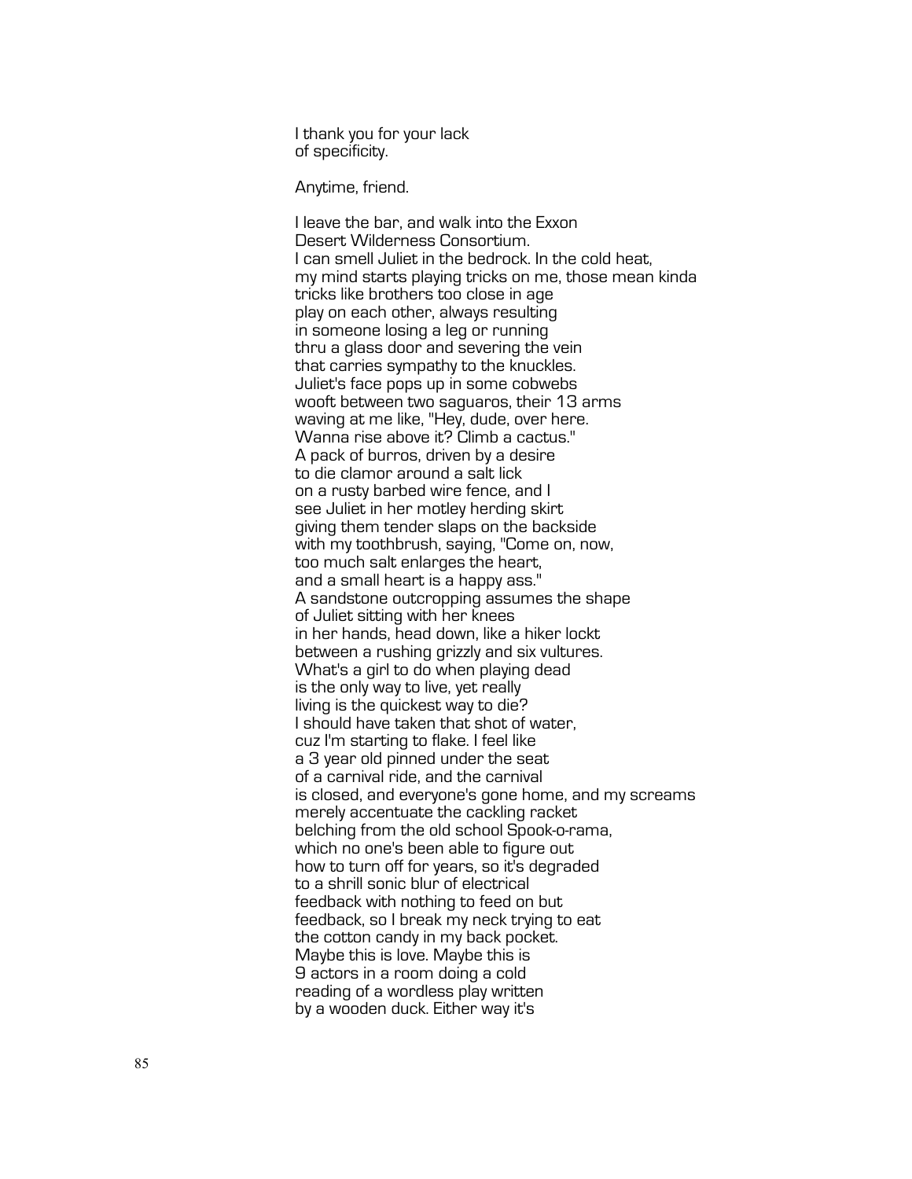I thank you for your lack  
of specificity.

Anytime, friend.

I leave the bar, and walk into the Exxon  
Desert Wilderness Consortium.  
I can smell Juliet in the bedrock. In the cold heat,  
my mind starts playing tricks on me, those mean kinda  
tricks like brothers too close in age  
play on each other, always resulting  
in someone losing a leg or running  
thru a glass door and severing the vein  
that carries sympathy to the knuckles.  
Juliet's face pops up in some cobwebs  
wooft between two saguaros, their 13 arms  
waving at me like, "Hey, dude, over here.  
Wanna rise above it? Climb a cactus."  
A pack of burros, driven by a desire  
to die clamor around a salt lick  
on a rusty barbed wire fence, and I  
see Juliet in her motley herding skirt  
giving them tender slaps on the backside  
with my toothbrush, saying, "Come on, now,  
too much salt enlarges the heart,  
and a small heart is a happy ass."  
A sandstone outcropping assumes the shape  
of Juliet sitting with her knees  
in her hands, head down, like a hiker lockt  
between a rushing grizzly and six vultures.  
What's a girl to do when playing dead  
is the only way to live, yet really  
living is the quickest way to die?  
I should have taken that shot of water,  
cuz I'm starting to flake. I feel like  
a 3 year old pinned under the seat  
of a carnival ride, and the carnival  
is closed, and everyone's gone home, and my screams  
merely accentuate the cackling racket  
belching from the old school Spook-o-rama,  
which no one's been able to figure out  
how to turn off for years, so it's degraded  
to a shrill sonic blur of electrical  
feedback with nothing to feed on but  
feedback, so I break my neck trying to eat  
the cotton candy in my back pocket.  
Maybe this is love. Maybe this is  
9 actors in a room doing a cold  
reading of a wordless play written  
by a wooden duck. Either way it's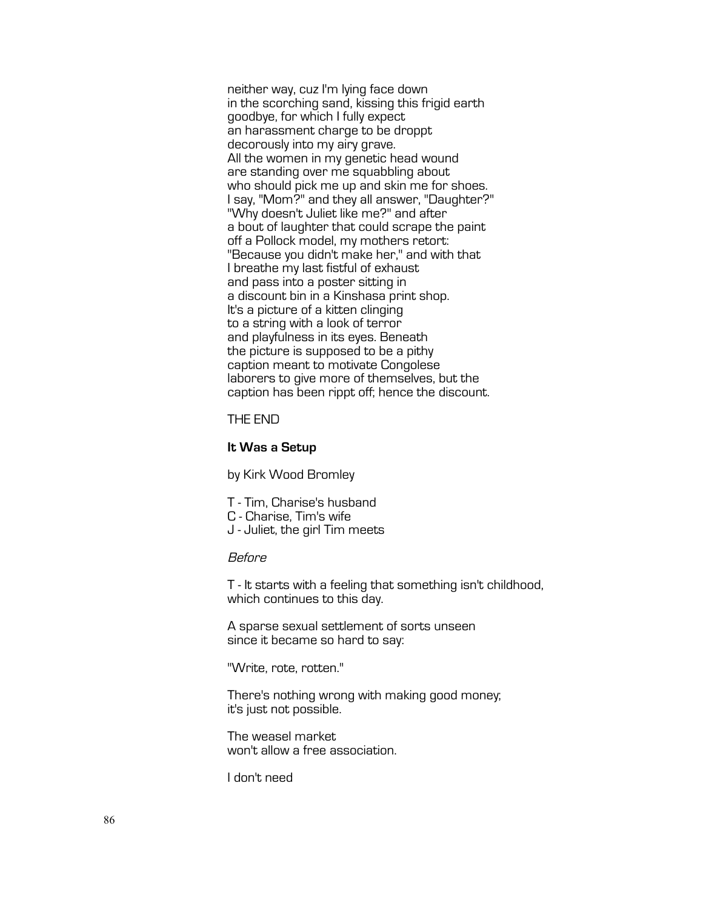neither way, cuz I'm lying face down
in the scorching sand, kissing this frigid earth
goodbye, for which I fully expect
an harassment charge to be droppt
decorously into my airy grave.
All the women in my genetic head wound
are standing over me squabbling about
who should pick me up and skin me for shoes.
I say, "Mom?" and they all answer, "Daughter?"
"Why doesn't Juliet like me?" and after
a bout of laughter that could scrape the paint
off a Pollock model, my mothers retort:
"Because you didn't make her," and with that
I breathe my last fistful of exhaust
and pass into a poster sitting in
a discount bin in a Kinshasa print shop.
It's a picture of a kitten clinging
to a string with a look of terror
and playfulness in its eyes. Beneath
the picture is supposed to be a pithy
caption meant to motivate Congolese
laborers to give more of themselves, but the
caption has been rippt off; hence the discount.

THE END

**It Was a Setup**

by Kirk Wood Bromley

T - Tim, Charise's husband
C - Charise, Tim's wife
J - Juliet, the girl Tim meets

*Before*

T - It starts with a feeling that something isn't childhood,
which continues to this day.

A sparse sexual settlement of sorts unseen
since it became so hard to say:

"Write, rote, rotten."

There's nothing wrong with making good money;
it's just not possible.

The weasel market
won't allow a free association.

I don't need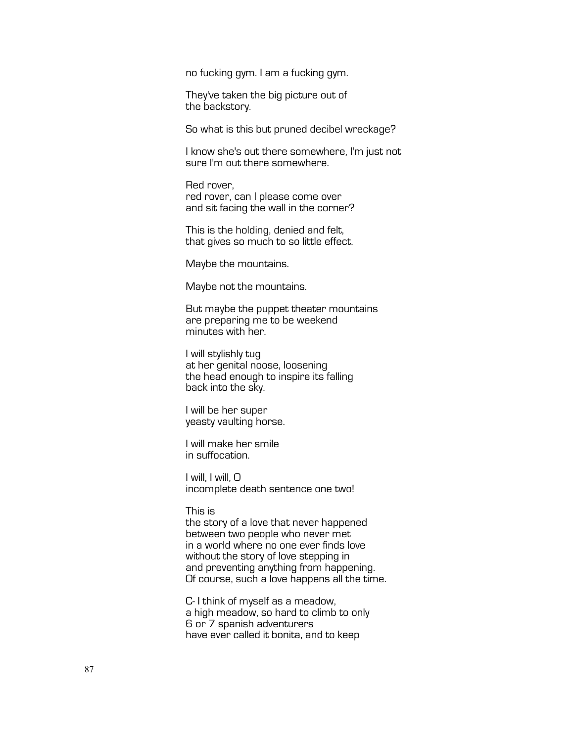no fucking gym. I am a fucking gym.

They've taken the big picture out of
the backstory.

So what is this but pruned decibel wreckage?

I know she's out there somewhere, I'm just not
sure I'm out there somewhere.

Red rover,
red rover, can I please come over
and sit facing the wall in the corner?

This is the holding, denied and felt,
that gives so much to so little effect.

Maybe the mountains.

Maybe not the mountains.

But maybe the puppet theater mountains
are preparing me to be weekend
minutes with her.

I will stylishly tug
at her genital noose, loosening
the head enough to inspire its falling
back into the sky.

I will be her super
yeasty vaulting horse.

I will make her smile
in suffocation.

I will, I will, O
incomplete death sentence one two!

This is
the story of a love that never happened
between two people who never met
in a world where no one ever finds love
without the story of love stepping in
and preventing anything from happening.
Of course, such a love happens all the time.

C- I think of myself as a meadow,
a high meadow, so hard to climb to only
6 or 7 spanish adventurers
have ever called it bonita, and to keep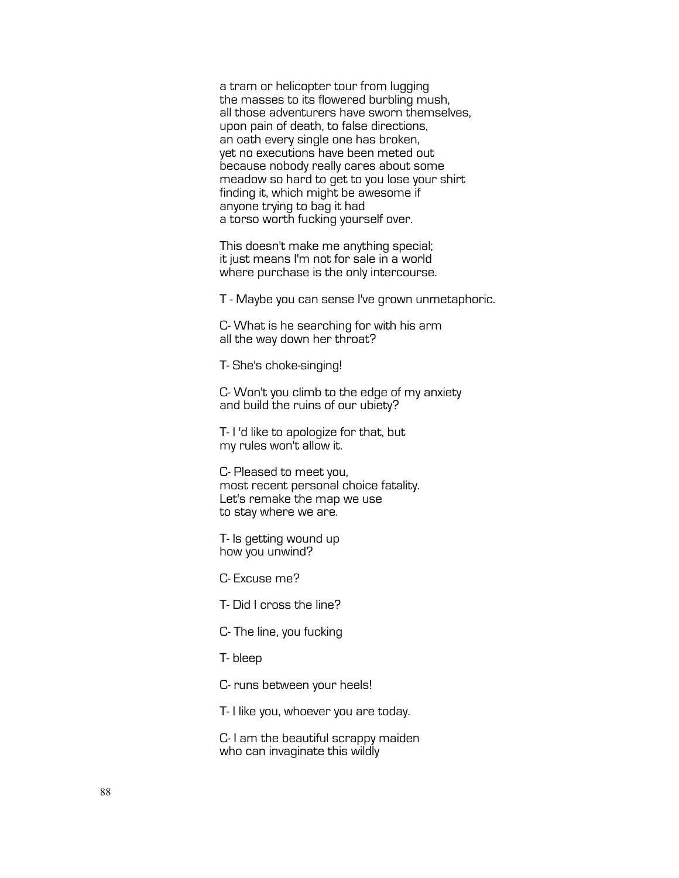a tram or helicopter tour from lugging
the masses to its flowered burbling mush,
all those adventurers have sworn themselves,
upon pain of death, to false directions,
an oath every single one has broken,
yet no executions have been meted out
because nobody really cares about some
meadow so hard to get to you lose your shirt
finding it, which might be awesome if
anyone trying to bag it had
a torso worth fucking yourself over.

This doesn't make me anything special;
it just means I'm not for sale in a world
where purchase is the only intercourse.

T - Maybe you can sense I've grown unmetaphoric.

C- What is he searching for with his arm
all the way down her throat?

T- She's choke-singing!

C- Won't you climb to the edge of my anxiety
and build the ruins of our ubiety?

T- I 'd like to apologize for that, but
my rules won't allow it.

C- Pleased to meet you,
most recent personal choice fatality.
Let's remake the map we use
to stay where we are.

T- Is getting wound up
how you unwind?

C- Excuse me?

T- Did I cross the line?

C- The line, you fucking

T- bleep

C- runs between your heels!

T- I like you, whoever you are today.

C- I am the beautiful scrappy maiden
who can invaginate this wildly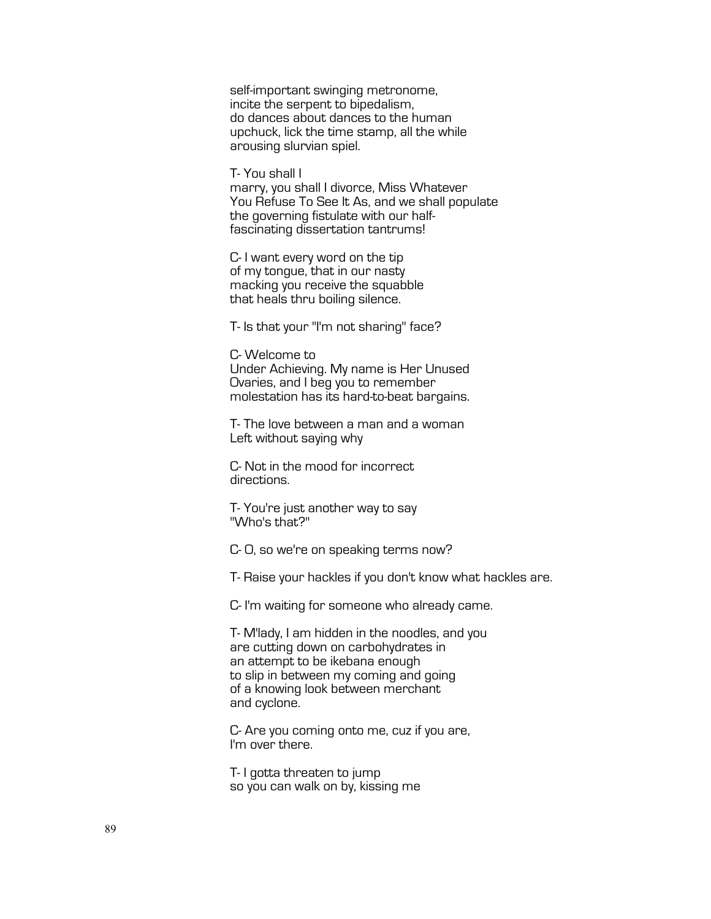self-important swinging metronome,
incite the serpent to bipedalism,
do dances about dances to the human
upchuck, lick the time stamp, all the while
arousing slurvian spiel.

T- You shall I
marry, you shall I divorce, Miss Whatever
You Refuse To See It As, and we shall populate
the governing fistulate with our half-
fascinating dissertation tantrums!

C- I want every word on the tip
of my tongue, that in our nasty
macking you receive the squabble
that heals thru boiling silence.

T- Is that your "I'm not sharing" face?

C- Welcome to
Under Achieving. My name is Her Unused
Ovaries, and I beg you to remember
molestation has its hard-to-beat bargains.

T- The love between a man and a woman
Left without saying why

C- Not in the mood for incorrect
directions.

T- You're just another way to say
"Who's that?"

C- O, so we're on speaking terms now?

T- Raise your hackles if you don't know what hackles are.

C- I'm waiting for someone who already came.

T- M'lady, I am hidden in the noodles, and you
are cutting down on carbohydrates in
an attempt to be ikebana enough
to slip in between my coming and going
of a knowing look between merchant
and cyclone.

C- Are you coming onto me, cuz if you are,
I'm over there.

T- I gotta threaten to jump
so you can walk on by, kissing me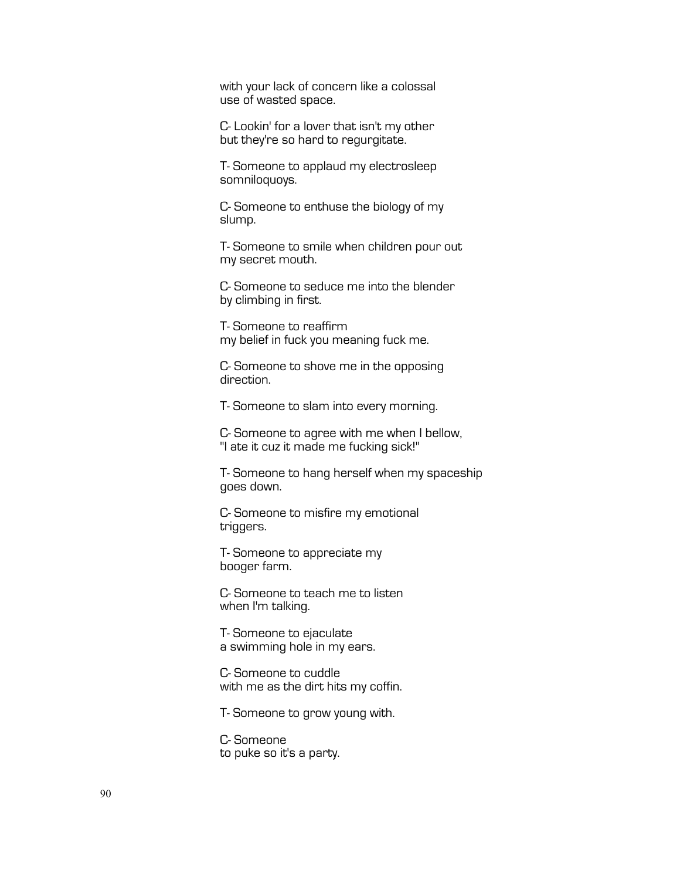with your lack of concern like a colossal
use of wasted space.

C- Lookin' for a lover that isn't my other
but they're so hard to regurgitate.

T- Someone to applaud my electrosleep
somniloquoys.

C- Someone to enthuse the biology of my
slump.

T- Someone to smile when children pour out
my secret mouth.

C- Someone to seduce me into the blender
by climbing in first.

T- Someone to reaffirm
my belief in fuck you meaning fuck me.

C- Someone to shove me in the opposing
direction.

T- Someone to slam into every morning.

C- Someone to agree with me when I bellow,
"I ate it cuz it made me fucking sick!"

T- Someone to hang herself when my spaceship
goes down.

C- Someone to misfire my emotional
triggers.

T- Someone to appreciate my
booger farm.

C- Someone to teach me to listen
when I'm talking.

T- Someone to ejaculate
a swimming hole in my ears.

C- Someone to cuddle
with me as the dirt hits my coffin.

T- Someone to grow young with.

C- Someone
to puke so it's a party.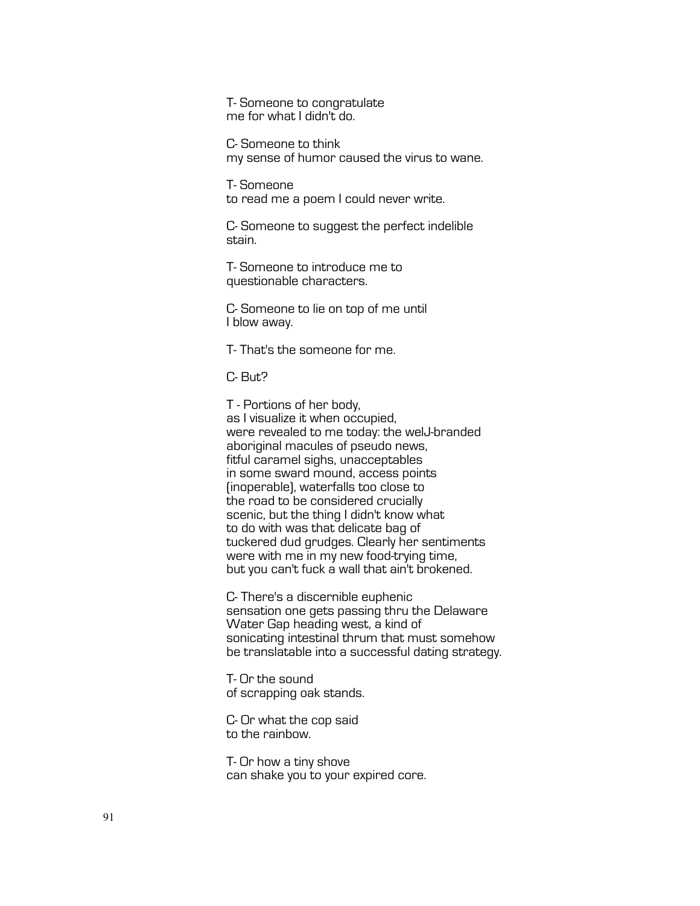T- Someone to congratulate
me for what I didn't do.

C- Someone to think
my sense of humor caused the virus to wane.

T- Someone
to read me a poem I could never write.

C- Someone to suggest the perfect indelible
stain.

T- Someone to introduce me to
questionable characters.

C- Someone to lie on top of me until
I blow away.

T- That's the someone for me.

C- But?

T - Portions of her body,
as I visualize it when occupied,
were revealed to me today: the welJ-branded
aboriginal macules of pseudo news,
fitful caramel sighs, unacceptables
in some sward mound, access points
(inoperable), waterfalls too close to
the road to be considered crucially
scenic, but the thing I didn't know what
to do with was that delicate bag of
tuckered dud grudges. Clearly her sentiments
were with me in my new food-trying time,
but you can't fuck a wall that ain't brokened.

C- There's a discernible euphenic
sensation one gets passing thru the Delaware
Water Gap heading west, a kind of
sonicating intestinal thrum that must somehow
be translatable into a successful dating strategy.

T- Or the sound
of scrapping oak stands.

C- Or what the cop said
to the rainbow.

T- Or how a tiny shove
can shake you to your expired core.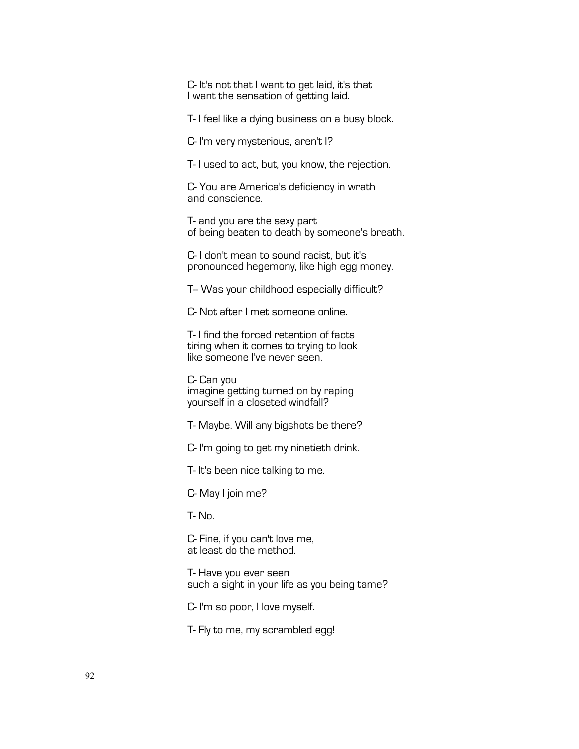C- It's not that I want to get laid, it's that
I want the sensation of getting laid.

T- I feel like a dying business on a busy block.

C- I'm very mysterious, aren't I?

T- I used to act, but, you know, the rejection.

C- You are America's deficiency in wrath
and conscience.

T- and you are the sexy part
of being beaten to death by someone's breath.

C- I don't mean to sound racist, but it's
pronounced hegemony, like high egg money.

T-- Was your childhood especially difficult?

C- Not after I met someone online.

T- I find the forced retention of facts
tiring when it comes to trying to look
like someone I've never seen.

C- Can you
imagine getting turned on by raping
yourself in a closeted windfall?

T- Maybe. Will any bigshots be there?

C- I'm going to get my ninetieth drink.

T- It's been nice talking to me.

C- May I join me?

T- No.

C- Fine, if you can't love me,
at least do the method.

T- Have you ever seen
such a sight in your life as you being tame?

C- I'm so poor, I love myself.

T- Fly to me, my scrambled egg!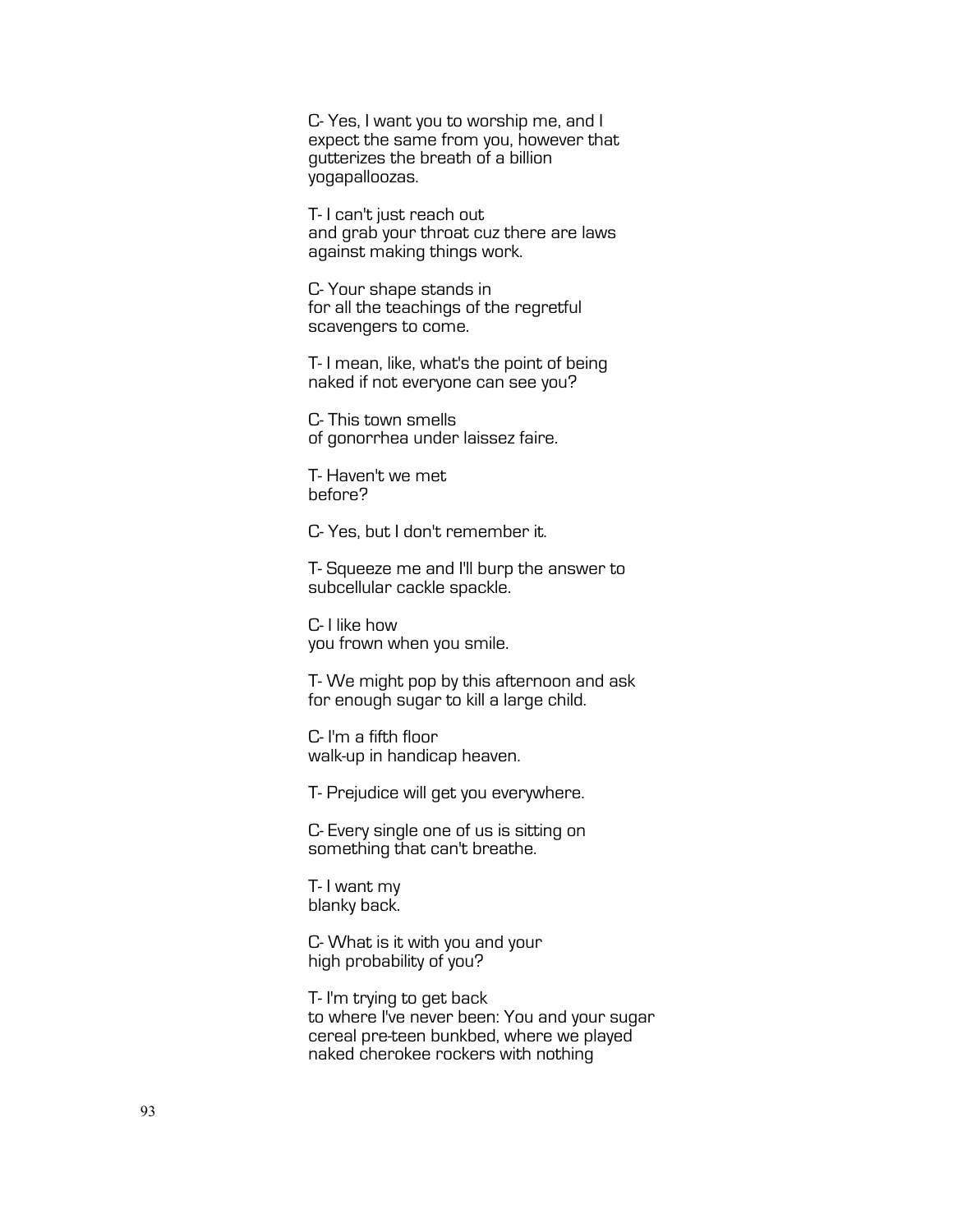C- Yes, I want you to worship me, and I
expect the same from you, however that
gutterizes the breath of a billion
yogapalloozas.

T- I can't just reach out
and grab your throat cuz there are laws
against making things work.

C- Your shape stands in
for all the teachings of the regretful
scavengers to come.

T- I mean, like, what's the point of being
naked if not everyone can see you?

C- This town smells
of gonorrhea under laissez faire.

T- Haven't we met
before?

C- Yes, but I don't remember it.

T- Squeeze me and I'll burp the answer to
subcellular cackle spackle.

C- I like how
you frown when you smile.

T- We might pop by this afternoon and ask
for enough sugar to kill a large child.

C- I'm a fifth floor
walk-up in handicap heaven.

T- Prejudice will get you everywhere.

C- Every single one of us is sitting on
something that can't breathe.

T- I want my
blanky back.

C- What is it with you and your
high probability of you?

T- I'm trying to get back
to where I've never been: You and your sugar
cereal pre-teen bunkbed, where we played
naked cherokee rockers with nothing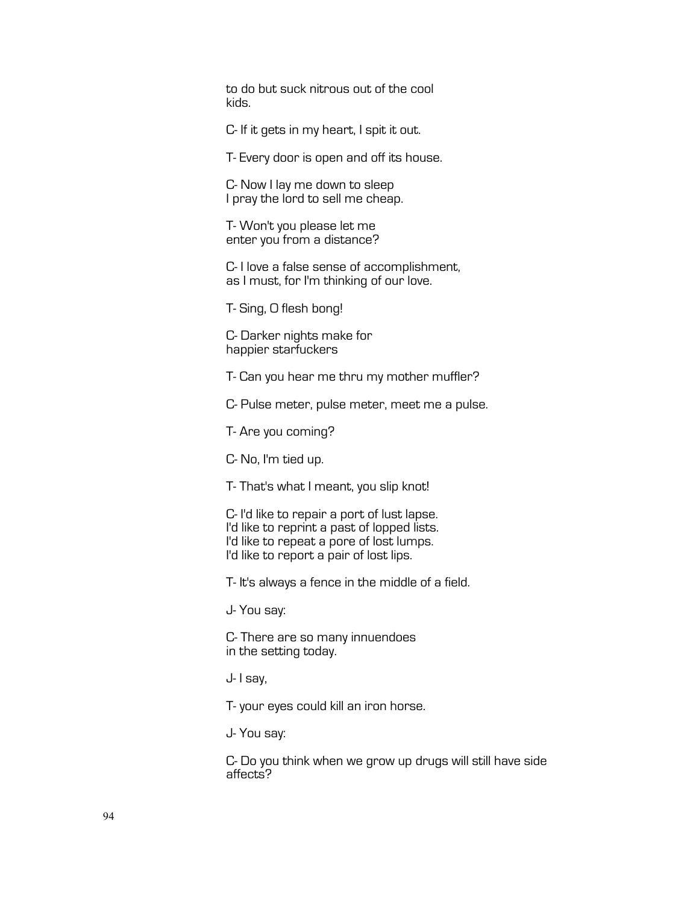to do but suck nitrous out of the cool
kids.

C- If it gets in my heart, I spit it out.

T- Every door is open and off its house.

C- Now I lay me down to sleep
I pray the lord to sell me cheap.

T- Won't you please let me
enter you from a distance?

C- I love a false sense of accomplishment,
as I must, for I'm thinking of our love.

T- Sing, O flesh bong!

C- Darker nights make for
happier starfuckers

T- Can you hear me thru my mother muffler?

C- Pulse meter, pulse meter, meet me a pulse.

T- Are you coming?

C- No, I'm tied up.

T- That's what I meant, you slip knot!

C- I'd like to repair a port of lust lapse.
I'd like to reprint a past of lopped lists.
I'd like to repeat a pore of lost lumps.
I'd like to report a pair of lost lips.

T- It's always a fence in the middle of a field.

J- You say:

C- There are so many innuendoes
in the setting today.

J- I say,

T- your eyes could kill an iron horse.

J- You say:

C- Do you think when we grow up drugs will still have side
affects?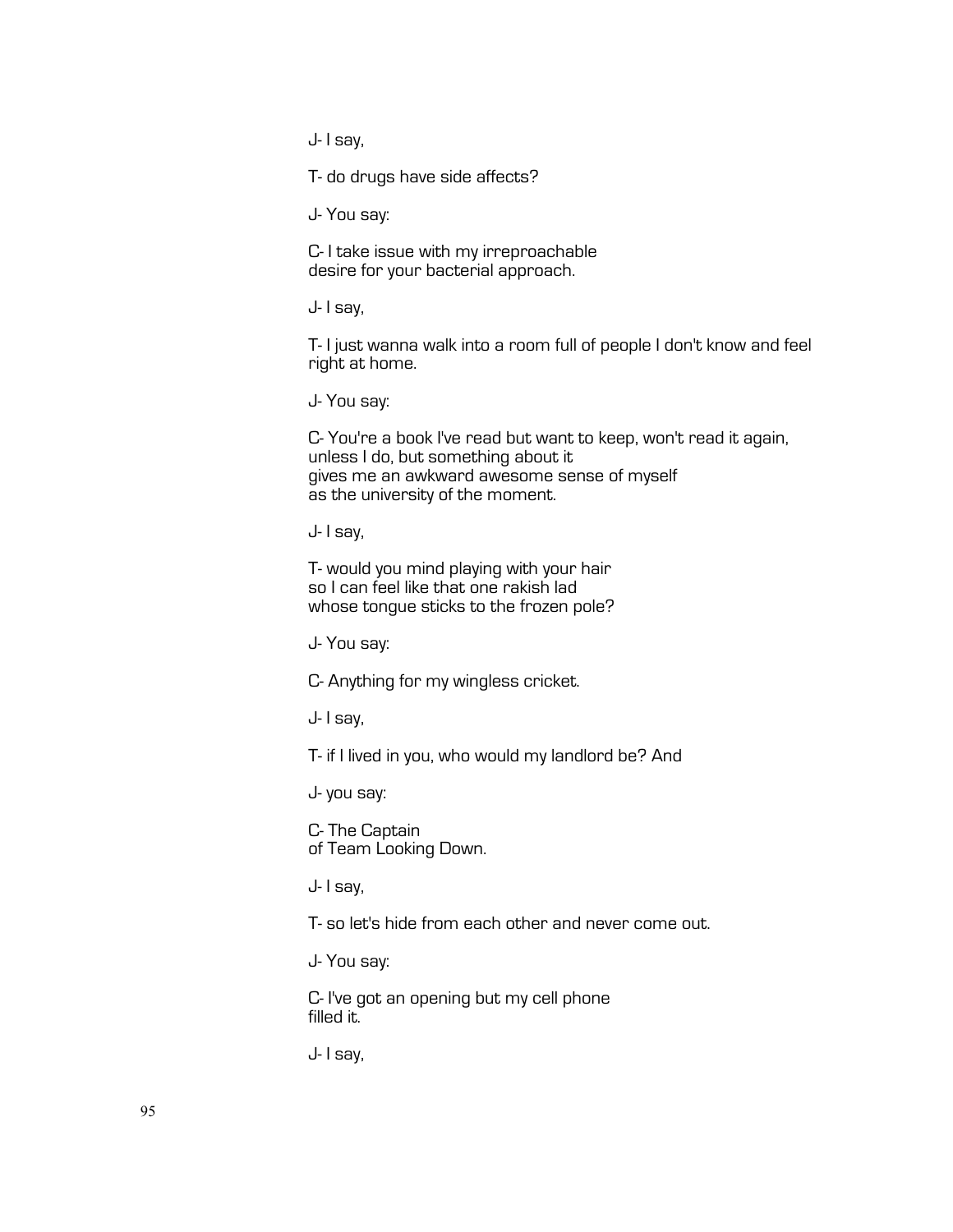J- I say,

T- do drugs have side affects?

J- You say:

C- I take issue with my irreproachable
desire for your bacterial approach.

J- I say,

T- I just wanna walk into a room full of people I don't know and feel right at home.

J- You say:

C- You're a book I've read but want to keep, won't read it again,
unless I do, but something about it
gives me an awkward awesome sense of myself
as the university of the moment.

J- I say,

T- would you mind playing with your hair
so I can feel like that one rakish lad
whose tongue sticks to the frozen pole?

J- You say:

C- Anything for my wingless cricket.

J- I say,

T- if I lived in you, who would my landlord be? And

J- you say:

C- The Captain
of Team Looking Down.

J- I say,

T- so let's hide from each other and never come out.

J- You say:

C- I've got an opening but my cell phone
filled it.

J- I say,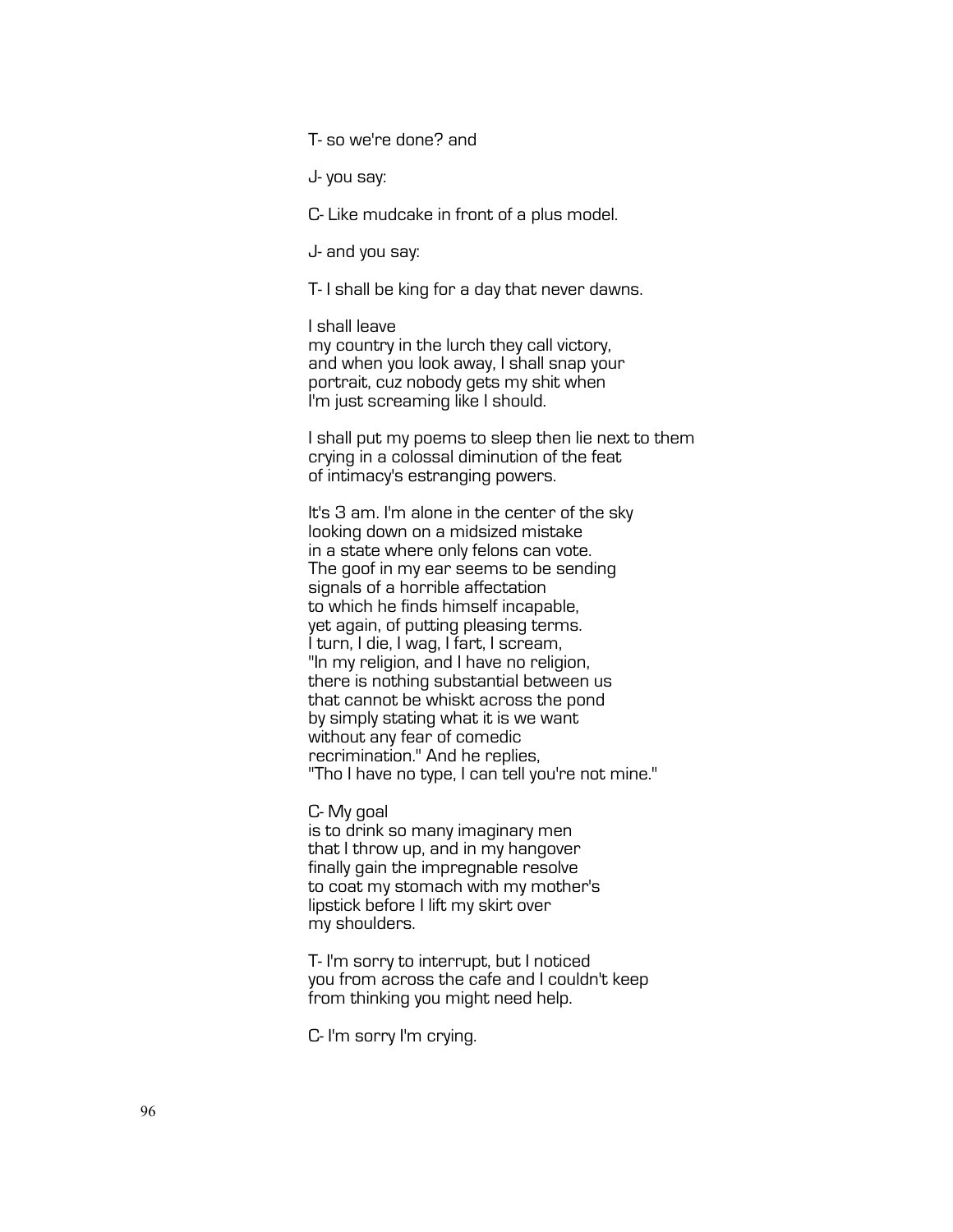T- so we're done? and

J- you say:

C- Like mudcake in front of a plus model.

J- and you say:

T- I shall be king for a day that never dawns.

I shall leave
my country in the lurch they call victory,
and when you look away, I shall snap your
portrait, cuz nobody gets my shit when
I'm just screaming like I should.

I shall put my poems to sleep then lie next to them
crying in a colossal diminution of the feat
of intimacy's estranging powers.

It's 3 am. I'm alone in the center of the sky
looking down on a midsized mistake
in a state where only felons can vote.
The goof in my ear seems to be sending
signals of a horrible affectation
to which he finds himself incapable,
yet again, of putting pleasing terms.
I turn, I die, I wag, I fart, I scream,
"In my religion, and I have no religion,
there is nothing substantial between us
that cannot be whiskt across the pond
by simply stating what it is we want
without any fear of comedic
recrimination." And he replies,
"Tho I have no type, I can tell you're not mine."

C- My goal
is to drink so many imaginary men
that I throw up, and in my hangover
finally gain the impregnable resolve
to coat my stomach with my mother's
lipstick before I lift my skirt over
my shoulders.

T- I'm sorry to interrupt, but I noticed
you from across the cafe and I couldn't keep
from thinking you might need help.

C- I'm sorry I'm crying.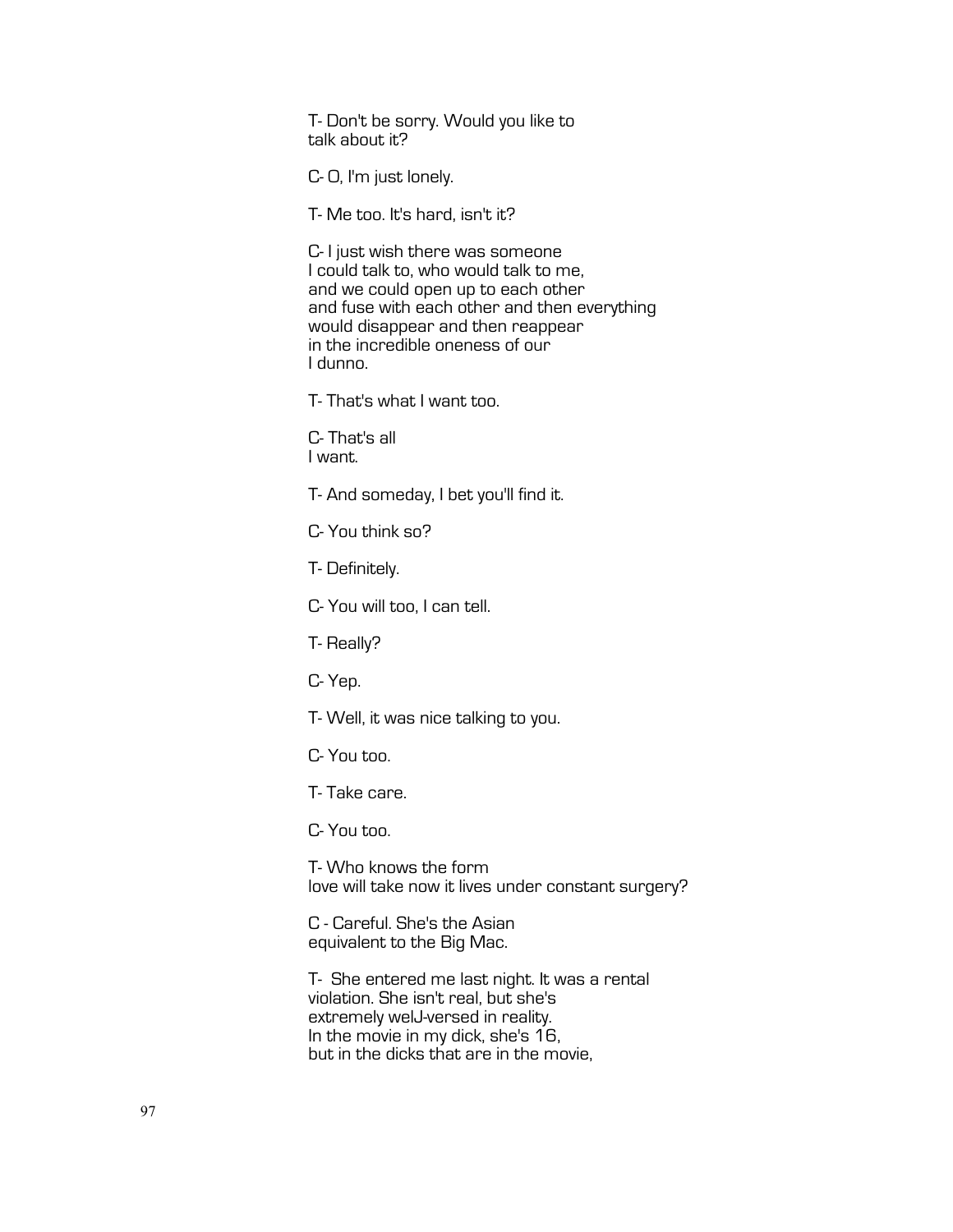T- Don't be sorry. Would you like to
talk about it?

C- O, I'm just lonely.

T- Me too. It's hard, isn't it?

C- I just wish there was someone
I could talk to, who would talk to me,
and we could open up to each other
and fuse with each other and then everything
would disappear and then reappear
in the incredible oneness of our
I dunno.

T- That's what I want too.

C- That's all
I want.

T- And someday, I bet you'll find it.

C- You think so?

T- Definitely.

C- You will too, I can tell.

T- Really?

C- Yep.

T- Well, it was nice talking to you.

C- You too.

T- Take care.

C- You too.

T- Who knows the form
love will take now it lives under constant surgery?

C - Careful. She's the Asian
equivalent to the Big Mac.

T- She entered me last night. It was a rental
violation. She isn't real, but she's
extremely welJ-versed in reality.
In the movie in my dick, she's 16,
but in the dicks that are in the movie,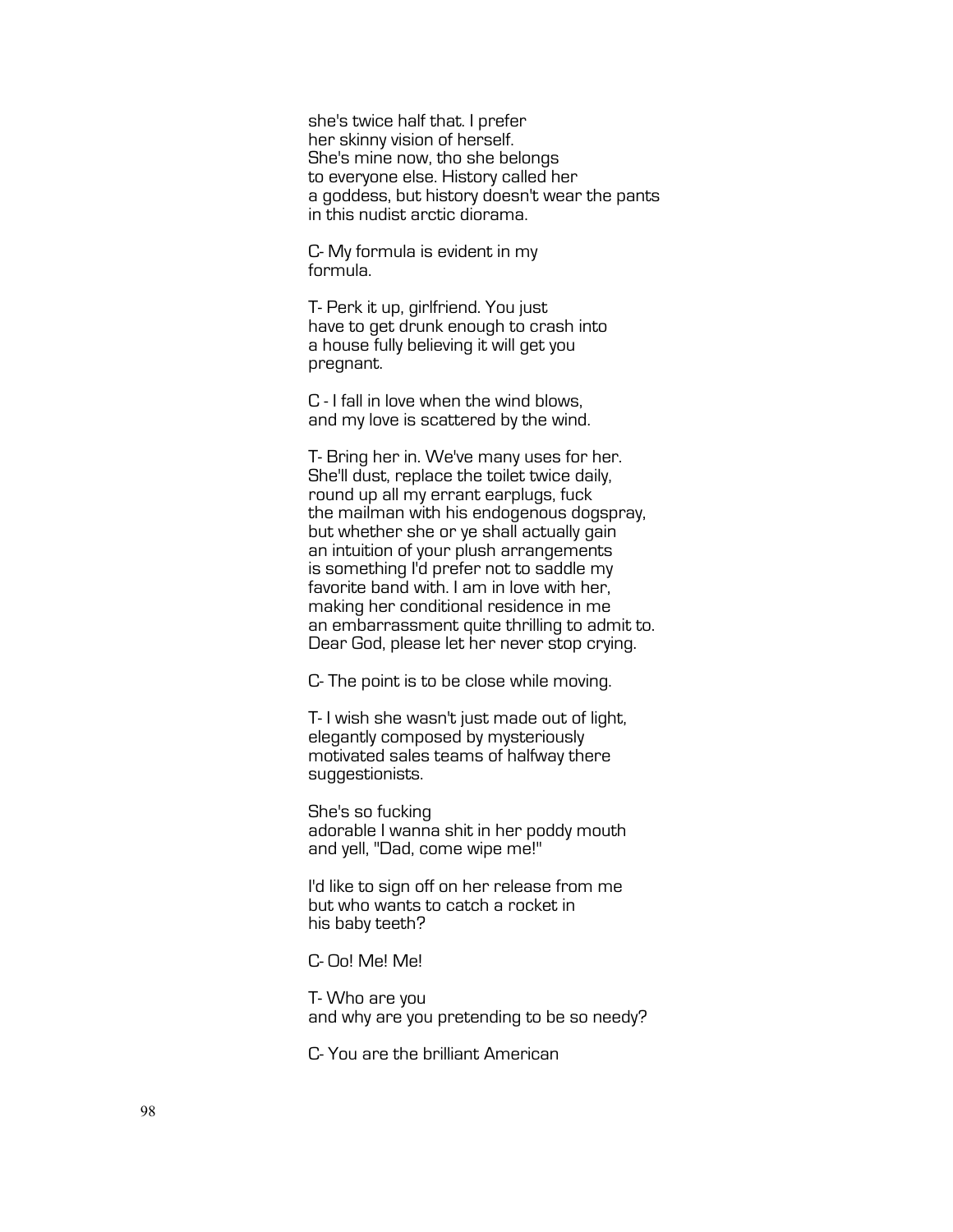she's twice half that. I prefer  
her skinny vision of herself.  
She's mine now, tho she belongs  
to everyone else. History called her  
a goddess, but history doesn't wear the pants  
in this nudist arctic diorama.

C- My formula is evident in my  
formula.

T- Perk it up, girlfriend. You just  
have to get drunk enough to crash into  
a house fully believing it will get you  
pregnant.

C - I fall in love when the wind blows,  
and my love is scattered by the wind.

T- Bring her in. We've many uses for her.  
She'll dust, replace the toilet twice daily,  
round up all my errant earplugs, fuck  
the mailman with his endogenous dogspray,  
but whether she or ye shall actually gain  
an intuition of your plush arrangements  
is something I'd prefer not to saddle my  
favorite band with. I am in love with her,  
making her conditional residence in me  
an embarrassment quite thrilling to admit to.  
Dear God, please let her never stop crying.

C- The point is to be close while moving.

T- I wish she wasn't just made out of light,  
elegantly composed by mysteriously  
motivated sales teams of halfway there  
suggestionists.

She's so fucking  
adorable I wanna shit in her poddy mouth  
and yell, "Dad, come wipe me!"

I'd like to sign off on her release from me  
but who wants to catch a rocket in  
his baby teeth?

C- Oo! Me! Me!

T- Who are you  
and why are you pretending to be so needy?

C- You are the brilliant American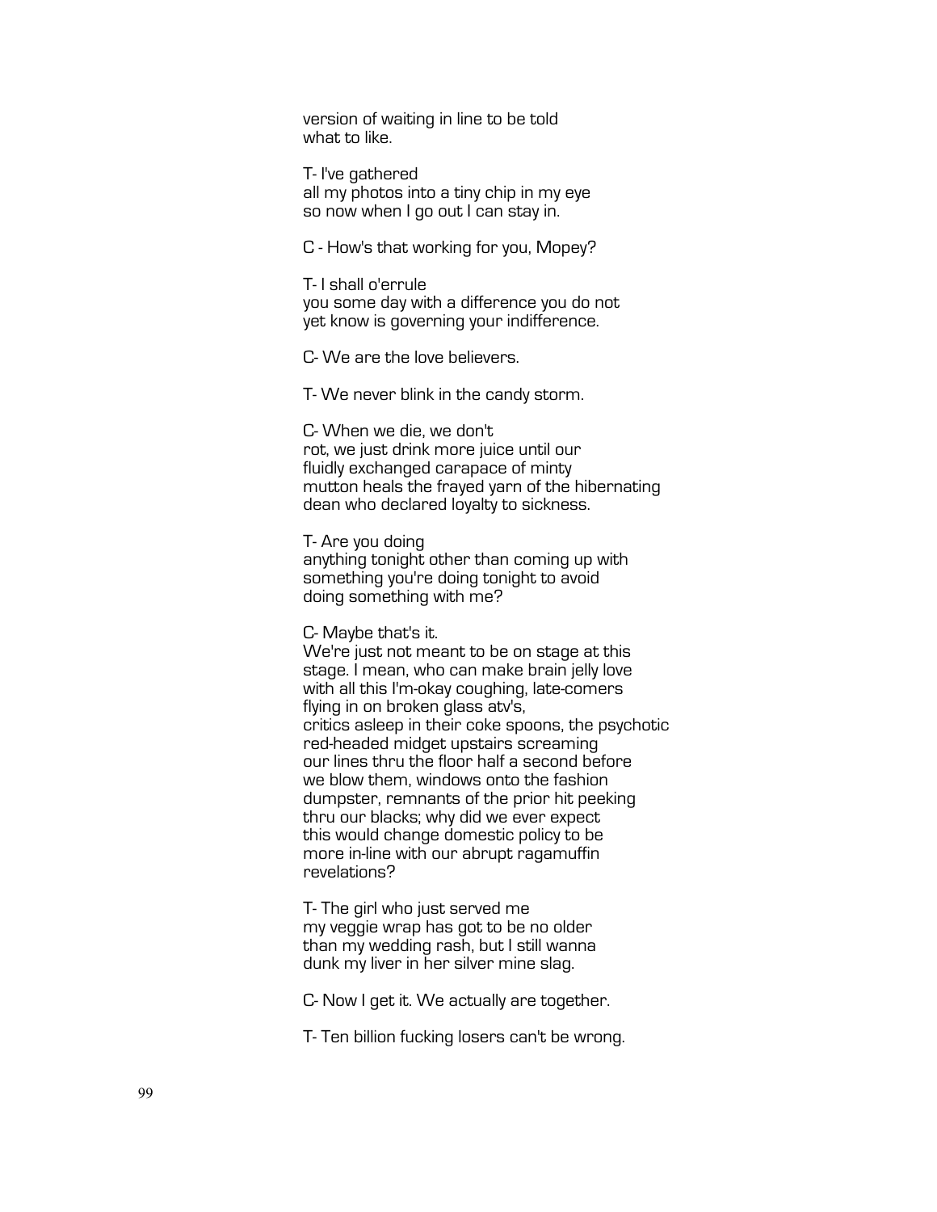version of waiting in line to be told
what to like.

T- I've gathered
all my photos into a tiny chip in my eye
so now when I go out I can stay in.

C - How's that working for you, Mopey?

T- I shall o'errule
you some day with a difference you do not
yet know is governing your indifference.

C- We are the love believers.

T- We never blink in the candy storm.

C- When we die, we don't
rot, we just drink more juice until our
fluidly exchanged carapace of minty
mutton heals the frayed yarn of the hibernating
dean who declared loyalty to sickness.

T- Are you doing
anything tonight other than coming up with
something you're doing tonight to avoid
doing something with me?

C- Maybe that's it.
We're just not meant to be on stage at this
stage. I mean, who can make brain jelly love
with all this I'm-okay coughing, late-comers
flying in on broken glass atv's,
critics asleep in their coke spoons, the psychotic
red-headed midget upstairs screaming
our lines thru the floor half a second before
we blow them, windows onto the fashion
dumpster, remnants of the prior hit peeking
thru our blacks; why did we ever expect
this would change domestic policy to be
more in-line with our abrupt ragamuffin
revelations?

T- The girl who just served me
my veggie wrap has got to be no older
than my wedding rash, but I still wanna
dunk my liver in her silver mine slag.

C- Now I get it. We actually are together.

T- Ten billion fucking losers can't be wrong.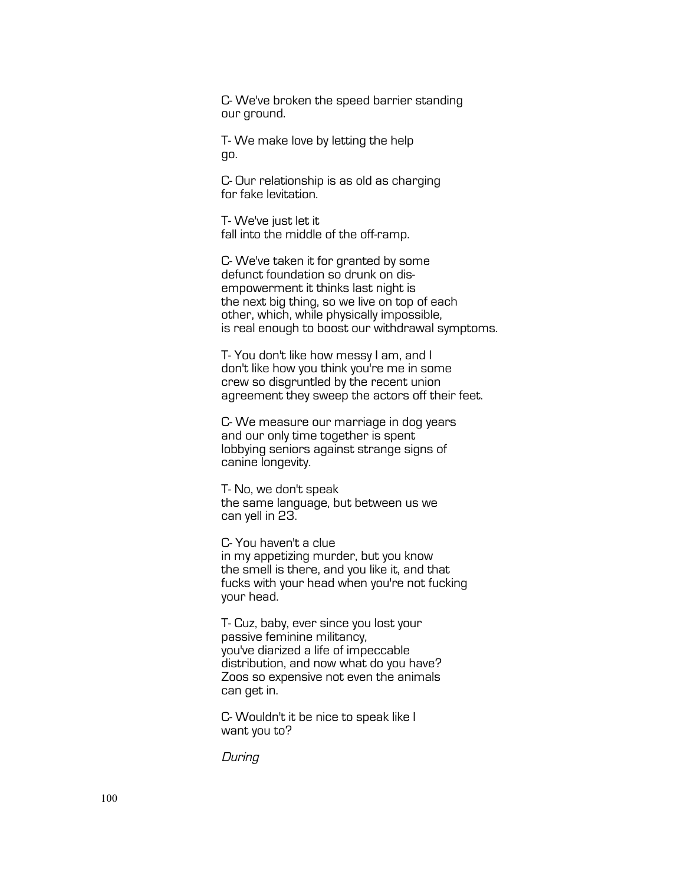C- We've broken the speed barrier standing
our ground.

T- We make love by letting the help
go.

C- Our relationship is as old as charging
for fake levitation.

T- We've just let it
fall into the middle of the off-ramp.

C- We've taken it for granted by some
defunct foundation so drunk on dis-
empowerment it thinks last night is
the next big thing, so we live on top of each
other, which, while physically impossible,
is real enough to boost our withdrawal symptoms.

T- You don't like how messy I am, and I
don't like how you think you're me in some
crew so disgruntled by the recent union
agreement they sweep the actors off their feet.

C- We measure our marriage in dog years
and our only time together is spent
lobbying seniors against strange signs of
canine longevity.

T- No, we don't speak
the same language, but between us we
can yell in 23.

C- You haven't a clue
in my appetizing murder, but you know
the smell is there, and you like it, and that
fucks with your head when you're not fucking
your head.

T- Cuz, baby, ever since you lost your
passive feminine militancy,
you've diarized a life of impeccable
distribution, and now what do you have?
Zoos so expensive not even the animals
can get in.

C- Wouldn't it be nice to speak like I
want you to?

*During*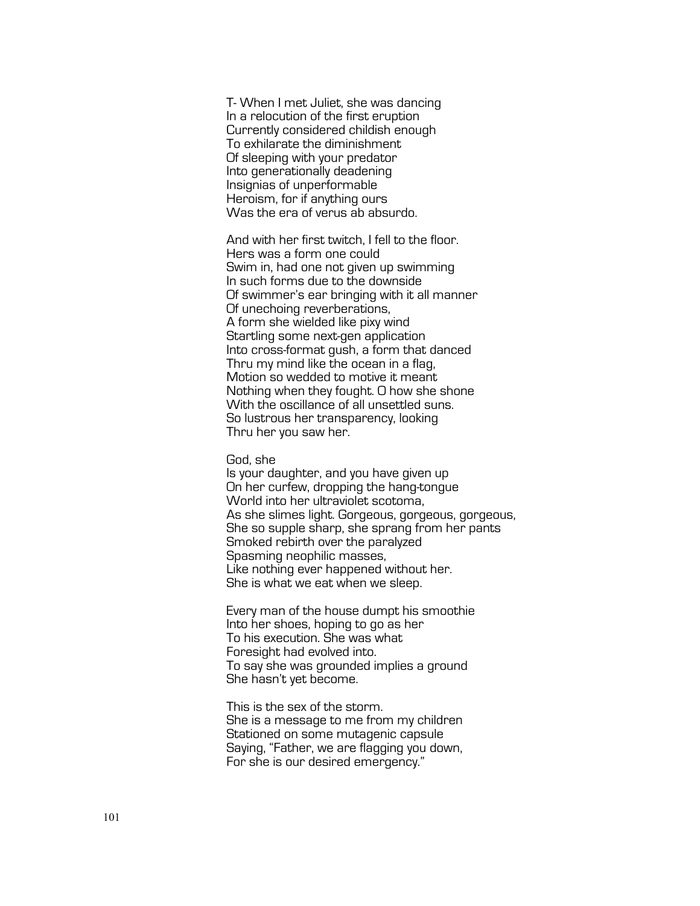T- When I met Juliet, she was dancing  
In a relocution of the first eruption  
Currently considered childish enough  
To exhilarate the diminishment  
Of sleeping with your predator  
Into generationally deadening  
Insignias of unperformable  
Heroism, for if anything ours  
Was the era of verus ab absurdo.

And with her first twitch, I fell to the floor.  
Hers was a form one could  
Swim in, had one not given up swimming  
In such forms due to the downside  
Of swimmer's ear bringing with it all manner  
Of unechoing reverberations,  
A form she wielded like pixy wind  
Startling some next-gen application  
Into cross-format gush, a form that danced  
Thru my mind like the ocean in a flag,  
Motion so wedded to motive it meant  
Nothing when they fought. O how she shone  
With the oscillance of all unsettled suns.  
So lustrous her transparency, looking  
Thru her you saw her.

God, she  
Is your daughter, and you have given up  
On her curfew, dropping the hang-tongue  
World into her ultraviolet scotoma,  
As she slimes light. Gorgeous, gorgeous, gorgeous,  
She so supple sharp, she sprang from her pants  
Smoked rebirth over the paralyzed  
Spasming neophilic masses,  
Like nothing ever happened without her.  
She is what we eat when we sleep.

Every man of the house dumpt his smoothie  
Into her shoes, hoping to go as her  
To his execution. She was what  
Foresight had evolved into.  
To say she was grounded implies a ground  
She hasn't yet become.

This is the sex of the storm.  
She is a message to me from my children  
Stationed on some mutagenic capsule  
Saying, "Father, we are flagging you down,  
For she is our desired emergency."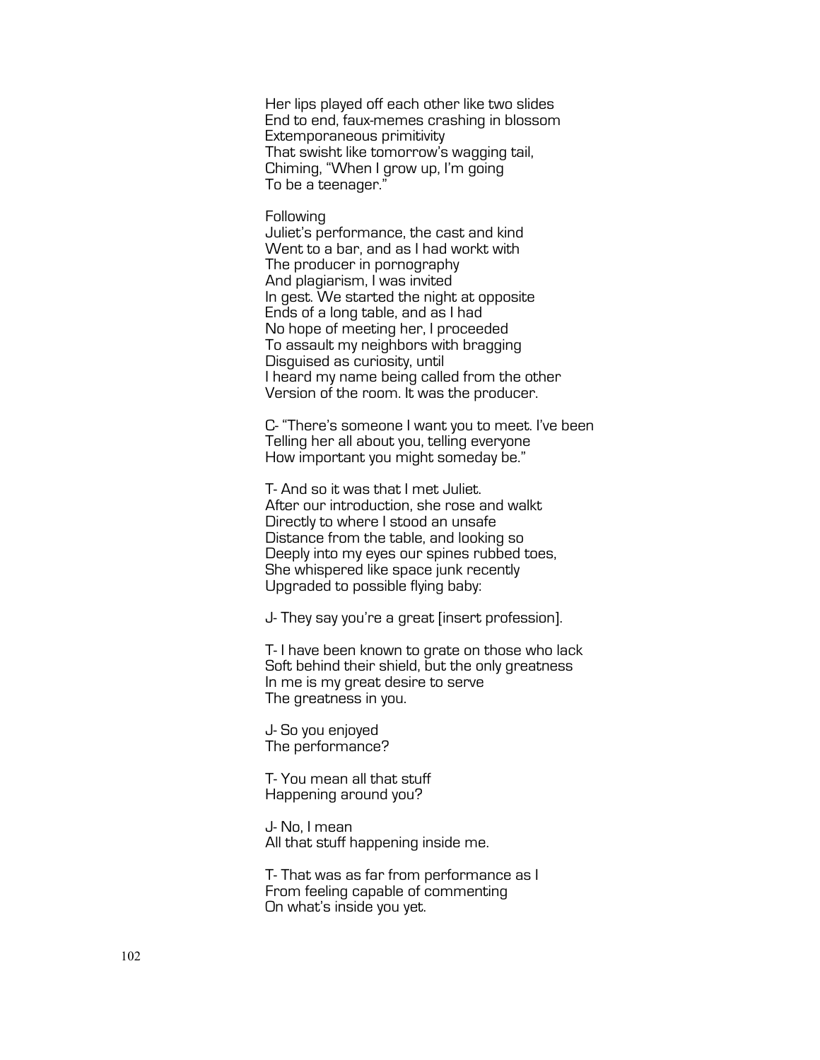Her lips played off each other like two slides  
End to end, faux-memes crashing in blossom  
Extemporaneous primitivity  
That swisht like tomorrow's wagging tail,  
Chiming, "When I grow up, I'm going  
To be a teenager."

Following  
Juliet's performance, the cast and kind  
Went to a bar, and as I had workt with  
The producer in pornography  
And plagiarism, I was invited  
In gest. We started the night at opposite  
Ends of a long table, and as I had  
No hope of meeting her, I proceeded  
To assault my neighbors with bragging  
Disguised as curiosity, until  
I heard my name being called from the other  
Version of the room. It was the producer.

C- "There's someone I want you to meet. I've been  
Telling her all about you, telling everyone  
How important you might someday be."

T- And so it was that I met Juliet.  
After our introduction, she rose and walkt  
Directly to where I stood an unsafe  
Distance from the table, and looking so  
Deeply into my eyes our spines rubbed toes,  
She whispered like space junk recently  
Upgraded to possible flying baby:

J- They say you're a great [insert profession].

T- I have been known to grate on those who lack  
Soft behind their shield, but the only greatness  
In me is my great desire to serve  
The greatness in you.

J- So you enjoyed  
The performance?

T- You mean all that stuff  
Happening around you?

J- No, I mean  
All that stuff happening inside me.

T- That was as far from performance as I  
From feeling capable of commenting  
On what's inside you yet.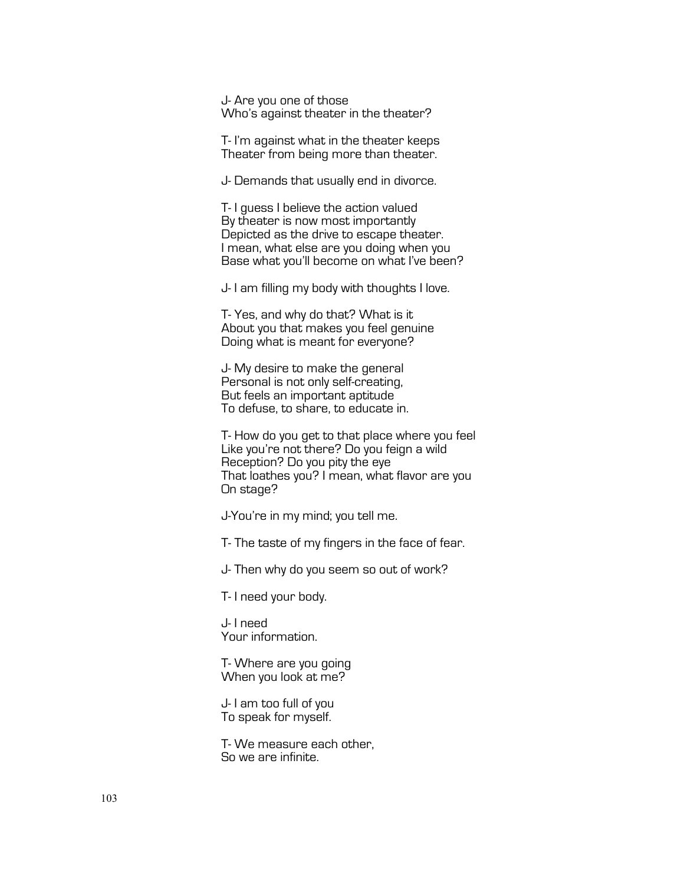J- Are you one of those
Who's against theater in the theater?

T- I'm against what in the theater keeps
Theater from being more than theater.

J- Demands that usually end in divorce.

T- I guess I believe the action valued
By theater is now most importantly
Depicted as the drive to escape theater.
I mean, what else are you doing when you
Base what you'll become on what I've been?

J- I am filling my body with thoughts I love.

T- Yes, and why do that? What is it
About you that makes you feel genuine
Doing what is meant for everyone?

J- My desire to make the general
Personal is not only self-creating,
But feels an important aptitude
To defuse, to share, to educate in.

T- How do you get to that place where you feel
Like you're not there? Do you feign a wild
Reception? Do you pity the eye
That loathes you? I mean, what flavor are you
On stage?

J-You're in my mind; you tell me.

T- The taste of my fingers in the face of fear.

J- Then why do you seem so out of work?

T- I need your body.

J- I need
Your information.

T- Where are you going
When you look at me?

J- I am too full of you
To speak for myself.

T- We measure each other,
So we are infinite.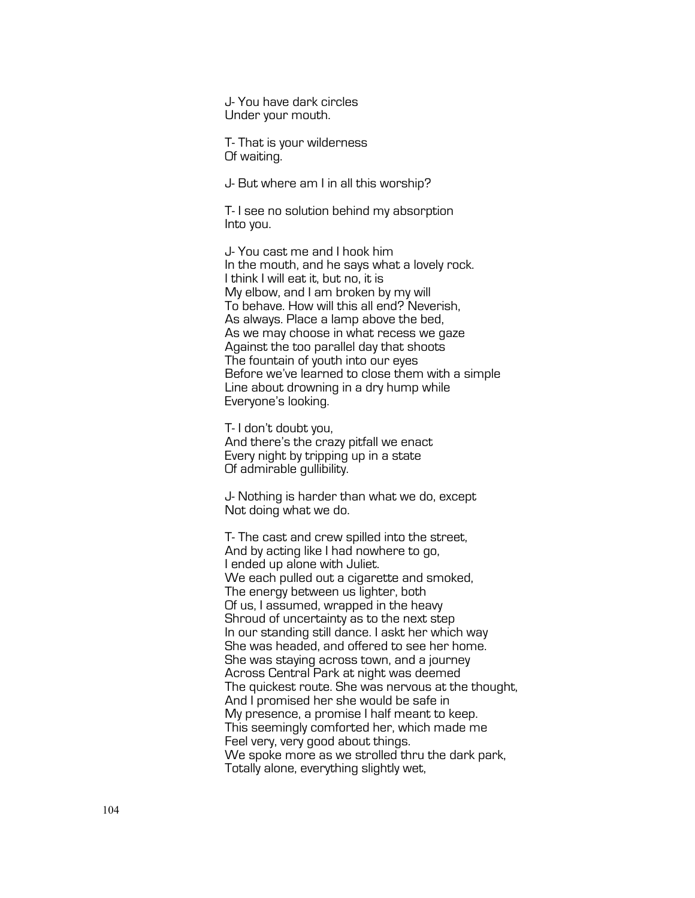J- You have dark circles  
Under your mouth.

T- That is your wilderness  
Of waiting.

J- But where am I in all this worship?

T- I see no solution behind my absorption  
Into you.

J- You cast me and I hook him  
In the mouth, and he says what a lovely rock.  
I think I will eat it, but no, it is  
My elbow, and I am broken by my will  
To behave. How will this all end? Neverish,  
As always. Place a lamp above the bed,  
As we may choose in what recess we gaze  
Against the too parallel day that shoots  
The fountain of youth into our eyes  
Before we've learned to close them with a simple  
Line about drowning in a dry hump while  
Everyone's looking.

T- I don't doubt you,  
And there's the crazy pitfall we enact  
Every night by tripping up in a state  
Of admirable gullibility.

J- Nothing is harder than what we do, except  
Not doing what we do.

T- The cast and crew spilled into the street,  
And by acting like I had nowhere to go,  
I ended up alone with Juliet.  
We each pulled out a cigarette and smoked,  
The energy between us lighter, both  
Of us, I assumed, wrapped in the heavy  
Shroud of uncertainty as to the next step  
In our standing still dance. I askt her which way  
She was headed, and offered to see her home.  
She was staying across town, and a journey  
Across Central Park at night was deemed  
The quickest route. She was nervous at the thought,  
And I promised her she would be safe in  
My presence, a promise I half meant to keep.  
This seemingly comforted her, which made me  
Feel very, very good about things.  
We spoke more as we strolled thru the dark park,  
Totally alone, everything slightly wet,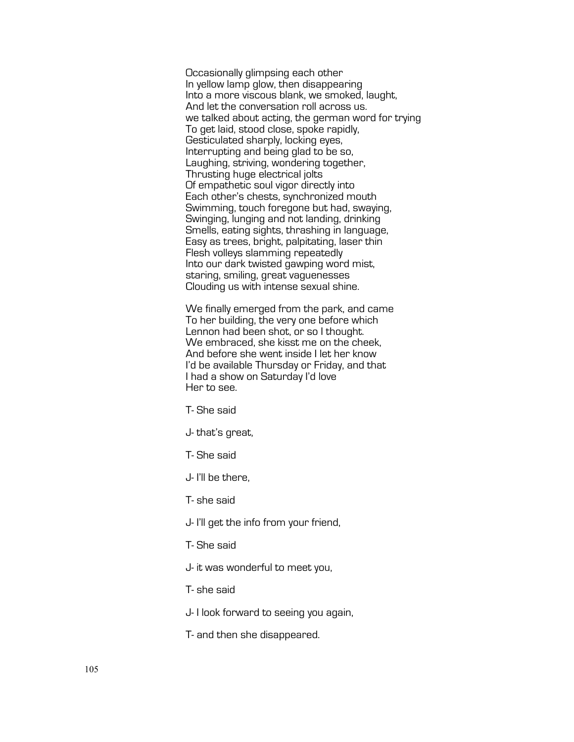Occasionally glimpsing each other  
In yellow lamp glow, then disappearing  
Into a more viscous blank, we smoked, laught,  
And let the conversation roll across us.  
we talked about acting, the german word for trying  
To get laid, stood close, spoke rapidly,  
Gesticulated sharply, locking eyes,  
Interrupting and being glad to be so,  
Laughing, striving, wondering together,  
Thrusting huge electrical jolts  
Of empathetic soul vigor directly into  
Each other's chests, synchronized mouth  
Swimming, touch foregone but had, swaying,  
Swinging, lunging and not landing, drinking  
Smells, eating sights, thrashing in language,  
Easy as trees, bright, palpitating, laser thin  
Flesh volleys slamming repeatedly  
Into our dark twisted gawping word mist,  
staring, smiling, great vaguenesses  
Clouding us with intense sexual shine.

We finally emerged from the park, and came  
To her building, the very one before which  
Lennon had been shot, or so I thought.  
We embraced, she kisst me on the cheek,  
And before she went inside I let her know  
I'd be available Thursday or Friday, and that  
I had a show on Saturday I'd love  
Her to see.

T- She said

J- that's great,

T- She said

J- I'll be there,

T- she said

J- I'll get the info from your friend,

T- She said

J- it was wonderful to meet you,

T- she said

J- I look forward to seeing you again,

T- and then she disappeared.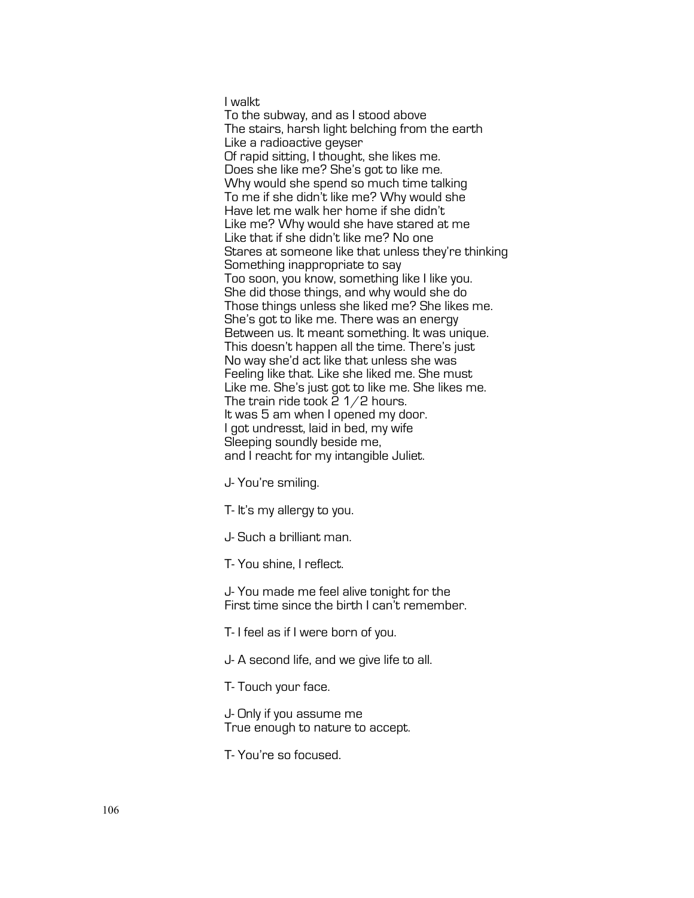I walkt  
To the subway, and as I stood above  
The stairs, harsh light belching from the earth  
Like a radioactive geyser  
Of rapid sitting, I thought, she likes me.  
Does she like me? She's got to like me.  
Why would she spend so much time talking  
To me if she didn't like me? Why would she  
Have let me walk her home if she didn't  
Like me? Why would she have stared at me  
Like that if she didn't like me? No one  
Stares at someone like that unless they're thinking  
Something inappropriate to say  
Too soon, you know, something like I like you.  
She did those things, and why would she do  
Those things unless she liked me? She likes me.  
She's got to like me. There was an energy  
Between us. It meant something. It was unique.  
This doesn't happen all the time. There's just  
No way she'd act like that unless she was  
Feeling like that. Like she liked me. She must  
Like me. She's just got to like me. She likes me.  
The train ride took 2 1/2 hours.  
It was 5 am when I opened my door.  
I got undresst, laid in bed, my wife  
Sleeping soundly beside me,  
and I reacht for my intangible Juliet.

J- You're smiling.

T- It's my allergy to you.

J- Such a brilliant man.

T- You shine, I reflect.

J- You made me feel alive tonight for the  
First time since the birth I can't remember.

T- I feel as if I were born of you.

J- A second life, and we give life to all.

T- Touch your face.

J- Only if you assume me  
True enough to nature to accept.

T- You're so focused.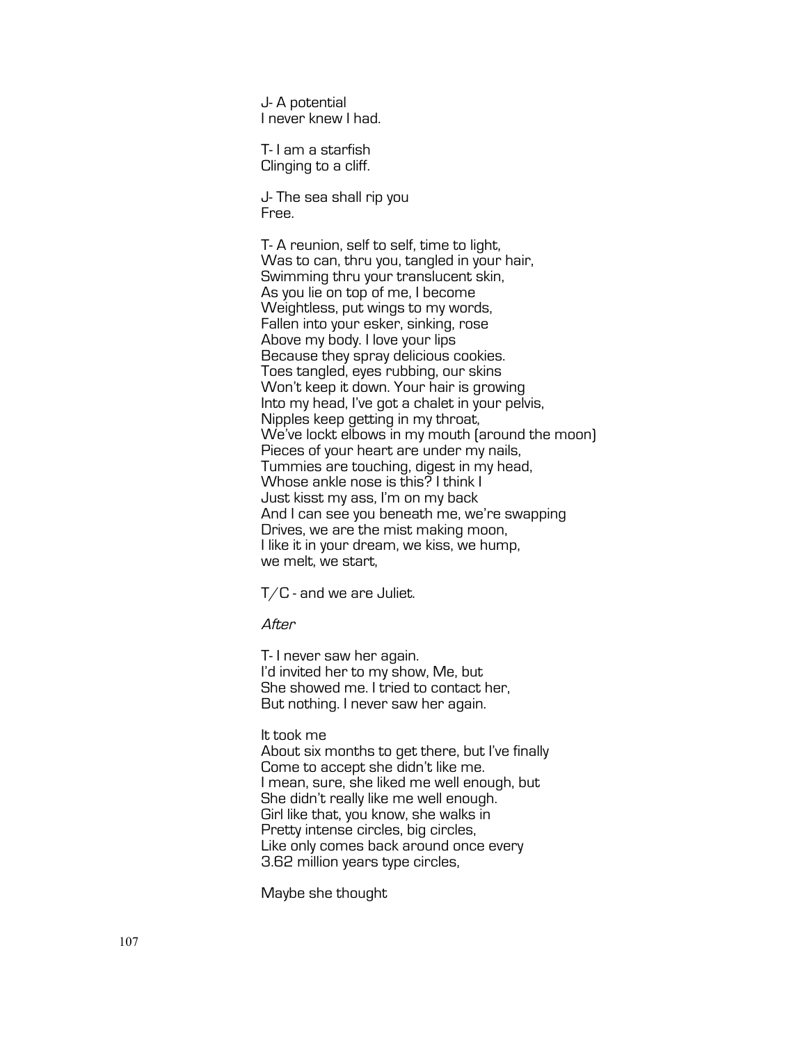J- A potential
I never knew I had.

T- I am a starfish
Clinging to a cliff.

J- The sea shall rip you
Free.

T- A reunion, self to self, time to light,
Was to can, thru you, tangled in your hair,
Swimming thru your translucent skin,
As you lie on top of me, I become
Weightless, put wings to my words,
Fallen into your esker, sinking, rose
Above my body. I love your lips
Because they spray delicious cookies.
Toes tangled, eyes rubbing, our skins
Won't keep it down. Your hair is growing
Into my head, I've got a chalet in your pelvis,
Nipples keep getting in my throat,
We've lockt elbows in my mouth (around the moon)
Pieces of your heart are under my nails,
Tummies are touching, digest in my head,
Whose ankle nose is this? I think I
Just kisst my ass, I'm on my back
And I can see you beneath me, we're swapping
Drives, we are the mist making moon,
I like it in your dream, we kiss, we hump,
we melt, we start,

T/C - and we are Juliet.

*After*

T- I never saw her again.
I'd invited her to my show, Me, but
She showed me. I tried to contact her,
But nothing. I never saw her again.

It took me
About six months to get there, but I've finally
Come to accept she didn't like me.
I mean, sure, she liked me well enough, but
She didn't really like me well enough.
Girl like that, you know, she walks in
Pretty intense circles, big circles,
Like only comes back around once every
3.62 million years type circles,

Maybe she thought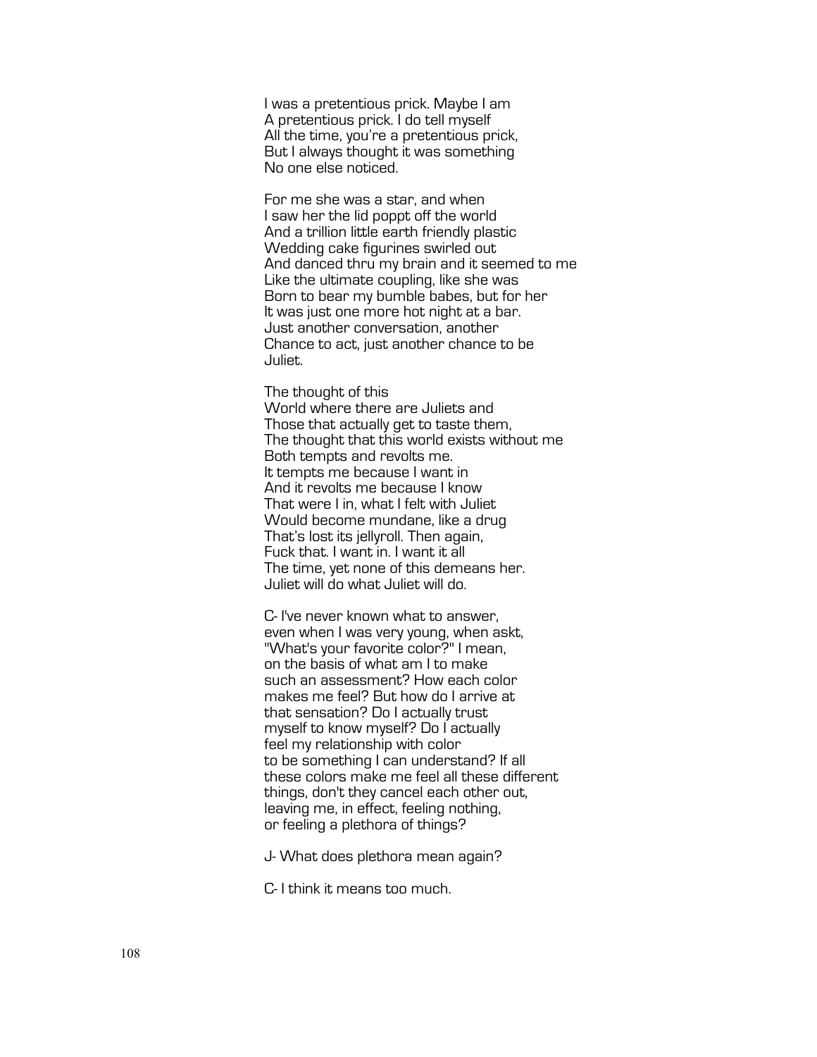I was a pretentious prick. Maybe I am
A pretentious prick. I do tell myself
All the time, you're a pretentious prick,
But I always thought it was something
No one else noticed.

For me she was a star, and when
I saw her the lid poppt off the world
And a trillion little earth friendly plastic
Wedding cake figurines swirled out
And danced thru my brain and it seemed to me
Like the ultimate coupling, like she was
Born to bear my bumble babes, but for her
It was just one more hot night at a bar.
Just another conversation, another
Chance to act, just another chance to be
Juliet.

The thought of this
World where there are Juliets and
Those that actually get to taste them,
The thought that this world exists without me
Both tempts and revolts me.
It tempts me because I want in
And it revolts me because I know
That were I in, what I felt with Juliet
Would become mundane, like a drug
That's lost its jellyroll. Then again,
Fuck that. I want in. I want it all
The time, yet none of this demeans her.
Juliet will do what Juliet will do.

C- I've never known what to answer,
even when I was very young, when askt,
"What's your favorite color?" I mean,
on the basis of what am I to make
such an assessment? How each color
makes me feel? But how do I arrive at
that sensation? Do I actually trust
myself to know myself? Do I actually
feel my relationship with color
to be something I can understand? If all
these colors make me feel all these different
things, don't they cancel each other out,
leaving me, in effect, feeling nothing,
or feeling a plethora of things?

J- What does plethora mean again?

C- I think it means too much.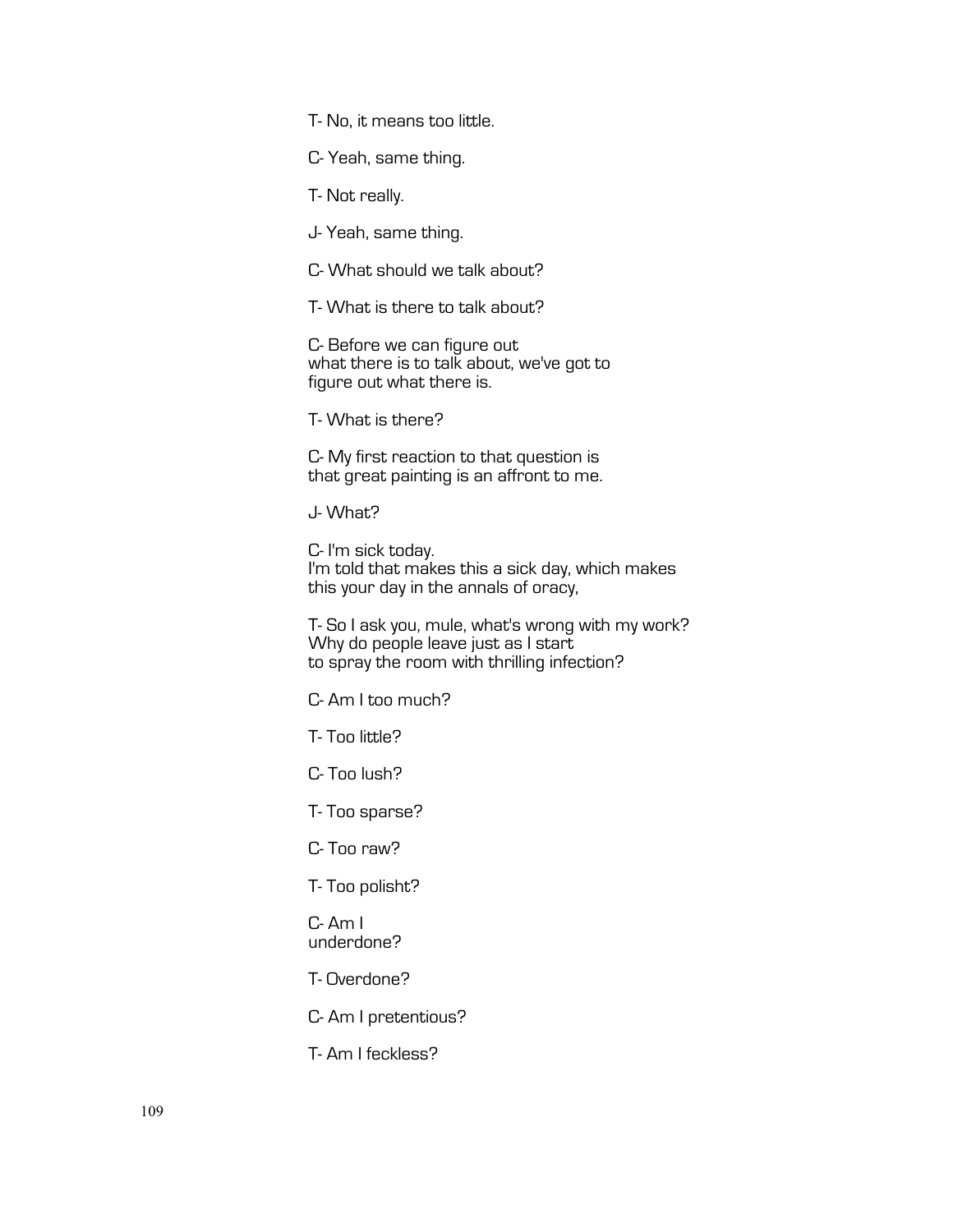T- No, it means too little.

C- Yeah, same thing.

T- Not really.

J- Yeah, same thing.

C- What should we talk about?

T- What is there to talk about?

C- Before we can figure out
what there is to talk about, we've got to
figure out what there is.

T- What is there?

C- My first reaction to that question is
that great painting is an affront to me.

J- What?

C- I'm sick today.
I'm told that makes this a sick day, which makes
this your day in the annals of oracy,

T- So I ask you, mule, what's wrong with my work?
Why do people leave just as I start
to spray the room with thrilling infection?

C- Am I too much?

T- Too little?

C- Too lush?

T- Too sparse?

C- Too raw?

T- Too polisht?

C- Am I
underdone?

T- Overdone?

C- Am I pretentious?

T- Am I feckless?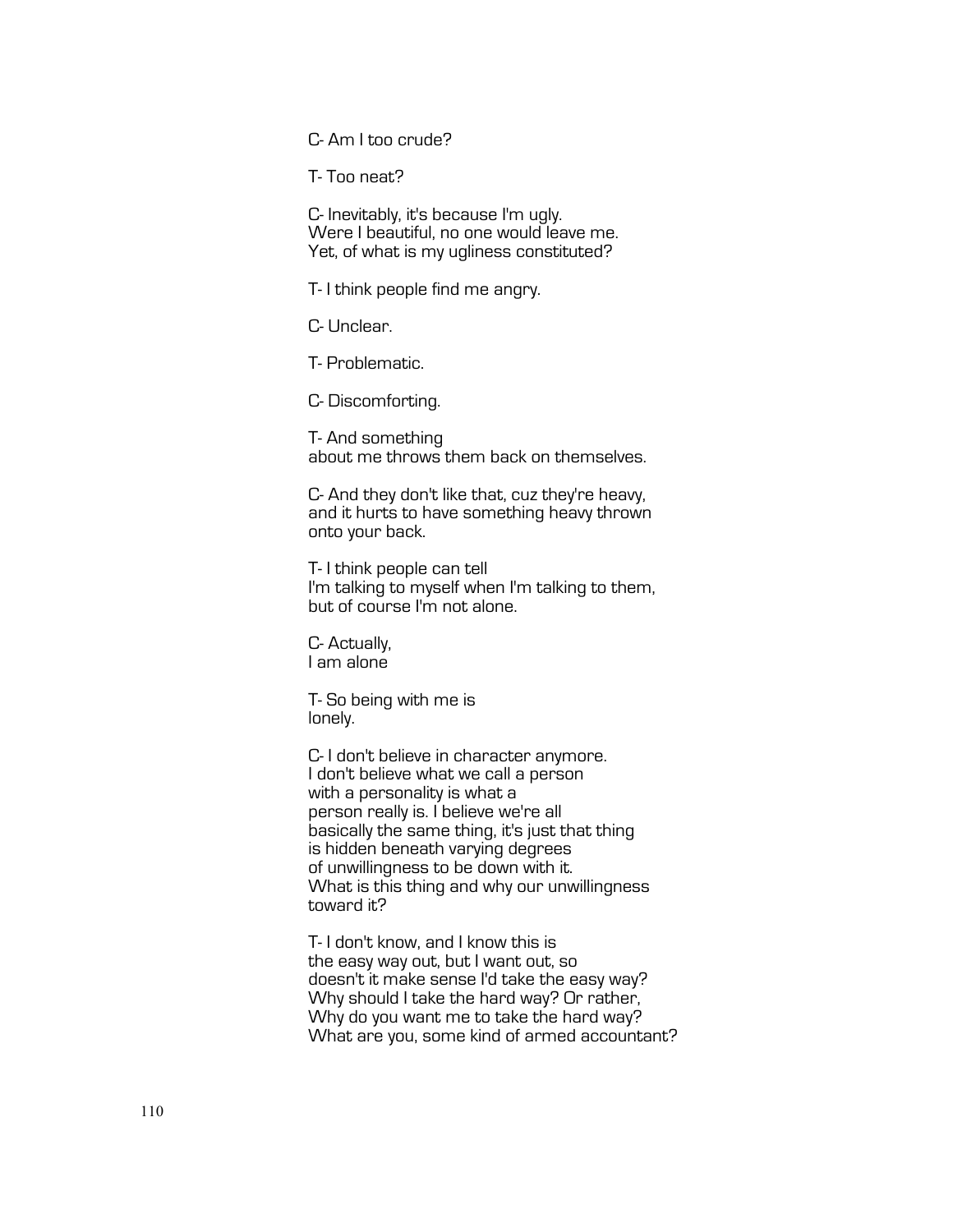C- Am I too crude?

T- Too neat?

C- Inevitably, it's because I'm ugly.
Were I beautiful, no one would leave me.
Yet, of what is my ugliness constituted?

T- I think people find me angry.

C- Unclear.

T- Problematic.

C- Discomforting.

T- And something
about me throws them back on themselves.

C- And they don't like that, cuz they're heavy,
and it hurts to have something heavy thrown
onto your back.

T- I think people can tell
I'm talking to myself when I'm talking to them,
but of course I'm not alone.

C- Actually,
I am alone

T- So being with me is
lonely.

C- I don't believe in character anymore.
I don't believe what we call a person
with a personality is what a
person really is. I believe we're all
basically the same thing, it's just that thing
is hidden beneath varying degrees
of unwillingness to be down with it.
What is this thing and why our unwillingness
toward it?

T- I don't know, and I know this is
the easy way out, but I want out, so
doesn't it make sense I'd take the easy way?
Why should I take the hard way? Or rather,
Why do you want me to take the hard way?
What are you, some kind of armed accountant?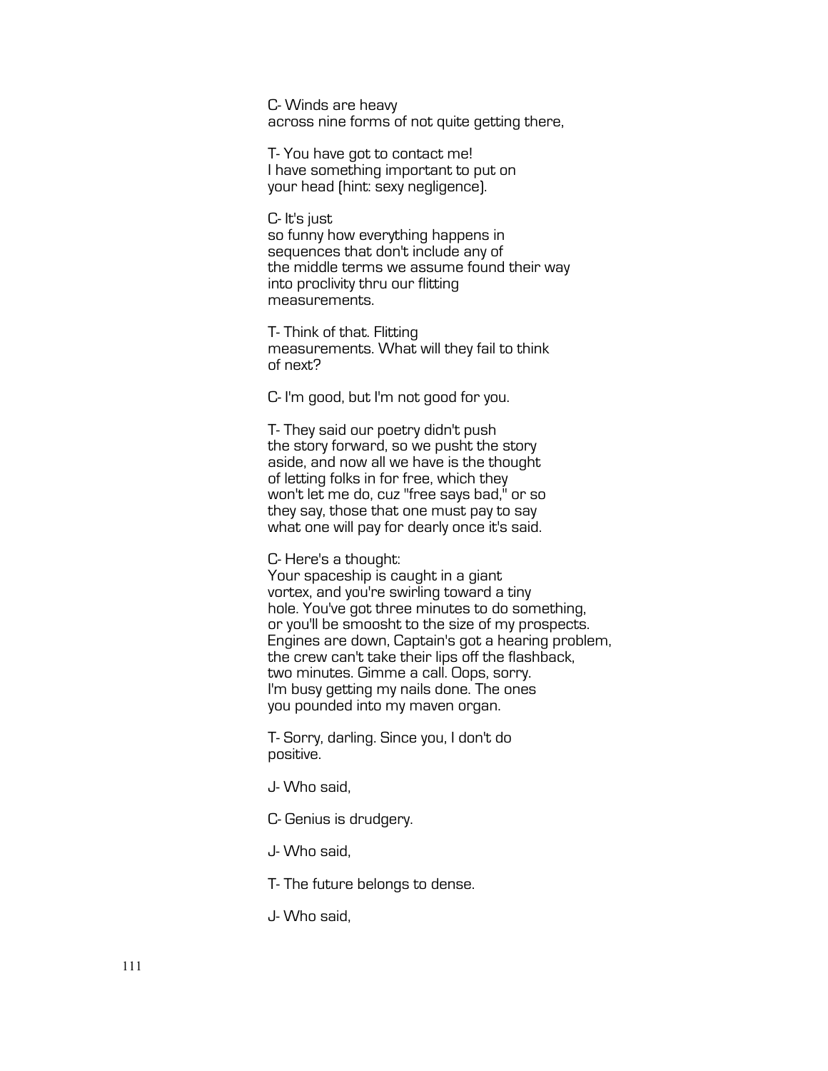C- Winds are heavy  
across nine forms of not quite getting there,

T- You have got to contact me!  
I have something important to put on  
your head (hint: sexy negligence).

C- It's just  
so funny how everything happens in  
sequences that don't include any of  
the middle terms we assume found their way  
into proclivity thru our flitting  
measurements.

T- Think of that. Flitting  
measurements. What will they fail to think  
of next?

C- I'm good, but I'm not good for you.

T- They said our poetry didn't push  
the story forward, so we pusht the story  
aside, and now all we have is the thought  
of letting folks in for free, which they  
won't let me do, cuz "free says bad," or so  
they say, those that one must pay to say  
what one will pay for dearly once it's said.

C- Here's a thought:  
Your spaceship is caught in a giant  
vortex, and you're swirling toward a tiny  
hole. You've got three minutes to do something,  
or you'll be smoosht to the size of my prospects.  
Engines are down, Captain's got a hearing problem,  
the crew can't take their lips off the flashback,  
two minutes. Gimme a call. Oops, sorry.  
I'm busy getting my nails done. The ones  
you pounded into my maven organ.

T- Sorry, darling. Since you, I don't do  
positive.

J- Who said,

C- Genius is drudgery.

J- Who said,

T- The future belongs to dense.

J- Who said,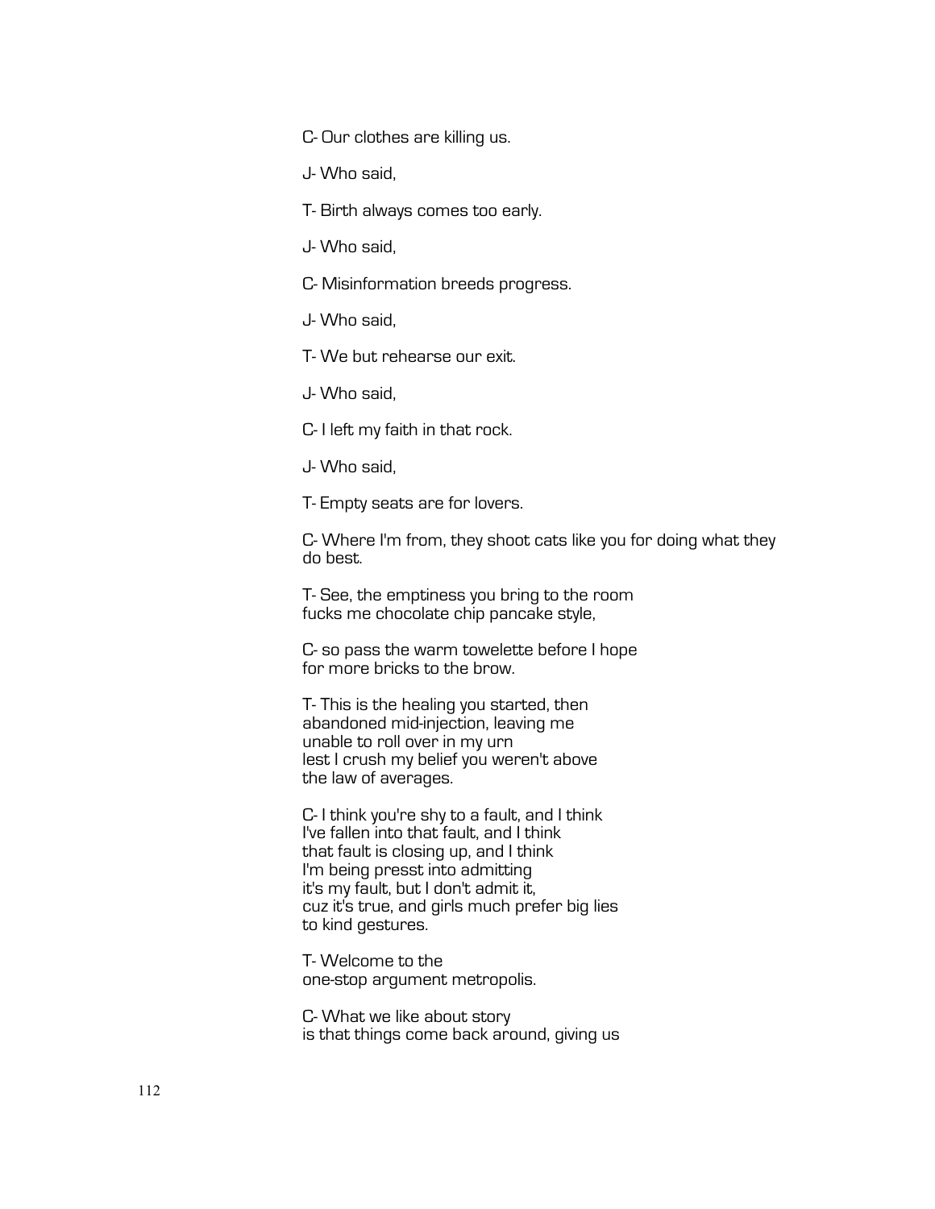C- Our clothes are killing us.

J- Who said,

T- Birth always comes too early.

J- Who said,

C- Misinformation breeds progress.

J- Who said,

T- We but rehearse our exit.

J- Who said,

C- I left my faith in that rock.

J- Who said,

T- Empty seats are for lovers.

C- Where I'm from, they shoot cats like you for doing what they do best.

T- See, the emptiness you bring to the room  
fucks me chocolate chip pancake style,

C- so pass the warm towelette before I hope  
for more bricks to the brow.

T- This is the healing you started, then  
abandoned mid-injection, leaving me  
unable to roll over in my urn  
lest I crush my belief you weren't above  
the law of averages.

C- I think you're shy to a fault, and I think  
I've fallen into that fault, and I think  
that fault is closing up, and I think  
I'm being presst into admitting  
it's my fault, but I don't admit it,  
cuz it's true, and girls much prefer big lies  
to kind gestures.

T- Welcome to the  
one-stop argument metropolis.

C- What we like about story  
is that things come back around, giving us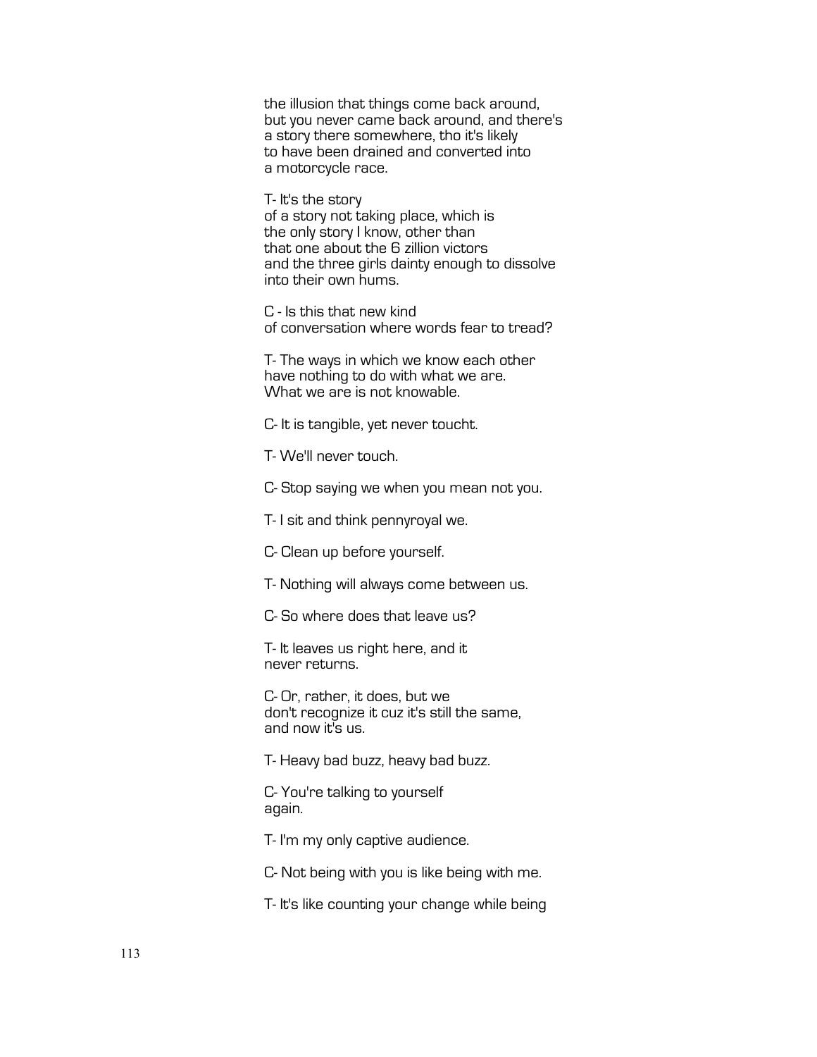the illusion that things come back around,
but you never came back around, and there's
a story there somewhere, tho it's likely
to have been drained and converted into
a motorcycle race.

T- It's the story
of a story not taking place, which is
the only story I know, other than
that one about the 6 zillion victors
and the three girls dainty enough to dissolve
into their own hums.

C - Is this that new kind
of conversation where words fear to tread?

T- The ways in which we know each other
have nothing to do with what we are.
What we are is not knowable.

C- It is tangible, yet never toucht.

T- We'll never touch.

C- Stop saying we when you mean not you.

T- I sit and think pennyroyal we.

C- Clean up before yourself.

T- Nothing will always come between us.

C- So where does that leave us?

T- It leaves us right here, and it
never returns.

C- Or, rather, it does, but we
don't recognize it cuz it's still the same,
and now it's us.

T- Heavy bad buzz, heavy bad buzz.

C- You're talking to yourself
again.

T- I'm my only captive audience.

C- Not being with you is like being with me.

T- It's like counting your change while being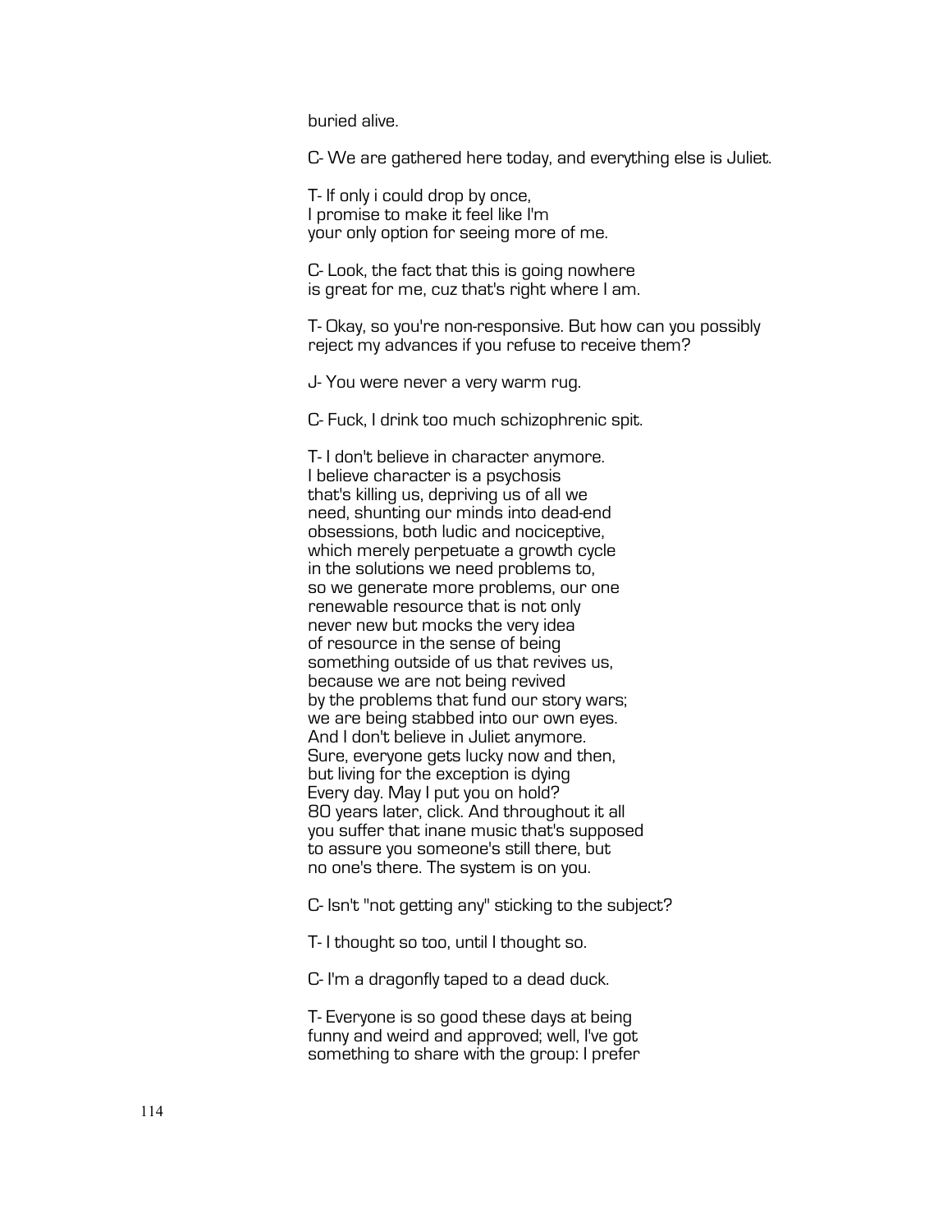buried alive.

C- We are gathered here today, and everything else is Juliet.

T- If only i could drop by once,  
I promise to make it feel like I'm  
your only option for seeing more of me.

C- Look, the fact that this is going nowhere  
is great for me, cuz that's right where I am.

T- Okay, so you're non-responsive. But how can you possibly  
reject my advances if you refuse to receive them?

J- You were never a very warm rug.

C- Fuck, I drink too much schizophrenic spit.

T- I don't believe in character anymore.  
I believe character is a psychosis  
that's killing us, depriving us of all we  
need, shunting our minds into dead-end  
obsessions, both ludic and nociceptive,  
which merely perpetuate a growth cycle  
in the solutions we need problems to,  
so we generate more problems, our one  
renewable resource that is not only  
never new but mocks the very idea  
of resource in the sense of being  
something outside of us that revives us,  
because we are not being revived  
by the problems that fund our story wars;  
we are being stabbed into our own eyes.  
And I don't believe in Juliet anymore.  
Sure, everyone gets lucky now and then,  
but living for the exception is dying  
Every day. May I put you on hold?  
80 years later, click. And throughout it all  
you suffer that inane music that's supposed  
to assure you someone's still there, but  
no one's there. The system is on you.

C- Isn't "not getting any" sticking to the subject?

T- I thought so too, until I thought so.

C- I'm a dragonfly taped to a dead duck.

T- Everyone is so good these days at being  
funny and weird and approved; well, I've got  
something to share with the group: I prefer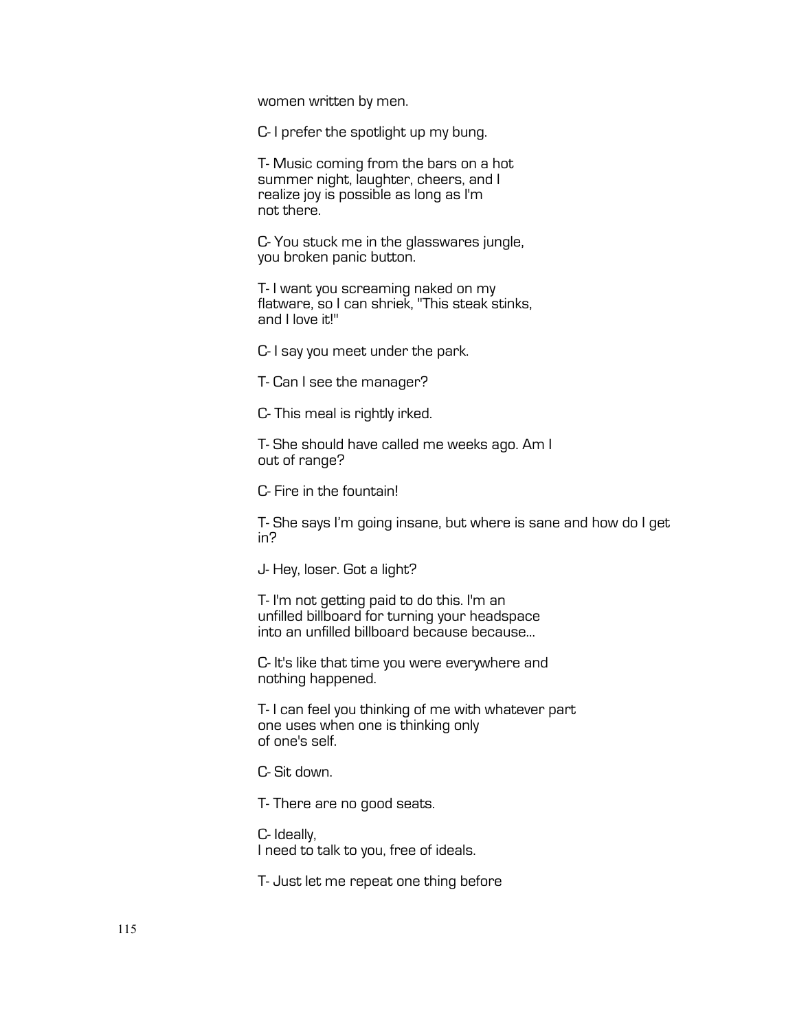women written by men.

C- I prefer the spotlight up my bung.

T- Music coming from the bars on a hot
summer night, laughter, cheers, and I
realize joy is possible as long as I'm
not there.

C- You stuck me in the glasswares jungle,
you broken panic button.

T- I want you screaming naked on my
flatware, so I can shriek, "This steak stinks,
and I love it!"

C- I say you meet under the park.

T- Can I see the manager?

C- This meal is rightly irked.

T- She should have called me weeks ago. Am I
out of range?

C- Fire in the fountain!

T- She says I'm going insane, but where is sane and how do I get
in?

J- Hey, loser. Got a light?

T- I'm not getting paid to do this. I'm an
unfilled billboard for turning your headspace
into an unfilled billboard because because...

C- It's like that time you were everywhere and
nothing happened.

T- I can feel you thinking of me with whatever part
one uses when one is thinking only
of one's self.

C- Sit down.

T- There are no good seats.

C- Ideally,
I need to talk to you, free of ideals.

T- Just let me repeat one thing before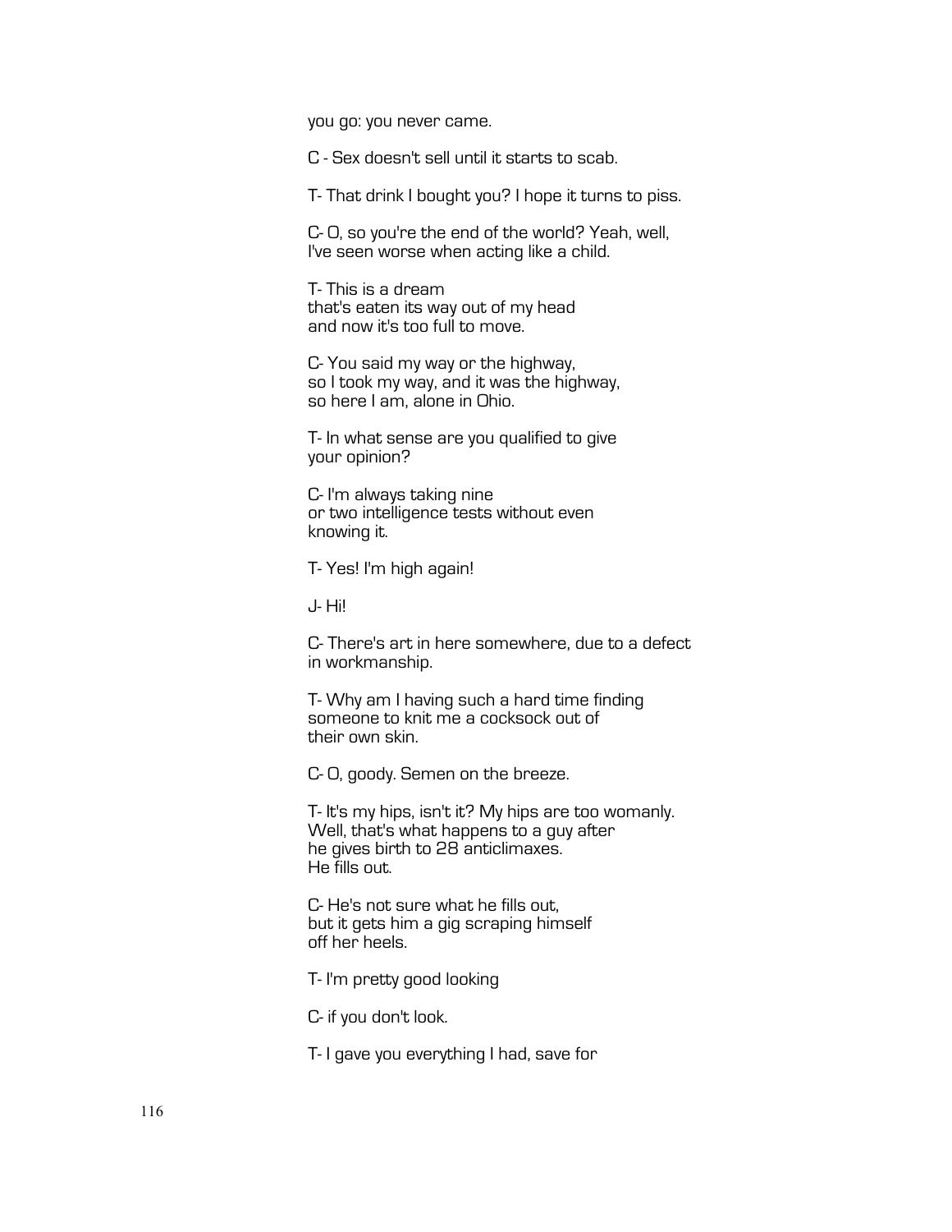you go: you never came.

C - Sex doesn't sell until it starts to scab.

T- That drink I bought you? I hope it turns to piss.

C- O, so you're the end of the world? Yeah, well,
I've seen worse when acting like a child.

T- This is a dream
that's eaten its way out of my head
and now it's too full to move.

C- You said my way or the highway,
so I took my way, and it was the highway,
so here I am, alone in Ohio.

T- In what sense are you qualified to give
your opinion?

C- I'm always taking nine
or two intelligence tests without even
knowing it.

T- Yes! I'm high again!

J- Hi!

C- There's art in here somewhere, due to a defect
in workmanship.

T- Why am I having such a hard time finding
someone to knit me a cocksock out of
their own skin.

C- O, goody. Semen on the breeze.

T- It's my hips, isn't it? My hips are too womanly.
Well, that's what happens to a guy after
he gives birth to 28 anticlimaxes.
He fills out.

C- He's not sure what he fills out,
but it gets him a gig scraping himself
off her heels.

T- I'm pretty good looking

C- if you don't look.

T- I gave you everything I had, save for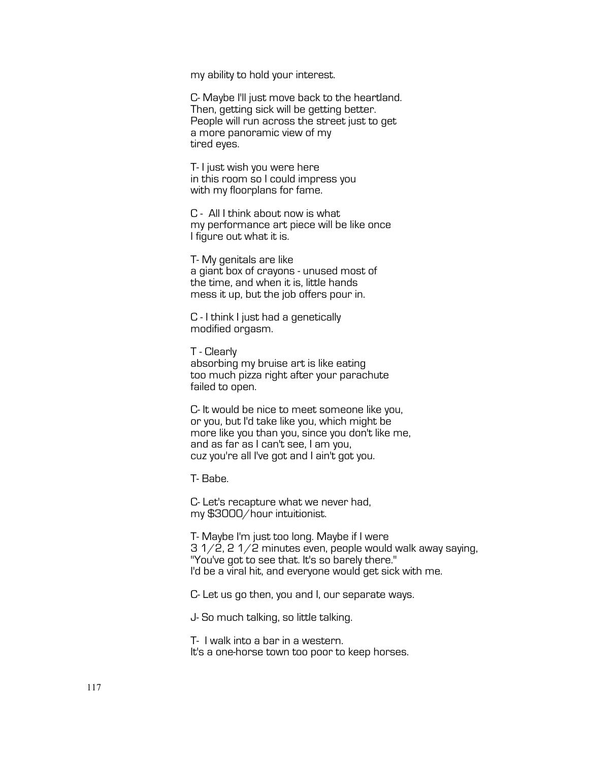my ability to hold your interest.

C- Maybe I'll just move back to the heartland.  
Then, getting sick will be getting better.  
People will run across the street just to get  
a more panoramic view of my  
tired eyes.

T- I just wish you were here  
in this room so I could impress you  
with my floorplans for fame.

C - All I think about now is what  
my performance art piece will be like once  
I figure out what it is.

T- My genitals are like  
a giant box of crayons - unused most of  
the time, and when it is, little hands  
mess it up, but the job offers pour in.

C - I think I just had a genetically  
modified orgasm.

T - Clearly  
absorbing my bruise art is like eating  
too much pizza right after your parachute  
failed to open.

C- It would be nice to meet someone like you,  
or you, but I'd take like you, which might be  
more like you than you, since you don't like me,  
and as far as I can't see, I am you,  
cuz you're all I've got and I ain't got you.

T- Babe.

C- Let's recapture what we never had,  
my $3000/hour intuitionist.

T- Maybe I'm just too long. Maybe if I were  
3 1/2, 2 1/2 minutes even, people would walk away saying,  
"You've got to see that. It's so barely there."  
I'd be a viral hit, and everyone would get sick with me.

C- Let us go then, you and I, our separate ways.

J- So much talking, so little talking.

T- I walk into a bar in a western.  
It's a one-horse town too poor to keep horses.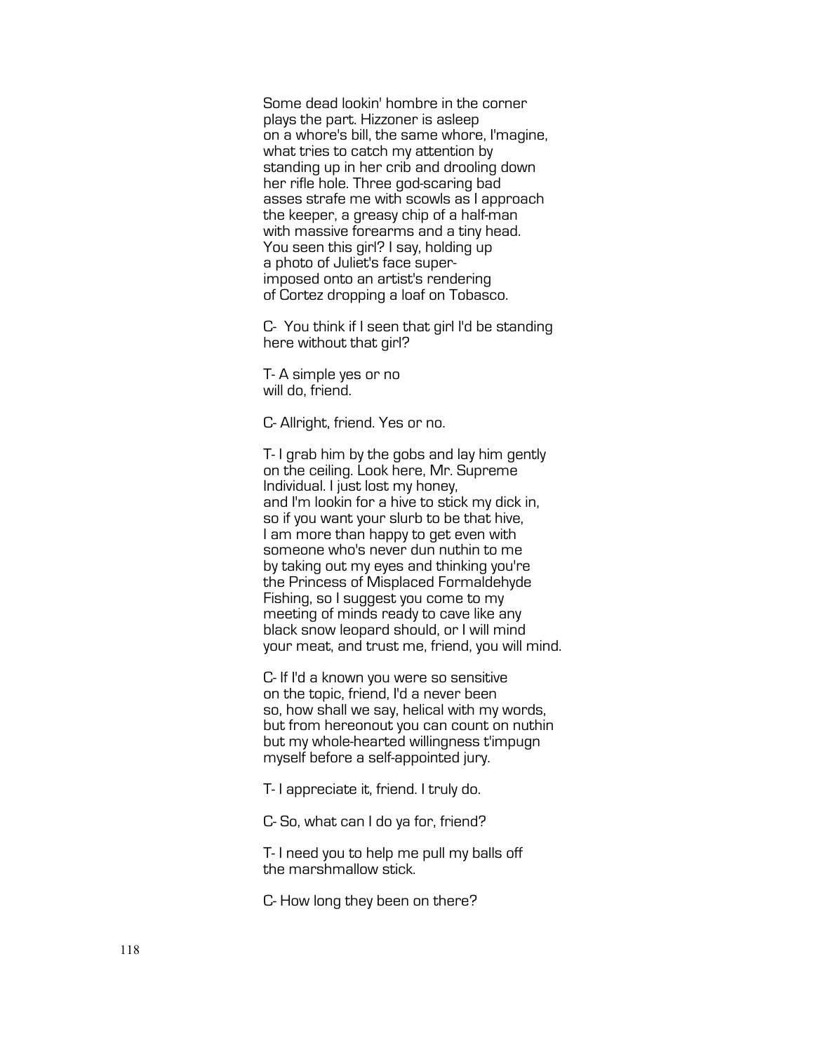Some dead lookin' hombre in the corner
plays the part. Hizzoner is asleep
on a whore's bill, the same whore, I'magine,
what tries to catch my attention by
standing up in her crib and drooling down
her rifle hole. Three god-scaring bad
asses strafe me with scowls as I approach
the keeper, a greasy chip of a half-man
with massive forearms and a tiny head.
You seen this girl? I say, holding up
a photo of Juliet's face super-
imposed onto an artist's rendering
of Cortez dropping a loaf on Tobasco.

C- You think if I seen that girl I'd be standing
here without that girl?

T- A simple yes or no
will do, friend.

C- Allright, friend. Yes or no.

T- I grab him by the gobs and lay him gently
on the ceiling. Look here, Mr. Supreme
Individual. I just lost my honey,
and I'm lookin for a hive to stick my dick in,
so if you want your slurb to be that hive,
I am more than happy to get even with
someone who's never dun nuthin to me
by taking out my eyes and thinking you're
the Princess of Misplaced Formaldehyde
Fishing, so I suggest you come to my
meeting of minds ready to cave like any
black snow leopard should, or I will mind
your meat, and trust me, friend, you will mind.

C- If I'd a known you were so sensitive
on the topic, friend, I'd a never been
so, how shall we say, helical with my words,
but from hereonout you can count on nuthin
but my whole-hearted willingness t'impugn
myself before a self-appointed jury.

T- I appreciate it, friend. I truly do.

C- So, what can I do ya for, friend?

T- I need you to help me pull my balls off
the marshmallow stick.

C- How long they been on there?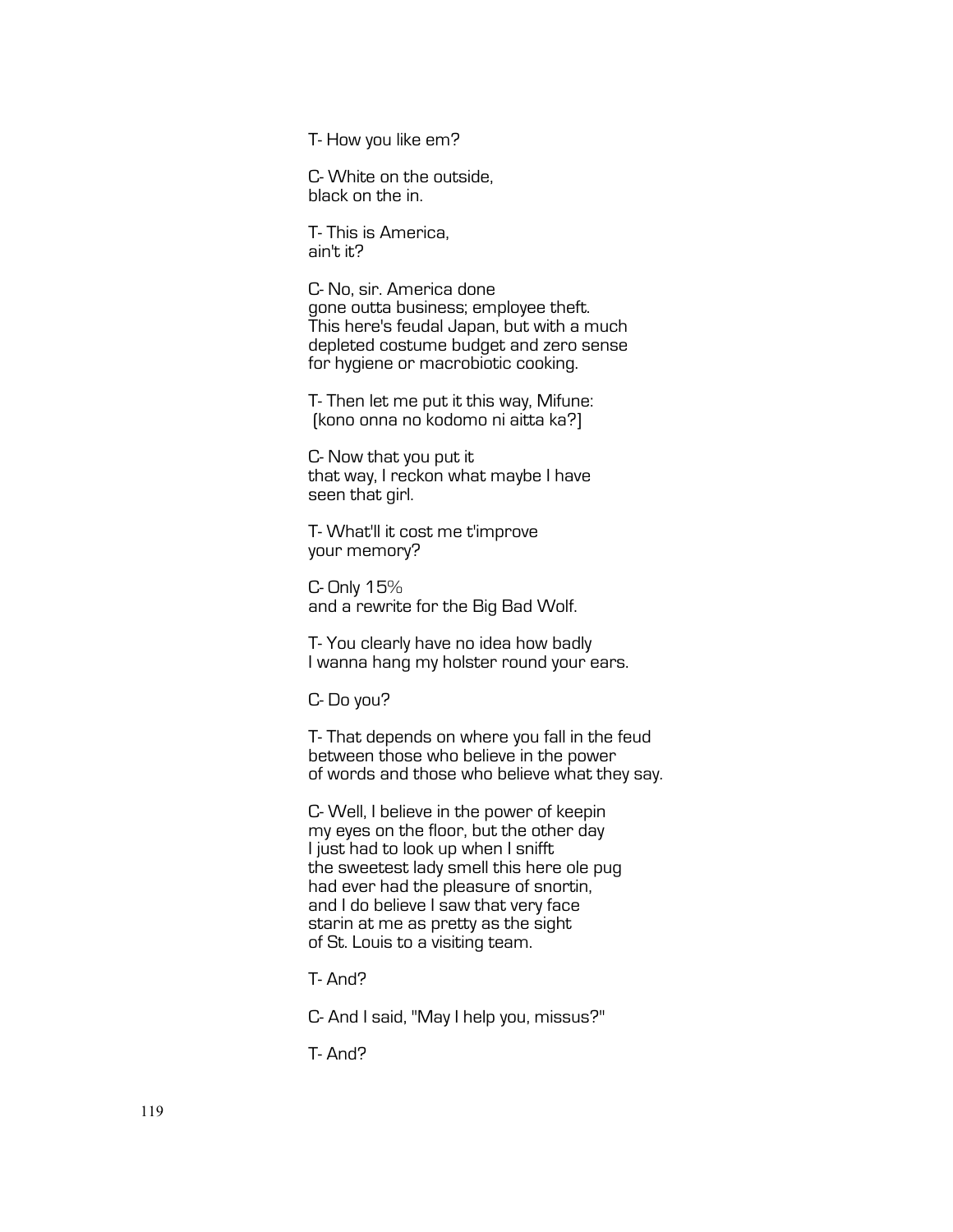T- How you like em?

C- White on the outside,  
black on the in.

T- This is America,  
ain't it?

C- No, sir. America done  
gone outta business; employee theft.  
This here's feudal Japan, but with a much  
depleted costume budget and zero sense  
for hygiene or macrobiotic cooking.

T- Then let me put it this way, Mifune:  
 [kono onna no kodomo ni aitta ka?]

C- Now that you put it  
that way, I reckon what maybe I have  
seen that girl.

T- What'll it cost me t'improve  
your memory?

C- Only 15%  
and a rewrite for the Big Bad Wolf.

T- You clearly have no idea how badly  
I wanna hang my holster round your ears.

C- Do you?

T- That depends on where you fall in the feud  
between those who believe in the power  
of words and those who believe what they say.

C- Well, I believe in the power of keepin  
my eyes on the floor, but the other day  
I just had to look up when I snifft  
the sweetest lady smell this here ole pug  
had ever had the pleasure of snortin,  
and I do believe I saw that very face  
starin at me as pretty as the sight  
of St. Louis to a visiting team.

T- And?

C- And I said, "May I help you, missus?"

T- And?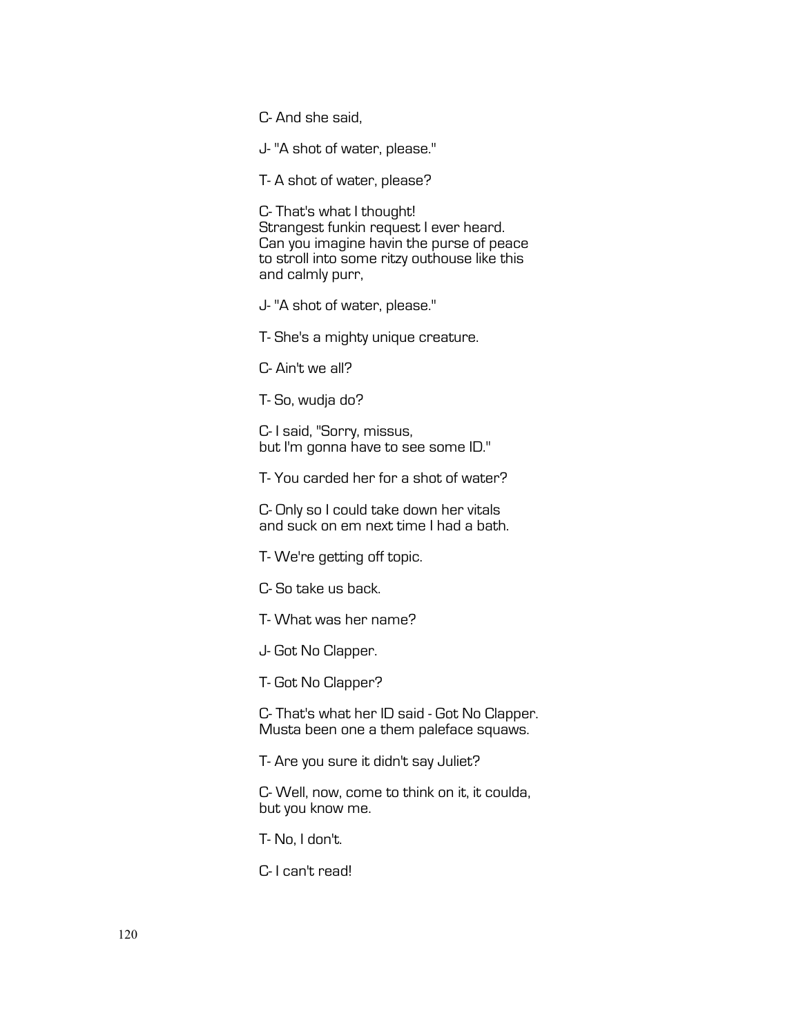C- And she said,

J- "A shot of water, please."

T- A shot of water, please?

C- That's what I thought!
Strangest funkin request I ever heard.
Can you imagine havin the purse of peace
to stroll into some ritzy outhouse like this
and calmly purr,

J- "A shot of water, please."

T- She's a mighty unique creature.

C- Ain't we all?

T- So, wudja do?

C- I said, "Sorry, missus,
but I'm gonna have to see some ID."

T- You carded her for a shot of water?

C- Only so I could take down her vitals
and suck on em next time I had a bath.

T- We're getting off topic.

C- So take us back.

T- What was her name?

J- Got No Clapper.

T- Got No Clapper?

C- That's what her ID said - Got No Clapper.
Musta been one a them paleface squaws.

T- Are you sure it didn't say Juliet?

C- Well, now, come to think on it, it coulda,
but you know me.

T- No, I don't.

C- I can't read!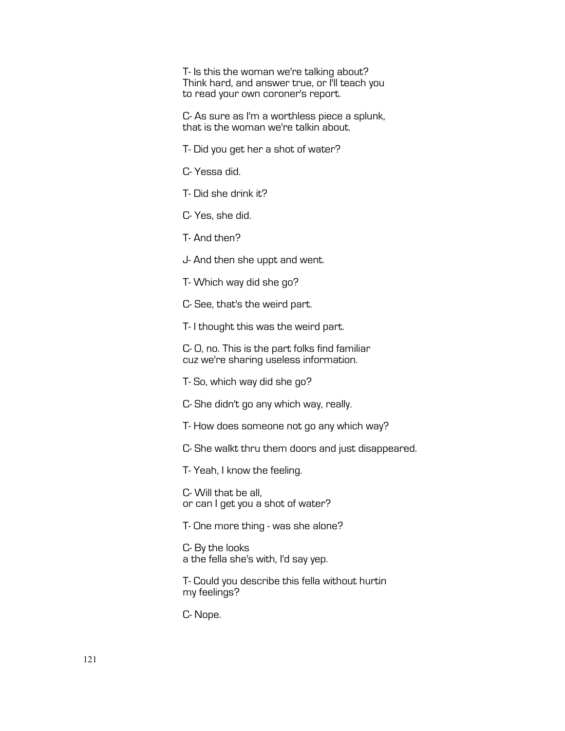T- Is this the woman we're talking about?
Think hard, and answer true, or I'll teach you
to read your own coroner's report.

C- As sure as I'm a worthless piece a splunk,
that is the woman we're talkin about.

T- Did you get her a shot of water?

C- Yessa did.

T- Did she drink it?

C- Yes, she did.

T- And then?

J- And then she uppt and went.

T- Which way did she go?

C- See, that's the weird part.

T- I thought this was the weird part.

C- O, no. This is the part folks find familiar
cuz we're sharing useless information.

T- So, which way did she go?

C- She didn't go any which way, really.

T- How does someone not go any which way?

C- She walkt thru them doors and just disappeared.

T- Yeah, I know the feeling.

C- Will that be all,
or can I get you a shot of water?

T- One more thing - was she alone?

C- By the looks
a the fella she's with, I'd say yep.

T- Could you describe this fella without hurtin
my feelings?

C- Nope.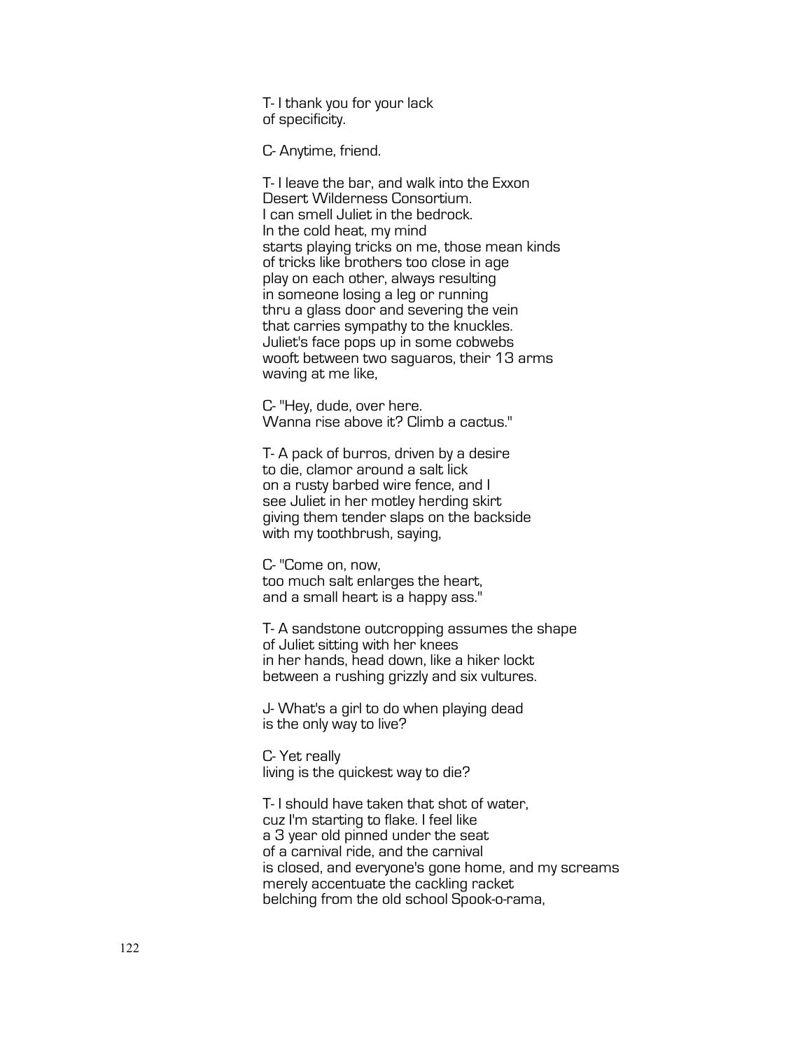T- I thank you for your lack
of specificity.

C- Anytime, friend.

T- I leave the bar, and walk into the Exxon
Desert Wilderness Consortium.
I can smell Juliet in the bedrock.
In the cold heat, my mind
starts playing tricks on me, those mean kinds
of tricks like brothers too close in age
play on each other, always resulting
in someone losing a leg or running
thru a glass door and severing the vein
that carries sympathy to the knuckles.
Juliet's face pops up in some cobwebs
wooft between two saguaros, their 13 arms
waving at me like,

C- "Hey, dude, over here.
Wanna rise above it? Climb a cactus."

T- A pack of burros, driven by a desire
to die, clamor around a salt lick
on a rusty barbed wire fence, and I
see Juliet in her motley herding skirt
giving them tender slaps on the backside
with my toothbrush, saying,

C- "Come on, now,
too much salt enlarges the heart,
and a small heart is a happy ass."

T- A sandstone outcropping assumes the shape
of Juliet sitting with her knees
in her hands, head down, like a hiker lockt
between a rushing grizzly and six vultures.

J- What's a girl to do when playing dead
is the only way to live?

C- Yet really
living is the quickest way to die?

T- I should have taken that shot of water,
cuz I'm starting to flake. I feel like
a 3 year old pinned under the seat
of a carnival ride, and the carnival
is closed, and everyone's gone home, and my screams
merely accentuate the cackling racket
belching from the old school Spook-o-rama,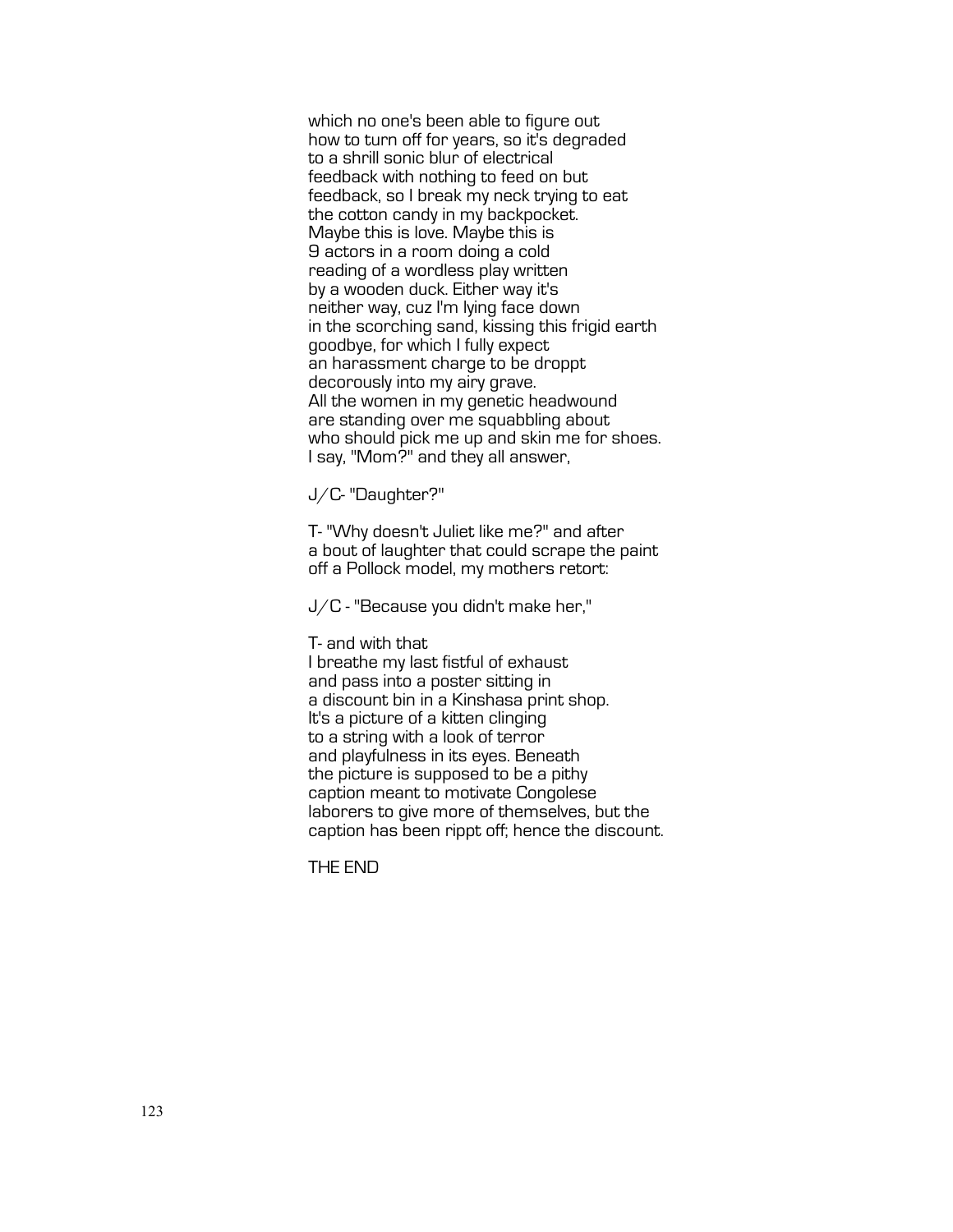which no one's been able to figure out
how to turn off for years, so it's degraded
to a shrill sonic blur of electrical
feedback with nothing to feed on but
feedback, so I break my neck trying to eat
the cotton candy in my backpocket.
Maybe this is love. Maybe this is
9 actors in a room doing a cold
reading of a wordless play written
by a wooden duck. Either way it's
neither way, cuz I'm lying face down
in the scorching sand, kissing this frigid earth
goodbye, for which I fully expect
an harassment charge to be droppt
decorously into my airy grave.
All the women in my genetic headwound
are standing over me squabbling about
who should pick me up and skin me for shoes.
I say, "Mom?" and they all answer,

J/C- "Daughter?"

T- "Why doesn't Juliet like me?" and after
a bout of laughter that could scrape the paint
off a Pollock model, my mothers retort:

J/C - "Because you didn't make her,"

T- and with that
I breathe my last fistful of exhaust
and pass into a poster sitting in
a discount bin in a Kinshasa print shop.
It's a picture of a kitten clinging
to a string with a look of terror
and playfulness in its eyes. Beneath
the picture is supposed to be a pithy
caption meant to motivate Congolese
laborers to give more of themselves, but the
caption has been rippt off; hence the discount.

THE END